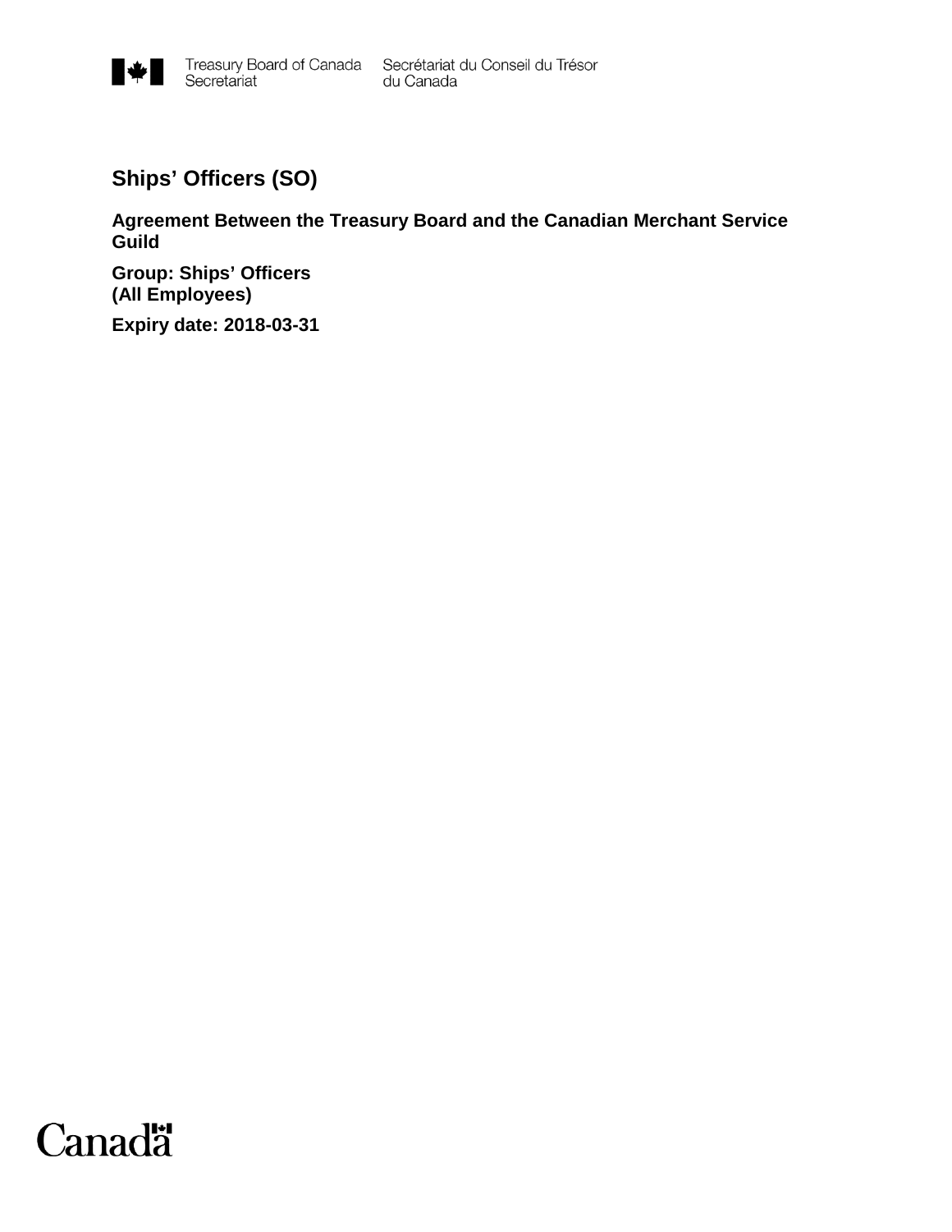Treasury Board of Canada Secretariat    Secrétariat du Conseil du Trésor du Canada

# Ships' Officers (SO)

**Agreement Between the Treasury Board and the Canadian Merchant Service Guild**

**Group: Ships' Officers**
**(All Employees)**

**Expiry date: 2018-03-31**

Canada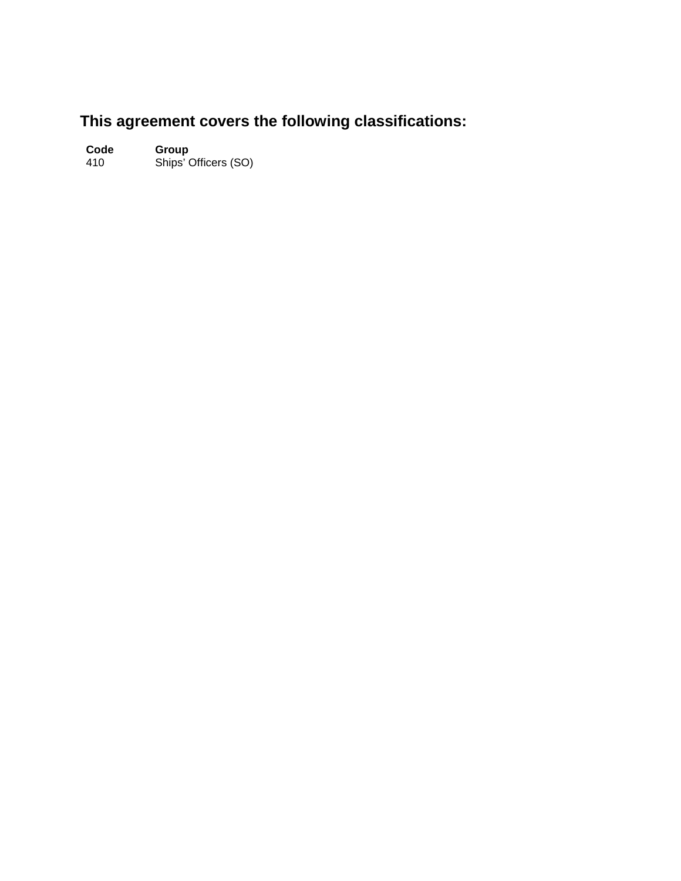## This agreement covers the following classifications:

| Code | Group |
| --- | --- |
| 410 | Ships’ Officers (SO) |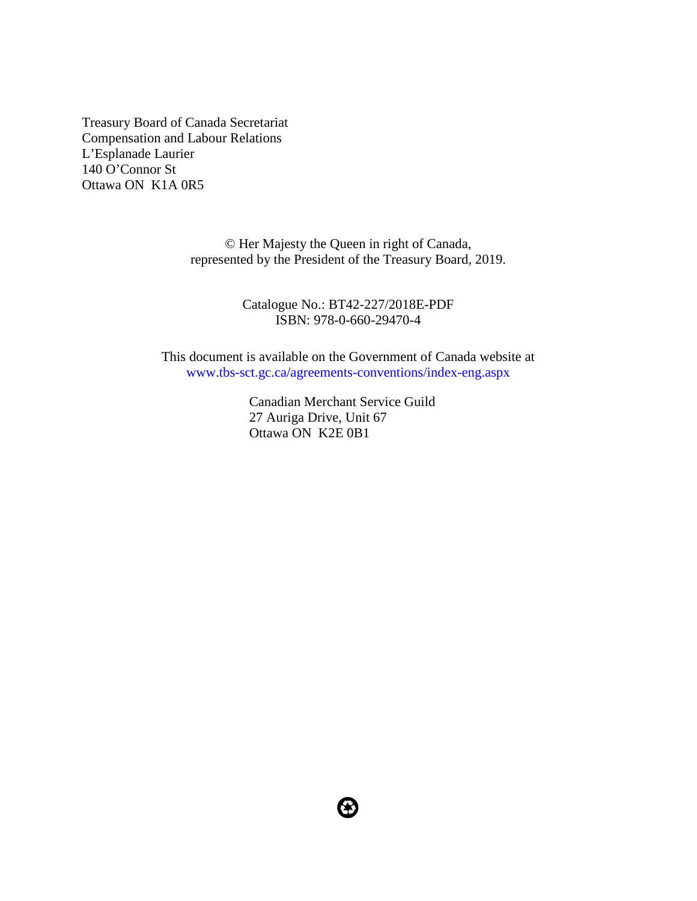Treasury Board of Canada Secretariat
Compensation and Labour Relations
L'Esplanade Laurier
140 O'Connor St
Ottawa ON  K1A 0R5

© Her Majesty the Queen in right of Canada,
represented by the President of the Treasury Board, 2019.

Catalogue No.: BT42-227/2018E-PDF
ISBN: 978-0-660-29470-4

This document is available on the Government of Canada website at
www.tbs-sct.gc.ca/agreements-conventions/index-eng.aspx

Canadian Merchant Service Guild
27 Auriga Drive, Unit 67
Ottawa ON  K2E 0B1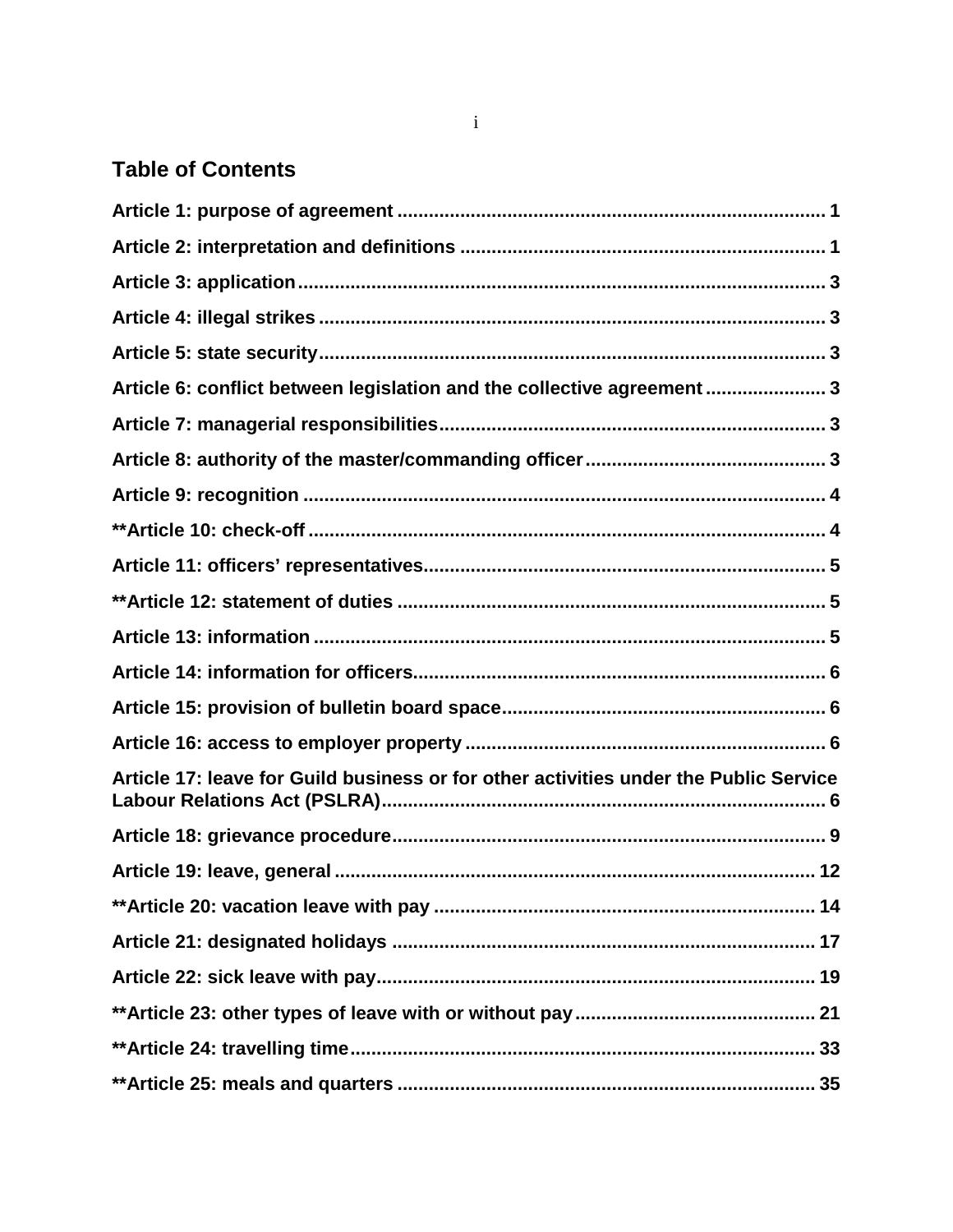## Table of Contents

**Article 1: purpose of agreement** ..... 1

**Article 2: interpretation and definitions** ..... 1

**Article 3: application** ..... 3

**Article 4: illegal strikes** ..... 3

**Article 5: state security** ..... 3

**Article 6: conflict between legislation and the collective agreement** ..... 3

**Article 7: managerial responsibilities** ..... 3

**Article 8: authority of the master/commanding officer** ..... 3

**Article 9: recognition** ..... 4

****Article 10: check-off** ..... 4

**Article 11: officers' representatives** ..... 5

****Article 12: statement of duties** ..... 5

**Article 13: information** ..... 5

**Article 14: information for officers** ..... 6

**Article 15: provision of bulletin board space** ..... 6

**Article 16: access to employer property** ..... 6

**Article 17: leave for Guild business or for other activities under the Public Service Labour Relations Act (PSLRA)** ..... 6

**Article 18: grievance procedure** ..... 9

**Article 19: leave, general** ..... 12

****Article 20: vacation leave with pay** ..... 14

**Article 21: designated holidays** ..... 17

**Article 22: sick leave with pay** ..... 19

****Article 23: other types of leave with or without pay** ..... 21

****Article 24: travelling time** ..... 33

****Article 25: meals and quarters** ..... 35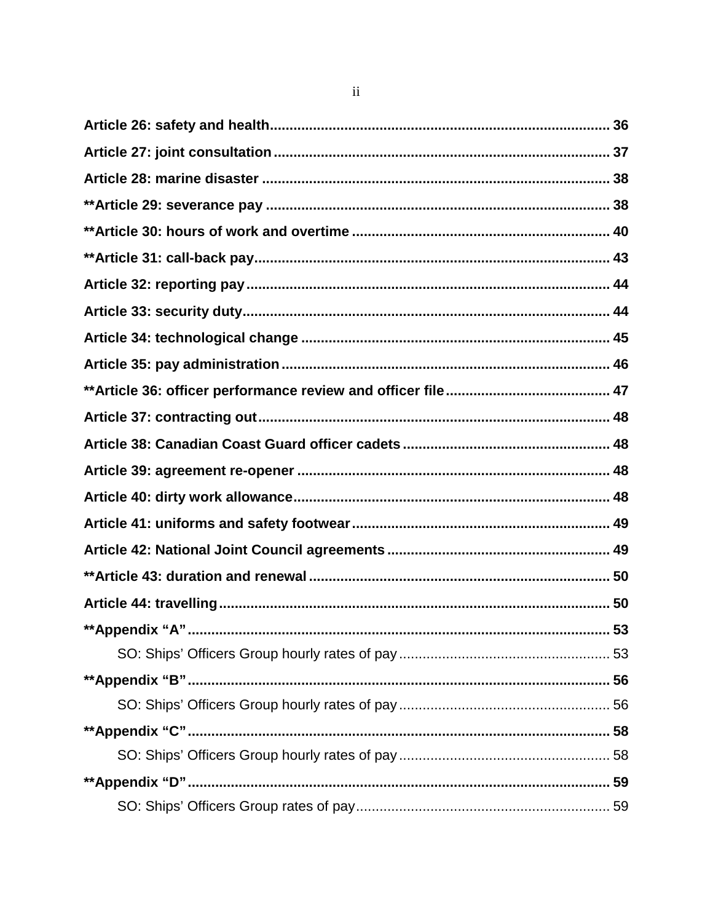**Article 26: safety and health** ... 36

**Article 27: joint consultation** ... 37

**Article 28: marine disaster** ... 38

****Article 29: severance pay** ... 38

****Article 30: hours of work and overtime** ... 40

****Article 31: call-back pay** ... 43

**Article 32: reporting pay** ... 44

**Article 33: security duty** ... 44

**Article 34: technological change** ... 45

**Article 35: pay administration** ... 46

****Article 36: officer performance review and officer file** ... 47

**Article 37: contracting out** ... 48

**Article 38: Canadian Coast Guard officer cadets** ... 48

**Article 39: agreement re-opener** ... 48

**Article 40: dirty work allowance** ... 48

**Article 41: uniforms and safety footwear** ... 49

**Article 42: National Joint Council agreements** ... 49

****Article 43: duration and renewal** ... 50

**Article 44: travelling** ... 50

****Appendix "A"** ... 53

- SO: Ships' Officers Group hourly rates of pay ... 53

****Appendix "B"** ... 56

- SO: Ships' Officers Group hourly rates of pay ... 56

****Appendix "C"** ... 58

- SO: Ships' Officers Group hourly rates of pay ... 58

****Appendix "D"** ... 59

- SO: Ships' Officers Group rates of pay ... 59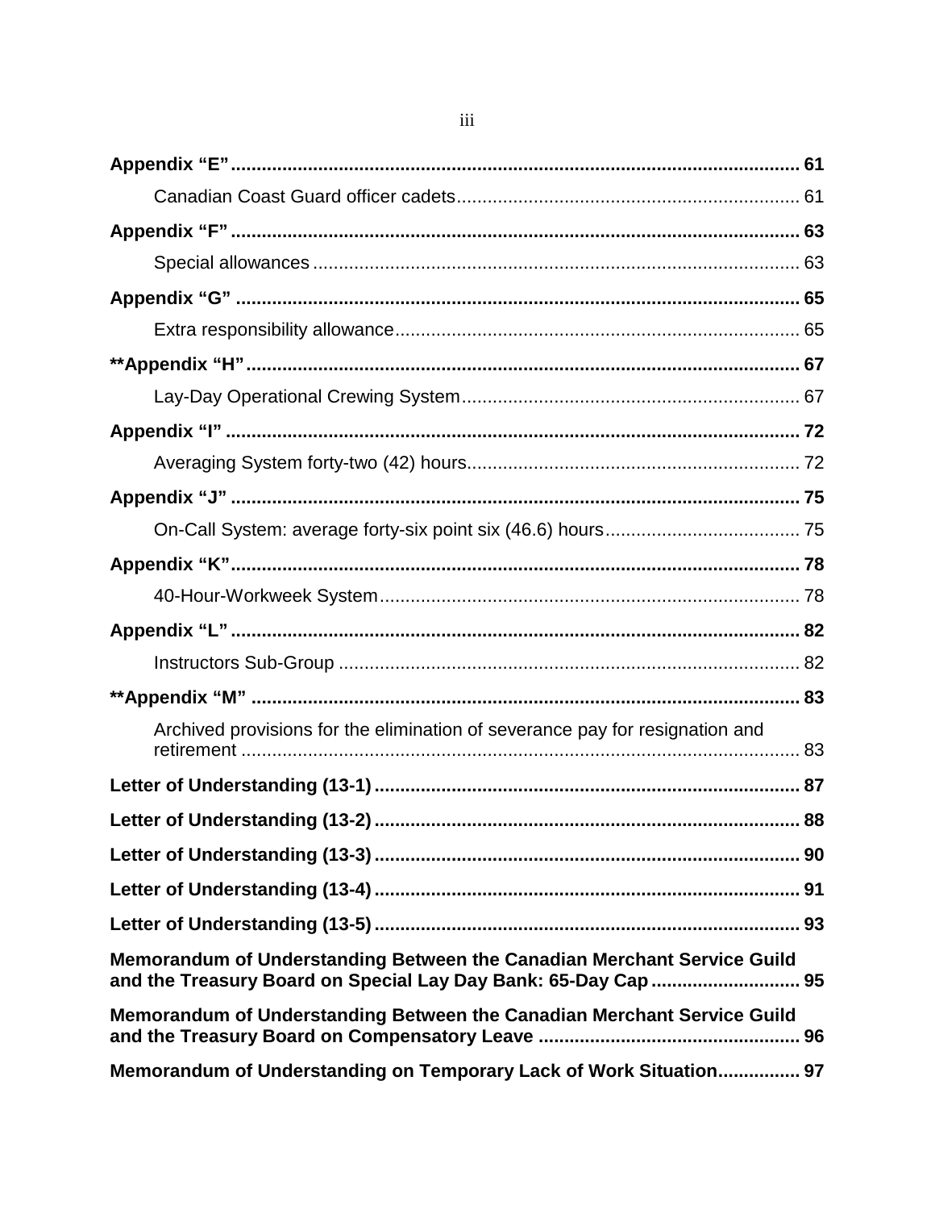**Appendix "E"** .......... **61**

Canadian Coast Guard officer cadets .......... 61

**Appendix "F"** .......... **63**

Special allowances .......... 63

**Appendix "G"** .......... **65**

Extra responsibility allowance .......... 65

****Appendix "H"** .......... **67**

Lay-Day Operational Crewing System .......... 67

**Appendix "I"** .......... **72**

Averaging System forty-two (42) hours .......... 72

**Appendix "J"** .......... **75**

On-Call System: average forty-six point six (46.6) hours .......... 75

**Appendix "K"** .......... **78**

40-Hour-Workweek System .......... 78

**Appendix "L"** .......... **82**

Instructors Sub-Group .......... 82

****Appendix "M"** .......... **83**

Archived provisions for the elimination of severance pay for resignation and retirement .......... 83

**Letter of Understanding (13-1)** .......... **87**

**Letter of Understanding (13-2)** .......... **88**

**Letter of Understanding (13-3)** .......... **90**

**Letter of Understanding (13-4)** .......... **91**

**Letter of Understanding (13-5)** .......... **93**

**Memorandum of Understanding Between the Canadian Merchant Service Guild and the Treasury Board on Special Lay Day Bank: 65-Day Cap** .......... **95**

**Memorandum of Understanding Between the Canadian Merchant Service Guild and the Treasury Board on Compensatory Leave** .......... **96**

**Memorandum of Understanding on Temporary Lack of Work Situation** .......... **97**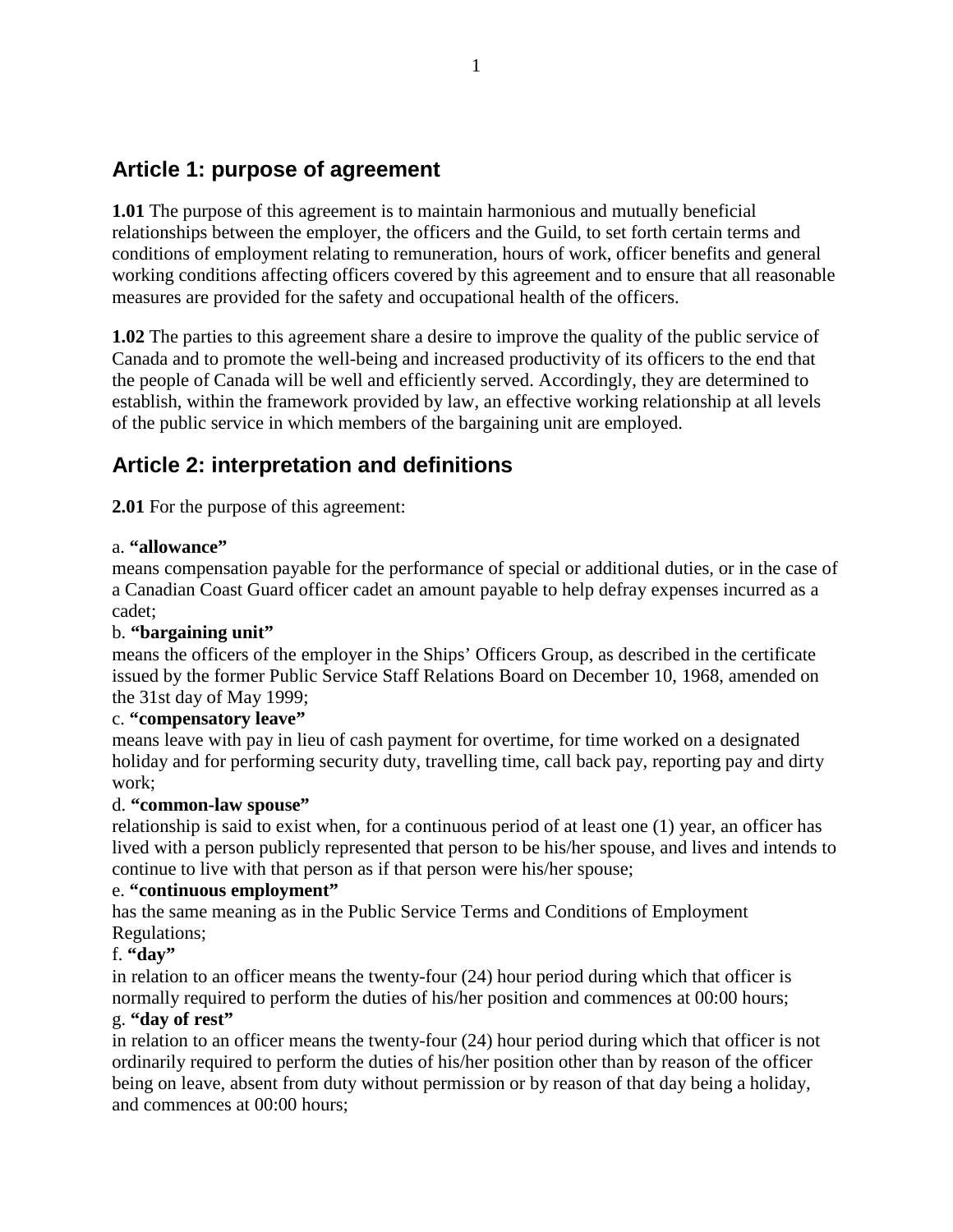## Article 1: purpose of agreement

**1.01** The purpose of this agreement is to maintain harmonious and mutually beneficial relationships between the employer, the officers and the Guild, to set forth certain terms and conditions of employment relating to remuneration, hours of work, officer benefits and general working conditions affecting officers covered by this agreement and to ensure that all reasonable measures are provided for the safety and occupational health of the officers.

**1.02** The parties to this agreement share a desire to improve the quality of the public service of Canada and to promote the well-being and increased productivity of its officers to the end that the people of Canada will be well and efficiently served. Accordingly, they are determined to establish, within the framework provided by law, an effective working relationship at all levels of the public service in which members of the bargaining unit are employed.

## Article 2: interpretation and definitions

**2.01** For the purpose of this agreement:

a. **“allowance”**
means compensation payable for the performance of special or additional duties, or in the case of a Canadian Coast Guard officer cadet an amount payable to help defray expenses incurred as a cadet;

b. **“bargaining unit”**
means the officers of the employer in the Ships’ Officers Group, as described in the certificate issued by the former Public Service Staff Relations Board on December 10, 1968, amended on the 31st day of May 1999;

c. **“compensatory leave”**
means leave with pay in lieu of cash payment for overtime, for time worked on a designated holiday and for performing security duty, travelling time, call back pay, reporting pay and dirty work;

d. **“common-law spouse”**
relationship is said to exist when, for a continuous period of at least one (1) year, an officer has lived with a person publicly represented that person to be his/her spouse, and lives and intends to continue to live with that person as if that person were his/her spouse;

e. **“continuous employment”**
has the same meaning as in the Public Service Terms and Conditions of Employment Regulations;

f. **“day”**
in relation to an officer means the twenty-four (24) hour period during which that officer is normally required to perform the duties of his/her position and commences at 00:00 hours;

g. **“day of rest”**
in relation to an officer means the twenty-four (24) hour period during which that officer is not ordinarily required to perform the duties of his/her position other than by reason of the officer being on leave, absent from duty without permission or by reason of that day being a holiday, and commences at 00:00 hours;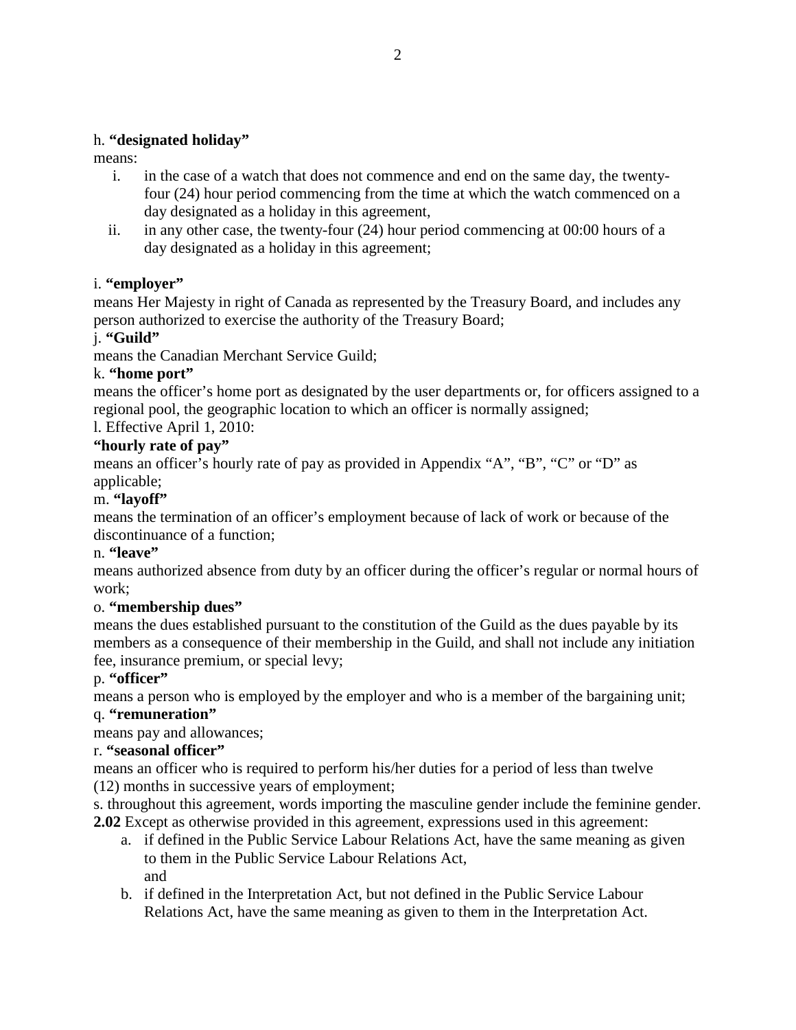h. **"designated holiday"**

means:

i. in the case of a watch that does not commence and end on the same day, the twenty-four (24) hour period commencing from the time at which the watch commenced on a day designated as a holiday in this agreement,

ii. in any other case, the twenty-four (24) hour period commencing at 00:00 hours of a day designated as a holiday in this agreement;

i. **"employer"**

means Her Majesty in right of Canada as represented by the Treasury Board, and includes any person authorized to exercise the authority of the Treasury Board;

j. **"Guild"**

means the Canadian Merchant Service Guild;

k. **"home port"**

means the officer's home port as designated by the user departments or, for officers assigned to a regional pool, the geographic location to which an officer is normally assigned;

l. Effective April 1, 2010:

**"hourly rate of pay"**

means an officer's hourly rate of pay as provided in Appendix "A", "B", "C" or "D" as applicable;

m. **"layoff"**

means the termination of an officer's employment because of lack of work or because of the discontinuance of a function;

n. **"leave"**

means authorized absence from duty by an officer during the officer's regular or normal hours of work;

o. **"membership dues"**

means the dues established pursuant to the constitution of the Guild as the dues payable by its members as a consequence of their membership in the Guild, and shall not include any initiation fee, insurance premium, or special levy;

p. **"officer"**

means a person who is employed by the employer and who is a member of the bargaining unit;

q. **"remuneration"**

means pay and allowances;

r. **"seasonal officer"**

means an officer who is required to perform his/her duties for a period of less than twelve (12) months in successive years of employment;

s. throughout this agreement, words importing the masculine gender include the feminine gender.

**2.02** Except as otherwise provided in this agreement, expressions used in this agreement:

a. if defined in the Public Service Labour Relations Act, have the same meaning as given to them in the Public Service Labour Relations Act,
and

b. if defined in the Interpretation Act, but not defined in the Public Service Labour Relations Act, have the same meaning as given to them in the Interpretation Act.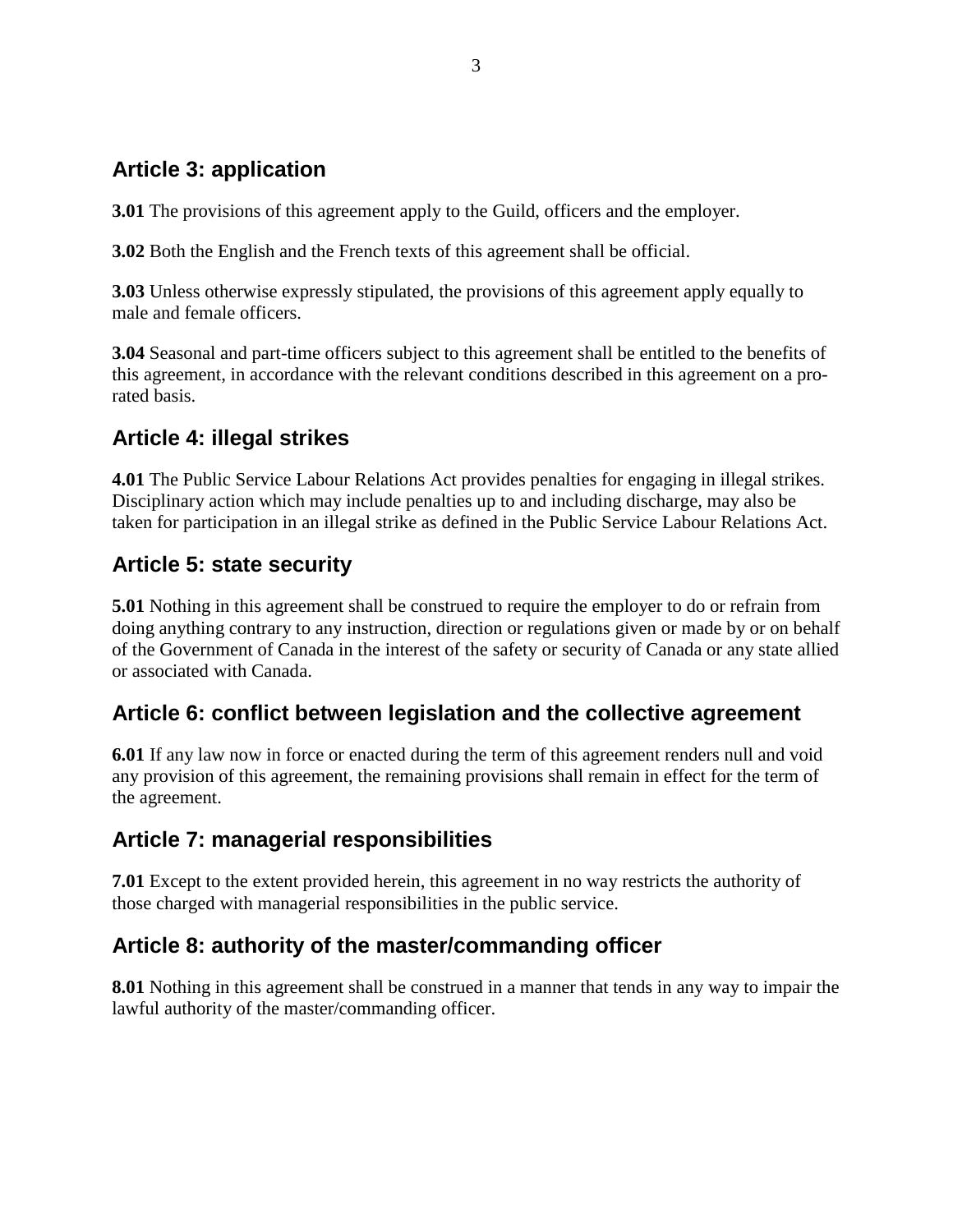## Article 3: application

**3.01** The provisions of this agreement apply to the Guild, officers and the employer.

**3.02** Both the English and the French texts of this agreement shall be official.

**3.03** Unless otherwise expressly stipulated, the provisions of this agreement apply equally to male and female officers.

**3.04** Seasonal and part-time officers subject to this agreement shall be entitled to the benefits of this agreement, in accordance with the relevant conditions described in this agreement on a pro-rated basis.

## Article 4: illegal strikes

**4.01** The Public Service Labour Relations Act provides penalties for engaging in illegal strikes. Disciplinary action which may include penalties up to and including discharge, may also be taken for participation in an illegal strike as defined in the Public Service Labour Relations Act.

## Article 5: state security

**5.01** Nothing in this agreement shall be construed to require the employer to do or refrain from doing anything contrary to any instruction, direction or regulations given or made by or on behalf of the Government of Canada in the interest of the safety or security of Canada or any state allied or associated with Canada.

## Article 6: conflict between legislation and the collective agreement

**6.01** If any law now in force or enacted during the term of this agreement renders null and void any provision of this agreement, the remaining provisions shall remain in effect for the term of the agreement.

## Article 7: managerial responsibilities

**7.01** Except to the extent provided herein, this agreement in no way restricts the authority of those charged with managerial responsibilities in the public service.

## Article 8: authority of the master/commanding officer

**8.01** Nothing in this agreement shall be construed in a manner that tends in any way to impair the lawful authority of the master/commanding officer.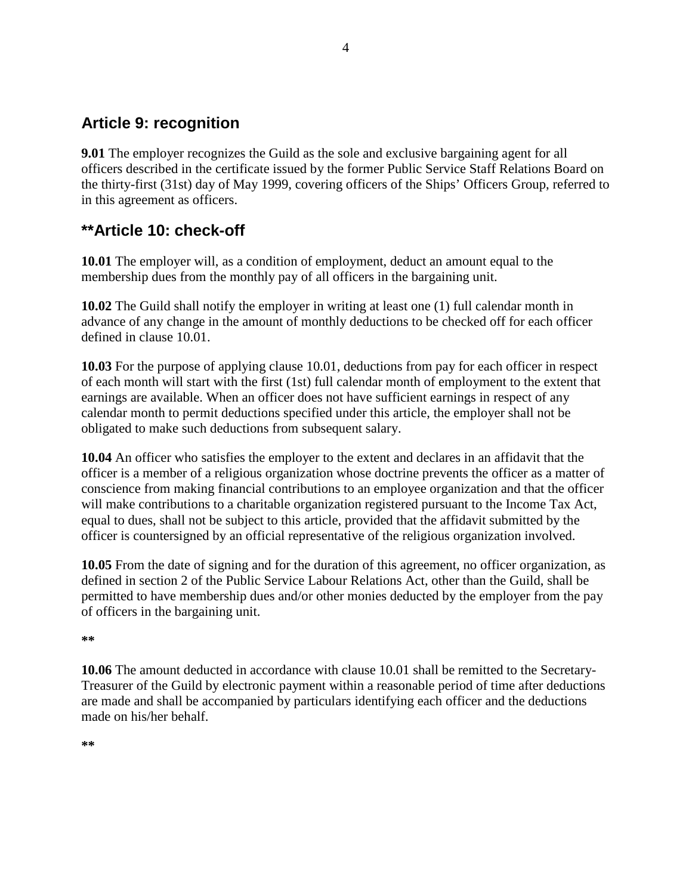## Article 9: recognition

**9.01** The employer recognizes the Guild as the sole and exclusive bargaining agent for all officers described in the certificate issued by the former Public Service Staff Relations Board on the thirty-first (31st) day of May 1999, covering officers of the Ships' Officers Group, referred to in this agreement as officers.

## **Article 10: check-off

**10.01** The employer will, as a condition of employment, deduct an amount equal to the membership dues from the monthly pay of all officers in the bargaining unit.

**10.02** The Guild shall notify the employer in writing at least one (1) full calendar month in advance of any change in the amount of monthly deductions to be checked off for each officer defined in clause 10.01.

**10.03** For the purpose of applying clause 10.01, deductions from pay for each officer in respect of each month will start with the first (1st) full calendar month of employment to the extent that earnings are available. When an officer does not have sufficient earnings in respect of any calendar month to permit deductions specified under this article, the employer shall not be obligated to make such deductions from subsequent salary.

**10.04** An officer who satisfies the employer to the extent and declares in an affidavit that the officer is a member of a religious organization whose doctrine prevents the officer as a matter of conscience from making financial contributions to an employee organization and that the officer will make contributions to a charitable organization registered pursuant to the Income Tax Act, equal to dues, shall not be subject to this article, provided that the affidavit submitted by the officer is countersigned by an official representative of the religious organization involved.

**10.05** From the date of signing and for the duration of this agreement, no officer organization, as defined in section 2 of the Public Service Labour Relations Act, other than the Guild, shall be permitted to have membership dues and/or other monies deducted by the employer from the pay of officers in the bargaining unit.

**

**10.06** The amount deducted in accordance with clause 10.01 shall be remitted to the Secretary-Treasurer of the Guild by electronic payment within a reasonable period of time after deductions are made and shall be accompanied by particulars identifying each officer and the deductions made on his/her behalf.

**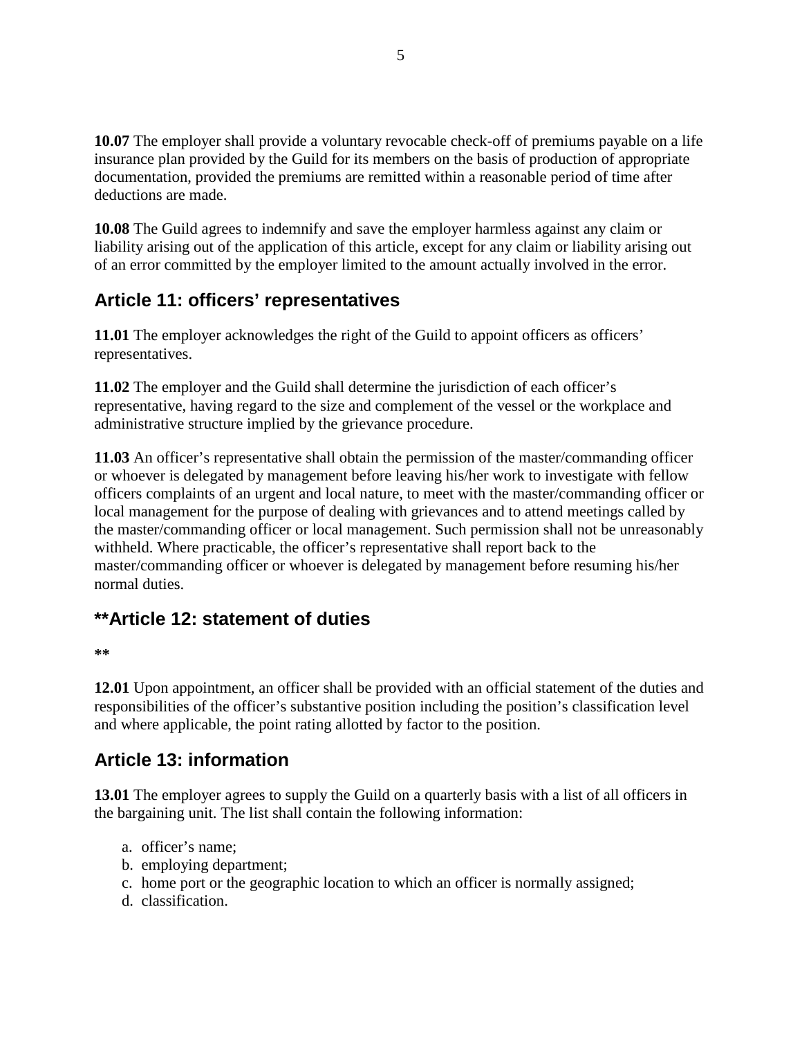**10.07** The employer shall provide a voluntary revocable check-off of premiums payable on a life insurance plan provided by the Guild for its members on the basis of production of appropriate documentation, provided the premiums are remitted within a reasonable period of time after deductions are made.

**10.08** The Guild agrees to indemnify and save the employer harmless against any claim or liability arising out of the application of this article, except for any claim or liability arising out of an error committed by the employer limited to the amount actually involved in the error.

## Article 11: officers' representatives

**11.01** The employer acknowledges the right of the Guild to appoint officers as officers' representatives.

**11.02** The employer and the Guild shall determine the jurisdiction of each officer's representative, having regard to the size and complement of the vessel or the workplace and administrative structure implied by the grievance procedure.

**11.03** An officer's representative shall obtain the permission of the master/commanding officer or whoever is delegated by management before leaving his/her work to investigate with fellow officers complaints of an urgent and local nature, to meet with the master/commanding officer or local management for the purpose of dealing with grievances and to attend meetings called by the master/commanding officer or local management. Such permission shall not be unreasonably withheld. Where practicable, the officer's representative shall report back to the master/commanding officer or whoever is delegated by management before resuming his/her normal duties.

## **Article 12: statement of duties

**

**12.01** Upon appointment, an officer shall be provided with an official statement of the duties and responsibilities of the officer's substantive position including the position's classification level and where applicable, the point rating allotted by factor to the position.

## Article 13: information

**13.01** The employer agrees to supply the Guild on a quarterly basis with a list of all officers in the bargaining unit. The list shall contain the following information:

a. officer's name;
b. employing department;
c. home port or the geographic location to which an officer is normally assigned;
d. classification.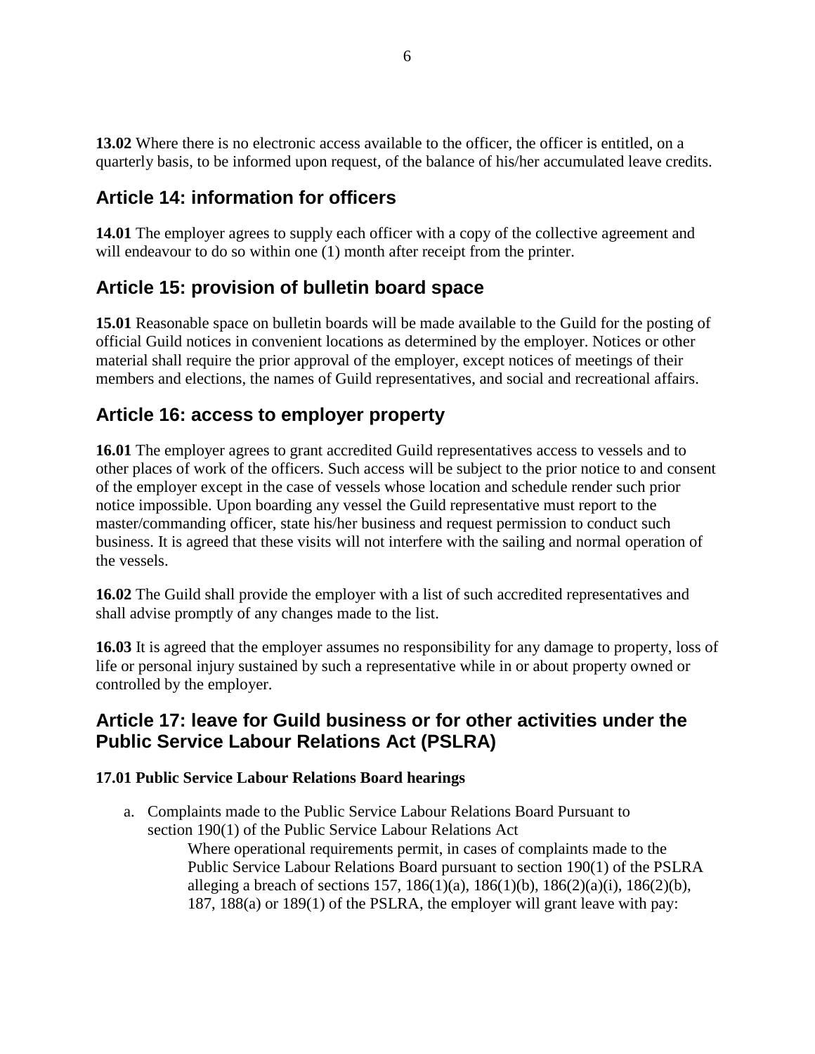**13.02** Where there is no electronic access available to the officer, the officer is entitled, on a quarterly basis, to be informed upon request, of the balance of his/her accumulated leave credits.

## Article 14: information for officers

**14.01** The employer agrees to supply each officer with a copy of the collective agreement and will endeavour to do so within one (1) month after receipt from the printer.

## Article 15: provision of bulletin board space

**15.01** Reasonable space on bulletin boards will be made available to the Guild for the posting of official Guild notices in convenient locations as determined by the employer. Notices or other material shall require the prior approval of the employer, except notices of meetings of their members and elections, the names of Guild representatives, and social and recreational affairs.

## Article 16: access to employer property

**16.01** The employer agrees to grant accredited Guild representatives access to vessels and to other places of work of the officers. Such access will be subject to the prior notice to and consent of the employer except in the case of vessels whose location and schedule render such prior notice impossible. Upon boarding any vessel the Guild representative must report to the master/commanding officer, state his/her business and request permission to conduct such business. It is agreed that these visits will not interfere with the sailing and normal operation of the vessels.

**16.02** The Guild shall provide the employer with a list of such accredited representatives and shall advise promptly of any changes made to the list.

**16.03** It is agreed that the employer assumes no responsibility for any damage to property, loss of life or personal injury sustained by such a representative while in or about property owned or controlled by the employer.

## Article 17: leave for Guild business or for other activities under the Public Service Labour Relations Act (PSLRA)

**17.01 Public Service Labour Relations Board hearings**

a. Complaints made to the Public Service Labour Relations Board Pursuant to section 190(1) of the Public Service Labour Relations Act

   Where operational requirements permit, in cases of complaints made to the Public Service Labour Relations Board pursuant to section 190(1) of the PSLRA alleging a breach of sections 157, 186(1)(a), 186(1)(b), 186(2)(a)(i), 186(2)(b), 187, 188(a) or 189(1) of the PSLRA, the employer will grant leave with pay: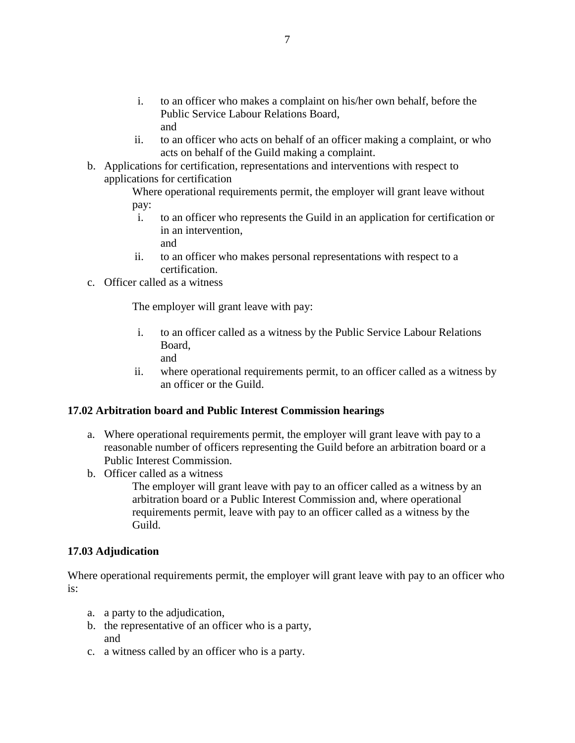i. to an officer who makes a complaint on his/her own behalf, before the Public Service Labour Relations Board,
      and
   ii. to an officer who acts on behalf of an officer making a complaint, or who acts on behalf of the Guild making a complaint.

b. Applications for certification, representations and interventions with respect to applications for certification

   Where operational requirements permit, the employer will grant leave without pay:

   i. to an officer who represents the Guild in an application for certification or in an intervention,
      and
   ii. to an officer who makes personal representations with respect to a certification.

c. Officer called as a witness

   The employer will grant leave with pay:

   i. to an officer called as a witness by the Public Service Labour Relations Board,
      and
   ii. where operational requirements permit, to an officer called as a witness by an officer or the Guild.

**17.02 Arbitration board and Public Interest Commission hearings**

a. Where operational requirements permit, the employer will grant leave with pay to a reasonable number of officers representing the Guild before an arbitration board or a Public Interest Commission.
b. Officer called as a witness

   The employer will grant leave with pay to an officer called as a witness by an arbitration board or a Public Interest Commission and, where operational requirements permit, leave with pay to an officer called as a witness by the Guild.

**17.03 Adjudication**

Where operational requirements permit, the employer will grant leave with pay to an officer who is:

a. a party to the adjudication,
b. the representative of an officer who is a party,
   and
c. a witness called by an officer who is a party.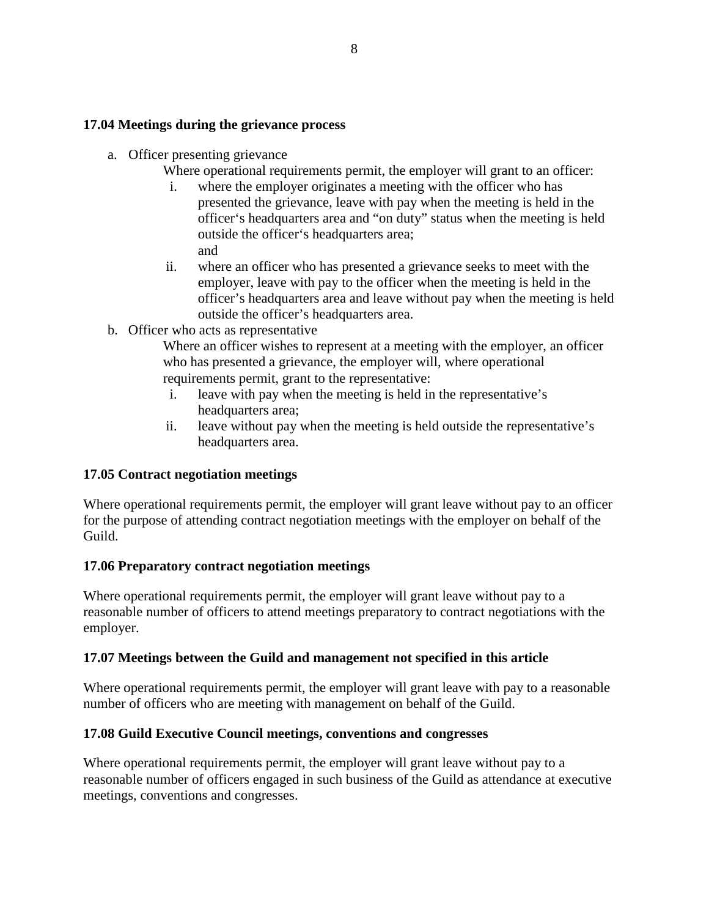**17.04 Meetings during the grievance process**

a. Officer presenting grievance

   Where operational requirements permit, the employer will grant to an officer:

   i. where the employer originates a meeting with the officer who has presented the grievance, leave with pay when the meeting is held in the officer's headquarters area and "on duty" status when the meeting is held outside the officer's headquarters area;
   and

   ii. where an officer who has presented a grievance seeks to meet with the employer, leave with pay to the officer when the meeting is held in the officer's headquarters area and leave without pay when the meeting is held outside the officer's headquarters area.

b. Officer who acts as representative

   Where an officer wishes to represent at a meeting with the employer, an officer who has presented a grievance, the employer will, where operational requirements permit, grant to the representative:

   i. leave with pay when the meeting is held in the representative's headquarters area;

   ii. leave without pay when the meeting is held outside the representative's headquarters area.

**17.05 Contract negotiation meetings**

Where operational requirements permit, the employer will grant leave without pay to an officer for the purpose of attending contract negotiation meetings with the employer on behalf of the Guild.

**17.06 Preparatory contract negotiation meetings**

Where operational requirements permit, the employer will grant leave without pay to a reasonable number of officers to attend meetings preparatory to contract negotiations with the employer.

**17.07 Meetings between the Guild and management not specified in this article**

Where operational requirements permit, the employer will grant leave with pay to a reasonable number of officers who are meeting with management on behalf of the Guild.

**17.08 Guild Executive Council meetings, conventions and congresses**

Where operational requirements permit, the employer will grant leave without pay to a reasonable number of officers engaged in such business of the Guild as attendance at executive meetings, conventions and congresses.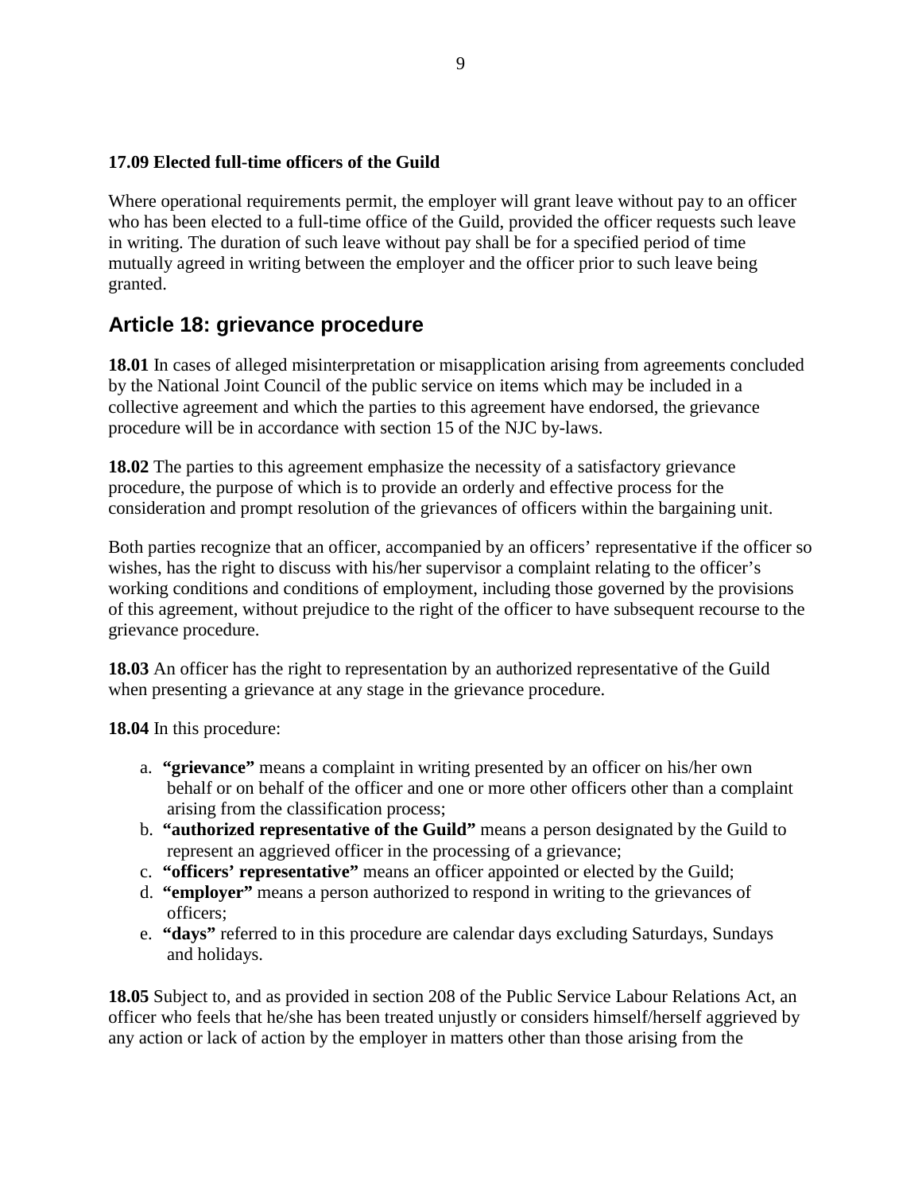**17.09 Elected full-time officers of the Guild**

Where operational requirements permit, the employer will grant leave without pay to an officer who has been elected to a full-time office of the Guild, provided the officer requests such leave in writing. The duration of such leave without pay shall be for a specified period of time mutually agreed in writing between the employer and the officer prior to such leave being granted.

## Article 18: grievance procedure

**18.01** In cases of alleged misinterpretation or misapplication arising from agreements concluded by the National Joint Council of the public service on items which may be included in a collective agreement and which the parties to this agreement have endorsed, the grievance procedure will be in accordance with section 15 of the NJC by-laws.

**18.02** The parties to this agreement emphasize the necessity of a satisfactory grievance procedure, the purpose of which is to provide an orderly and effective process for the consideration and prompt resolution of the grievances of officers within the bargaining unit.

Both parties recognize that an officer, accompanied by an officers' representative if the officer so wishes, has the right to discuss with his/her supervisor a complaint relating to the officer's working conditions and conditions of employment, including those governed by the provisions of this agreement, without prejudice to the right of the officer to have subsequent recourse to the grievance procedure.

**18.03** An officer has the right to representation by an authorized representative of the Guild when presenting a grievance at any stage in the grievance procedure.

**18.04** In this procedure:

a. **"grievance"** means a complaint in writing presented by an officer on his/her own behalf or on behalf of the officer and one or more other officers other than a complaint arising from the classification process;
b. **"authorized representative of the Guild"** means a person designated by the Guild to represent an aggrieved officer in the processing of a grievance;
c. **"officers' representative"** means an officer appointed or elected by the Guild;
d. **"employer"** means a person authorized to respond in writing to the grievances of officers;
e. **"days"** referred to in this procedure are calendar days excluding Saturdays, Sundays and holidays.

**18.05** Subject to, and as provided in section 208 of the Public Service Labour Relations Act, an officer who feels that he/she has been treated unjustly or considers himself/herself aggrieved by any action or lack of action by the employer in matters other than those arising from the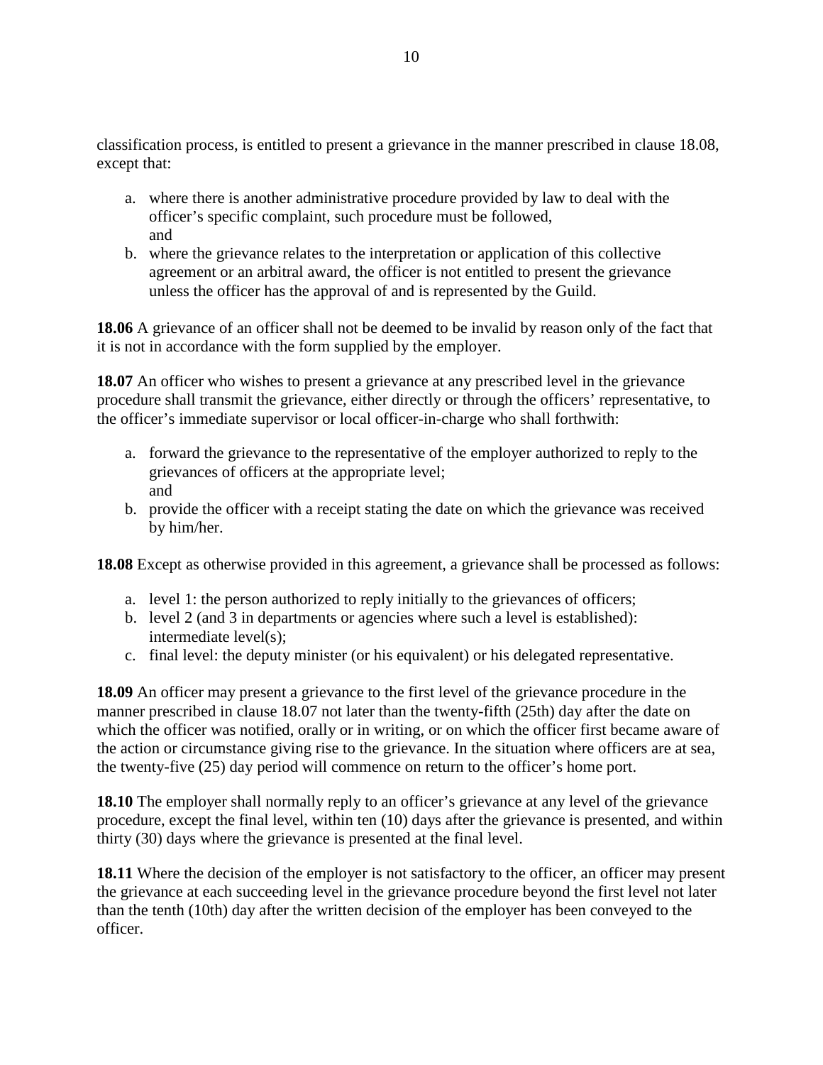classification process, is entitled to present a grievance in the manner prescribed in clause 18.08, except that:

a. where there is another administrative procedure provided by law to deal with the officer's specific complaint, such procedure must be followed,
   and
b. where the grievance relates to the interpretation or application of this collective agreement or an arbitral award, the officer is not entitled to present the grievance unless the officer has the approval of and is represented by the Guild.

**18.06** A grievance of an officer shall not be deemed to be invalid by reason only of the fact that it is not in accordance with the form supplied by the employer.

**18.07** An officer who wishes to present a grievance at any prescribed level in the grievance procedure shall transmit the grievance, either directly or through the officers' representative, to the officer's immediate supervisor or local officer-in-charge who shall forthwith:

a. forward the grievance to the representative of the employer authorized to reply to the grievances of officers at the appropriate level;
   and
b. provide the officer with a receipt stating the date on which the grievance was received by him/her.

**18.08** Except as otherwise provided in this agreement, a grievance shall be processed as follows:

a. level 1: the person authorized to reply initially to the grievances of officers;
b. level 2 (and 3 in departments or agencies where such a level is established): intermediate level(s);
c. final level: the deputy minister (or his equivalent) or his delegated representative.

**18.09** An officer may present a grievance to the first level of the grievance procedure in the manner prescribed in clause 18.07 not later than the twenty-fifth (25th) day after the date on which the officer was notified, orally or in writing, or on which the officer first became aware of the action or circumstance giving rise to the grievance. In the situation where officers are at sea, the twenty-five (25) day period will commence on return to the officer's home port.

**18.10** The employer shall normally reply to an officer's grievance at any level of the grievance procedure, except the final level, within ten (10) days after the grievance is presented, and within thirty (30) days where the grievance is presented at the final level.

**18.11** Where the decision of the employer is not satisfactory to the officer, an officer may present the grievance at each succeeding level in the grievance procedure beyond the first level not later than the tenth (10th) day after the written decision of the employer has been conveyed to the officer.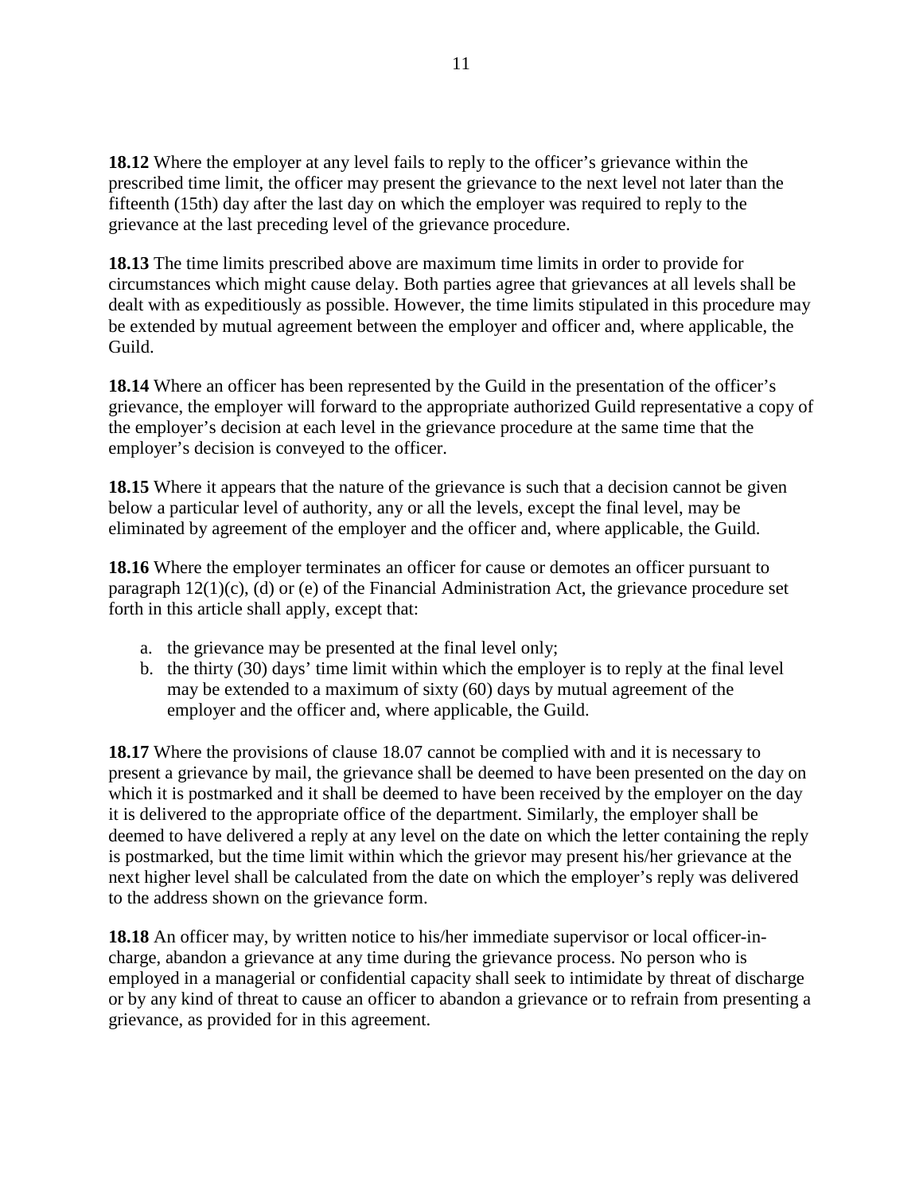**18.12** Where the employer at any level fails to reply to the officer's grievance within the prescribed time limit, the officer may present the grievance to the next level not later than the fifteenth (15th) day after the last day on which the employer was required to reply to the grievance at the last preceding level of the grievance procedure.

**18.13** The time limits prescribed above are maximum time limits in order to provide for circumstances which might cause delay. Both parties agree that grievances at all levels shall be dealt with as expeditiously as possible. However, the time limits stipulated in this procedure may be extended by mutual agreement between the employer and officer and, where applicable, the Guild.

**18.14** Where an officer has been represented by the Guild in the presentation of the officer's grievance, the employer will forward to the appropriate authorized Guild representative a copy of the employer's decision at each level in the grievance procedure at the same time that the employer's decision is conveyed to the officer.

**18.15** Where it appears that the nature of the grievance is such that a decision cannot be given below a particular level of authority, any or all the levels, except the final level, may be eliminated by agreement of the employer and the officer and, where applicable, the Guild.

**18.16** Where the employer terminates an officer for cause or demotes an officer pursuant to paragraph 12(1)(c), (d) or (e) of the Financial Administration Act, the grievance procedure set forth in this article shall apply, except that:

a. the grievance may be presented at the final level only;
b. the thirty (30) days' time limit within which the employer is to reply at the final level may be extended to a maximum of sixty (60) days by mutual agreement of the employer and the officer and, where applicable, the Guild.

**18.17** Where the provisions of clause 18.07 cannot be complied with and it is necessary to present a grievance by mail, the grievance shall be deemed to have been presented on the day on which it is postmarked and it shall be deemed to have been received by the employer on the day it is delivered to the appropriate office of the department. Similarly, the employer shall be deemed to have delivered a reply at any level on the date on which the letter containing the reply is postmarked, but the time limit within which the grievor may present his/her grievance at the next higher level shall be calculated from the date on which the employer's reply was delivered to the address shown on the grievance form.

**18.18** An officer may, by written notice to his/her immediate supervisor or local officer-in-charge, abandon a grievance at any time during the grievance process. No person who is employed in a managerial or confidential capacity shall seek to intimidate by threat of discharge or by any kind of threat to cause an officer to abandon a grievance or to refrain from presenting a grievance, as provided for in this agreement.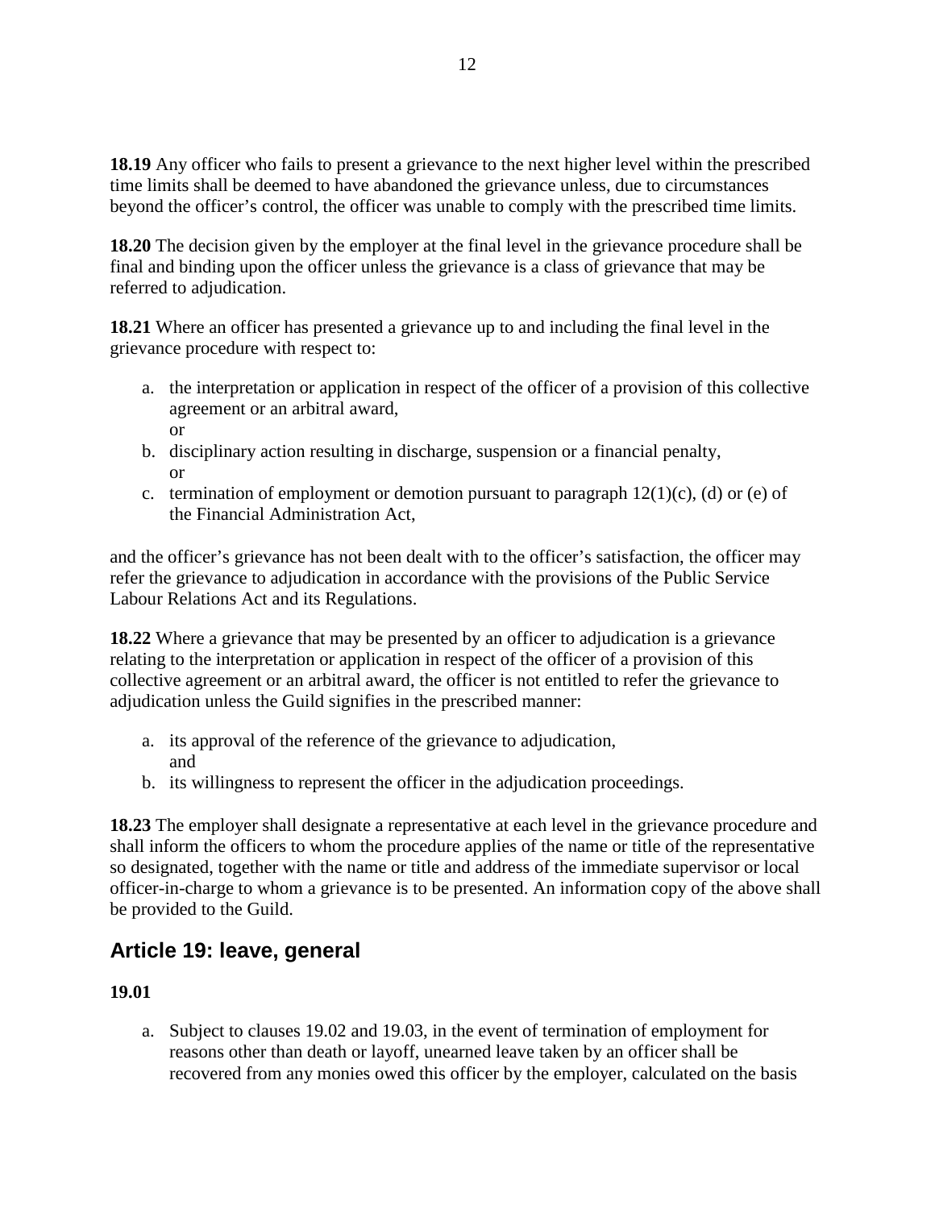**18.19** Any officer who fails to present a grievance to the next higher level within the prescribed time limits shall be deemed to have abandoned the grievance unless, due to circumstances beyond the officer's control, the officer was unable to comply with the prescribed time limits.

**18.20** The decision given by the employer at the final level in the grievance procedure shall be final and binding upon the officer unless the grievance is a class of grievance that may be referred to adjudication.

**18.21** Where an officer has presented a grievance up to and including the final level in the grievance procedure with respect to:

a. the interpretation or application in respect of the officer of a provision of this collective agreement or an arbitral award,
   or
b. disciplinary action resulting in discharge, suspension or a financial penalty,
   or
c. termination of employment or demotion pursuant to paragraph 12(1)(c), (d) or (e) of the Financial Administration Act,

and the officer's grievance has not been dealt with to the officer's satisfaction, the officer may refer the grievance to adjudication in accordance with the provisions of the Public Service Labour Relations Act and its Regulations.

**18.22** Where a grievance that may be presented by an officer to adjudication is a grievance relating to the interpretation or application in respect of the officer of a provision of this collective agreement or an arbitral award, the officer is not entitled to refer the grievance to adjudication unless the Guild signifies in the prescribed manner:

a. its approval of the reference of the grievance to adjudication,
   and
b. its willingness to represent the officer in the adjudication proceedings.

**18.23** The employer shall designate a representative at each level in the grievance procedure and shall inform the officers to whom the procedure applies of the name or title of the representative so designated, together with the name or title and address of the immediate supervisor or local officer-in-charge to whom a grievance is to be presented. An information copy of the above shall be provided to the Guild.

## Article 19: leave, general

**19.01**

a. Subject to clauses 19.02 and 19.03, in the event of termination of employment for reasons other than death or layoff, unearned leave taken by an officer shall be recovered from any monies owed this officer by the employer, calculated on the basis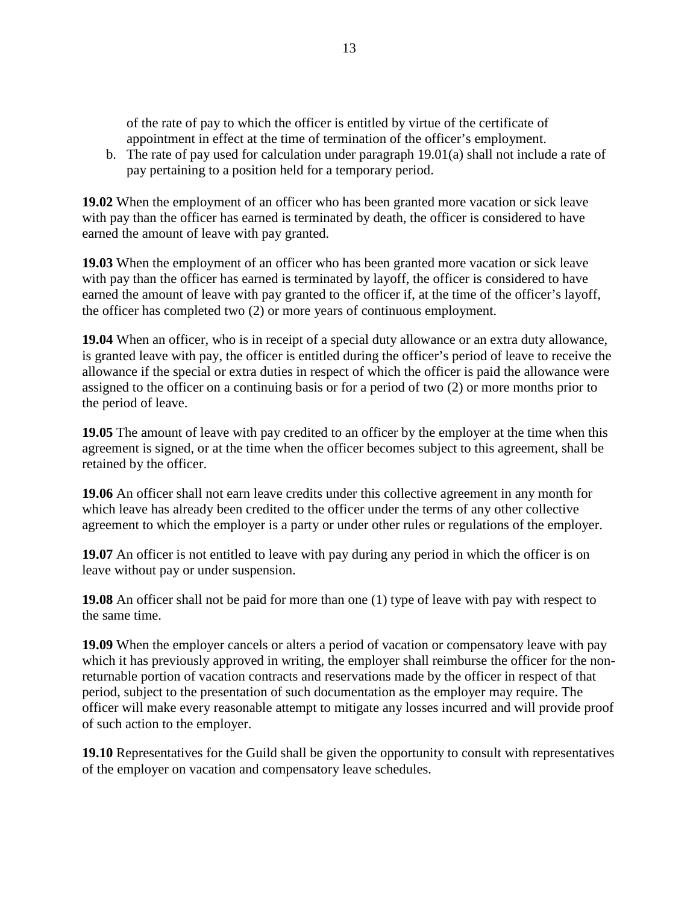of the rate of pay to which the officer is entitled by virtue of the certificate of appointment in effect at the time of termination of the officer's employment.

b. The rate of pay used for calculation under paragraph 19.01(a) shall not include a rate of pay pertaining to a position held for a temporary period.

**19.02** When the employment of an officer who has been granted more vacation or sick leave with pay than the officer has earned is terminated by death, the officer is considered to have earned the amount of leave with pay granted.

**19.03** When the employment of an officer who has been granted more vacation or sick leave with pay than the officer has earned is terminated by layoff, the officer is considered to have earned the amount of leave with pay granted to the officer if, at the time of the officer's layoff, the officer has completed two (2) or more years of continuous employment.

**19.04** When an officer, who is in receipt of a special duty allowance or an extra duty allowance, is granted leave with pay, the officer is entitled during the officer's period of leave to receive the allowance if the special or extra duties in respect of which the officer is paid the allowance were assigned to the officer on a continuing basis or for a period of two (2) or more months prior to the period of leave.

**19.05** The amount of leave with pay credited to an officer by the employer at the time when this agreement is signed, or at the time when the officer becomes subject to this agreement, shall be retained by the officer.

**19.06** An officer shall not earn leave credits under this collective agreement in any month for which leave has already been credited to the officer under the terms of any other collective agreement to which the employer is a party or under other rules or regulations of the employer.

**19.07** An officer is not entitled to leave with pay during any period in which the officer is on leave without pay or under suspension.

**19.08** An officer shall not be paid for more than one (1) type of leave with pay with respect to the same time.

**19.09** When the employer cancels or alters a period of vacation or compensatory leave with pay which it has previously approved in writing, the employer shall reimburse the officer for the non-returnable portion of vacation contracts and reservations made by the officer in respect of that period, subject to the presentation of such documentation as the employer may require. The officer will make every reasonable attempt to mitigate any losses incurred and will provide proof of such action to the employer.

**19.10** Representatives for the Guild shall be given the opportunity to consult with representatives of the employer on vacation and compensatory leave schedules.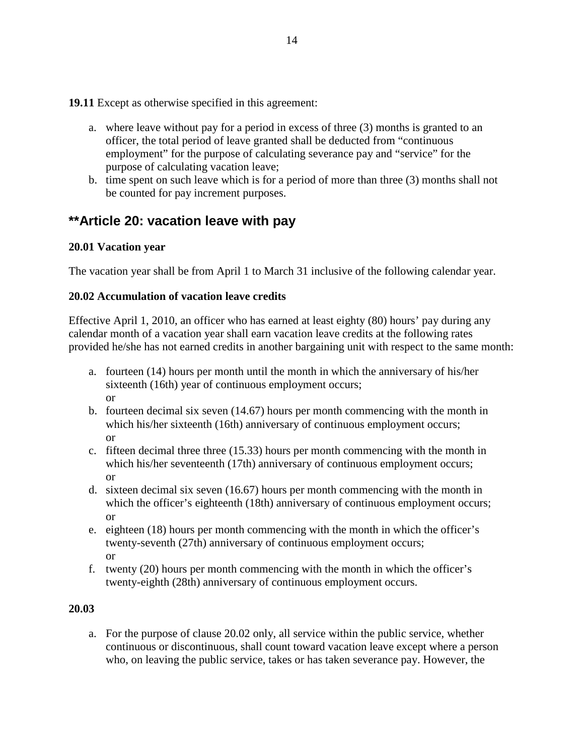**19.11** Except as otherwise specified in this agreement:

a. where leave without pay for a period in excess of three (3) months is granted to an officer, the total period of leave granted shall be deducted from “continuous employment” for the purpose of calculating severance pay and “service” for the purpose of calculating vacation leave;
b. time spent on such leave which is for a period of more than three (3) months shall not be counted for pay increment purposes.

## **Article 20: vacation leave with pay

### 20.01 Vacation year

The vacation year shall be from April 1 to March 31 inclusive of the following calendar year.

### 20.02 Accumulation of vacation leave credits

Effective April 1, 2010, an officer who has earned at least eighty (80) hours’ pay during any calendar month of a vacation year shall earn vacation leave credits at the following rates provided he/she has not earned credits in another bargaining unit with respect to the same month:

a. fourteen (14) hours per month until the month in which the anniversary of his/her sixteenth (16th) year of continuous employment occurs;
   or
b. fourteen decimal six seven (14.67) hours per month commencing with the month in which his/her sixteenth (16th) anniversary of continuous employment occurs;
   or
c. fifteen decimal three three (15.33) hours per month commencing with the month in which his/her seventeenth (17th) anniversary of continuous employment occurs;
   or
d. sixteen decimal six seven (16.67) hours per month commencing with the month in which the officer’s eighteenth (18th) anniversary of continuous employment occurs;
   or
e. eighteen (18) hours per month commencing with the month in which the officer’s twenty-seventh (27th) anniversary of continuous employment occurs;
   or
f. twenty (20) hours per month commencing with the month in which the officer’s twenty-eighth (28th) anniversary of continuous employment occurs.

### 20.03

a. For the purpose of clause 20.02 only, all service within the public service, whether continuous or discontinuous, shall count toward vacation leave except where a person who, on leaving the public service, takes or has taken severance pay. However, the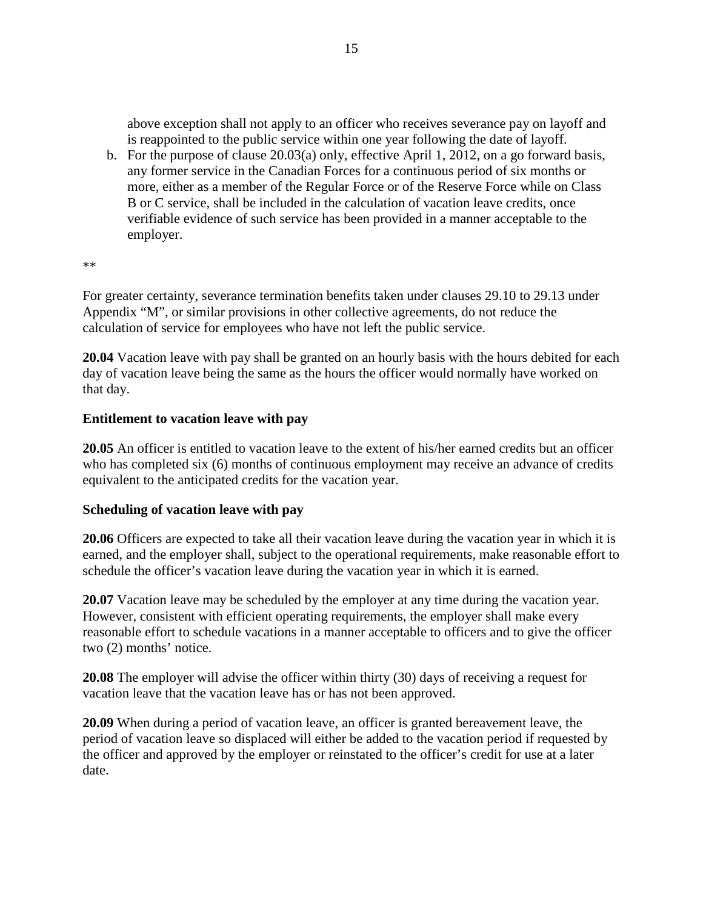above exception shall not apply to an officer who receives severance pay on layoff and is reappointed to the public service within one year following the date of layoff.

b. For the purpose of clause 20.03(a) only, effective April 1, 2012, on a go forward basis, any former service in the Canadian Forces for a continuous period of six months or more, either as a member of the Regular Force or of the Reserve Force while on Class B or C service, shall be included in the calculation of vacation leave credits, once verifiable evidence of such service has been provided in a manner acceptable to the employer.

**

For greater certainty, severance termination benefits taken under clauses 29.10 to 29.13 under Appendix "M", or similar provisions in other collective agreements, do not reduce the calculation of service for employees who have not left the public service.

**20.04** Vacation leave with pay shall be granted on an hourly basis with the hours debited for each day of vacation leave being the same as the hours the officer would normally have worked on that day.

**Entitlement to vacation leave with pay**

**20.05** An officer is entitled to vacation leave to the extent of his/her earned credits but an officer who has completed six (6) months of continuous employment may receive an advance of credits equivalent to the anticipated credits for the vacation year.

**Scheduling of vacation leave with pay**

**20.06** Officers are expected to take all their vacation leave during the vacation year in which it is earned, and the employer shall, subject to the operational requirements, make reasonable effort to schedule the officer's vacation leave during the vacation year in which it is earned.

**20.07** Vacation leave may be scheduled by the employer at any time during the vacation year. However, consistent with efficient operating requirements, the employer shall make every reasonable effort to schedule vacations in a manner acceptable to officers and to give the officer two (2) months' notice.

**20.08** The employer will advise the officer within thirty (30) days of receiving a request for vacation leave that the vacation leave has or has not been approved.

**20.09** When during a period of vacation leave, an officer is granted bereavement leave, the period of vacation leave so displaced will either be added to the vacation period if requested by the officer and approved by the employer or reinstated to the officer's credit for use at a later date.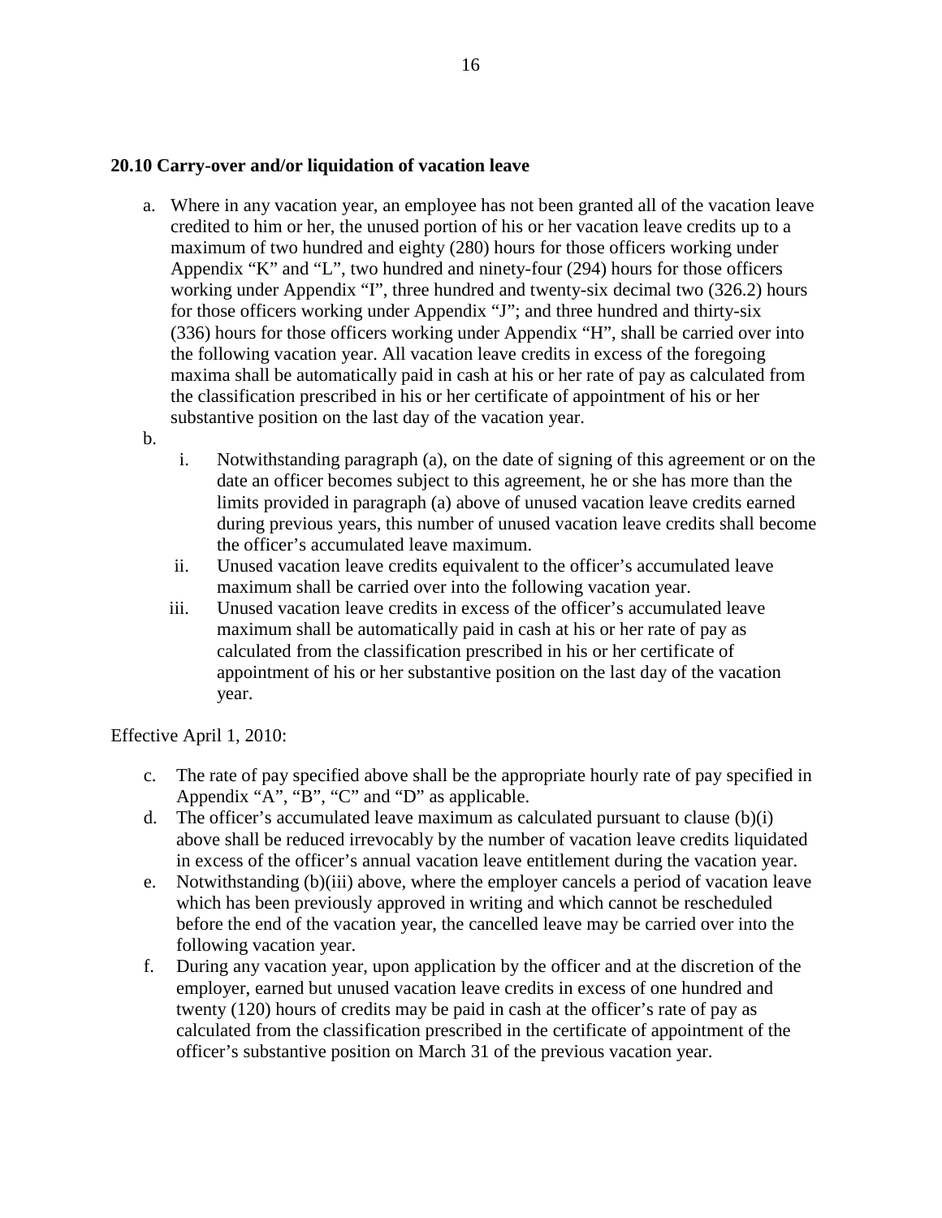**20.10 Carry-over and/or liquidation of vacation leave**

a. Where in any vacation year, an employee has not been granted all of the vacation leave credited to him or her, the unused portion of his or her vacation leave credits up to a maximum of two hundred and eighty (280) hours for those officers working under Appendix “K” and “L”, two hundred and ninety-four (294) hours for those officers working under Appendix “I”, three hundred and twenty-six decimal two (326.2) hours for those officers working under Appendix “J”; and three hundred and thirty-six (336) hours for those officers working under Appendix “H”, shall be carried over into the following vacation year. All vacation leave credits in excess of the foregoing maxima shall be automatically paid in cash at his or her rate of pay as calculated from the classification prescribed in his or her certificate of appointment of his or her substantive position on the last day of the vacation year.

b.
   i. Notwithstanding paragraph (a), on the date of signing of this agreement or on the date an officer becomes subject to this agreement, he or she has more than the limits provided in paragraph (a) above of unused vacation leave credits earned during previous years, this number of unused vacation leave credits shall become the officer’s accumulated leave maximum.
   ii. Unused vacation leave credits equivalent to the officer’s accumulated leave maximum shall be carried over into the following vacation year.
   iii. Unused vacation leave credits in excess of the officer’s accumulated leave maximum shall be automatically paid in cash at his or her rate of pay as calculated from the classification prescribed in his or her certificate of appointment of his or her substantive position on the last day of the vacation year.

Effective April 1, 2010:

c. The rate of pay specified above shall be the appropriate hourly rate of pay specified in Appendix “A”, “B”, “C” and “D” as applicable.

d. The officer’s accumulated leave maximum as calculated pursuant to clause (b)(i) above shall be reduced irrevocably by the number of vacation leave credits liquidated in excess of the officer’s annual vacation leave entitlement during the vacation year.

e. Notwithstanding (b)(iii) above, where the employer cancels a period of vacation leave which has been previously approved in writing and which cannot be rescheduled before the end of the vacation year, the cancelled leave may be carried over into the following vacation year.

f. During any vacation year, upon application by the officer and at the discretion of the employer, earned but unused vacation leave credits in excess of one hundred and twenty (120) hours of credits may be paid in cash at the officer’s rate of pay as calculated from the classification prescribed in the certificate of appointment of the officer’s substantive position on March 31 of the previous vacation year.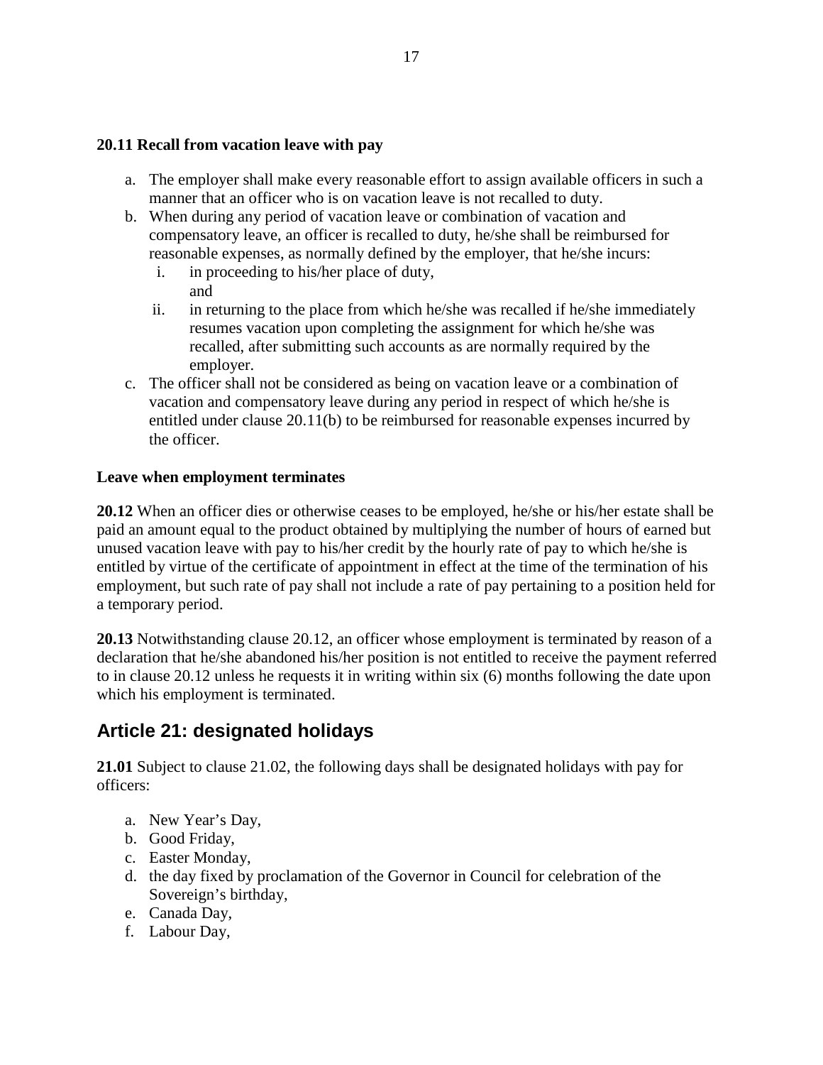**20.11 Recall from vacation leave with pay**

a. The employer shall make every reasonable effort to assign available officers in such a manner that an officer who is on vacation leave is not recalled to duty.
b. When during any period of vacation leave or combination of vacation and compensatory leave, an officer is recalled to duty, he/she shall be reimbursed for reasonable expenses, as normally defined by the employer, that he/she incurs:
   i. in proceeding to his/her place of duty, and
   ii. in returning to the place from which he/she was recalled if he/she immediately resumes vacation upon completing the assignment for which he/she was recalled, after submitting such accounts as are normally required by the employer.
c. The officer shall not be considered as being on vacation leave or a combination of vacation and compensatory leave during any period in respect of which he/she is entitled under clause 20.11(b) to be reimbursed for reasonable expenses incurred by the officer.

**Leave when employment terminates**

**20.12** When an officer dies or otherwise ceases to be employed, he/she or his/her estate shall be paid an amount equal to the product obtained by multiplying the number of hours of earned but unused vacation leave with pay to his/her credit by the hourly rate of pay to which he/she is entitled by virtue of the certificate of appointment in effect at the time of the termination of his employment, but such rate of pay shall not include a rate of pay pertaining to a position held for a temporary period.

**20.13** Notwithstanding clause 20.12, an officer whose employment is terminated by reason of a declaration that he/she abandoned his/her position is not entitled to receive the payment referred to in clause 20.12 unless he requests it in writing within six (6) months following the date upon which his employment is terminated.

## Article 21: designated holidays

**21.01** Subject to clause 21.02, the following days shall be designated holidays with pay for officers:

a. New Year's Day,
b. Good Friday,
c. Easter Monday,
d. the day fixed by proclamation of the Governor in Council for celebration of the Sovereign's birthday,
e. Canada Day,
f. Labour Day,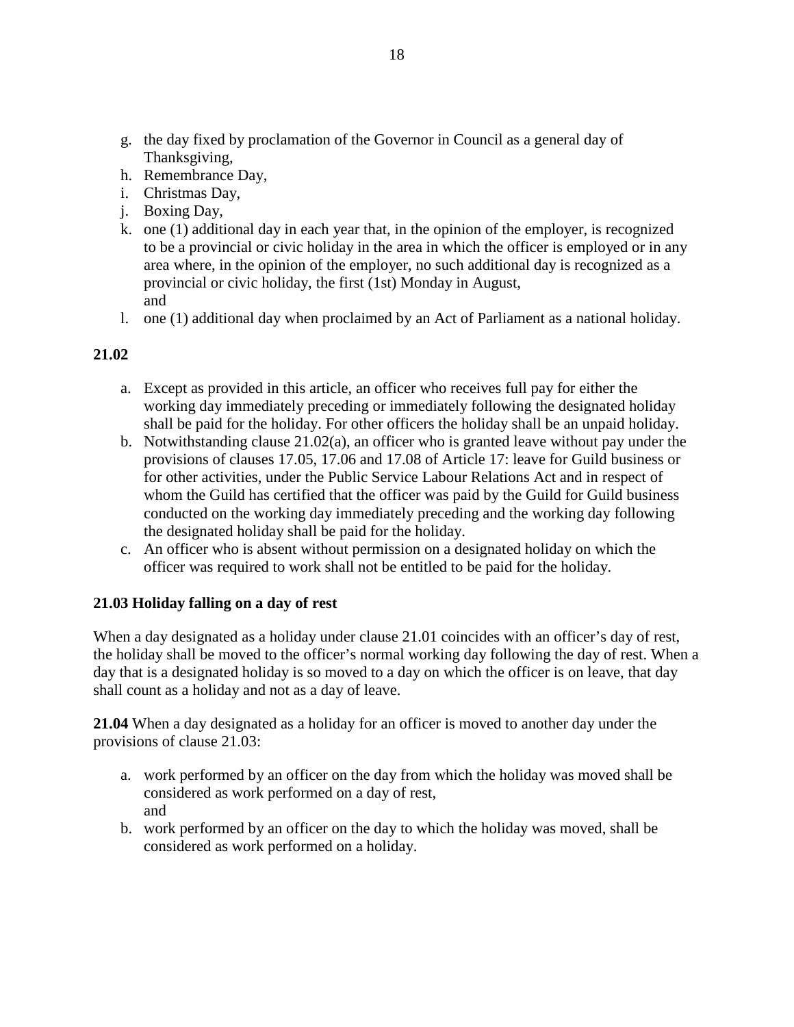g. the day fixed by proclamation of the Governor in Council as a general day of Thanksgiving,
h. Remembrance Day,
i. Christmas Day,
j. Boxing Day,
k. one (1) additional day in each year that, in the opinion of the employer, is recognized to be a provincial or civic holiday in the area in which the officer is employed or in any area where, in the opinion of the employer, no such additional day is recognized as a provincial or civic holiday, the first (1st) Monday in August,
   and
l. one (1) additional day when proclaimed by an Act of Parliament as a national holiday.

**21.02**

a. Except as provided in this article, an officer who receives full pay for either the working day immediately preceding or immediately following the designated holiday shall be paid for the holiday. For other officers the holiday shall be an unpaid holiday.
b. Notwithstanding clause 21.02(a), an officer who is granted leave without pay under the provisions of clauses 17.05, 17.06 and 17.08 of Article 17: leave for Guild business or for other activities, under the Public Service Labour Relations Act and in respect of whom the Guild has certified that the officer was paid by the Guild for Guild business conducted on the working day immediately preceding and the working day following the designated holiday shall be paid for the holiday.
c. An officer who is absent without permission on a designated holiday on which the officer was required to work shall not be entitled to be paid for the holiday.

**21.03 Holiday falling on a day of rest**

When a day designated as a holiday under clause 21.01 coincides with an officer's day of rest, the holiday shall be moved to the officer's normal working day following the day of rest. When a day that is a designated holiday is so moved to a day on which the officer is on leave, that day shall count as a holiday and not as a day of leave.

**21.04** When a day designated as a holiday for an officer is moved to another day under the provisions of clause 21.03:

a. work performed by an officer on the day from which the holiday was moved shall be considered as work performed on a day of rest,
   and
b. work performed by an officer on the day to which the holiday was moved, shall be considered as work performed on a holiday.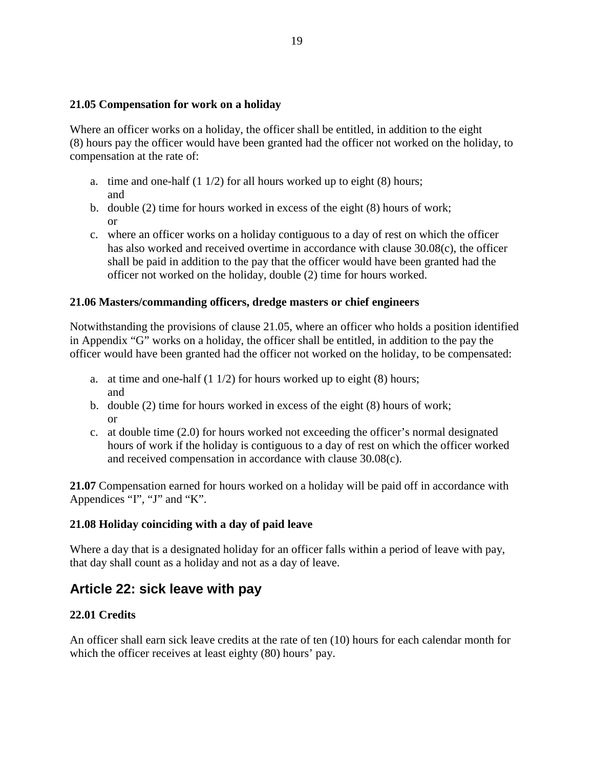### 21.05 Compensation for work on a holiday

Where an officer works on a holiday, the officer shall be entitled, in addition to the eight (8) hours pay the officer would have been granted had the officer not worked on the holiday, to compensation at the rate of:

a. time and one-half (1 1/2) for all hours worked up to eight (8) hours;
   and
b. double (2) time for hours worked in excess of the eight (8) hours of work;
   or
c. where an officer works on a holiday contiguous to a day of rest on which the officer has also worked and received overtime in accordance with clause 30.08(c), the officer shall be paid in addition to the pay that the officer would have been granted had the officer not worked on the holiday, double (2) time for hours worked.

### 21.06 Masters/commanding officers, dredge masters or chief engineers

Notwithstanding the provisions of clause 21.05, where an officer who holds a position identified in Appendix "G" works on a holiday, the officer shall be entitled, in addition to the pay the officer would have been granted had the officer not worked on the holiday, to be compensated:

a. at time and one-half (1 1/2) for hours worked up to eight (8) hours;
   and
b. double (2) time for hours worked in excess of the eight (8) hours of work;
   or
c. at double time (2.0) for hours worked not exceeding the officer's normal designated hours of work if the holiday is contiguous to a day of rest on which the officer worked and received compensation in accordance with clause 30.08(c).

**21.07** Compensation earned for hours worked on a holiday will be paid off in accordance with Appendices "I", "J" and "K".

### 21.08 Holiday coinciding with a day of paid leave

Where a day that is a designated holiday for an officer falls within a period of leave with pay, that day shall count as a holiday and not as a day of leave.

## Article 22: sick leave with pay

### 22.01 Credits

An officer shall earn sick leave credits at the rate of ten (10) hours for each calendar month for which the officer receives at least eighty (80) hours' pay.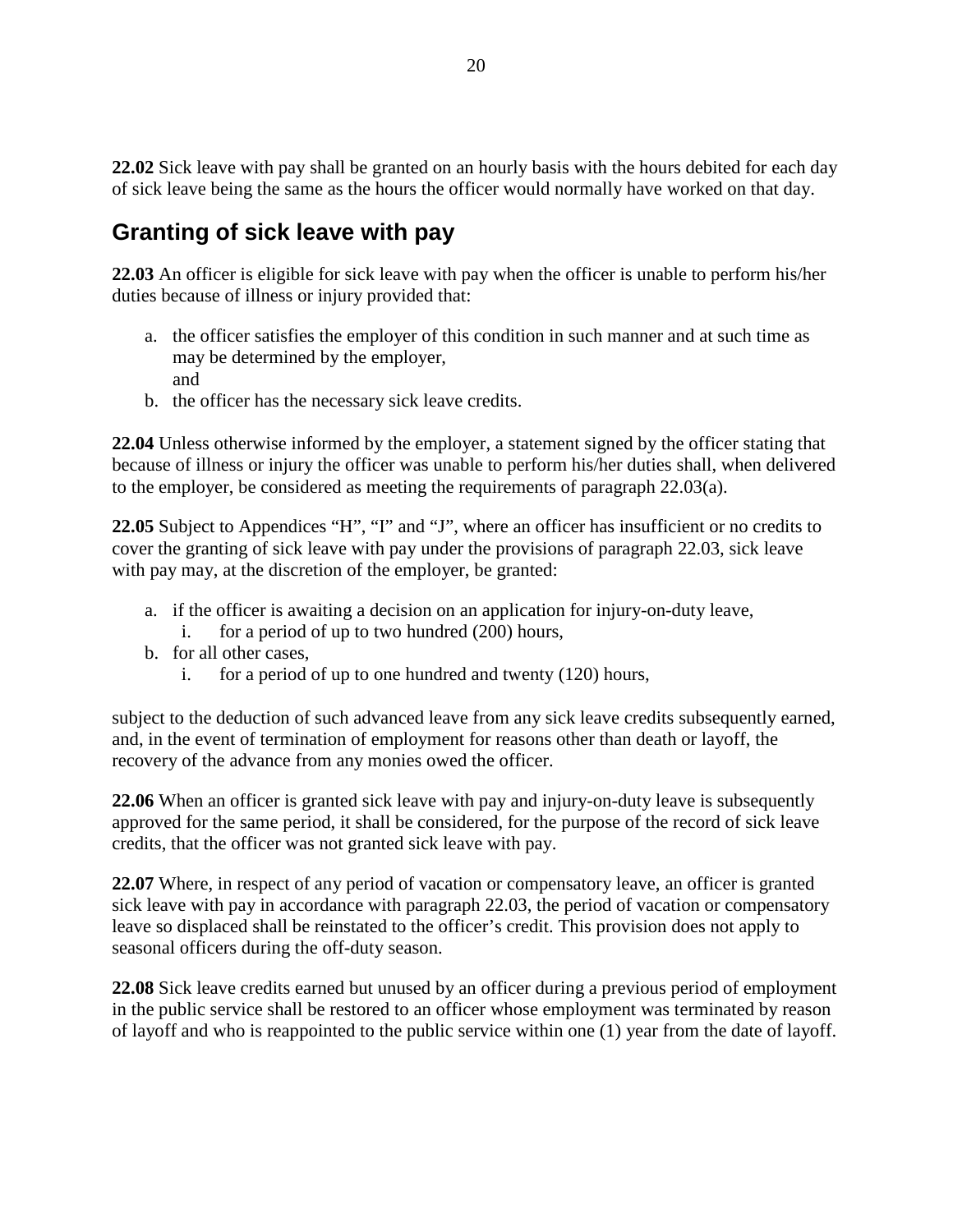**22.02** Sick leave with pay shall be granted on an hourly basis with the hours debited for each day of sick leave being the same as the hours the officer would normally have worked on that day.

## Granting of sick leave with pay

**22.03** An officer is eligible for sick leave with pay when the officer is unable to perform his/her duties because of illness or injury provided that:

a. the officer satisfies the employer of this condition in such manner and at such time as may be determined by the employer,
   and
b. the officer has the necessary sick leave credits.

**22.04** Unless otherwise informed by the employer, a statement signed by the officer stating that because of illness or injury the officer was unable to perform his/her duties shall, when delivered to the employer, be considered as meeting the requirements of paragraph 22.03(a).

**22.05** Subject to Appendices "H", "I" and "J", where an officer has insufficient or no credits to cover the granting of sick leave with pay under the provisions of paragraph 22.03, sick leave with pay may, at the discretion of the employer, be granted:

a. if the officer is awaiting a decision on an application for injury-on-duty leave,
   i. for a period of up to two hundred (200) hours,
b. for all other cases,
   i. for a period of up to one hundred and twenty (120) hours,

subject to the deduction of such advanced leave from any sick leave credits subsequently earned, and, in the event of termination of employment for reasons other than death or layoff, the recovery of the advance from any monies owed the officer.

**22.06** When an officer is granted sick leave with pay and injury-on-duty leave is subsequently approved for the same period, it shall be considered, for the purpose of the record of sick leave credits, that the officer was not granted sick leave with pay.

**22.07** Where, in respect of any period of vacation or compensatory leave, an officer is granted sick leave with pay in accordance with paragraph 22.03, the period of vacation or compensatory leave so displaced shall be reinstated to the officer's credit. This provision does not apply to seasonal officers during the off-duty season.

**22.08** Sick leave credits earned but unused by an officer during a previous period of employment in the public service shall be restored to an officer whose employment was terminated by reason of layoff and who is reappointed to the public service within one (1) year from the date of layoff.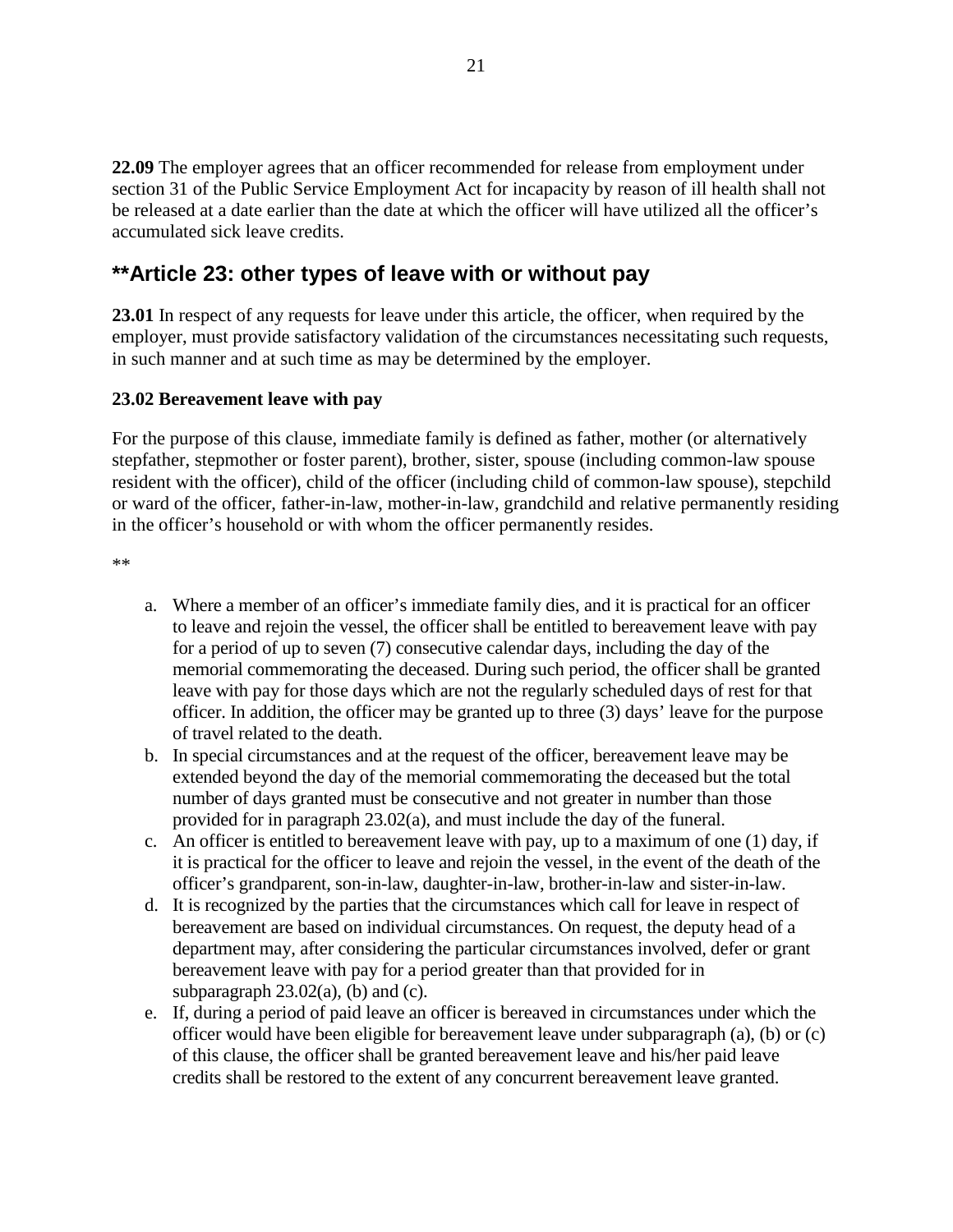**22.09** The employer agrees that an officer recommended for release from employment under section 31 of the Public Service Employment Act for incapacity by reason of ill health shall not be released at a date earlier than the date at which the officer will have utilized all the officer's accumulated sick leave credits.

## **Article 23: other types of leave with or without pay

**23.01** In respect of any requests for leave under this article, the officer, when required by the employer, must provide satisfactory validation of the circumstances necessitating such requests, in such manner and at such time as may be determined by the employer.

### 23.02 Bereavement leave with pay

For the purpose of this clause, immediate family is defined as father, mother (or alternatively stepfather, stepmother or foster parent), brother, sister, spouse (including common-law spouse resident with the officer), child of the officer (including child of common-law spouse), stepchild or ward of the officer, father-in-law, mother-in-law, grandchild and relative permanently residing in the officer's household or with whom the officer permanently resides.

**

a. Where a member of an officer's immediate family dies, and it is practical for an officer to leave and rejoin the vessel, the officer shall be entitled to bereavement leave with pay for a period of up to seven (7) consecutive calendar days, including the day of the memorial commemorating the deceased. During such period, the officer shall be granted leave with pay for those days which are not the regularly scheduled days of rest for that officer. In addition, the officer may be granted up to three (3) days' leave for the purpose of travel related to the death.
b. In special circumstances and at the request of the officer, bereavement leave may be extended beyond the day of the memorial commemorating the deceased but the total number of days granted must be consecutive and not greater in number than those provided for in paragraph 23.02(a), and must include the day of the funeral.
c. An officer is entitled to bereavement leave with pay, up to a maximum of one (1) day, if it is practical for the officer to leave and rejoin the vessel, in the event of the death of the officer's grandparent, son-in-law, daughter-in-law, brother-in-law and sister-in-law.
d. It is recognized by the parties that the circumstances which call for leave in respect of bereavement are based on individual circumstances. On request, the deputy head of a department may, after considering the particular circumstances involved, defer or grant bereavement leave with pay for a period greater than that provided for in subparagraph 23.02(a), (b) and (c).
e. If, during a period of paid leave an officer is bereaved in circumstances under which the officer would have been eligible for bereavement leave under subparagraph (a), (b) or (c) of this clause, the officer shall be granted bereavement leave and his/her paid leave credits shall be restored to the extent of any concurrent bereavement leave granted.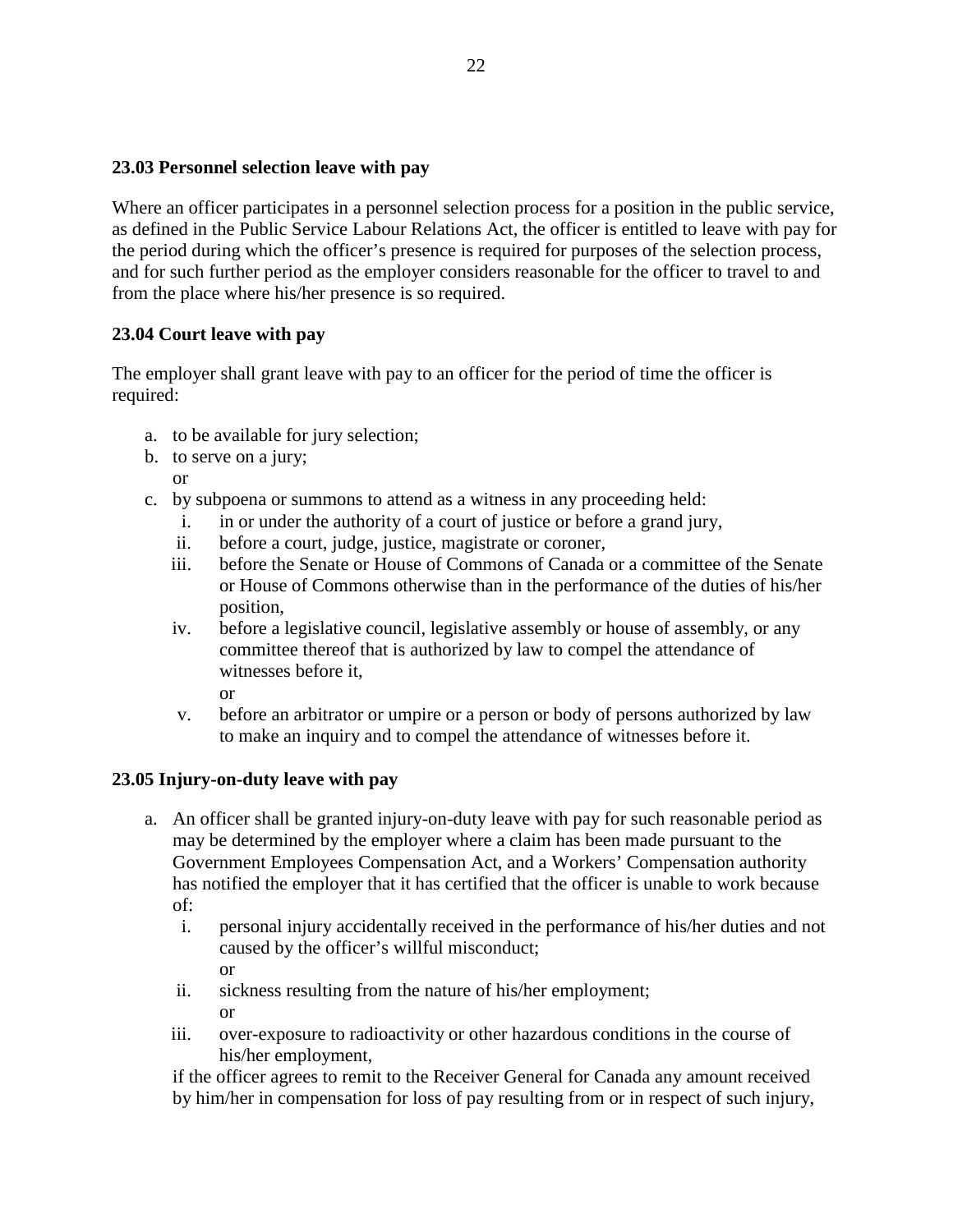**23.03 Personnel selection leave with pay**

Where an officer participates in a personnel selection process for a position in the public service, as defined in the Public Service Labour Relations Act, the officer is entitled to leave with pay for the period during which the officer's presence is required for purposes of the selection process, and for such further period as the employer considers reasonable for the officer to travel to and from the place where his/her presence is so required.

**23.04 Court leave with pay**

The employer shall grant leave with pay to an officer for the period of time the officer is required:

a. to be available for jury selection;
b. to serve on a jury;
   or
c. by subpoena or summons to attend as a witness in any proceeding held:
   i. in or under the authority of a court of justice or before a grand jury,
   ii. before a court, judge, justice, magistrate or coroner,
   iii. before the Senate or House of Commons of Canada or a committee of the Senate or House of Commons otherwise than in the performance of the duties of his/her position,
   iv. before a legislative council, legislative assembly or house of assembly, or any committee thereof that is authorized by law to compel the attendance of witnesses before it,
   or
   v. before an arbitrator or umpire or a person or body of persons authorized by law to make an inquiry and to compel the attendance of witnesses before it.

**23.05 Injury-on-duty leave with pay**

a. An officer shall be granted injury-on-duty leave with pay for such reasonable period as may be determined by the employer where a claim has been made pursuant to the Government Employees Compensation Act, and a Workers' Compensation authority has notified the employer that it has certified that the officer is unable to work because of:
   i. personal injury accidentally received in the performance of his/her duties and not caused by the officer's willful misconduct;
   or
   ii. sickness resulting from the nature of his/her employment;
   or
   iii. over-exposure to radioactivity or other hazardous conditions in the course of his/her employment,

   if the officer agrees to remit to the Receiver General for Canada any amount received by him/her in compensation for loss of pay resulting from or in respect of such injury,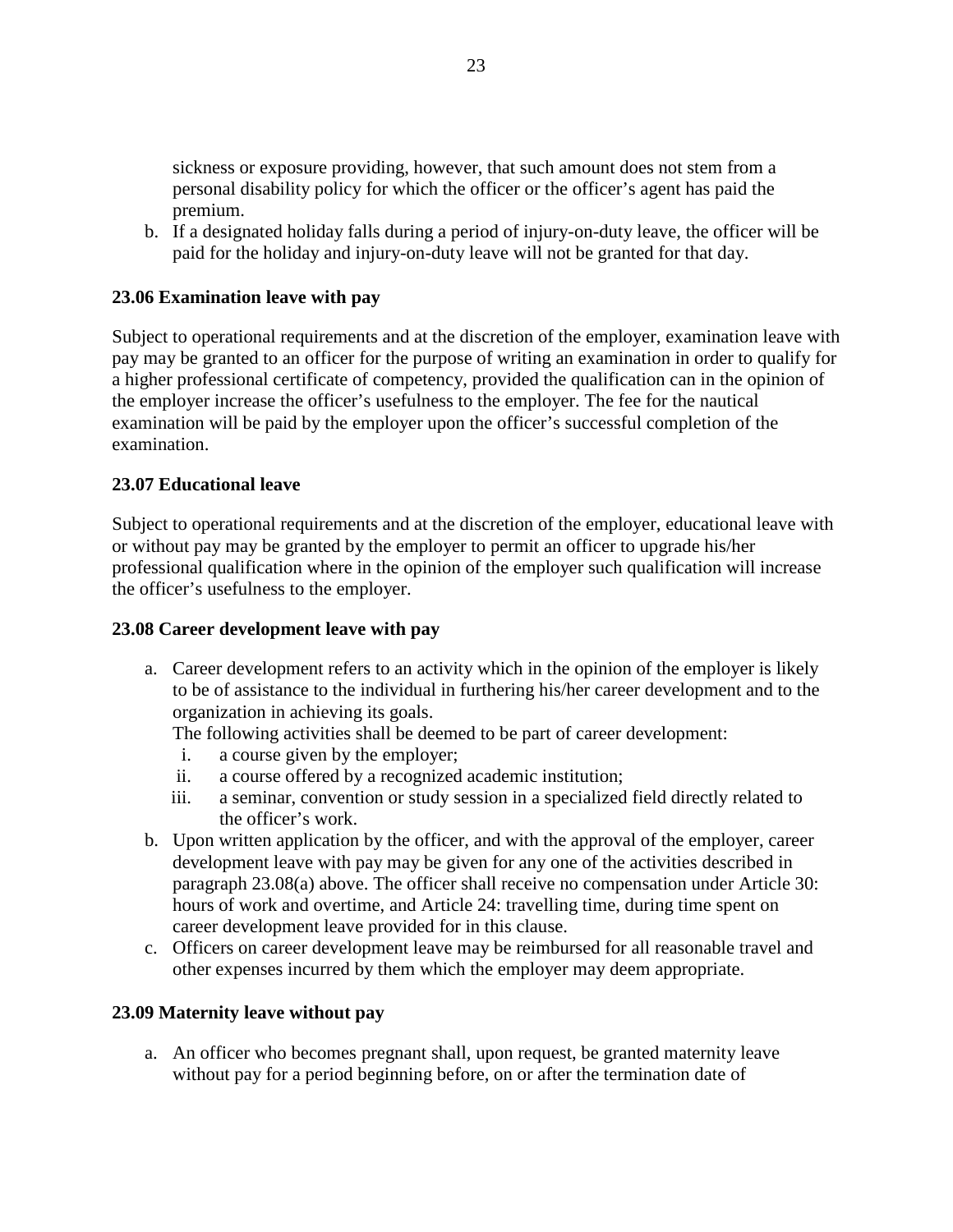sickness or exposure providing, however, that such amount does not stem from a personal disability policy for which the officer or the officer's agent has paid the premium.

b. If a designated holiday falls during a period of injury-on-duty leave, the officer will be paid for the holiday and injury-on-duty leave will not be granted for that day.

### 23.06 Examination leave with pay

Subject to operational requirements and at the discretion of the employer, examination leave with pay may be granted to an officer for the purpose of writing an examination in order to qualify for a higher professional certificate of competency, provided the qualification can in the opinion of the employer increase the officer's usefulness to the employer. The fee for the nautical examination will be paid by the employer upon the officer's successful completion of the examination.

### 23.07 Educational leave

Subject to operational requirements and at the discretion of the employer, educational leave with or without pay may be granted by the employer to permit an officer to upgrade his/her professional qualification where in the opinion of the employer such qualification will increase the officer's usefulness to the employer.

### 23.08 Career development leave with pay

a. Career development refers to an activity which in the opinion of the employer is likely to be of assistance to the individual in furthering his/her career development and to the organization in achieving its goals.
   The following activities shall be deemed to be part of career development:
   i. a course given by the employer;
   ii. a course offered by a recognized academic institution;
   iii. a seminar, convention or study session in a specialized field directly related to the officer's work.
b. Upon written application by the officer, and with the approval of the employer, career development leave with pay may be given for any one of the activities described in paragraph 23.08(a) above. The officer shall receive no compensation under Article 30: hours of work and overtime, and Article 24: travelling time, during time spent on career development leave provided for in this clause.
c. Officers on career development leave may be reimbursed for all reasonable travel and other expenses incurred by them which the employer may deem appropriate.

### 23.09 Maternity leave without pay

a. An officer who becomes pregnant shall, upon request, be granted maternity leave without pay for a period beginning before, on or after the termination date of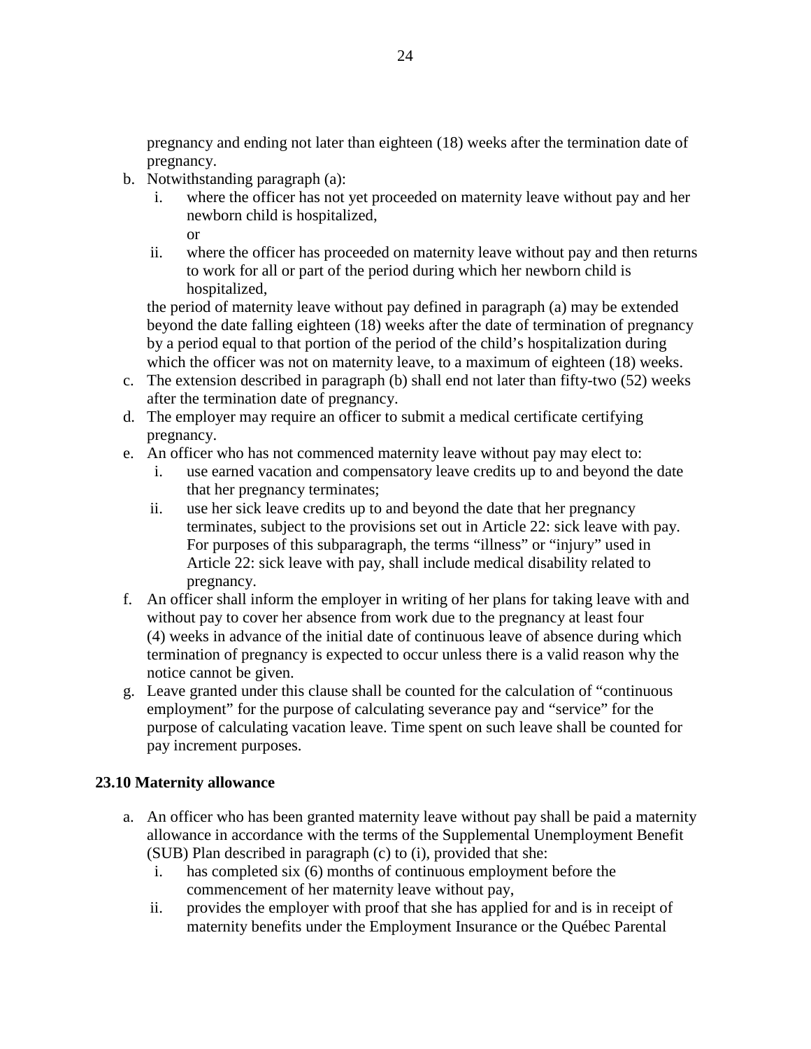pregnancy and ending not later than eighteen (18) weeks after the termination date of pregnancy.

b. Notwithstanding paragraph (a):
   i. where the officer has not yet proceeded on maternity leave without pay and her newborn child is hospitalized,
      or
   ii. where the officer has proceeded on maternity leave without pay and then returns to work for all or part of the period during which her newborn child is hospitalized,

   the period of maternity leave without pay defined in paragraph (a) may be extended beyond the date falling eighteen (18) weeks after the date of termination of pregnancy by a period equal to that portion of the period of the child's hospitalization during which the officer was not on maternity leave, to a maximum of eighteen (18) weeks.
c. The extension described in paragraph (b) shall end not later than fifty-two (52) weeks after the termination date of pregnancy.
d. The employer may require an officer to submit a medical certificate certifying pregnancy.
e. An officer who has not commenced maternity leave without pay may elect to:
   i. use earned vacation and compensatory leave credits up to and beyond the date that her pregnancy terminates;
   ii. use her sick leave credits up to and beyond the date that her pregnancy terminates, subject to the provisions set out in Article 22: sick leave with pay. For purposes of this subparagraph, the terms "illness" or "injury" used in Article 22: sick leave with pay, shall include medical disability related to pregnancy.
f. An officer shall inform the employer in writing of her plans for taking leave with and without pay to cover her absence from work due to the pregnancy at least four (4) weeks in advance of the initial date of continuous leave of absence during which termination of pregnancy is expected to occur unless there is a valid reason why the notice cannot be given.
g. Leave granted under this clause shall be counted for the calculation of "continuous employment" for the purpose of calculating severance pay and "service" for the purpose of calculating vacation leave. Time spent on such leave shall be counted for pay increment purposes.

**23.10 Maternity allowance**

a. An officer who has been granted maternity leave without pay shall be paid a maternity allowance in accordance with the terms of the Supplemental Unemployment Benefit (SUB) Plan described in paragraph (c) to (i), provided that she:
   i. has completed six (6) months of continuous employment before the commencement of her maternity leave without pay,
   ii. provides the employer with proof that she has applied for and is in receipt of maternity benefits under the Employment Insurance or the Québec Parental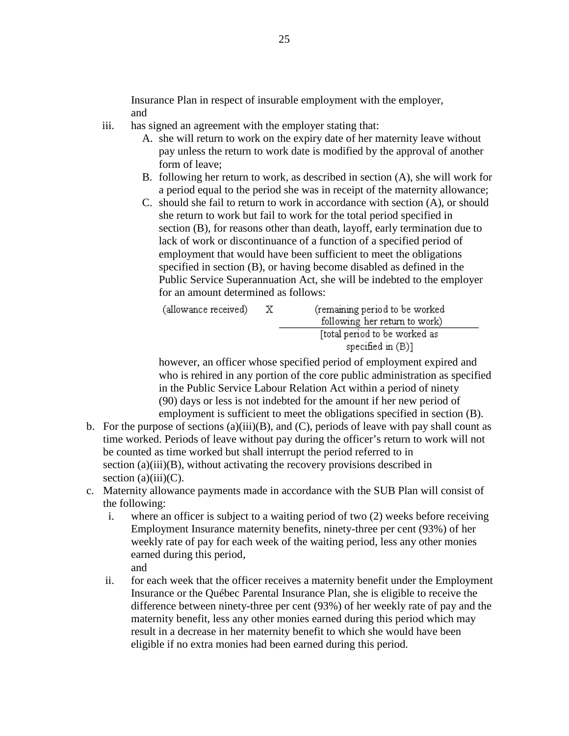Insurance Plan in respect of insurable employment with the employer, and

iii. has signed an agreement with the employer stating that:
   A. she will return to work on the expiry date of her maternity leave without pay unless the return to work date is modified by the approval of another form of leave;
   B. following her return to work, as described in section (A), she will work for a period equal to the period she was in receipt of the maternity allowance;
   C. should she fail to return to work in accordance with section (A), or should she return to work but fail to work for the total period specified in section (B), for reasons other than death, layoff, early termination due to lack of work or discontinuance of a function of a specified period of employment that would have been sufficient to meet the obligations specified in section (B), or having become disabled as defined in the Public Service Superannuation Act, she will be indebted to the employer for an amount determined as follows:

$$\text{(allowance received)} \quad \times \quad \frac{\text{(remaining period to be worked following her return to work)}}{\text{[total period to be worked as specified in (B)]}}$$

   however, an officer whose specified period of employment expired and who is rehired in any portion of the core public administration as specified in the Public Service Labour Relation Act within a period of ninety (90) days or less is not indebted for the amount if her new period of employment is sufficient to meet the obligations specified in section (B).

b. For the purpose of sections (a)(iii)(B), and (C), periods of leave with pay shall count as time worked. Periods of leave without pay during the officer's return to work will not be counted as time worked but shall interrupt the period referred to in section (a)(iii)(B), without activating the recovery provisions described in section (a)(iii)(C).

c. Maternity allowance payments made in accordance with the SUB Plan will consist of the following:
   i. where an officer is subject to a waiting period of two (2) weeks before receiving Employment Insurance maternity benefits, ninety-three per cent (93%) of her weekly rate of pay for each week of the waiting period, less any other monies earned during this period,
   and
   ii. for each week that the officer receives a maternity benefit under the Employment Insurance or the Québec Parental Insurance Plan, she is eligible to receive the difference between ninety-three per cent (93%) of her weekly rate of pay and the maternity benefit, less any other monies earned during this period which may result in a decrease in her maternity benefit to which she would have been eligible if no extra monies had been earned during this period.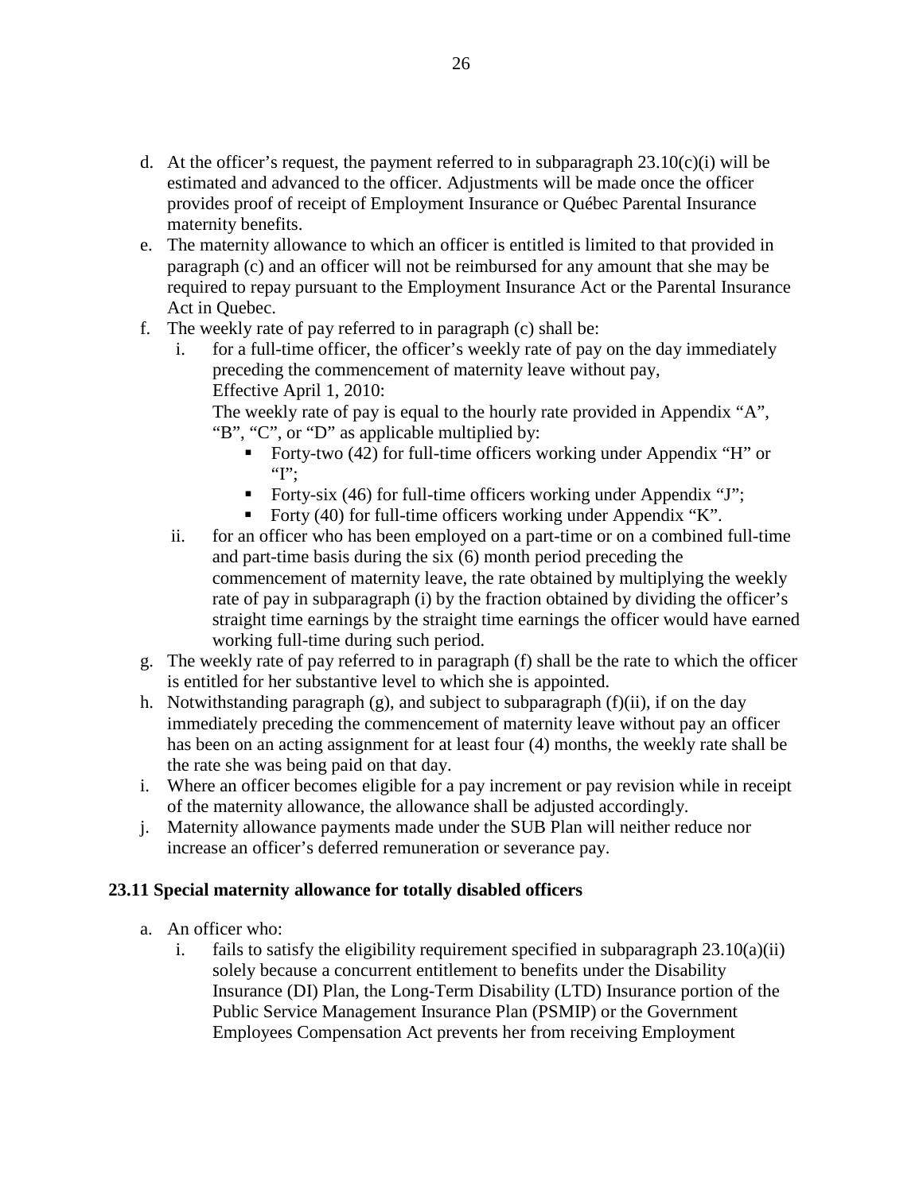d. At the officer's request, the payment referred to in subparagraph 23.10(c)(i) will be estimated and advanced to the officer. Adjustments will be made once the officer provides proof of receipt of Employment Insurance or Québec Parental Insurance maternity benefits.
e. The maternity allowance to which an officer is entitled is limited to that provided in paragraph (c) and an officer will not be reimbursed for any amount that she may be required to repay pursuant to the Employment Insurance Act or the Parental Insurance Act in Quebec.
f. The weekly rate of pay referred to in paragraph (c) shall be:
   i. for a full-time officer, the officer's weekly rate of pay on the day immediately preceding the commencement of maternity leave without pay,
      Effective April 1, 2010:
      The weekly rate of pay is equal to the hourly rate provided in Appendix "A", "B", "C", or "D" as applicable multiplied by:
      - Forty-two (42) for full-time officers working under Appendix "H" or "I";
      - Forty-six (46) for full-time officers working under Appendix "J";
      - Forty (40) for full-time officers working under Appendix "K".
   ii. for an officer who has been employed on a part-time or on a combined full-time and part-time basis during the six (6) month period preceding the commencement of maternity leave, the rate obtained by multiplying the weekly rate of pay in subparagraph (i) by the fraction obtained by dividing the officer's straight time earnings by the straight time earnings the officer would have earned working full-time during such period.
g. The weekly rate of pay referred to in paragraph (f) shall be the rate to which the officer is entitled for her substantive level to which she is appointed.
h. Notwithstanding paragraph (g), and subject to subparagraph (f)(ii), if on the day immediately preceding the commencement of maternity leave without pay an officer has been on an acting assignment for at least four (4) months, the weekly rate shall be the rate she was being paid on that day.
i. Where an officer becomes eligible for a pay increment or pay revision while in receipt of the maternity allowance, the allowance shall be adjusted accordingly.
j. Maternity allowance payments made under the SUB Plan will neither reduce nor increase an officer's deferred remuneration or severance pay.

**23.11 Special maternity allowance for totally disabled officers**

a. An officer who:
   i. fails to satisfy the eligibility requirement specified in subparagraph 23.10(a)(ii) solely because a concurrent entitlement to benefits under the Disability Insurance (DI) Plan, the Long-Term Disability (LTD) Insurance portion of the Public Service Management Insurance Plan (PSMIP) or the Government Employees Compensation Act prevents her from receiving Employment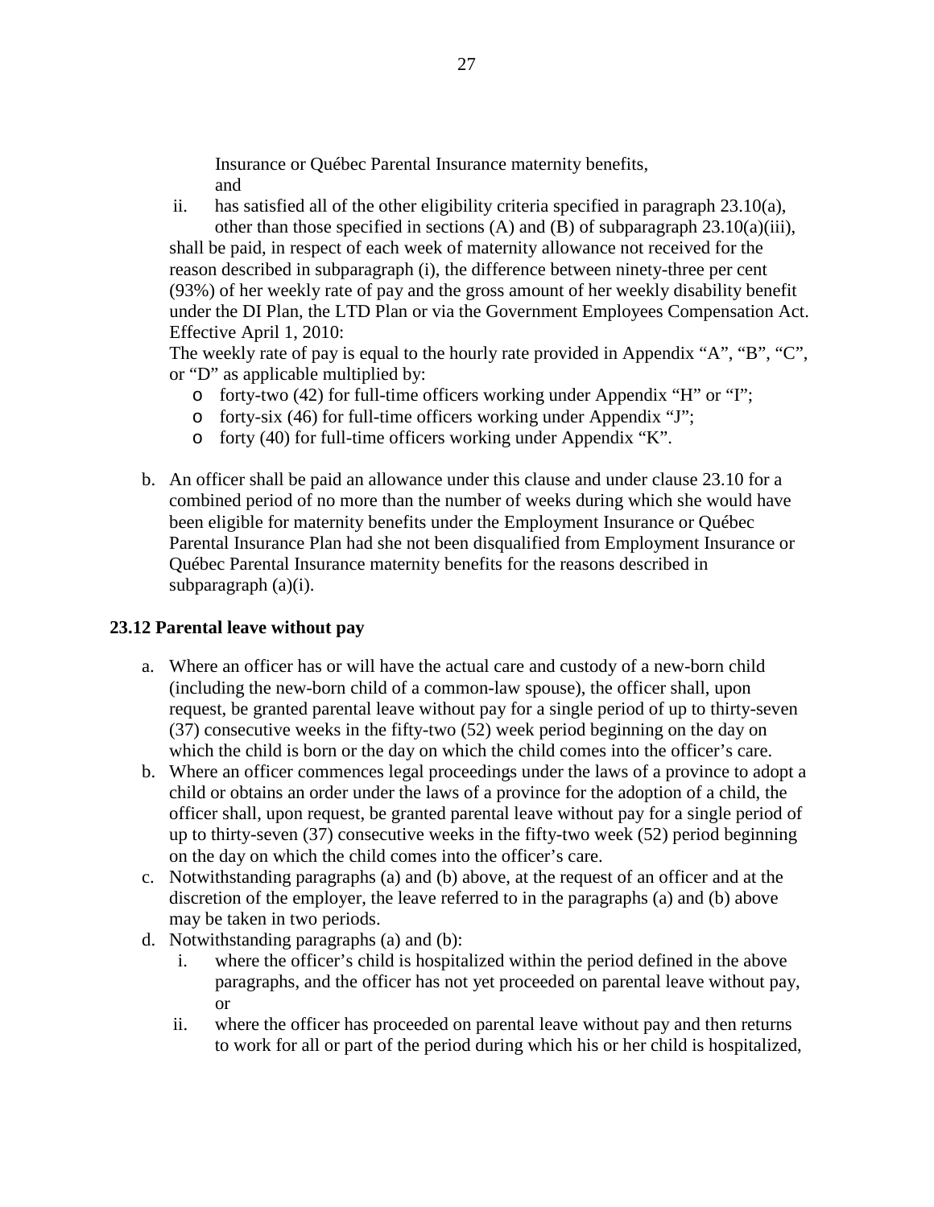Insurance or Québec Parental Insurance maternity benefits, and

ii. has satisfied all of the other eligibility criteria specified in paragraph 23.10(a), other than those specified in sections (A) and (B) of subparagraph 23.10(a)(iii),

shall be paid, in respect of each week of maternity allowance not received for the reason described in subparagraph (i), the difference between ninety-three per cent (93%) of her weekly rate of pay and the gross amount of her weekly disability benefit under the DI Plan, the LTD Plan or via the Government Employees Compensation Act. Effective April 1, 2010:

The weekly rate of pay is equal to the hourly rate provided in Appendix "A", "B", "C", or "D" as applicable multiplied by:

- forty-two (42) for full-time officers working under Appendix "H" or "I";
- forty-six (46) for full-time officers working under Appendix "J";
- forty (40) for full-time officers working under Appendix "K".

b. An officer shall be paid an allowance under this clause and under clause 23.10 for a combined period of no more than the number of weeks during which she would have been eligible for maternity benefits under the Employment Insurance or Québec Parental Insurance Plan had she not been disqualified from Employment Insurance or Québec Parental Insurance maternity benefits for the reasons described in subparagraph (a)(i).

**23.12 Parental leave without pay**

a. Where an officer has or will have the actual care and custody of a new-born child (including the new-born child of a common-law spouse), the officer shall, upon request, be granted parental leave without pay for a single period of up to thirty-seven (37) consecutive weeks in the fifty-two (52) week period beginning on the day on which the child is born or the day on which the child comes into the officer's care.
b. Where an officer commences legal proceedings under the laws of a province to adopt a child or obtains an order under the laws of a province for the adoption of a child, the officer shall, upon request, be granted parental leave without pay for a single period of up to thirty-seven (37) consecutive weeks in the fifty-two week (52) period beginning on the day on which the child comes into the officer's care.
c. Notwithstanding paragraphs (a) and (b) above, at the request of an officer and at the discretion of the employer, the leave referred to in the paragraphs (a) and (b) above may be taken in two periods.
d. Notwithstanding paragraphs (a) and (b):
    i. where the officer's child is hospitalized within the period defined in the above paragraphs, and the officer has not yet proceeded on parental leave without pay, or
    ii. where the officer has proceeded on parental leave without pay and then returns to work for all or part of the period during which his or her child is hospitalized,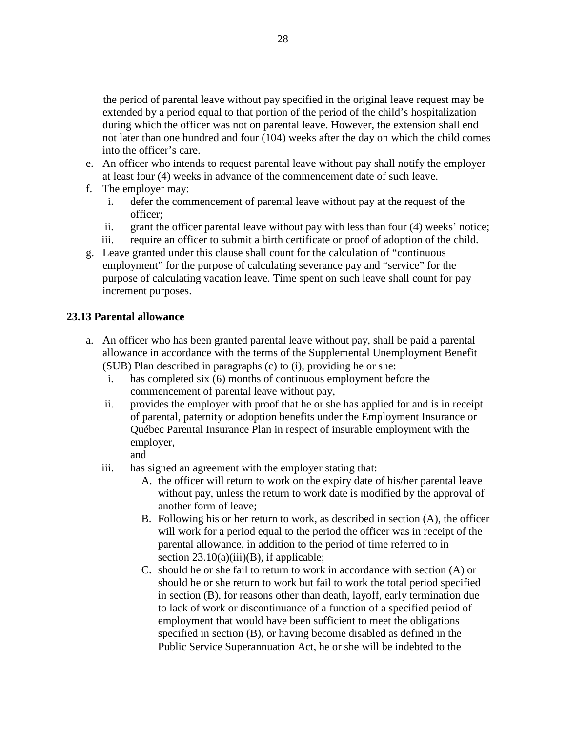the period of parental leave without pay specified in the original leave request may be extended by a period equal to that portion of the period of the child's hospitalization during which the officer was not on parental leave. However, the extension shall end not later than one hundred and four (104) weeks after the day on which the child comes into the officer's care.

e. An officer who intends to request parental leave without pay shall notify the employer at least four (4) weeks in advance of the commencement date of such leave.
f. The employer may:
   i. defer the commencement of parental leave without pay at the request of the officer;
   ii. grant the officer parental leave without pay with less than four (4) weeks' notice;
   iii. require an officer to submit a birth certificate or proof of adoption of the child.
g. Leave granted under this clause shall count for the calculation of "continuous employment" for the purpose of calculating severance pay and "service" for the purpose of calculating vacation leave. Time spent on such leave shall count for pay increment purposes.

**23.13 Parental allowance**

a. An officer who has been granted parental leave without pay, shall be paid a parental allowance in accordance with the terms of the Supplemental Unemployment Benefit (SUB) Plan described in paragraphs (c) to (i), providing he or she:
   i. has completed six (6) months of continuous employment before the commencement of parental leave without pay,
   ii. provides the employer with proof that he or she has applied for and is in receipt of parental, paternity or adoption benefits under the Employment Insurance or Québec Parental Insurance Plan in respect of insurable employment with the employer,
   and
   iii. has signed an agreement with the employer stating that:
      A. the officer will return to work on the expiry date of his/her parental leave without pay, unless the return to work date is modified by the approval of another form of leave;
      B. Following his or her return to work, as described in section (A), the officer will work for a period equal to the period the officer was in receipt of the parental allowance, in addition to the period of time referred to in section 23.10(a)(iii)(B), if applicable;
      C. should he or she fail to return to work in accordance with section (A) or should he or she return to work but fail to work the total period specified in section (B), for reasons other than death, layoff, early termination due to lack of work or discontinuance of a function of a specified period of employment that would have been sufficient to meet the obligations specified in section (B), or having become disabled as defined in the Public Service Superannuation Act, he or she will be indebted to the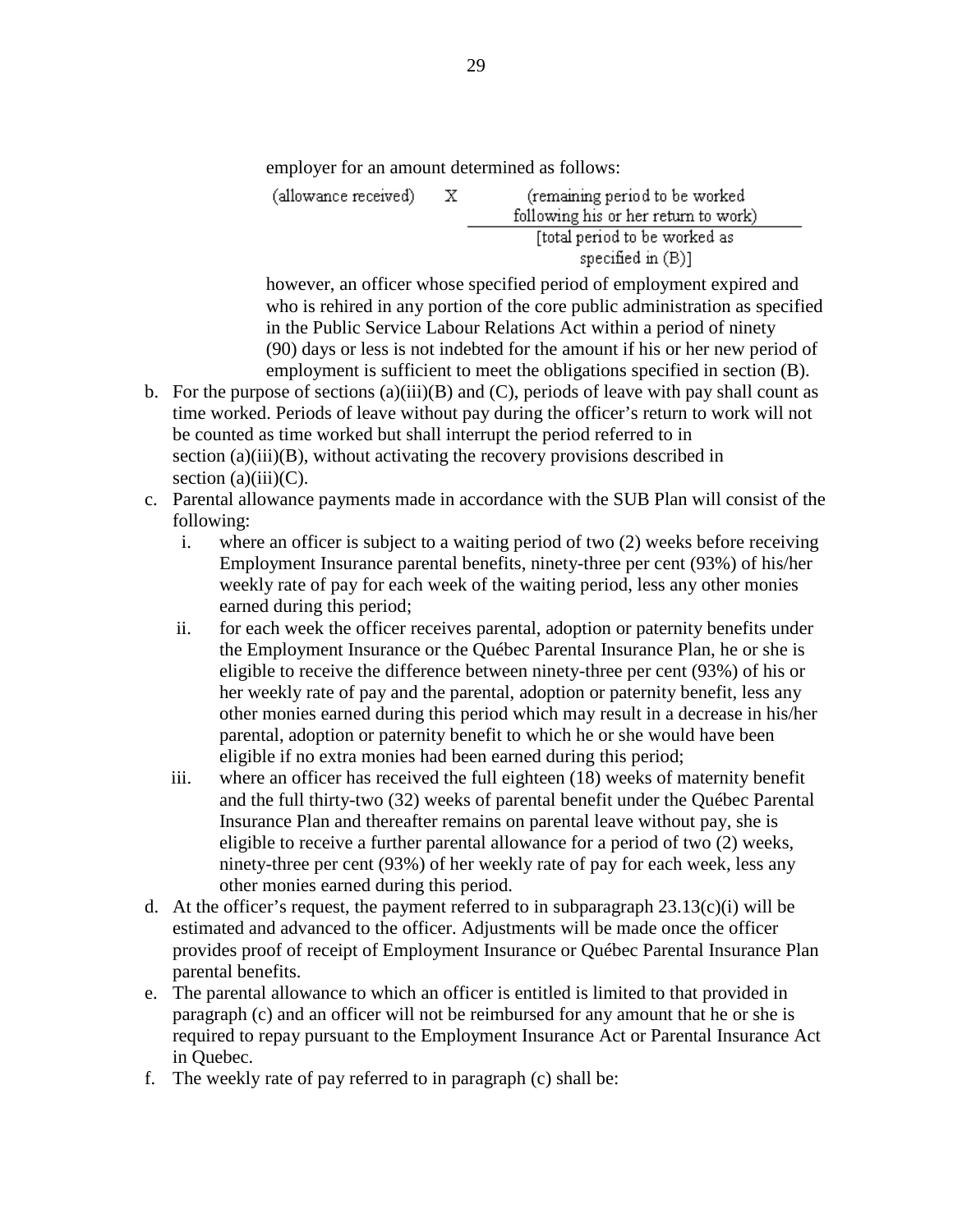employer for an amount determined as follows:

$$(\text{allowance received}) \times \frac{(\text{remaining period to be worked following his or her return to work})}{[\text{total period to be worked as specified in (B)}]}$$

however, an officer whose specified period of employment expired and who is rehired in any portion of the core public administration as specified in the Public Service Labour Relations Act within a period of ninety (90) days or less is not indebted for the amount if his or her new period of employment is sufficient to meet the obligations specified in section (B).

b. For the purpose of sections (a)(iii)(B) and (C), periods of leave with pay shall count as time worked. Periods of leave without pay during the officer's return to work will not be counted as time worked but shall interrupt the period referred to in section (a)(iii)(B), without activating the recovery provisions described in section (a)(iii)(C).

c. Parental allowance payments made in accordance with the SUB Plan will consist of the following:

   i. where an officer is subject to a waiting period of two (2) weeks before receiving Employment Insurance parental benefits, ninety-three per cent (93%) of his/her weekly rate of pay for each week of the waiting period, less any other monies earned during this period;

   ii. for each week the officer receives parental, adoption or paternity benefits under the Employment Insurance or the Québec Parental Insurance Plan, he or she is eligible to receive the difference between ninety-three per cent (93%) of his or her weekly rate of pay and the parental, adoption or paternity benefit, less any other monies earned during this period which may result in a decrease in his/her parental, adoption or paternity benefit to which he or she would have been eligible if no extra monies had been earned during this period;

   iii. where an officer has received the full eighteen (18) weeks of maternity benefit and the full thirty-two (32) weeks of parental benefit under the Québec Parental Insurance Plan and thereafter remains on parental leave without pay, she is eligible to receive a further parental allowance for a period of two (2) weeks, ninety-three per cent (93%) of her weekly rate of pay for each week, less any other monies earned during this period.

d. At the officer's request, the payment referred to in subparagraph 23.13(c)(i) will be estimated and advanced to the officer. Adjustments will be made once the officer provides proof of receipt of Employment Insurance or Québec Parental Insurance Plan parental benefits.

e. The parental allowance to which an officer is entitled is limited to that provided in paragraph (c) and an officer will not be reimbursed for any amount that he or she is required to repay pursuant to the Employment Insurance Act or Parental Insurance Act in Quebec.

f. The weekly rate of pay referred to in paragraph (c) shall be: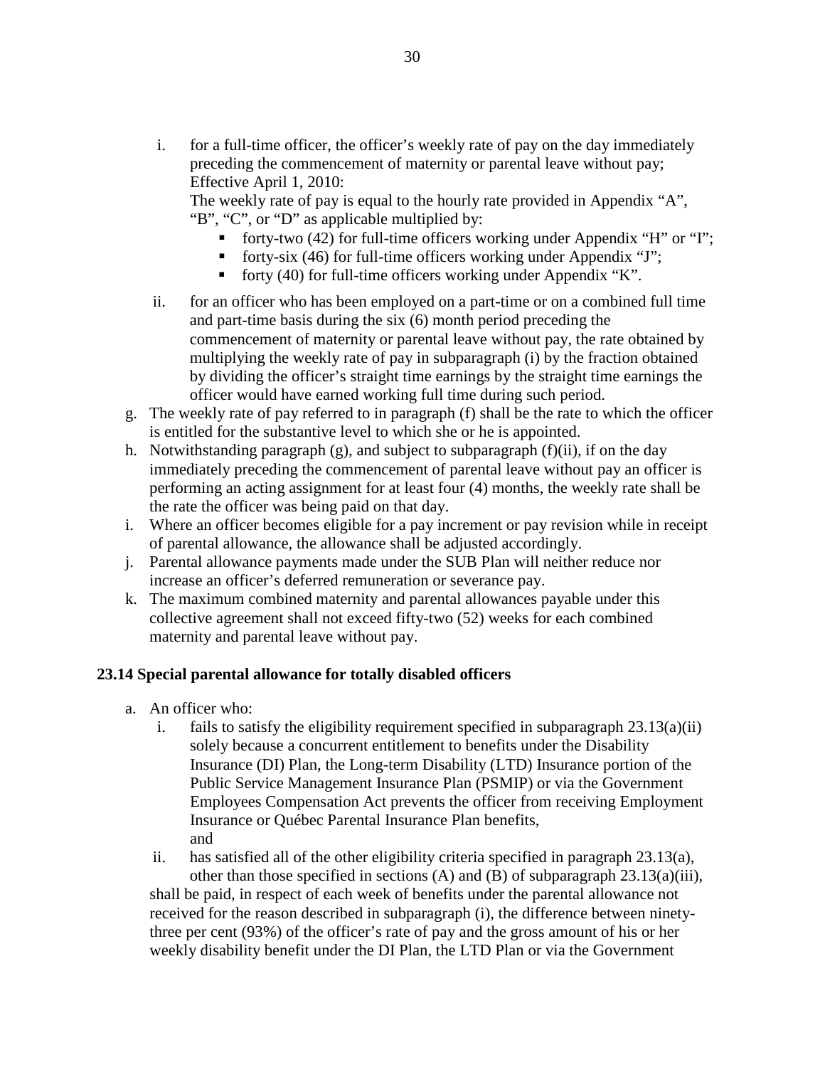i. for a full-time officer, the officer's weekly rate of pay on the day immediately preceding the commencement of maternity or parental leave without pay; Effective April 1, 2010:
   The weekly rate of pay is equal to the hourly rate provided in Appendix "A", "B", "C", or "D" as applicable multiplied by:
      - forty-two (42) for full-time officers working under Appendix "H" or "I";
      - forty-six (46) for full-time officers working under Appendix "J";
      - forty (40) for full-time officers working under Appendix "K".
   ii. for an officer who has been employed on a part-time or on a combined full time and part-time basis during the six (6) month period preceding the commencement of maternity or parental leave without pay, the rate obtained by multiplying the weekly rate of pay in subparagraph (i) by the fraction obtained by dividing the officer's straight time earnings by the straight time earnings the officer would have earned working full time during such period.

g. The weekly rate of pay referred to in paragraph (f) shall be the rate to which the officer is entitled for the substantive level to which she or he is appointed.
h. Notwithstanding paragraph (g), and subject to subparagraph (f)(ii), if on the day immediately preceding the commencement of parental leave without pay an officer is performing an acting assignment for at least four (4) months, the weekly rate shall be the rate the officer was being paid on that day.
i. Where an officer becomes eligible for a pay increment or pay revision while in receipt of parental allowance, the allowance shall be adjusted accordingly.
j. Parental allowance payments made under the SUB Plan will neither reduce nor increase an officer's deferred remuneration or severance pay.
k. The maximum combined maternity and parental allowances payable under this collective agreement shall not exceed fifty-two (52) weeks for each combined maternity and parental leave without pay.

**23.14 Special parental allowance for totally disabled officers**

a. An officer who:
   i. fails to satisfy the eligibility requirement specified in subparagraph 23.13(a)(ii) solely because a concurrent entitlement to benefits under the Disability Insurance (DI) Plan, the Long-term Disability (LTD) Insurance portion of the Public Service Management Insurance Plan (PSMIP) or via the Government Employees Compensation Act prevents the officer from receiving Employment Insurance or Québec Parental Insurance Plan benefits,
   and
   ii. has satisfied all of the other eligibility criteria specified in paragraph 23.13(a), other than those specified in sections (A) and (B) of subparagraph 23.13(a)(iii),

   shall be paid, in respect of each week of benefits under the parental allowance not received for the reason described in subparagraph (i), the difference between ninety-three per cent (93%) of the officer's rate of pay and the gross amount of his or her weekly disability benefit under the DI Plan, the LTD Plan or via the Government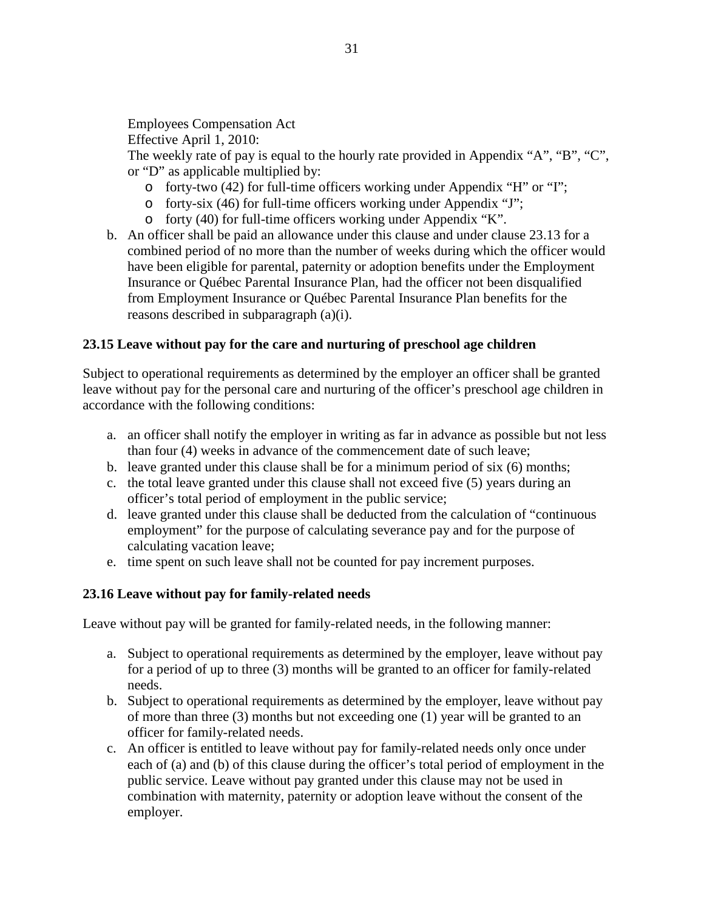Employees Compensation Act
Effective April 1, 2010:
The weekly rate of pay is equal to the hourly rate provided in Appendix "A", "B", "C", or "D" as applicable multiplied by:

- forty-two (42) for full-time officers working under Appendix "H" or "I";
- forty-six (46) for full-time officers working under Appendix "J";
- forty (40) for full-time officers working under Appendix "K".

b. An officer shall be paid an allowance under this clause and under clause 23.13 for a combined period of no more than the number of weeks during which the officer would have been eligible for parental, paternity or adoption benefits under the Employment Insurance or Québec Parental Insurance Plan, had the officer not been disqualified from Employment Insurance or Québec Parental Insurance Plan benefits for the reasons described in subparagraph (a)(i).

**23.15 Leave without pay for the care and nurturing of preschool age children**

Subject to operational requirements as determined by the employer an officer shall be granted leave without pay for the personal care and nurturing of the officer's preschool age children in accordance with the following conditions:

a. an officer shall notify the employer in writing as far in advance as possible but not less than four (4) weeks in advance of the commencement date of such leave;
b. leave granted under this clause shall be for a minimum period of six (6) months;
c. the total leave granted under this clause shall not exceed five (5) years during an officer's total period of employment in the public service;
d. leave granted under this clause shall be deducted from the calculation of "continuous employment" for the purpose of calculating severance pay and for the purpose of calculating vacation leave;
e. time spent on such leave shall not be counted for pay increment purposes.

**23.16 Leave without pay for family-related needs**

Leave without pay will be granted for family-related needs, in the following manner:

a. Subject to operational requirements as determined by the employer, leave without pay for a period of up to three (3) months will be granted to an officer for family-related needs.
b. Subject to operational requirements as determined by the employer, leave without pay of more than three (3) months but not exceeding one (1) year will be granted to an officer for family-related needs.
c. An officer is entitled to leave without pay for family-related needs only once under each of (a) and (b) of this clause during the officer's total period of employment in the public service. Leave without pay granted under this clause may not be used in combination with maternity, paternity or adoption leave without the consent of the employer.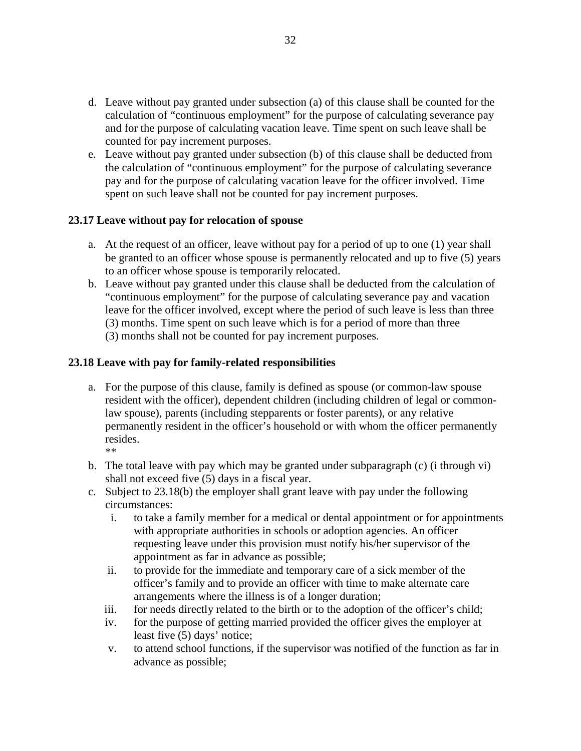d. Leave without pay granted under subsection (a) of this clause shall be counted for the calculation of "continuous employment" for the purpose of calculating severance pay and for the purpose of calculating vacation leave. Time spent on such leave shall be counted for pay increment purposes.
e. Leave without pay granted under subsection (b) of this clause shall be deducted from the calculation of "continuous employment" for the purpose of calculating severance pay and for the purpose of calculating vacation leave for the officer involved. Time spent on such leave shall not be counted for pay increment purposes.

**23.17 Leave without pay for relocation of spouse**

a. At the request of an officer, leave without pay for a period of up to one (1) year shall be granted to an officer whose spouse is permanently relocated and up to five (5) years to an officer whose spouse is temporarily relocated.
b. Leave without pay granted under this clause shall be deducted from the calculation of "continuous employment" for the purpose of calculating severance pay and vacation leave for the officer involved, except where the period of such leave is less than three (3) months. Time spent on such leave which is for a period of more than three (3) months shall not be counted for pay increment purposes.

**23.18 Leave with pay for family-related responsibilities**

a. For the purpose of this clause, family is defined as spouse (or common-law spouse resident with the officer), dependent children (including children of legal or common-law spouse), parents (including stepparents or foster parents), or any relative permanently resident in the officer's household or with whom the officer permanently resides.

**

b. The total leave with pay which may be granted under subparagraph (c) (i through vi) shall not exceed five (5) days in a fiscal year.
c. Subject to 23.18(b) the employer shall grant leave with pay under the following circumstances:
   i. to take a family member for a medical or dental appointment or for appointments with appropriate authorities in schools or adoption agencies. An officer requesting leave under this provision must notify his/her supervisor of the appointment as far in advance as possible;
   ii. to provide for the immediate and temporary care of a sick member of the officer's family and to provide an officer with time to make alternate care arrangements where the illness is of a longer duration;
   iii. for needs directly related to the birth or to the adoption of the officer's child;
   iv. for the purpose of getting married provided the officer gives the employer at least five (5) days' notice;
   v. to attend school functions, if the supervisor was notified of the function as far in advance as possible;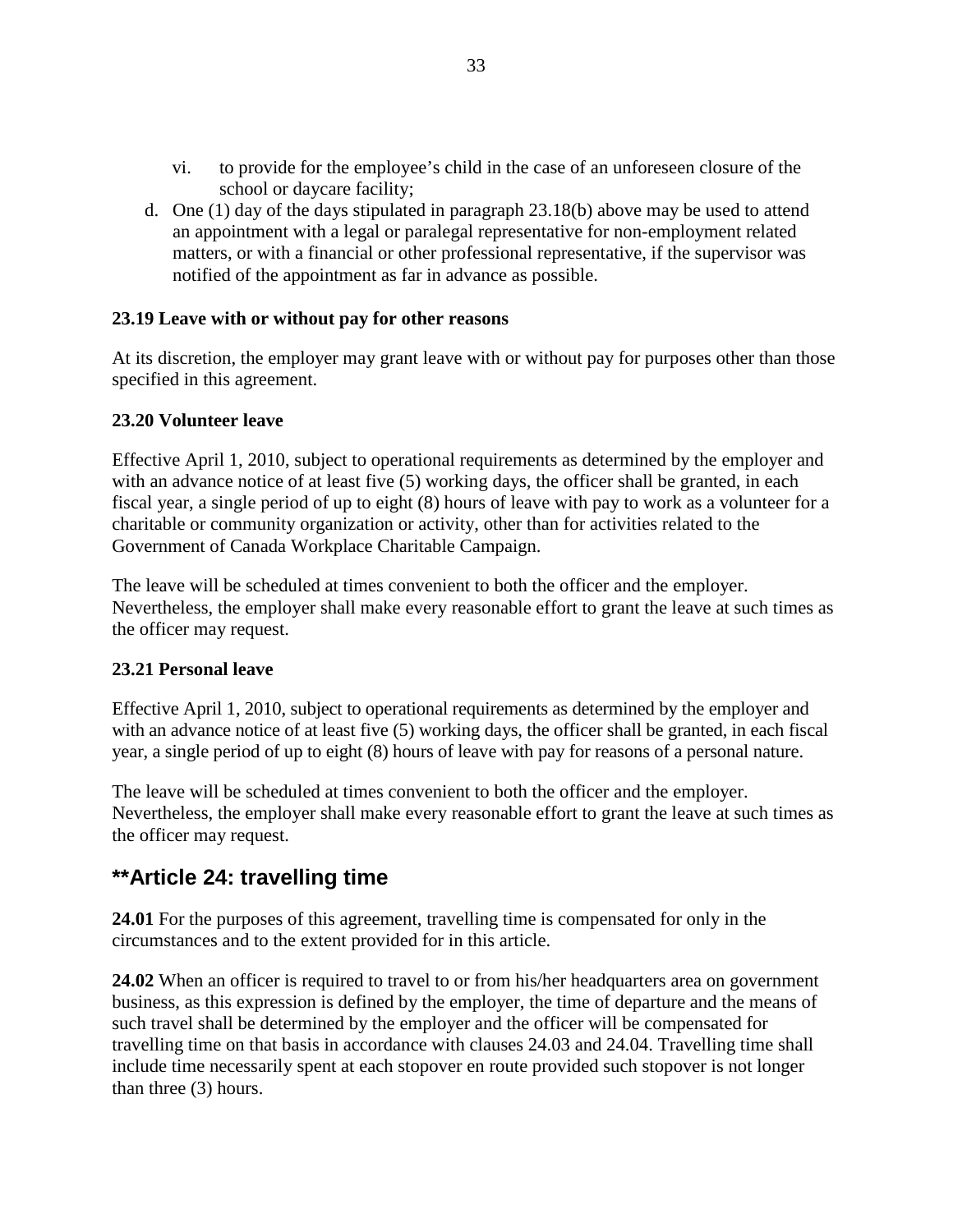vi. to provide for the employee's child in the case of an unforeseen closure of the school or daycare facility;

d. One (1) day of the days stipulated in paragraph 23.18(b) above may be used to attend an appointment with a legal or paralegal representative for non-employment related matters, or with a financial or other professional representative, if the supervisor was notified of the appointment as far in advance as possible.

**23.19 Leave with or without pay for other reasons**

At its discretion, the employer may grant leave with or without pay for purposes other than those specified in this agreement.

**23.20 Volunteer leave**

Effective April 1, 2010, subject to operational requirements as determined by the employer and with an advance notice of at least five (5) working days, the officer shall be granted, in each fiscal year, a single period of up to eight (8) hours of leave with pay to work as a volunteer for a charitable or community organization or activity, other than for activities related to the Government of Canada Workplace Charitable Campaign.

The leave will be scheduled at times convenient to both the officer and the employer. Nevertheless, the employer shall make every reasonable effort to grant the leave at such times as the officer may request.

**23.21 Personal leave**

Effective April 1, 2010, subject to operational requirements as determined by the employer and with an advance notice of at least five (5) working days, the officer shall be granted, in each fiscal year, a single period of up to eight (8) hours of leave with pay for reasons of a personal nature.

The leave will be scheduled at times convenient to both the officer and the employer. Nevertheless, the employer shall make every reasonable effort to grant the leave at such times as the officer may request.

## **Article 24: travelling time

**24.01** For the purposes of this agreement, travelling time is compensated for only in the circumstances and to the extent provided for in this article.

**24.02** When an officer is required to travel to or from his/her headquarters area on government business, as this expression is defined by the employer, the time of departure and the means of such travel shall be determined by the employer and the officer will be compensated for travelling time on that basis in accordance with clauses 24.03 and 24.04. Travelling time shall include time necessarily spent at each stopover en route provided such stopover is not longer than three (3) hours.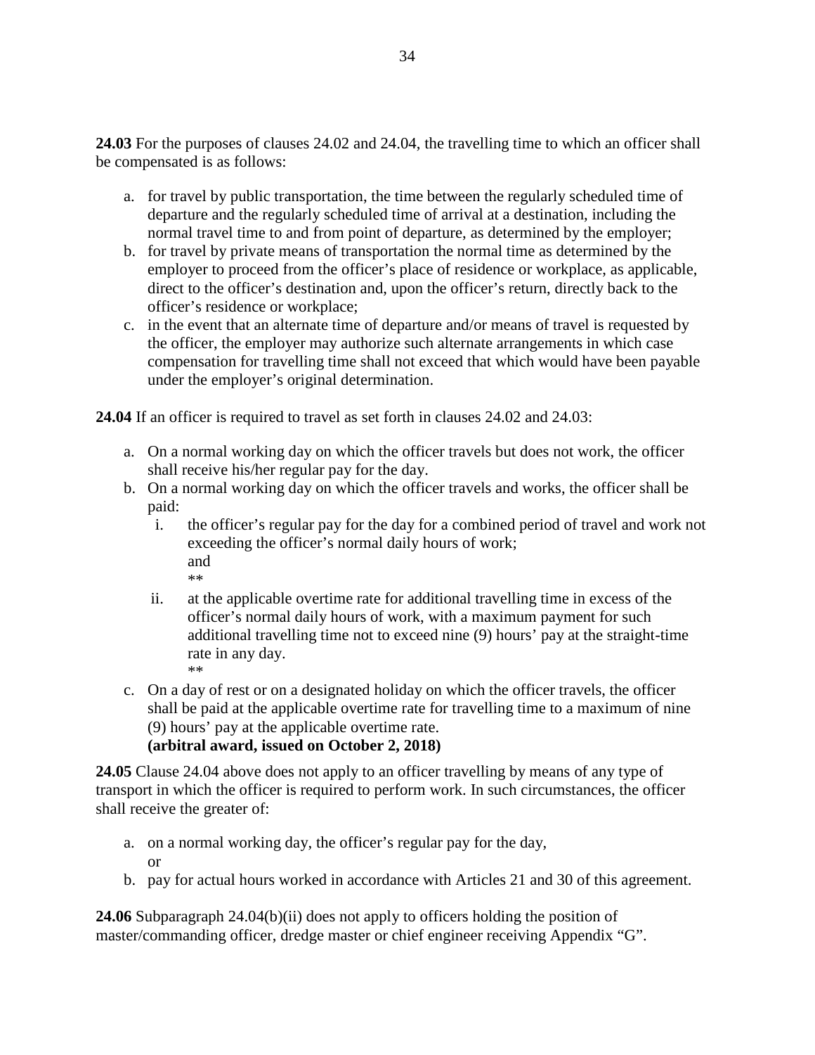**24.03** For the purposes of clauses 24.02 and 24.04, the travelling time to which an officer shall be compensated is as follows:

a. for travel by public transportation, the time between the regularly scheduled time of departure and the regularly scheduled time of arrival at a destination, including the normal travel time to and from point of departure, as determined by the employer;
b. for travel by private means of transportation the normal time as determined by the employer to proceed from the officer's place of residence or workplace, as applicable, direct to the officer's destination and, upon the officer's return, directly back to the officer's residence or workplace;
c. in the event that an alternate time of departure and/or means of travel is requested by the officer, the employer may authorize such alternate arrangements in which case compensation for travelling time shall not exceed that which would have been payable under the employer's original determination.

**24.04** If an officer is required to travel as set forth in clauses 24.02 and 24.03:

a. On a normal working day on which the officer travels but does not work, the officer shall receive his/her regular pay for the day.
b. On a normal working day on which the officer travels and works, the officer shall be paid:
   i. the officer's regular pay for the day for a combined period of travel and work not exceeding the officer's normal daily hours of work;
   and
   **
   ii. at the applicable overtime rate for additional travelling time in excess of the officer's normal daily hours of work, with a maximum payment for such additional travelling time not to exceed nine (9) hours' pay at the straight-time rate in any day.
   **
c. On a day of rest or on a designated holiday on which the officer travels, the officer shall be paid at the applicable overtime rate for travelling time to a maximum of nine (9) hours' pay at the applicable overtime rate.
**(arbitral award, issued on October 2, 2018)**

**24.05** Clause 24.04 above does not apply to an officer travelling by means of any type of transport in which the officer is required to perform work. In such circumstances, the officer shall receive the greater of:

a. on a normal working day, the officer's regular pay for the day,
   or
b. pay for actual hours worked in accordance with Articles 21 and 30 of this agreement.

**24.06** Subparagraph 24.04(b)(ii) does not apply to officers holding the position of master/commanding officer, dredge master or chief engineer receiving Appendix "G".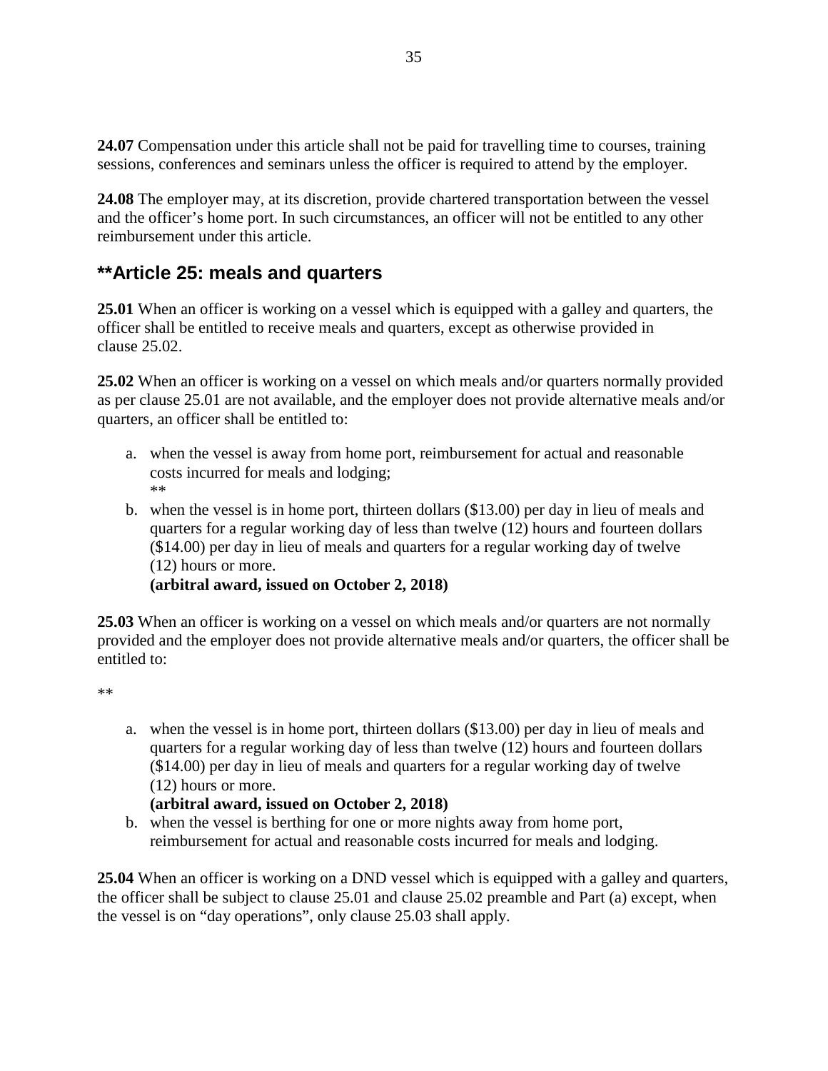**24.07** Compensation under this article shall not be paid for travelling time to courses, training sessions, conferences and seminars unless the officer is required to attend by the employer.

**24.08** The employer may, at its discretion, provide chartered transportation between the vessel and the officer's home port. In such circumstances, an officer will not be entitled to any other reimbursement under this article.

## **Article 25: meals and quarters

**25.01** When an officer is working on a vessel which is equipped with a galley and quarters, the officer shall be entitled to receive meals and quarters, except as otherwise provided in clause 25.02.

**25.02** When an officer is working on a vessel on which meals and/or quarters normally provided as per clause 25.01 are not available, and the employer does not provide alternative meals and/or quarters, an officer shall be entitled to:

a. when the vessel is away from home port, reimbursement for actual and reasonable costs incurred for meals and lodging;
   **
b. when the vessel is in home port, thirteen dollars ($13.00) per day in lieu of meals and quarters for a regular working day of less than twelve (12) hours and fourteen dollars ($14.00) per day in lieu of meals and quarters for a regular working day of twelve (12) hours or more.
   **(arbitral award, issued on October 2, 2018)**

**25.03** When an officer is working on a vessel on which meals and/or quarters are not normally provided and the employer does not provide alternative meals and/or quarters, the officer shall be entitled to:

**

a. when the vessel is in home port, thirteen dollars ($13.00) per day in lieu of meals and quarters for a regular working day of less than twelve (12) hours and fourteen dollars ($14.00) per day in lieu of meals and quarters for a regular working day of twelve (12) hours or more.
   **(arbitral award, issued on October 2, 2018)**
b. when the vessel is berthing for one or more nights away from home port, reimbursement for actual and reasonable costs incurred for meals and lodging.

**25.04** When an officer is working on a DND vessel which is equipped with a galley and quarters, the officer shall be subject to clause 25.01 and clause 25.02 preamble and Part (a) except, when the vessel is on "day operations", only clause 25.03 shall apply.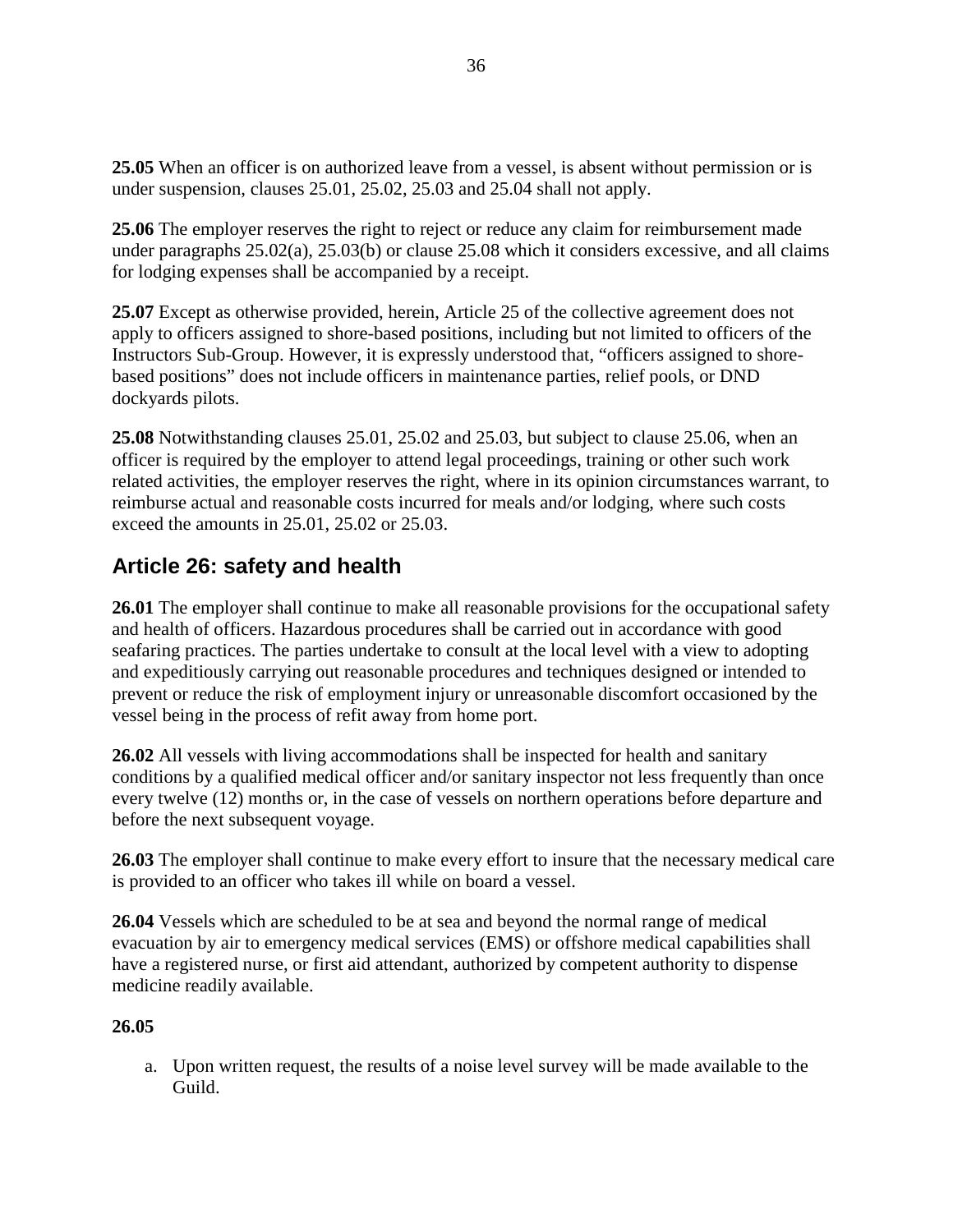**25.05** When an officer is on authorized leave from a vessel, is absent without permission or is under suspension, clauses 25.01, 25.02, 25.03 and 25.04 shall not apply.

**25.06** The employer reserves the right to reject or reduce any claim for reimbursement made under paragraphs 25.02(a), 25.03(b) or clause 25.08 which it considers excessive, and all claims for lodging expenses shall be accompanied by a receipt.

**25.07** Except as otherwise provided, herein, Article 25 of the collective agreement does not apply to officers assigned to shore-based positions, including but not limited to officers of the Instructors Sub-Group. However, it is expressly understood that, "officers assigned to shore-based positions" does not include officers in maintenance parties, relief pools, or DND dockyards pilots.

**25.08** Notwithstanding clauses 25.01, 25.02 and 25.03, but subject to clause 25.06, when an officer is required by the employer to attend legal proceedings, training or other such work related activities, the employer reserves the right, where in its opinion circumstances warrant, to reimburse actual and reasonable costs incurred for meals and/or lodging, where such costs exceed the amounts in 25.01, 25.02 or 25.03.

## Article 26: safety and health

**26.01** The employer shall continue to make all reasonable provisions for the occupational safety and health of officers. Hazardous procedures shall be carried out in accordance with good seafaring practices. The parties undertake to consult at the local level with a view to adopting and expeditiously carrying out reasonable procedures and techniques designed or intended to prevent or reduce the risk of employment injury or unreasonable discomfort occasioned by the vessel being in the process of refit away from home port.

**26.02** All vessels with living accommodations shall be inspected for health and sanitary conditions by a qualified medical officer and/or sanitary inspector not less frequently than once every twelve (12) months or, in the case of vessels on northern operations before departure and before the next subsequent voyage.

**26.03** The employer shall continue to make every effort to insure that the necessary medical care is provided to an officer who takes ill while on board a vessel.

**26.04** Vessels which are scheduled to be at sea and beyond the normal range of medical evacuation by air to emergency medical services (EMS) or offshore medical capabilities shall have a registered nurse, or first aid attendant, authorized by competent authority to dispense medicine readily available.

**26.05**

a. Upon written request, the results of a noise level survey will be made available to the Guild.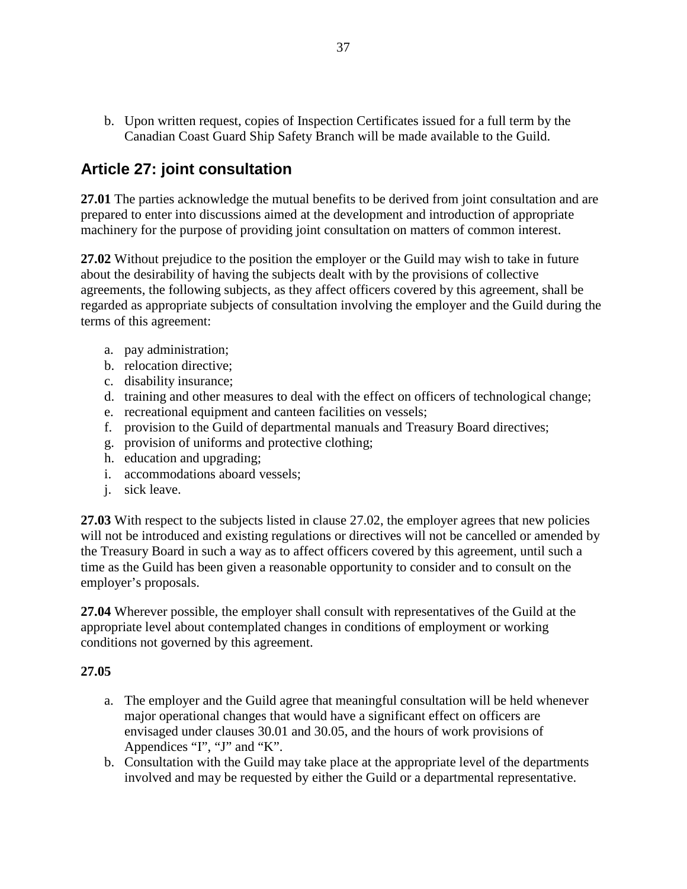b. Upon written request, copies of Inspection Certificates issued for a full term by the Canadian Coast Guard Ship Safety Branch will be made available to the Guild.

## Article 27: joint consultation

**27.01** The parties acknowledge the mutual benefits to be derived from joint consultation and are prepared to enter into discussions aimed at the development and introduction of appropriate machinery for the purpose of providing joint consultation on matters of common interest.

**27.02** Without prejudice to the position the employer or the Guild may wish to take in future about the desirability of having the subjects dealt with by the provisions of collective agreements, the following subjects, as they affect officers covered by this agreement, shall be regarded as appropriate subjects of consultation involving the employer and the Guild during the terms of this agreement:

a. pay administration;
b. relocation directive;
c. disability insurance;
d. training and other measures to deal with the effect on officers of technological change;
e. recreational equipment and canteen facilities on vessels;
f. provision to the Guild of departmental manuals and Treasury Board directives;
g. provision of uniforms and protective clothing;
h. education and upgrading;
i. accommodations aboard vessels;
j. sick leave.

**27.03** With respect to the subjects listed in clause 27.02, the employer agrees that new policies will not be introduced and existing regulations or directives will not be cancelled or amended by the Treasury Board in such a way as to affect officers covered by this agreement, until such a time as the Guild has been given a reasonable opportunity to consider and to consult on the employer's proposals.

**27.04** Wherever possible, the employer shall consult with representatives of the Guild at the appropriate level about contemplated changes in conditions of employment or working conditions not governed by this agreement.

**27.05**

a. The employer and the Guild agree that meaningful consultation will be held whenever major operational changes that would have a significant effect on officers are envisaged under clauses 30.01 and 30.05, and the hours of work provisions of Appendices "I", "J" and "K".
b. Consultation with the Guild may take place at the appropriate level of the departments involved and may be requested by either the Guild or a departmental representative.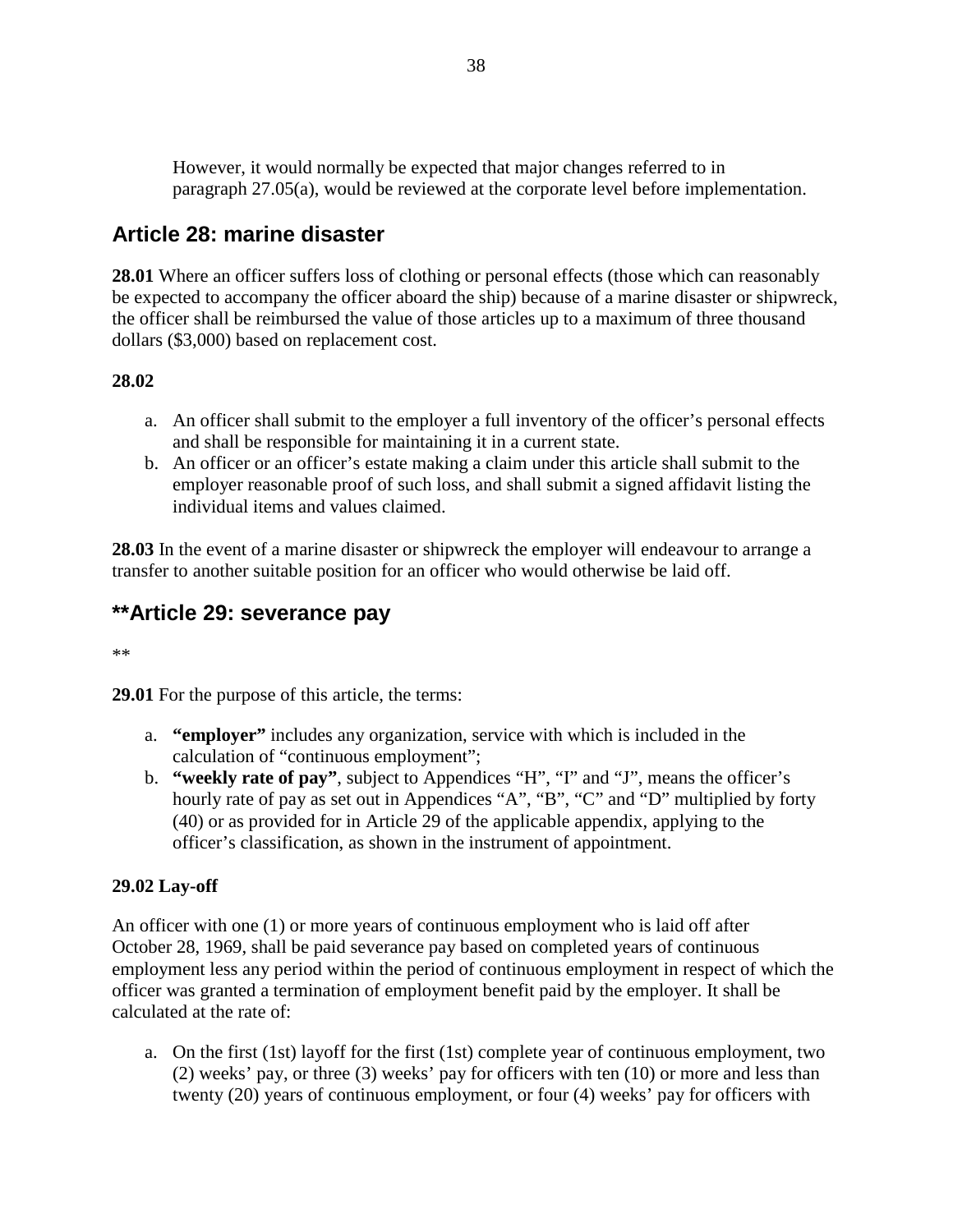However, it would normally be expected that major changes referred to in paragraph 27.05(a), would be reviewed at the corporate level before implementation.

## Article 28: marine disaster

**28.01** Where an officer suffers loss of clothing or personal effects (those which can reasonably be expected to accompany the officer aboard the ship) because of a marine disaster or shipwreck, the officer shall be reimbursed the value of those articles up to a maximum of three thousand dollars ($3,000) based on replacement cost.

**28.02**

a. An officer shall submit to the employer a full inventory of the officer's personal effects and shall be responsible for maintaining it in a current state.
b. An officer or an officer's estate making a claim under this article shall submit to the employer reasonable proof of such loss, and shall submit a signed affidavit listing the individual items and values claimed.

**28.03** In the event of a marine disaster or shipwreck the employer will endeavour to arrange a transfer to another suitable position for an officer who would otherwise be laid off.

## **Article 29: severance pay

**

**29.01** For the purpose of this article, the terms:

a. **"employer"** includes any organization, service with which is included in the calculation of "continuous employment";
b. **"weekly rate of pay"**, subject to Appendices "H", "I" and "J", means the officer's hourly rate of pay as set out in Appendices "A", "B", "C" and "D" multiplied by forty (40) or as provided for in Article 29 of the applicable appendix, applying to the officer's classification, as shown in the instrument of appointment.

**29.02 Lay-off**

An officer with one (1) or more years of continuous employment who is laid off after October 28, 1969, shall be paid severance pay based on completed years of continuous employment less any period within the period of continuous employment in respect of which the officer was granted a termination of employment benefit paid by the employer. It shall be calculated at the rate of:

a. On the first (1st) layoff for the first (1st) complete year of continuous employment, two (2) weeks' pay, or three (3) weeks' pay for officers with ten (10) or more and less than twenty (20) years of continuous employment, or four (4) weeks' pay for officers with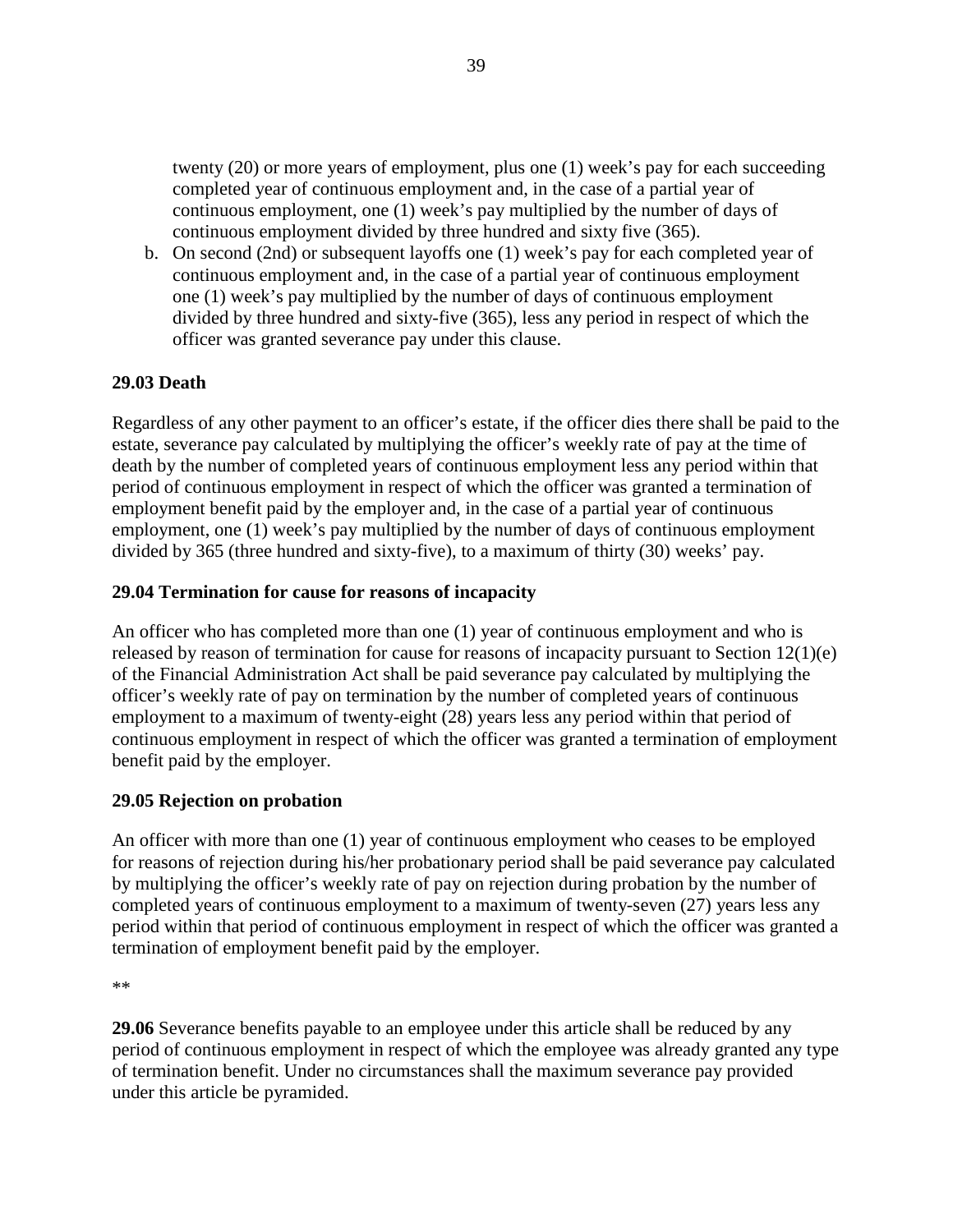twenty (20) or more years of employment, plus one (1) week's pay for each succeeding completed year of continuous employment and, in the case of a partial year of continuous employment, one (1) week's pay multiplied by the number of days of continuous employment divided by three hundred and sixty five (365).

b. On second (2nd) or subsequent layoffs one (1) week's pay for each completed year of continuous employment and, in the case of a partial year of continuous employment one (1) week's pay multiplied by the number of days of continuous employment divided by three hundred and sixty-five (365), less any period in respect of which the officer was granted severance pay under this clause.

**29.03 Death**

Regardless of any other payment to an officer's estate, if the officer dies there shall be paid to the estate, severance pay calculated by multiplying the officer's weekly rate of pay at the time of death by the number of completed years of continuous employment less any period within that period of continuous employment in respect of which the officer was granted a termination of employment benefit paid by the employer and, in the case of a partial year of continuous employment, one (1) week's pay multiplied by the number of days of continuous employment divided by 365 (three hundred and sixty-five), to a maximum of thirty (30) weeks' pay.

**29.04 Termination for cause for reasons of incapacity**

An officer who has completed more than one (1) year of continuous employment and who is released by reason of termination for cause for reasons of incapacity pursuant to Section 12(1)(e) of the Financial Administration Act shall be paid severance pay calculated by multiplying the officer's weekly rate of pay on termination by the number of completed years of continuous employment to a maximum of twenty-eight (28) years less any period within that period of continuous employment in respect of which the officer was granted a termination of employment benefit paid by the employer.

**29.05 Rejection on probation**

An officer with more than one (1) year of continuous employment who ceases to be employed for reasons of rejection during his/her probationary period shall be paid severance pay calculated by multiplying the officer's weekly rate of pay on rejection during probation by the number of completed years of continuous employment to a maximum of twenty-seven (27) years less any period within that period of continuous employment in respect of which the officer was granted a termination of employment benefit paid by the employer.

**

**29.06** Severance benefits payable to an employee under this article shall be reduced by any period of continuous employment in respect of which the employee was already granted any type of termination benefit. Under no circumstances shall the maximum severance pay provided under this article be pyramided.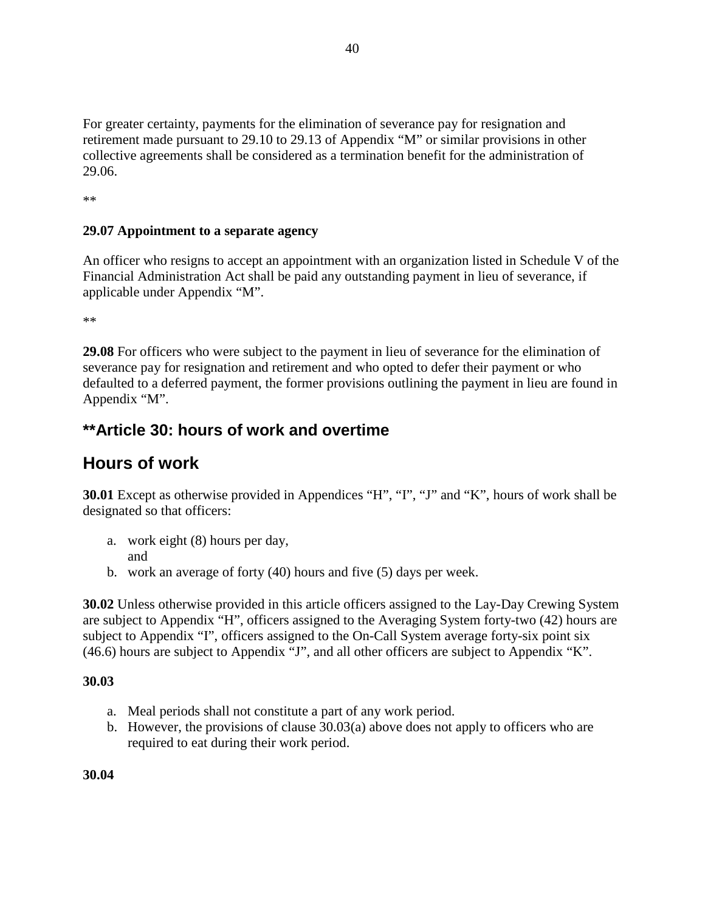For greater certainty, payments for the elimination of severance pay for resignation and retirement made pursuant to 29.10 to 29.13 of Appendix "M" or similar provisions in other collective agreements shall be considered as a termination benefit for the administration of 29.06.

**

**29.07 Appointment to a separate agency**

An officer who resigns to accept an appointment with an organization listed in Schedule V of the Financial Administration Act shall be paid any outstanding payment in lieu of severance, if applicable under Appendix "M".

**

**29.08** For officers who were subject to the payment in lieu of severance for the elimination of severance pay for resignation and retirement and who opted to defer their payment or who defaulted to a deferred payment, the former provisions outlining the payment in lieu are found in Appendix "M".

## **Article 30: hours of work and overtime

## Hours of work

**30.01** Except as otherwise provided in Appendices "H", "I", "J" and "K", hours of work shall be designated so that officers:

a. work eight (8) hours per day, and
b. work an average of forty (40) hours and five (5) days per week.

**30.02** Unless otherwise provided in this article officers assigned to the Lay-Day Crewing System are subject to Appendix "H", officers assigned to the Averaging System forty-two (42) hours are subject to Appendix "I", officers assigned to the On-Call System average forty-six point six (46.6) hours are subject to Appendix "J", and all other officers are subject to Appendix "K".

**30.03**

a. Meal periods shall not constitute a part of any work period.
b. However, the provisions of clause 30.03(a) above does not apply to officers who are required to eat during their work period.

**30.04**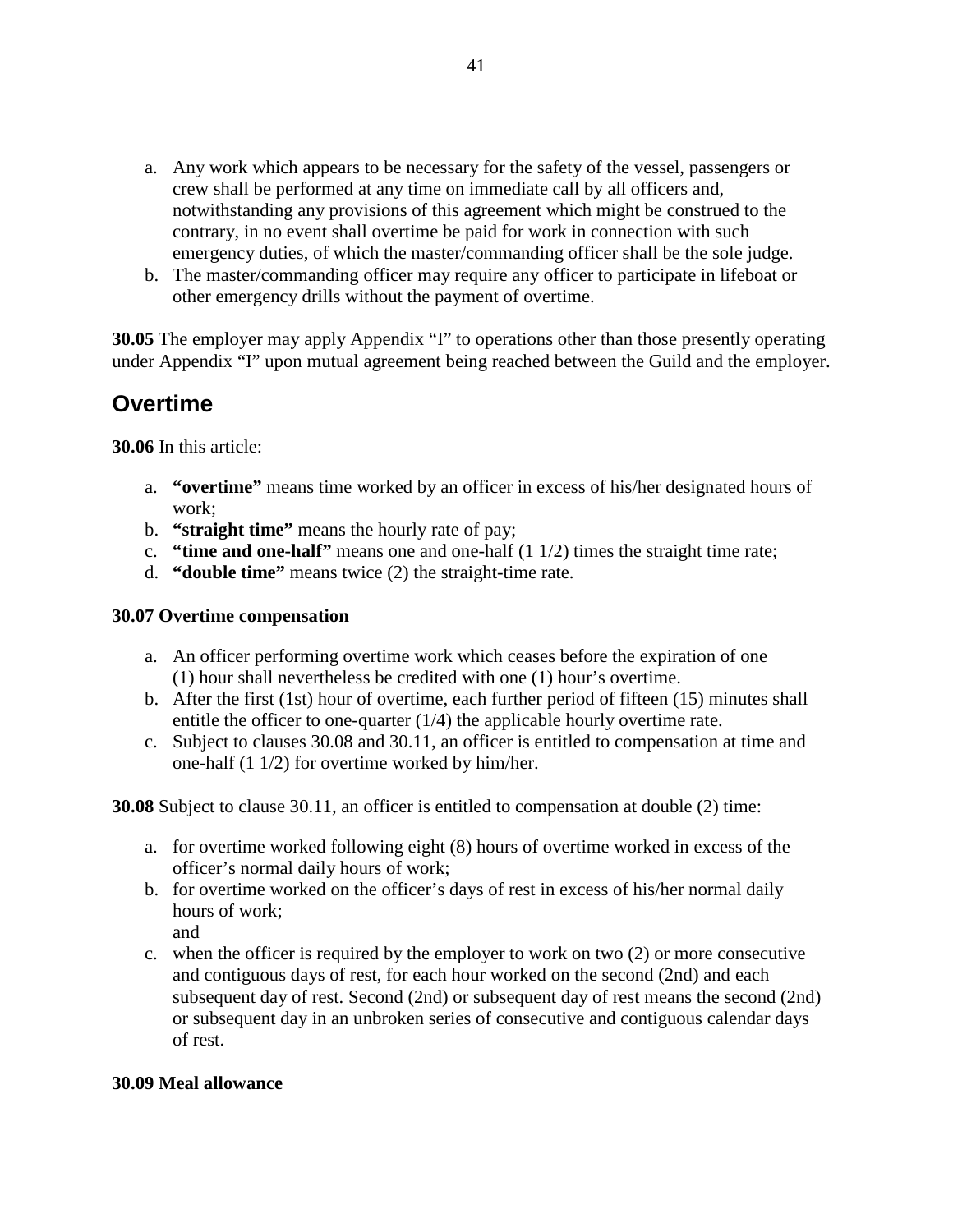a. Any work which appears to be necessary for the safety of the vessel, passengers or crew shall be performed at any time on immediate call by all officers and, notwithstanding any provisions of this agreement which might be construed to the contrary, in no event shall overtime be paid for work in connection with such emergency duties, of which the master/commanding officer shall be the sole judge.
b. The master/commanding officer may require any officer to participate in lifeboat or other emergency drills without the payment of overtime.

**30.05** The employer may apply Appendix "I" to operations other than those presently operating under Appendix "I" upon mutual agreement being reached between the Guild and the employer.

## Overtime

**30.06** In this article:

a. **"overtime"** means time worked by an officer in excess of his/her designated hours of work;
b. **"straight time"** means the hourly rate of pay;
c. **"time and one-half"** means one and one-half (1 1/2) times the straight time rate;
d. **"double time"** means twice (2) the straight-time rate.

**30.07 Overtime compensation**

a. An officer performing overtime work which ceases before the expiration of one (1) hour shall nevertheless be credited with one (1) hour's overtime.
b. After the first (1st) hour of overtime, each further period of fifteen (15) minutes shall entitle the officer to one-quarter (1/4) the applicable hourly overtime rate.
c. Subject to clauses 30.08 and 30.11, an officer is entitled to compensation at time and one-half (1 1/2) for overtime worked by him/her.

**30.08** Subject to clause 30.11, an officer is entitled to compensation at double (2) time:

a. for overtime worked following eight (8) hours of overtime worked in excess of the officer's normal daily hours of work;
b. for overtime worked on the officer's days of rest in excess of his/her normal daily hours of work;
and
c. when the officer is required by the employer to work on two (2) or more consecutive and contiguous days of rest, for each hour worked on the second (2nd) and each subsequent day of rest. Second (2nd) or subsequent day of rest means the second (2nd) or subsequent day in an unbroken series of consecutive and contiguous calendar days of rest.

**30.09 Meal allowance**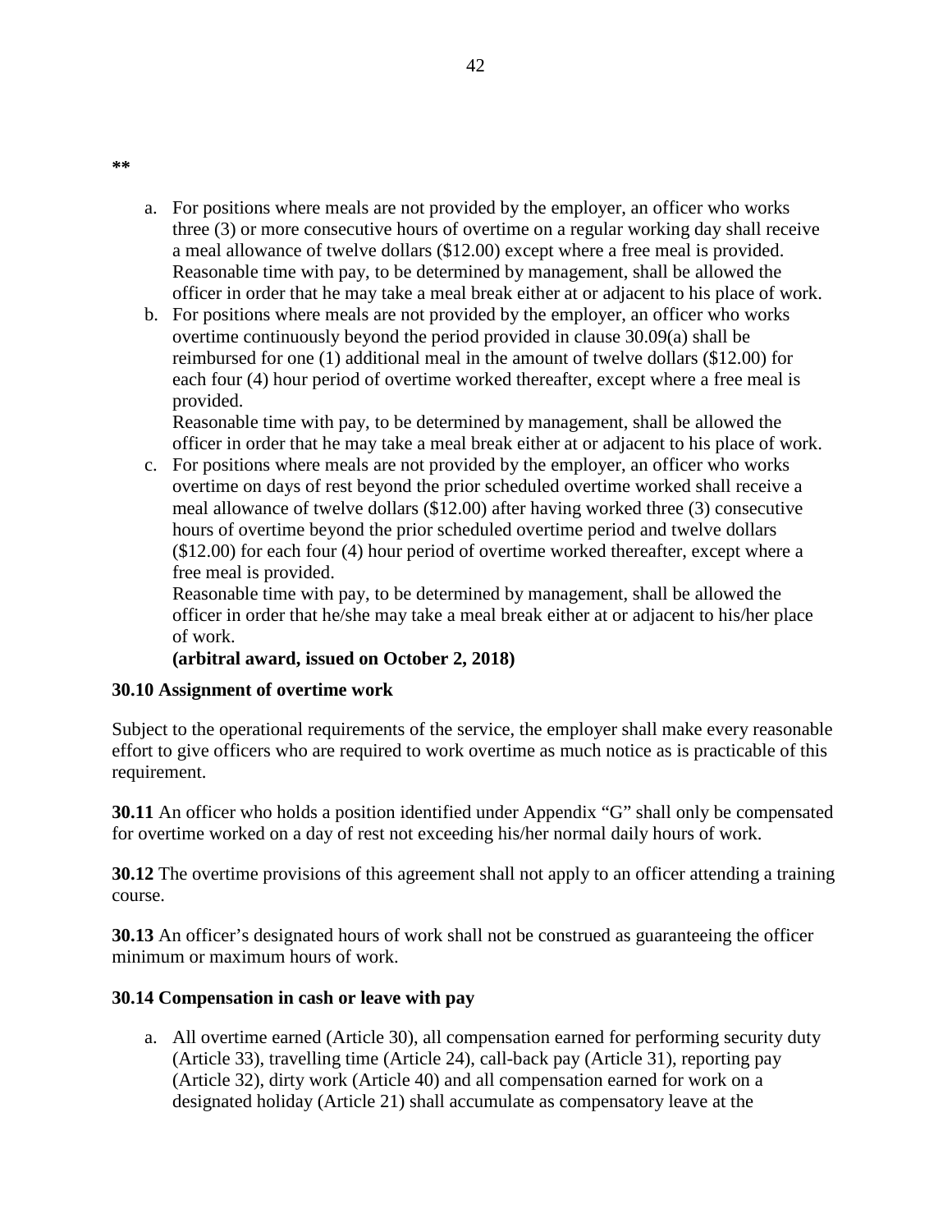**

a. For positions where meals are not provided by the employer, an officer who works three (3) or more consecutive hours of overtime on a regular working day shall receive a meal allowance of twelve dollars ($12.00) except where a free meal is provided. Reasonable time with pay, to be determined by management, shall be allowed the officer in order that he may take a meal break either at or adjacent to his place of work.
b. For positions where meals are not provided by the employer, an officer who works overtime continuously beyond the period provided in clause 30.09(a) shall be reimbursed for one (1) additional meal in the amount of twelve dollars ($12.00) for each four (4) hour period of overtime worked thereafter, except where a free meal is provided.
   Reasonable time with pay, to be determined by management, shall be allowed the officer in order that he may take a meal break either at or adjacent to his place of work.
c. For positions where meals are not provided by the employer, an officer who works overtime on days of rest beyond the prior scheduled overtime worked shall receive a meal allowance of twelve dollars ($12.00) after having worked three (3) consecutive hours of overtime beyond the prior scheduled overtime period and twelve dollars ($12.00) for each four (4) hour period of overtime worked thereafter, except where a free meal is provided.
   Reasonable time with pay, to be determined by management, shall be allowed the officer in order that he/she may take a meal break either at or adjacent to his/her place of work.
   **(arbitral award, issued on October 2, 2018)**

**30.10 Assignment of overtime work**

Subject to the operational requirements of the service, the employer shall make every reasonable effort to give officers who are required to work overtime as much notice as is practicable of this requirement.

**30.11** An officer who holds a position identified under Appendix "G" shall only be compensated for overtime worked on a day of rest not exceeding his/her normal daily hours of work.

**30.12** The overtime provisions of this agreement shall not apply to an officer attending a training course.

**30.13** An officer's designated hours of work shall not be construed as guaranteeing the officer minimum or maximum hours of work.

**30.14 Compensation in cash or leave with pay**

a. All overtime earned (Article 30), all compensation earned for performing security duty (Article 33), travelling time (Article 24), call-back pay (Article 31), reporting pay (Article 32), dirty work (Article 40) and all compensation earned for work on a designated holiday (Article 21) shall accumulate as compensatory leave at the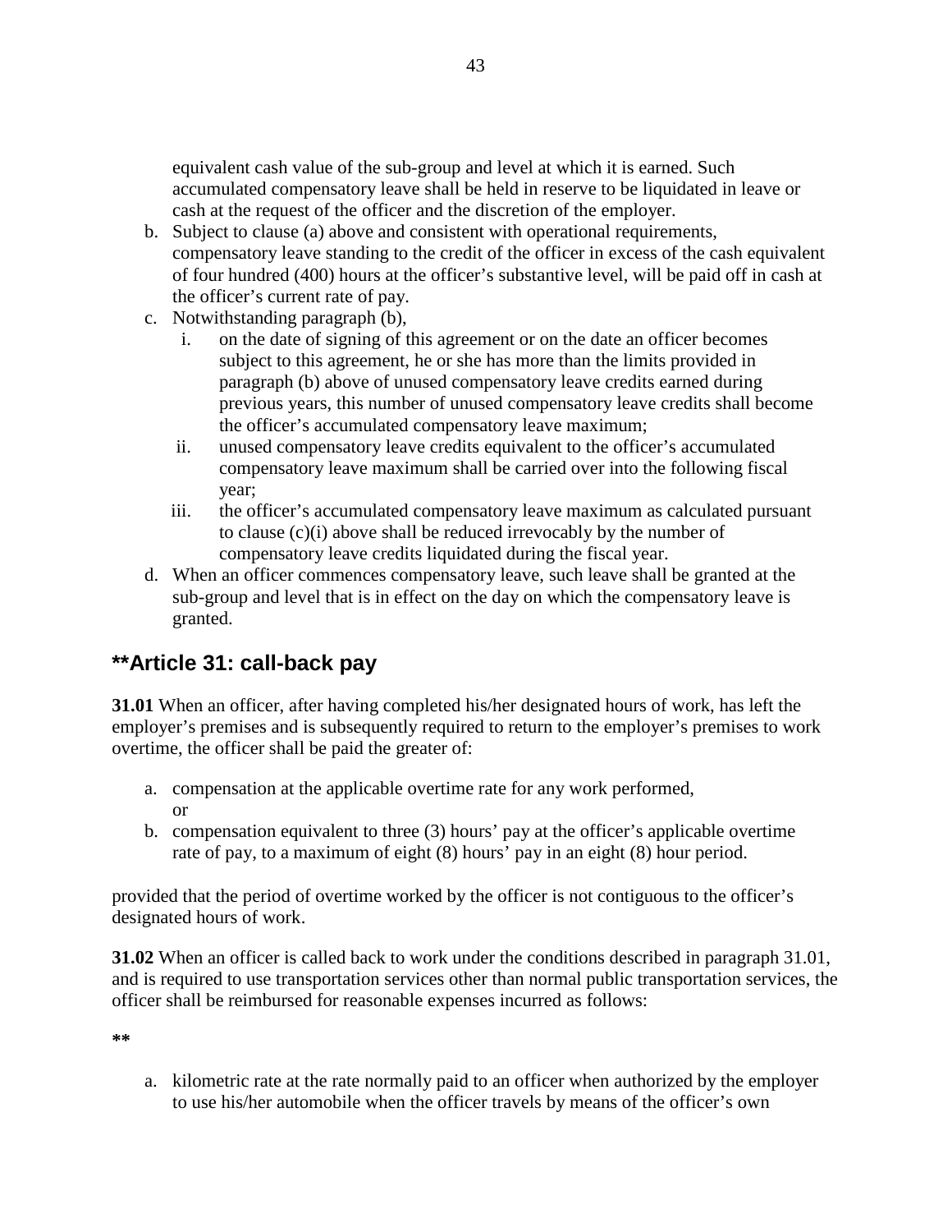equivalent cash value of the sub-group and level at which it is earned. Such accumulated compensatory leave shall be held in reserve to be liquidated in leave or cash at the request of the officer and the discretion of the employer.

b. Subject to clause (a) above and consistent with operational requirements, compensatory leave standing to the credit of the officer in excess of the cash equivalent of four hundred (400) hours at the officer's substantive level, will be paid off in cash at the officer's current rate of pay.
c. Notwithstanding paragraph (b),
    i. on the date of signing of this agreement or on the date an officer becomes subject to this agreement, he or she has more than the limits provided in paragraph (b) above of unused compensatory leave credits earned during previous years, this number of unused compensatory leave credits shall become the officer's accumulated compensatory leave maximum;
    ii. unused compensatory leave credits equivalent to the officer's accumulated compensatory leave maximum shall be carried over into the following fiscal year;
    iii. the officer's accumulated compensatory leave maximum as calculated pursuant to clause (c)(i) above shall be reduced irrevocably by the number of compensatory leave credits liquidated during the fiscal year.
d. When an officer commences compensatory leave, such leave shall be granted at the sub-group and level that is in effect on the day on which the compensatory leave is granted.

## **Article 31: call-back pay

**31.01** When an officer, after having completed his/her designated hours of work, has left the employer's premises and is subsequently required to return to the employer's premises to work overtime, the officer shall be paid the greater of:

a. compensation at the applicable overtime rate for any work performed,
   or
b. compensation equivalent to three (3) hours' pay at the officer's applicable overtime rate of pay, to a maximum of eight (8) hours' pay in an eight (8) hour period.

provided that the period of overtime worked by the officer is not contiguous to the officer's designated hours of work.

**31.02** When an officer is called back to work under the conditions described in paragraph 31.01, and is required to use transportation services other than normal public transportation services, the officer shall be reimbursed for reasonable expenses incurred as follows:

**

a. kilometric rate at the rate normally paid to an officer when authorized by the employer to use his/her automobile when the officer travels by means of the officer's own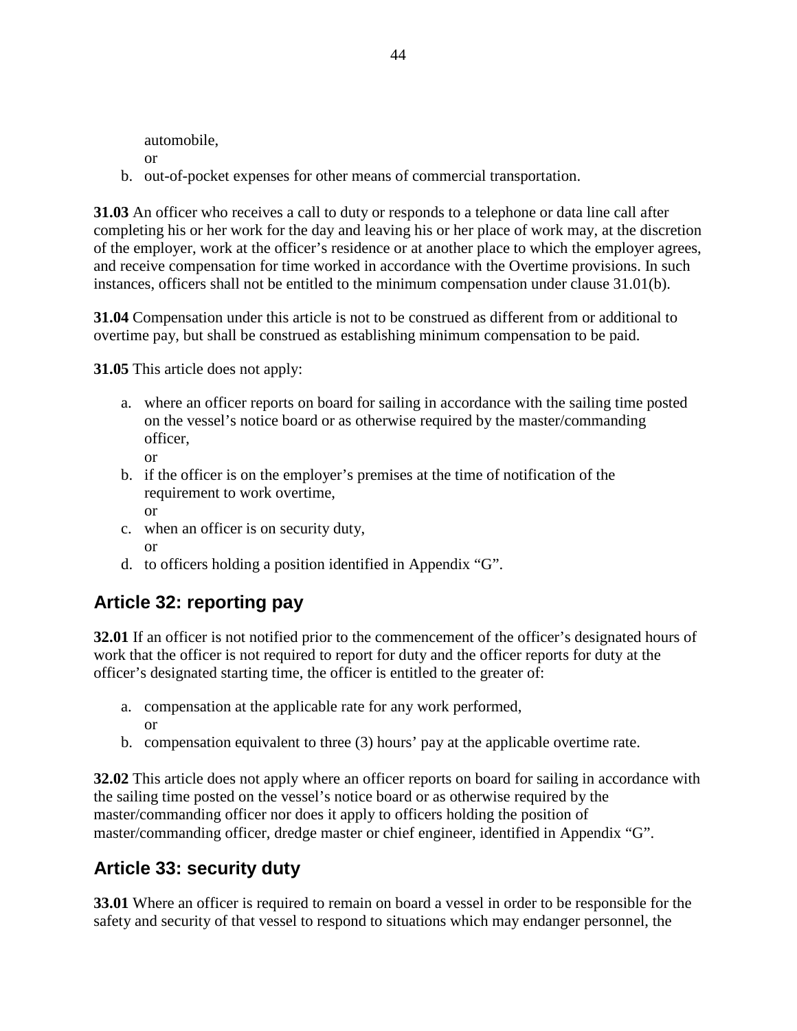automobile,
   or
b. out-of-pocket expenses for other means of commercial transportation.

**31.03** An officer who receives a call to duty or responds to a telephone or data line call after completing his or her work for the day and leaving his or her place of work may, at the discretion of the employer, work at the officer's residence or at another place to which the employer agrees, and receive compensation for time worked in accordance with the Overtime provisions. In such instances, officers shall not be entitled to the minimum compensation under clause 31.01(b).

**31.04** Compensation under this article is not to be construed as different from or additional to overtime pay, but shall be construed as establishing minimum compensation to be paid.

**31.05** This article does not apply:

a. where an officer reports on board for sailing in accordance with the sailing time posted on the vessel's notice board or as otherwise required by the master/commanding officer,
   or
b. if the officer is on the employer's premises at the time of notification of the requirement to work overtime,
   or
c. when an officer is on security duty,
   or
d. to officers holding a position identified in Appendix "G".

## Article 32: reporting pay

**32.01** If an officer is not notified prior to the commencement of the officer's designated hours of work that the officer is not required to report for duty and the officer reports for duty at the officer's designated starting time, the officer is entitled to the greater of:

a. compensation at the applicable rate for any work performed,
   or
b. compensation equivalent to three (3) hours' pay at the applicable overtime rate.

**32.02** This article does not apply where an officer reports on board for sailing in accordance with the sailing time posted on the vessel's notice board or as otherwise required by the master/commanding officer nor does it apply to officers holding the position of master/commanding officer, dredge master or chief engineer, identified in Appendix "G".

## Article 33: security duty

**33.01** Where an officer is required to remain on board a vessel in order to be responsible for the safety and security of that vessel to respond to situations which may endanger personnel, the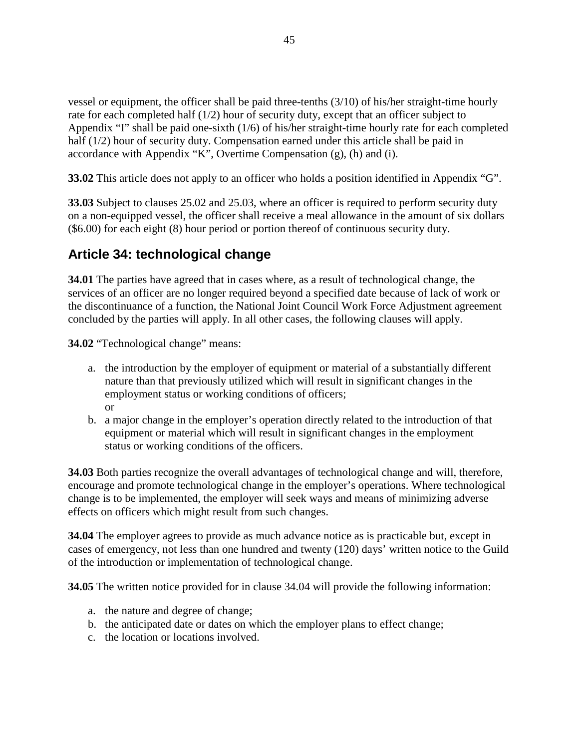vessel or equipment, the officer shall be paid three-tenths (3/10) of his/her straight-time hourly rate for each completed half (1/2) hour of security duty, except that an officer subject to Appendix "I" shall be paid one-sixth (1/6) of his/her straight-time hourly rate for each completed half (1/2) hour of security duty. Compensation earned under this article shall be paid in accordance with Appendix "K", Overtime Compensation (g), (h) and (i).

**33.02** This article does not apply to an officer who holds a position identified in Appendix "G".

**33.03** Subject to clauses 25.02 and 25.03, where an officer is required to perform security duty on a non-equipped vessel, the officer shall receive a meal allowance in the amount of six dollars ($6.00) for each eight (8) hour period or portion thereof of continuous security duty.

## Article 34: technological change

**34.01** The parties have agreed that in cases where, as a result of technological change, the services of an officer are no longer required beyond a specified date because of lack of work or the discontinuance of a function, the National Joint Council Work Force Adjustment agreement concluded by the parties will apply. In all other cases, the following clauses will apply.

**34.02** "Technological change" means:

a. the introduction by the employer of equipment or material of a substantially different nature than that previously utilized which will result in significant changes in the employment status or working conditions of officers;
   or
b. a major change in the employer's operation directly related to the introduction of that equipment or material which will result in significant changes in the employment status or working conditions of the officers.

**34.03** Both parties recognize the overall advantages of technological change and will, therefore, encourage and promote technological change in the employer's operations. Where technological change is to be implemented, the employer will seek ways and means of minimizing adverse effects on officers which might result from such changes.

**34.04** The employer agrees to provide as much advance notice as is practicable but, except in cases of emergency, not less than one hundred and twenty (120) days' written notice to the Guild of the introduction or implementation of technological change.

**34.05** The written notice provided for in clause 34.04 will provide the following information:

a. the nature and degree of change;
b. the anticipated date or dates on which the employer plans to effect change;
c. the location or locations involved.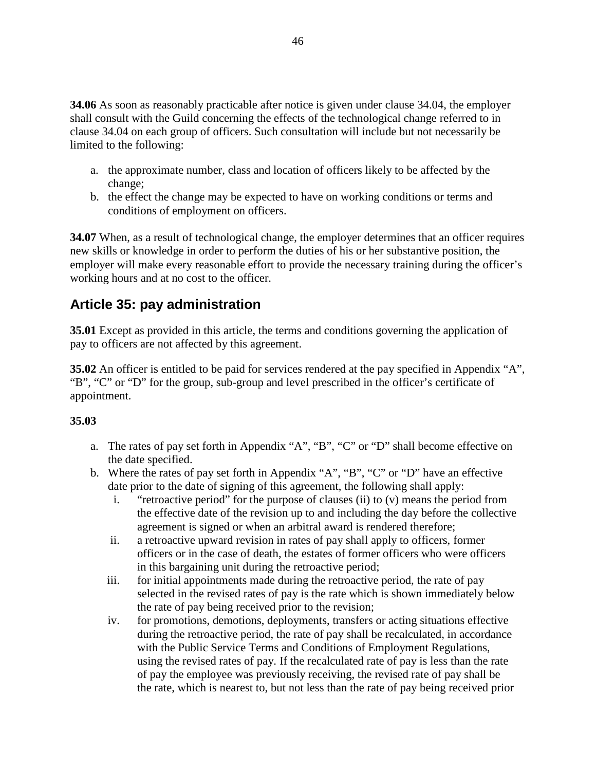**34.06** As soon as reasonably practicable after notice is given under clause 34.04, the employer shall consult with the Guild concerning the effects of the technological change referred to in clause 34.04 on each group of officers. Such consultation will include but not necessarily be limited to the following:

a. the approximate number, class and location of officers likely to be affected by the change;
b. the effect the change may be expected to have on working conditions or terms and conditions of employment on officers.

**34.07** When, as a result of technological change, the employer determines that an officer requires new skills or knowledge in order to perform the duties of his or her substantive position, the employer will make every reasonable effort to provide the necessary training during the officer's working hours and at no cost to the officer.

## Article 35: pay administration

**35.01** Except as provided in this article, the terms and conditions governing the application of pay to officers are not affected by this agreement.

**35.02** An officer is entitled to be paid for services rendered at the pay specified in Appendix "A", "B", "C" or "D" for the group, sub-group and level prescribed in the officer's certificate of appointment.

**35.03**

a. The rates of pay set forth in Appendix "A", "B", "C" or "D" shall become effective on the date specified.
b. Where the rates of pay set forth in Appendix "A", "B", "C" or "D" have an effective date prior to the date of signing of this agreement, the following shall apply:
    i. "retroactive period" for the purpose of clauses (ii) to (v) means the period from the effective date of the revision up to and including the day before the collective agreement is signed or when an arbitral award is rendered therefore;
    ii. a retroactive upward revision in rates of pay shall apply to officers, former officers or in the case of death, the estates of former officers who were officers in this bargaining unit during the retroactive period;
    iii. for initial appointments made during the retroactive period, the rate of pay selected in the revised rates of pay is the rate which is shown immediately below the rate of pay being received prior to the revision;
    iv. for promotions, demotions, deployments, transfers or acting situations effective during the retroactive period, the rate of pay shall be recalculated, in accordance with the Public Service Terms and Conditions of Employment Regulations, using the revised rates of pay. If the recalculated rate of pay is less than the rate of pay the employee was previously receiving, the revised rate of pay shall be the rate, which is nearest to, but not less than the rate of pay being received prior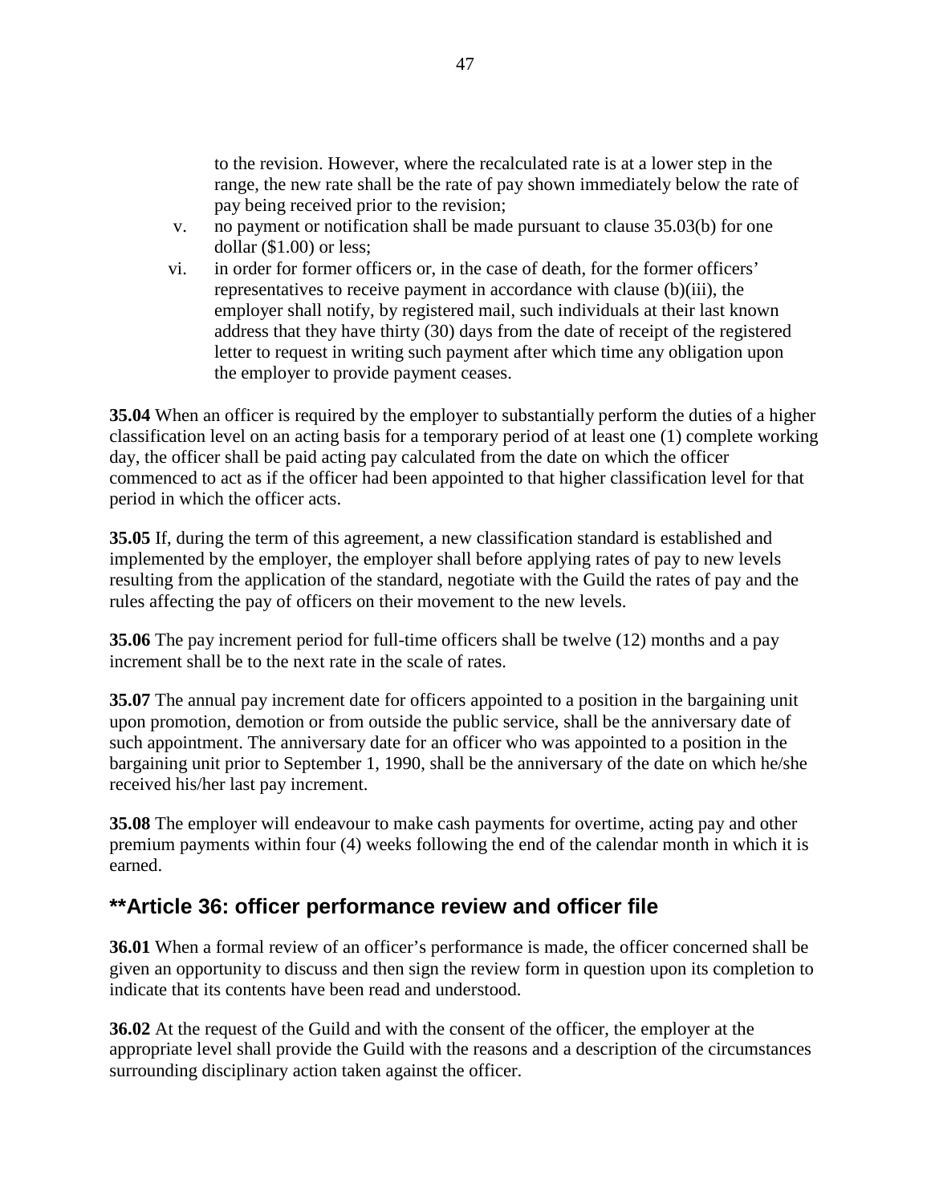to the revision. However, where the recalculated rate is at a lower step in the range, the new rate shall be the rate of pay shown immediately below the rate of pay being received prior to the revision;

v. no payment or notification shall be made pursuant to clause 35.03(b) for one dollar ($1.00) or less;

vi. in order for former officers or, in the case of death, for the former officers' representatives to receive payment in accordance with clause (b)(iii), the employer shall notify, by registered mail, such individuals at their last known address that they have thirty (30) days from the date of receipt of the registered letter to request in writing such payment after which time any obligation upon the employer to provide payment ceases.

**35.04** When an officer is required by the employer to substantially perform the duties of a higher classification level on an acting basis for a temporary period of at least one (1) complete working day, the officer shall be paid acting pay calculated from the date on which the officer commenced to act as if the officer had been appointed to that higher classification level for that period in which the officer acts.

**35.05** If, during the term of this agreement, a new classification standard is established and implemented by the employer, the employer shall before applying rates of pay to new levels resulting from the application of the standard, negotiate with the Guild the rates of pay and the rules affecting the pay of officers on their movement to the new levels.

**35.06** The pay increment period for full-time officers shall be twelve (12) months and a pay increment shall be to the next rate in the scale of rates.

**35.07** The annual pay increment date for officers appointed to a position in the bargaining unit upon promotion, demotion or from outside the public service, shall be the anniversary date of such appointment. The anniversary date for an officer who was appointed to a position in the bargaining unit prior to September 1, 1990, shall be the anniversary of the date on which he/she received his/her last pay increment.

**35.08** The employer will endeavour to make cash payments for overtime, acting pay and other premium payments within four (4) weeks following the end of the calendar month in which it is earned.

## **Article 36: officer performance review and officer file

**36.01** When a formal review of an officer's performance is made, the officer concerned shall be given an opportunity to discuss and then sign the review form in question upon its completion to indicate that its contents have been read and understood.

**36.02** At the request of the Guild and with the consent of the officer, the employer at the appropriate level shall provide the Guild with the reasons and a description of the circumstances surrounding disciplinary action taken against the officer.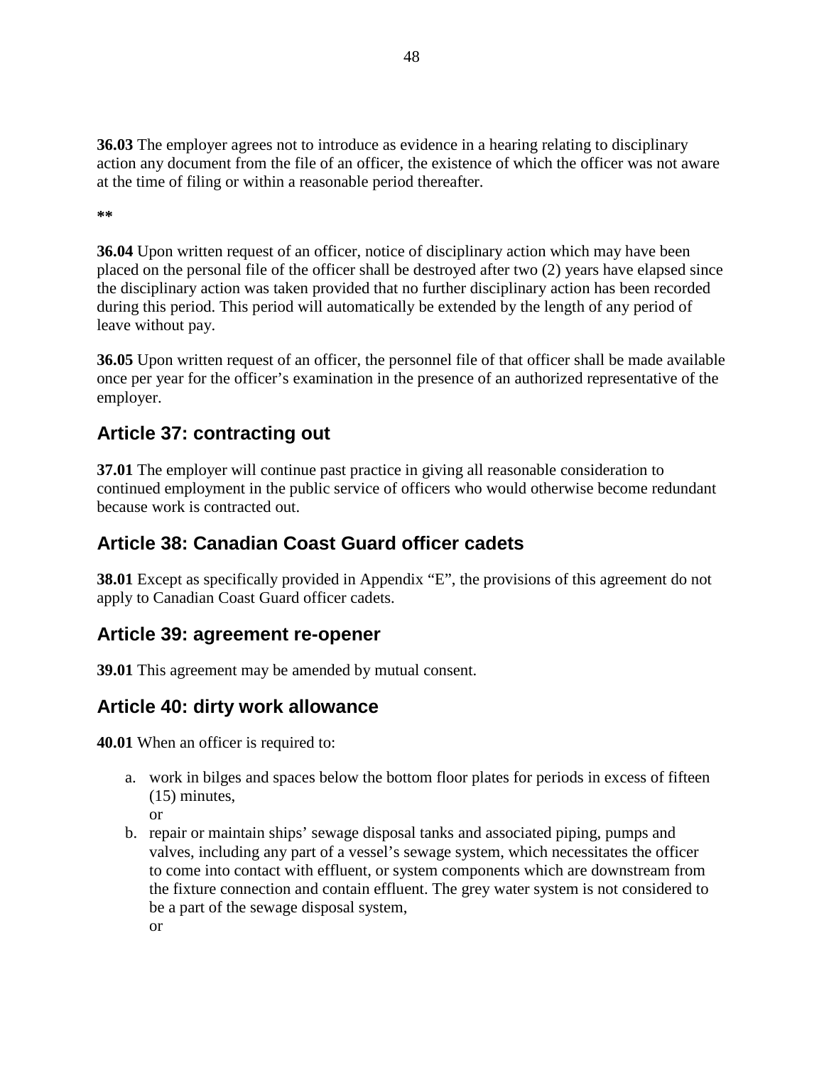**36.03** The employer agrees not to introduce as evidence in a hearing relating to disciplinary action any document from the file of an officer, the existence of which the officer was not aware at the time of filing or within a reasonable period thereafter.

**

**36.04** Upon written request of an officer, notice of disciplinary action which may have been placed on the personal file of the officer shall be destroyed after two (2) years have elapsed since the disciplinary action was taken provided that no further disciplinary action has been recorded during this period. This period will automatically be extended by the length of any period of leave without pay.

**36.05** Upon written request of an officer, the personnel file of that officer shall be made available once per year for the officer's examination in the presence of an authorized representative of the employer.

## Article 37: contracting out

**37.01** The employer will continue past practice in giving all reasonable consideration to continued employment in the public service of officers who would otherwise become redundant because work is contracted out.

## Article 38: Canadian Coast Guard officer cadets

**38.01** Except as specifically provided in Appendix "E", the provisions of this agreement do not apply to Canadian Coast Guard officer cadets.

## Article 39: agreement re-opener

**39.01** This agreement may be amended by mutual consent.

## Article 40: dirty work allowance

**40.01** When an officer is required to:

a. work in bilges and spaces below the bottom floor plates for periods in excess of fifteen (15) minutes,
   or
b. repair or maintain ships' sewage disposal tanks and associated piping, pumps and valves, including any part of a vessel's sewage system, which necessitates the officer to come into contact with effluent, or system components which are downstream from the fixture connection and contain effluent. The grey water system is not considered to be a part of the sewage disposal system,
   or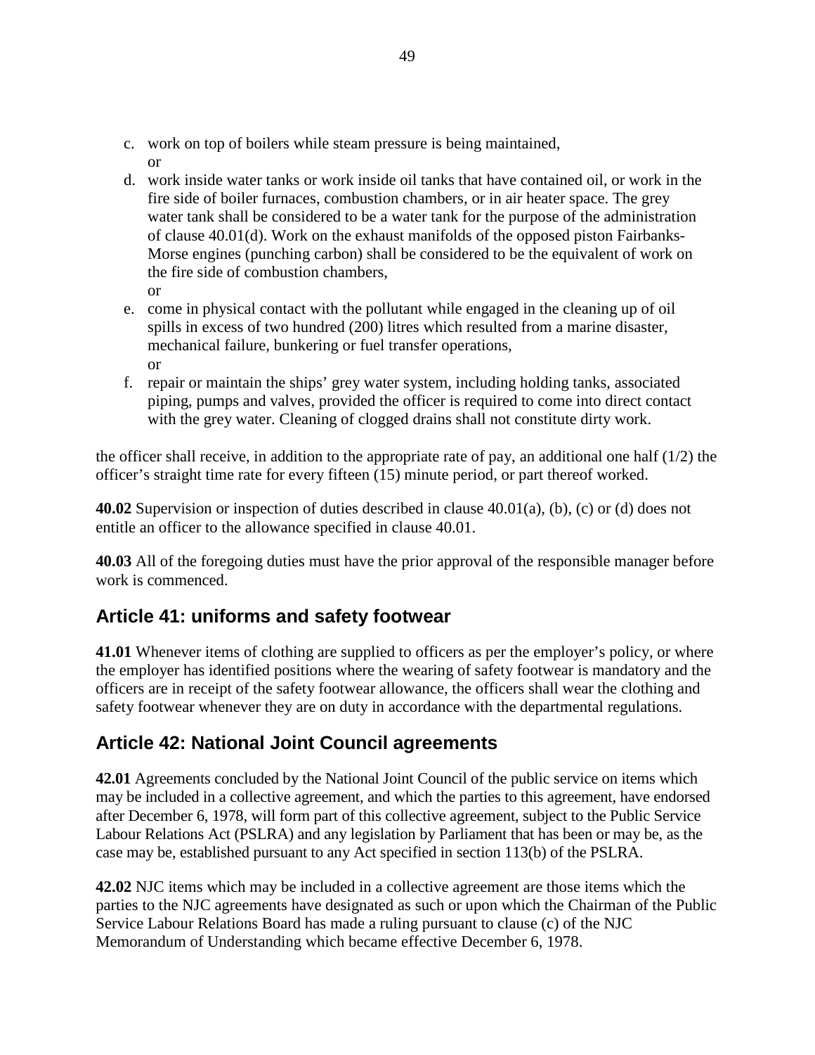c. work on top of boilers while steam pressure is being maintained,  
   or
d. work inside water tanks or work inside oil tanks that have contained oil, or work in the fire side of boiler furnaces, combustion chambers, or in air heater space. The grey water tank shall be considered to be a water tank for the purpose of the administration of clause 40.01(d). Work on the exhaust manifolds of the opposed piston Fairbanks-Morse engines (punching carbon) shall be considered to be the equivalent of work on the fire side of combustion chambers,  
   or
e. come in physical contact with the pollutant while engaged in the cleaning up of oil spills in excess of two hundred (200) litres which resulted from a marine disaster, mechanical failure, bunkering or fuel transfer operations,  
   or
f. repair or maintain the ships' grey water system, including holding tanks, associated piping, pumps and valves, provided the officer is required to come into direct contact with the grey water. Cleaning of clogged drains shall not constitute dirty work.

the officer shall receive, in addition to the appropriate rate of pay, an additional one half (1/2) the officer's straight time rate for every fifteen (15) minute period, or part thereof worked.

**40.02** Supervision or inspection of duties described in clause 40.01(a), (b), (c) or (d) does not entitle an officer to the allowance specified in clause 40.01.

**40.03** All of the foregoing duties must have the prior approval of the responsible manager before work is commenced.

## Article 41: uniforms and safety footwear

**41.01** Whenever items of clothing are supplied to officers as per the employer's policy, or where the employer has identified positions where the wearing of safety footwear is mandatory and the officers are in receipt of the safety footwear allowance, the officers shall wear the clothing and safety footwear whenever they are on duty in accordance with the departmental regulations.

## Article 42: National Joint Council agreements

**42.01** Agreements concluded by the National Joint Council of the public service on items which may be included in a collective agreement, and which the parties to this agreement, have endorsed after December 6, 1978, will form part of this collective agreement, subject to the Public Service Labour Relations Act (PSLRA) and any legislation by Parliament that has been or may be, as the case may be, established pursuant to any Act specified in section 113(b) of the PSLRA.

**42.02** NJC items which may be included in a collective agreement are those items which the parties to the NJC agreements have designated as such or upon which the Chairman of the Public Service Labour Relations Board has made a ruling pursuant to clause (c) of the NJC Memorandum of Understanding which became effective December 6, 1978.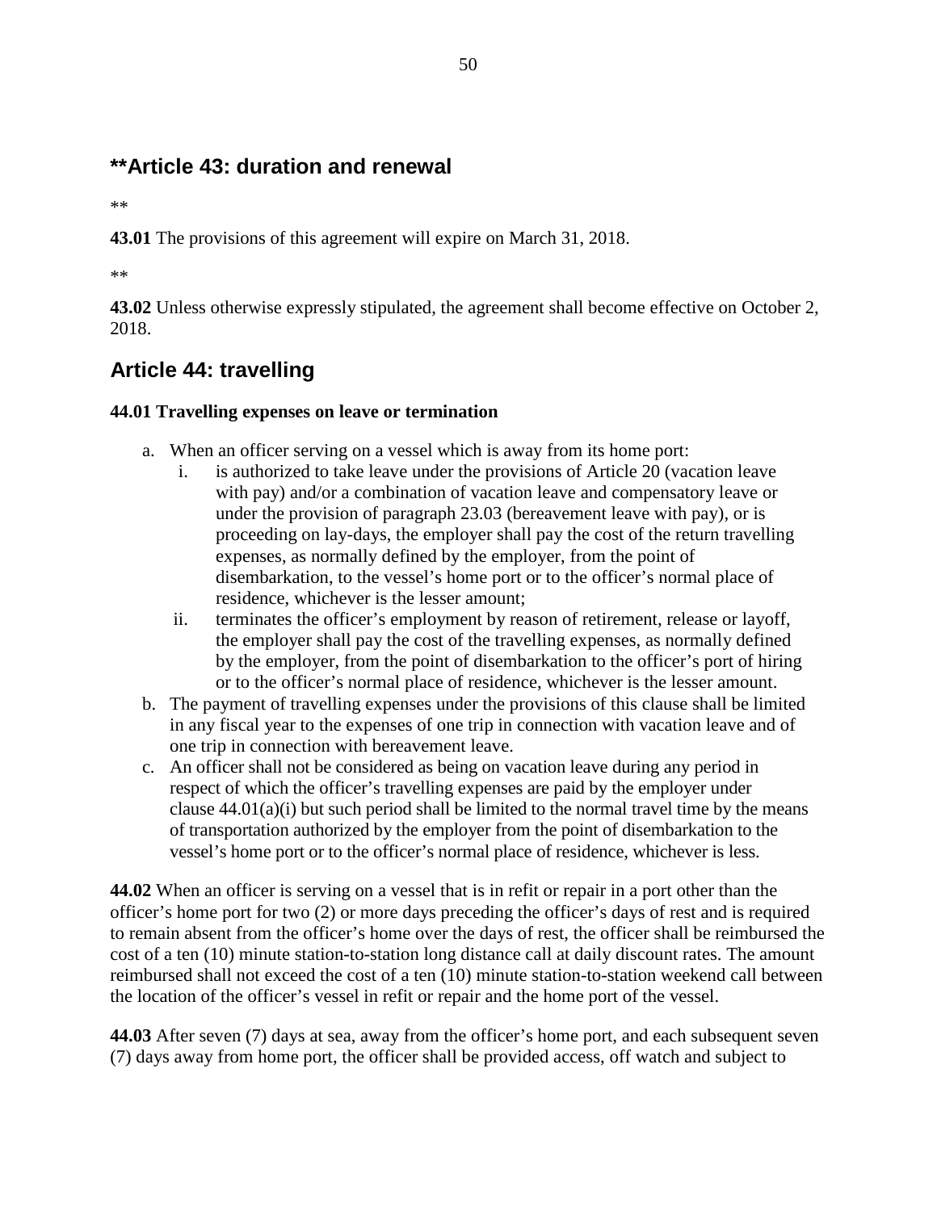## **Article 43: duration and renewal

**

**43.01** The provisions of this agreement will expire on March 31, 2018.

**

**43.02** Unless otherwise expressly stipulated, the agreement shall become effective on October 2, 2018.

## Article 44: travelling

**44.01 Travelling expenses on leave or termination**

a. When an officer serving on a vessel which is away from its home port:
   i. is authorized to take leave under the provisions of Article 20 (vacation leave with pay) and/or a combination of vacation leave and compensatory leave or under the provision of paragraph 23.03 (bereavement leave with pay), or is proceeding on lay-days, the employer shall pay the cost of the return travelling expenses, as normally defined by the employer, from the point of disembarkation, to the vessel's home port or to the officer's normal place of residence, whichever is the lesser amount;
   ii. terminates the officer's employment by reason of retirement, release or layoff, the employer shall pay the cost of the travelling expenses, as normally defined by the employer, from the point of disembarkation to the officer's port of hiring or to the officer's normal place of residence, whichever is the lesser amount.
b. The payment of travelling expenses under the provisions of this clause shall be limited in any fiscal year to the expenses of one trip in connection with vacation leave and of one trip in connection with bereavement leave.
c. An officer shall not be considered as being on vacation leave during any period in respect of which the officer's travelling expenses are paid by the employer under clause 44.01(a)(i) but such period shall be limited to the normal travel time by the means of transportation authorized by the employer from the point of disembarkation to the vessel's home port or to the officer's normal place of residence, whichever is less.

**44.02** When an officer is serving on a vessel that is in refit or repair in a port other than the officer's home port for two (2) or more days preceding the officer's days of rest and is required to remain absent from the officer's home over the days of rest, the officer shall be reimbursed the cost of a ten (10) minute station-to-station long distance call at daily discount rates. The amount reimbursed shall not exceed the cost of a ten (10) minute station-to-station weekend call between the location of the officer's vessel in refit or repair and the home port of the vessel.

**44.03** After seven (7) days at sea, away from the officer's home port, and each subsequent seven (7) days away from home port, the officer shall be provided access, off watch and subject to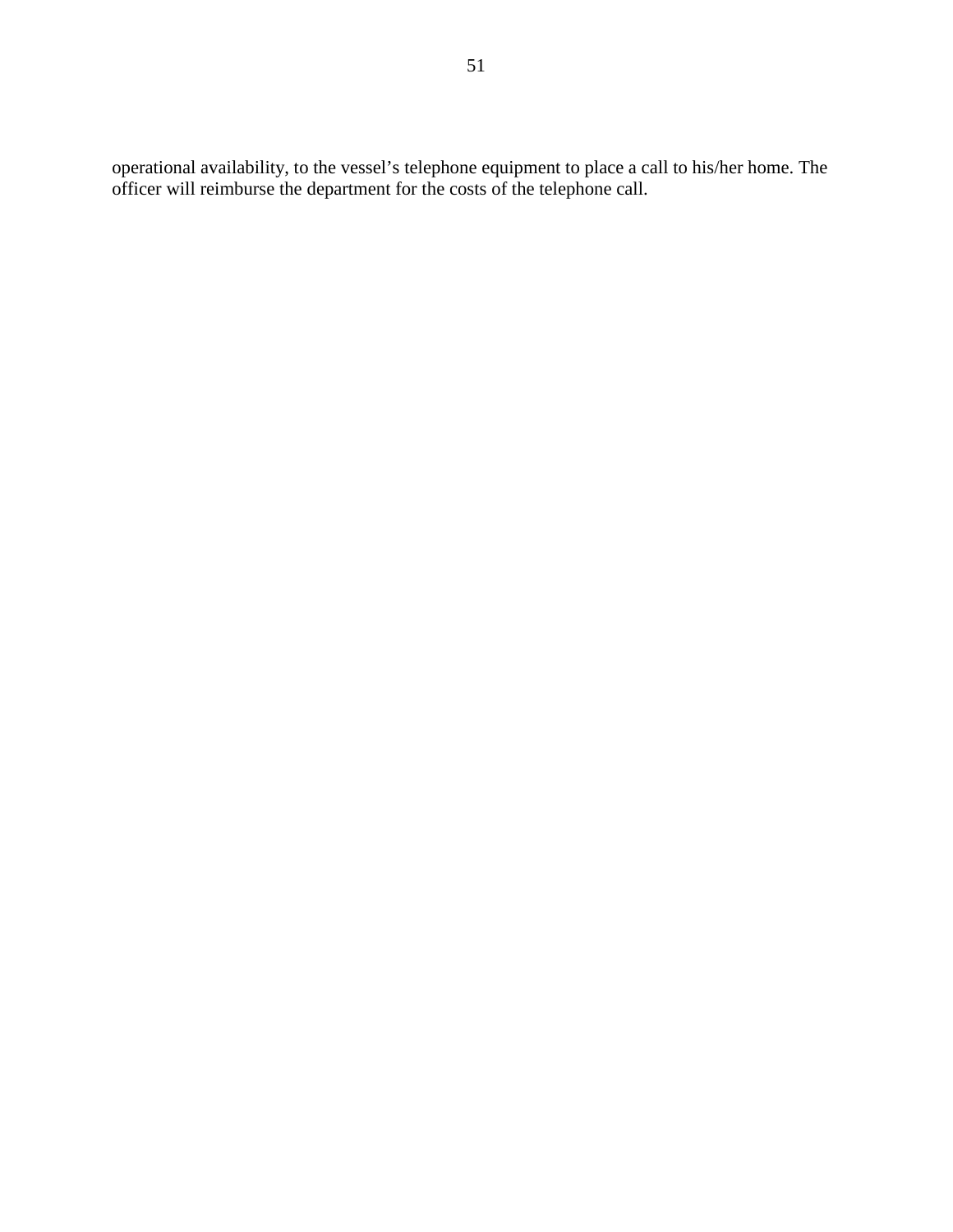operational availability, to the vessel’s telephone equipment to place a call to his/her home. The officer will reimburse the department for the costs of the telephone call.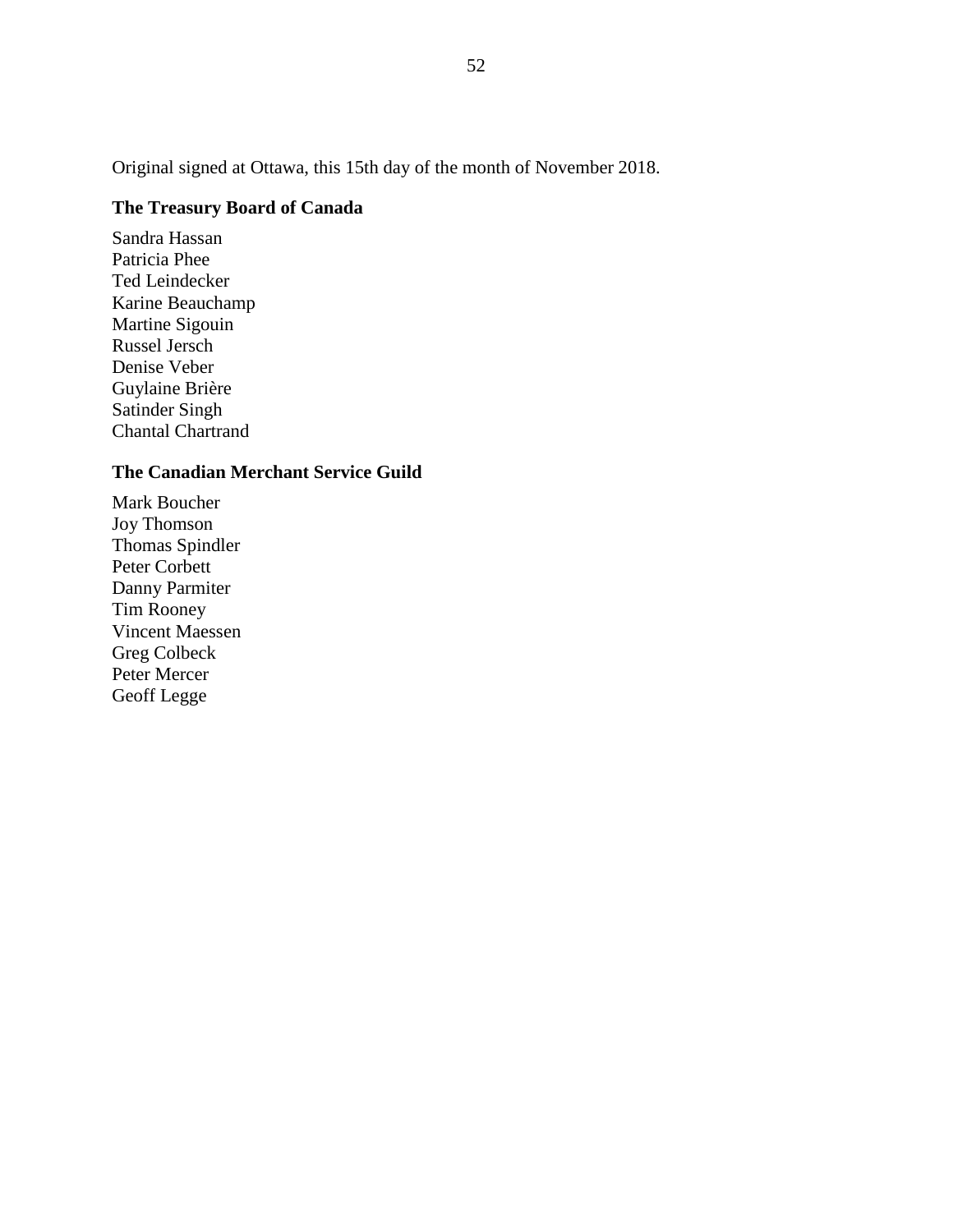Original signed at Ottawa, this 15th day of the month of November 2018.

**The Treasury Board of Canada**

Sandra Hassan
Patricia Phee
Ted Leindecker
Karine Beauchamp
Martine Sigouin
Russel Jersch
Denise Veber
Guylaine Brière
Satinder Singh
Chantal Chartrand

**The Canadian Merchant Service Guild**

Mark Boucher
Joy Thomson
Thomas Spindler
Peter Corbett
Danny Parmiter
Tim Rooney
Vincent Maessen
Greg Colbeck
Peter Mercer
Geoff Legge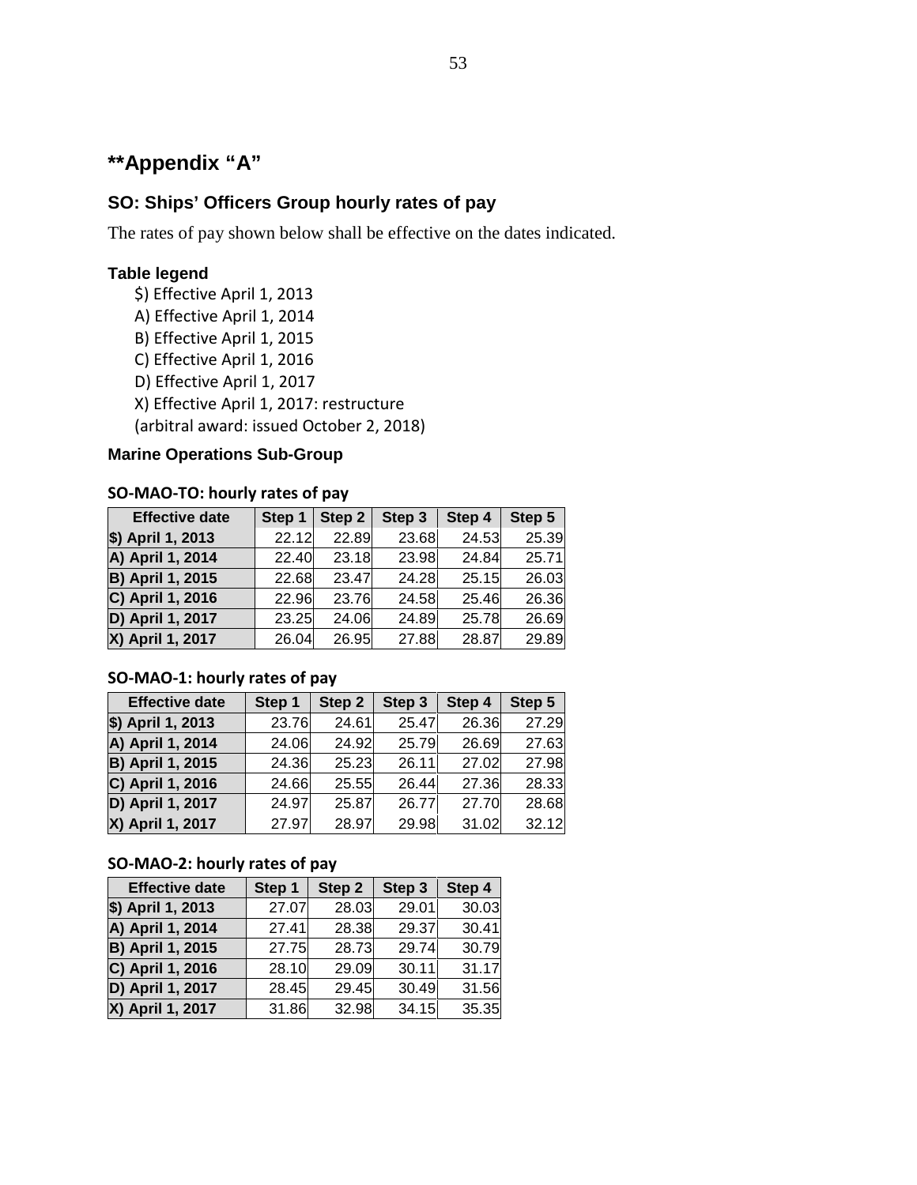## **Appendix “A”

### SO: Ships’ Officers Group hourly rates of pay

The rates of pay shown below shall be effective on the dates indicated.

#### Table legend

- $) Effective April 1, 2013
- A) Effective April 1, 2014
- B) Effective April 1, 2015
- C) Effective April 1, 2016
- D) Effective April 1, 2017
- X) Effective April 1, 2017: restructure
  (arbitral award: issued October 2, 2018)

#### Marine Operations Sub-Group

**SO-MAO-TO: hourly rates of pay**

| Effective date | Step 1 | Step 2 | Step 3 | Step 4 | Step 5 |
|---|---|---|---|---|---|
| $) April 1, 2013 | 22.12 | 22.89 | 23.68 | 24.53 | 25.39 |
| A) April 1, 2014 | 22.40 | 23.18 | 23.98 | 24.84 | 25.71 |
| B) April 1, 2015 | 22.68 | 23.47 | 24.28 | 25.15 | 26.03 |
| C) April 1, 2016 | 22.96 | 23.76 | 24.58 | 25.46 | 26.36 |
| D) April 1, 2017 | 23.25 | 24.06 | 24.89 | 25.78 | 26.69 |
| X) April 1, 2017 | 26.04 | 26.95 | 27.88 | 28.87 | 29.89 |

**SO-MAO-1: hourly rates of pay**

| Effective date | Step 1 | Step 2 | Step 3 | Step 4 | Step 5 |
|---|---|---|---|---|---|
| $) April 1, 2013 | 23.76 | 24.61 | 25.47 | 26.36 | 27.29 |
| A) April 1, 2014 | 24.06 | 24.92 | 25.79 | 26.69 | 27.63 |
| B) April 1, 2015 | 24.36 | 25.23 | 26.11 | 27.02 | 27.98 |
| C) April 1, 2016 | 24.66 | 25.55 | 26.44 | 27.36 | 28.33 |
| D) April 1, 2017 | 24.97 | 25.87 | 26.77 | 27.70 | 28.68 |
| X) April 1, 2017 | 27.97 | 28.97 | 29.98 | 31.02 | 32.12 |

**SO-MAO-2: hourly rates of pay**

| Effective date | Step 1 | Step 2 | Step 3 | Step 4 |
|---|---|---|---|---|
| $) April 1, 2013 | 27.07 | 28.03 | 29.01 | 30.03 |
| A) April 1, 2014 | 27.41 | 28.38 | 29.37 | 30.41 |
| B) April 1, 2015 | 27.75 | 28.73 | 29.74 | 30.79 |
| C) April 1, 2016 | 28.10 | 29.09 | 30.11 | 31.17 |
| D) April 1, 2017 | 28.45 | 29.45 | 30.49 | 31.56 |
| X) April 1, 2017 | 31.86 | 32.98 | 34.15 | 35.35 |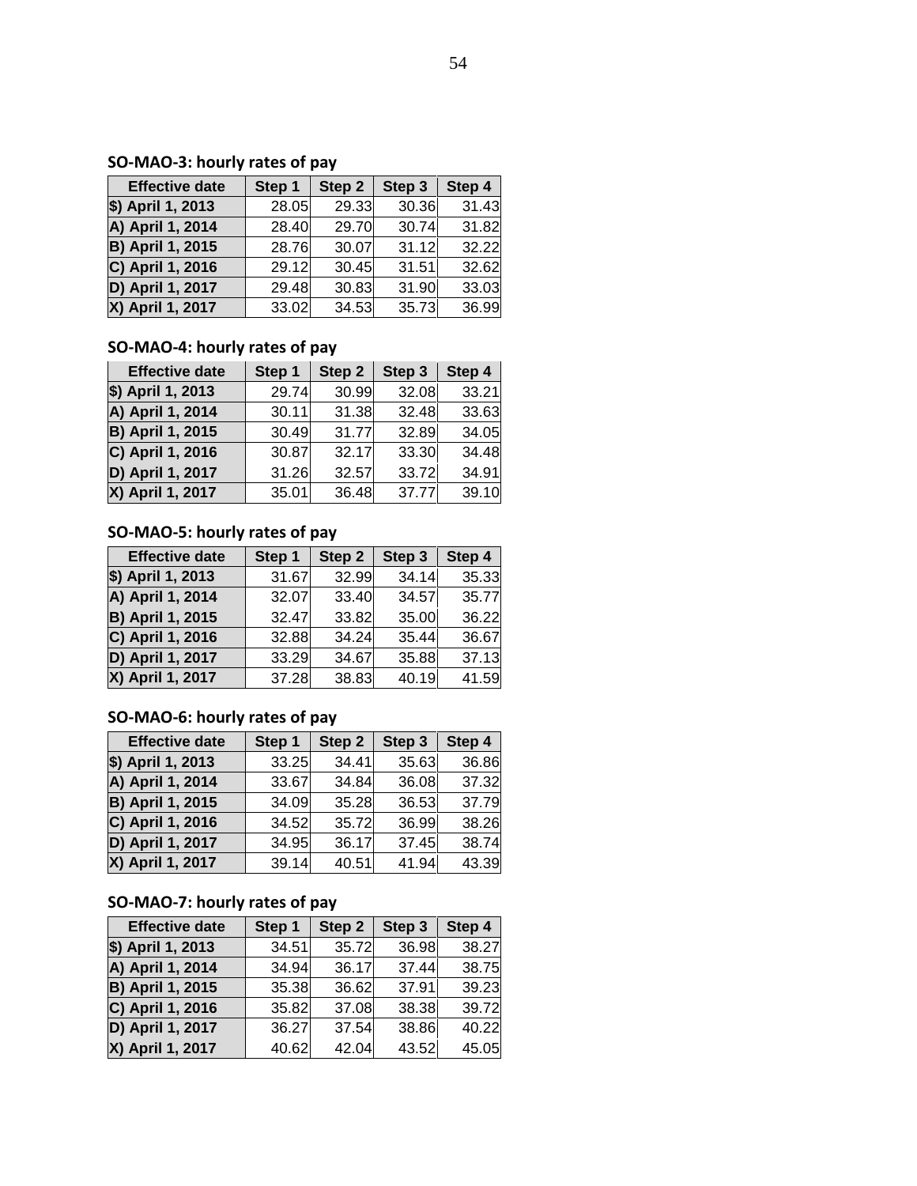### SO-MAO-3: hourly rates of pay

| Effective date | Step 1 | Step 2 | Step 3 | Step 4 |
|---|---|---|---|---|
| $) April 1, 2013 | 28.05 | 29.33 | 30.36 | 31.43 |
| A) April 1, 2014 | 28.40 | 29.70 | 30.74 | 31.82 |
| B) April 1, 2015 | 28.76 | 30.07 | 31.12 | 32.22 |
| C) April 1, 2016 | 29.12 | 30.45 | 31.51 | 32.62 |
| D) April 1, 2017 | 29.48 | 30.83 | 31.90 | 33.03 |
| X) April 1, 2017 | 33.02 | 34.53 | 35.73 | 36.99 |

### SO-MAO-4: hourly rates of pay

| Effective date | Step 1 | Step 2 | Step 3 | Step 4 |
|---|---|---|---|---|
| $) April 1, 2013 | 29.74 | 30.99 | 32.08 | 33.21 |
| A) April 1, 2014 | 30.11 | 31.38 | 32.48 | 33.63 |
| B) April 1, 2015 | 30.49 | 31.77 | 32.89 | 34.05 |
| C) April 1, 2016 | 30.87 | 32.17 | 33.30 | 34.48 |
| D) April 1, 2017 | 31.26 | 32.57 | 33.72 | 34.91 |
| X) April 1, 2017 | 35.01 | 36.48 | 37.77 | 39.10 |

### SO-MAO-5: hourly rates of pay

| Effective date | Step 1 | Step 2 | Step 3 | Step 4 |
|---|---|---|---|---|
| $) April 1, 2013 | 31.67 | 32.99 | 34.14 | 35.33 |
| A) April 1, 2014 | 32.07 | 33.40 | 34.57 | 35.77 |
| B) April 1, 2015 | 32.47 | 33.82 | 35.00 | 36.22 |
| C) April 1, 2016 | 32.88 | 34.24 | 35.44 | 36.67 |
| D) April 1, 2017 | 33.29 | 34.67 | 35.88 | 37.13 |
| X) April 1, 2017 | 37.28 | 38.83 | 40.19 | 41.59 |

### SO-MAO-6: hourly rates of pay

| Effective date | Step 1 | Step 2 | Step 3 | Step 4 |
|---|---|---|---|---|
| $) April 1, 2013 | 33.25 | 34.41 | 35.63 | 36.86 |
| A) April 1, 2014 | 33.67 | 34.84 | 36.08 | 37.32 |
| B) April 1, 2015 | 34.09 | 35.28 | 36.53 | 37.79 |
| C) April 1, 2016 | 34.52 | 35.72 | 36.99 | 38.26 |
| D) April 1, 2017 | 34.95 | 36.17 | 37.45 | 38.74 |
| X) April 1, 2017 | 39.14 | 40.51 | 41.94 | 43.39 |

### SO-MAO-7: hourly rates of pay

| Effective date | Step 1 | Step 2 | Step 3 | Step 4 |
|---|---|---|---|---|
| $) April 1, 2013 | 34.51 | 35.72 | 36.98 | 38.27 |
| A) April 1, 2014 | 34.94 | 36.17 | 37.44 | 38.75 |
| B) April 1, 2015 | 35.38 | 36.62 | 37.91 | 39.23 |
| C) April 1, 2016 | 35.82 | 37.08 | 38.38 | 39.72 |
| D) April 1, 2017 | 36.27 | 37.54 | 38.86 | 40.22 |
| X) April 1, 2017 | 40.62 | 42.04 | 43.52 | 45.05 |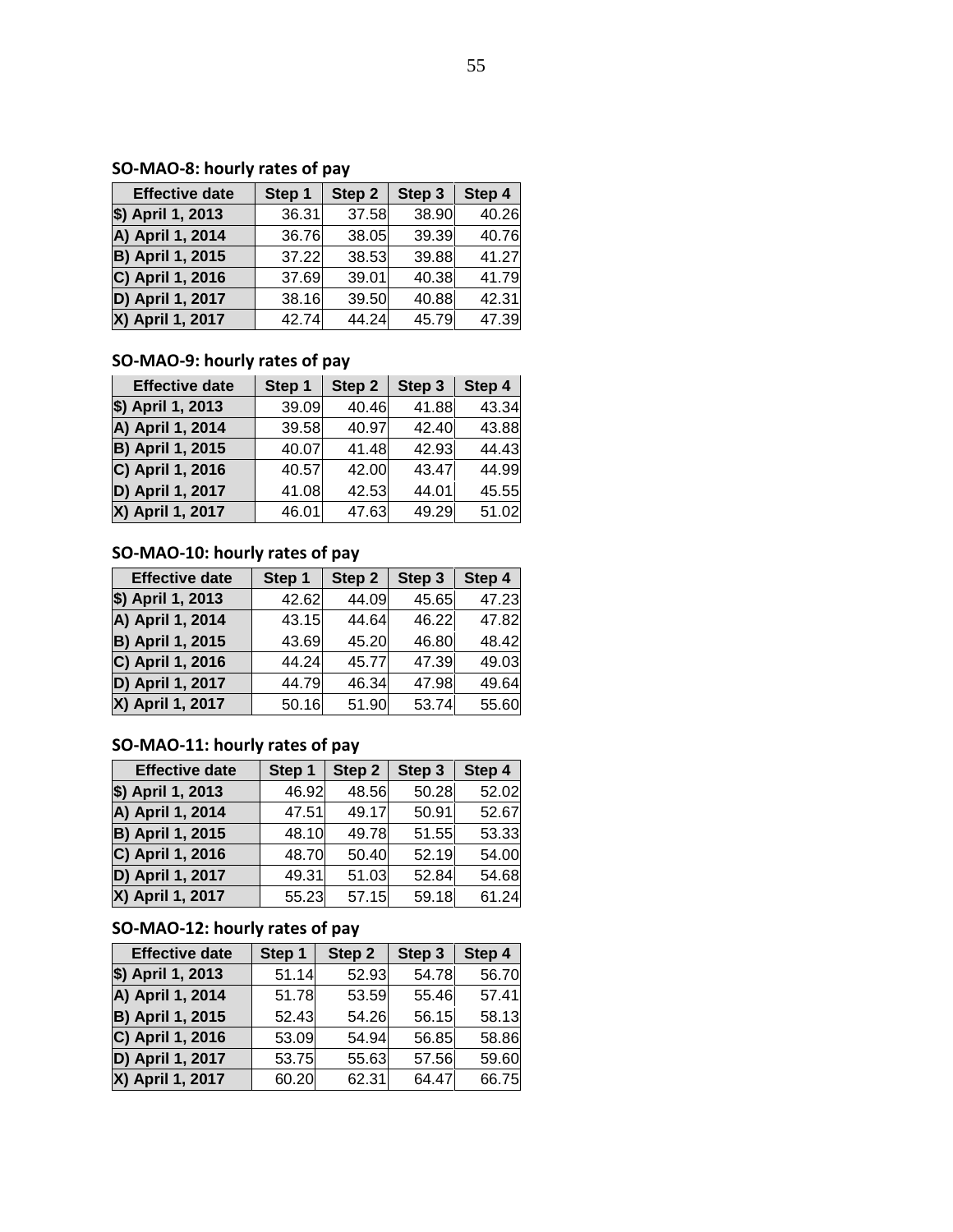**SO-MAO-8: hourly rates of pay**

| Effective date | Step 1 | Step 2 | Step 3 | Step 4 |
|---|---|---|---|---|
| $) April 1, 2013 | 36.31 | 37.58 | 38.90 | 40.26 |
| A) April 1, 2014 | 36.76 | 38.05 | 39.39 | 40.76 |
| B) April 1, 2015 | 37.22 | 38.53 | 39.88 | 41.27 |
| C) April 1, 2016 | 37.69 | 39.01 | 40.38 | 41.79 |
| D) April 1, 2017 | 38.16 | 39.50 | 40.88 | 42.31 |
| X) April 1, 2017 | 42.74 | 44.24 | 45.79 | 47.39 |

**SO-MAO-9: hourly rates of pay**

| Effective date | Step 1 | Step 2 | Step 3 | Step 4 |
|---|---|---|---|---|
| $) April 1, 2013 | 39.09 | 40.46 | 41.88 | 43.34 |
| A) April 1, 2014 | 39.58 | 40.97 | 42.40 | 43.88 |
| B) April 1, 2015 | 40.07 | 41.48 | 42.93 | 44.43 |
| C) April 1, 2016 | 40.57 | 42.00 | 43.47 | 44.99 |
| D) April 1, 2017 | 41.08 | 42.53 | 44.01 | 45.55 |
| X) April 1, 2017 | 46.01 | 47.63 | 49.29 | 51.02 |

**SO-MAO-10: hourly rates of pay**

| Effective date | Step 1 | Step 2 | Step 3 | Step 4 |
|---|---|---|---|---|
| $) April 1, 2013 | 42.62 | 44.09 | 45.65 | 47.23 |
| A) April 1, 2014 | 43.15 | 44.64 | 46.22 | 47.82 |
| B) April 1, 2015 | 43.69 | 45.20 | 46.80 | 48.42 |
| C) April 1, 2016 | 44.24 | 45.77 | 47.39 | 49.03 |
| D) April 1, 2017 | 44.79 | 46.34 | 47.98 | 49.64 |
| X) April 1, 2017 | 50.16 | 51.90 | 53.74 | 55.60 |

**SO-MAO-11: hourly rates of pay**

| Effective date | Step 1 | Step 2 | Step 3 | Step 4 |
|---|---|---|---|---|
| $) April 1, 2013 | 46.92 | 48.56 | 50.28 | 52.02 |
| A) April 1, 2014 | 47.51 | 49.17 | 50.91 | 52.67 |
| B) April 1, 2015 | 48.10 | 49.78 | 51.55 | 53.33 |
| C) April 1, 2016 | 48.70 | 50.40 | 52.19 | 54.00 |
| D) April 1, 2017 | 49.31 | 51.03 | 52.84 | 54.68 |
| X) April 1, 2017 | 55.23 | 57.15 | 59.18 | 61.24 |

**SO-MAO-12: hourly rates of pay**

| Effective date | Step 1 | Step 2 | Step 3 | Step 4 |
|---|---|---|---|---|
| $) April 1, 2013 | 51.14 | 52.93 | 54.78 | 56.70 |
| A) April 1, 2014 | 51.78 | 53.59 | 55.46 | 57.41 |
| B) April 1, 2015 | 52.43 | 54.26 | 56.15 | 58.13 |
| C) April 1, 2016 | 53.09 | 54.94 | 56.85 | 58.86 |
| D) April 1, 2017 | 53.75 | 55.63 | 57.56 | 59.60 |
| X) April 1, 2017 | 60.20 | 62.31 | 64.47 | 66.75 |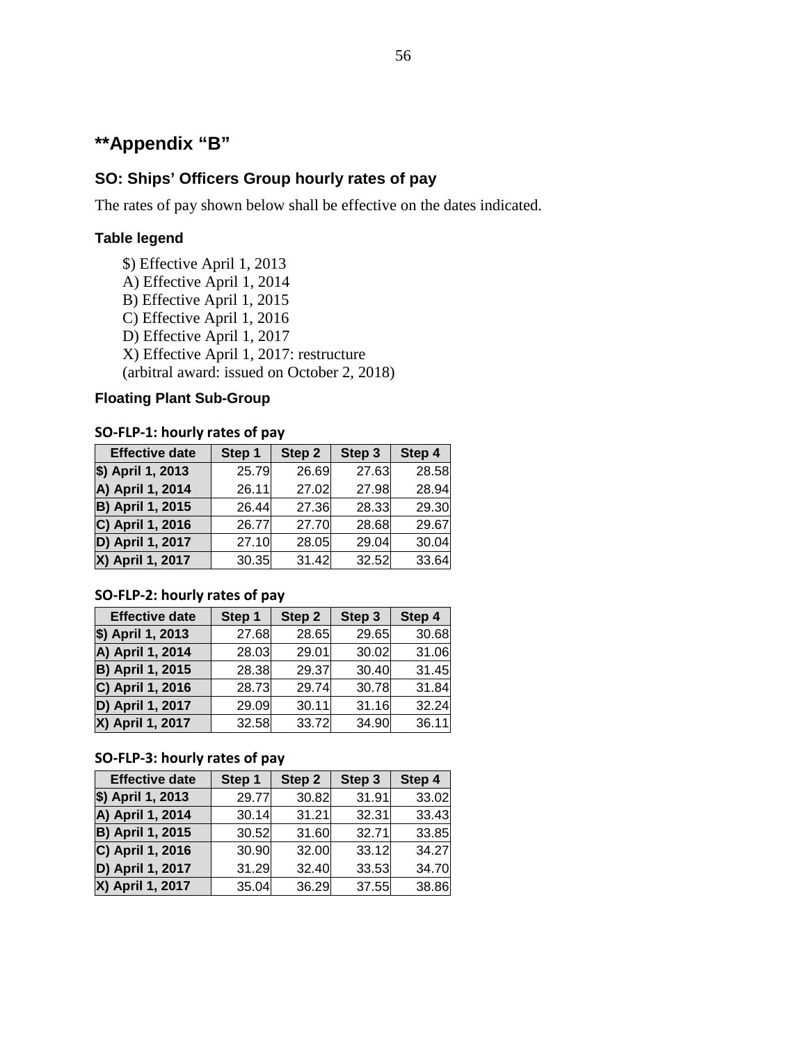## **Appendix “B”

### SO: Ships’ Officers Group hourly rates of pay

The rates of pay shown below shall be effective on the dates indicated.

#### Table legend

$) Effective April 1, 2013
A) Effective April 1, 2014
B) Effective April 1, 2015
C) Effective April 1, 2016
D) Effective April 1, 2017
X) Effective April 1, 2017: restructure
(arbitral award: issued on October 2, 2018)

#### Floating Plant Sub-Group

**SO-FLP-1: hourly rates of pay**

| Effective date | Step 1 | Step 2 | Step 3 | Step 4 |
|---|---|---|---|---|
| $) April 1, 2013 | 25.79 | 26.69 | 27.63 | 28.58 |
| A) April 1, 2014 | 26.11 | 27.02 | 27.98 | 28.94 |
| B) April 1, 2015 | 26.44 | 27.36 | 28.33 | 29.30 |
| C) April 1, 2016 | 26.77 | 27.70 | 28.68 | 29.67 |
| D) April 1, 2017 | 27.10 | 28.05 | 29.04 | 30.04 |
| X) April 1, 2017 | 30.35 | 31.42 | 32.52 | 33.64 |

**SO-FLP-2: hourly rates of pay**

| Effective date | Step 1 | Step 2 | Step 3 | Step 4 |
|---|---|---|---|---|
| $) April 1, 2013 | 27.68 | 28.65 | 29.65 | 30.68 |
| A) April 1, 2014 | 28.03 | 29.01 | 30.02 | 31.06 |
| B) April 1, 2015 | 28.38 | 29.37 | 30.40 | 31.45 |
| C) April 1, 2016 | 28.73 | 29.74 | 30.78 | 31.84 |
| D) April 1, 2017 | 29.09 | 30.11 | 31.16 | 32.24 |
| X) April 1, 2017 | 32.58 | 33.72 | 34.90 | 36.11 |

**SO-FLP-3: hourly rates of pay**

| Effective date | Step 1 | Step 2 | Step 3 | Step 4 |
|---|---|---|---|---|
| $) April 1, 2013 | 29.77 | 30.82 | 31.91 | 33.02 |
| A) April 1, 2014 | 30.14 | 31.21 | 32.31 | 33.43 |
| B) April 1, 2015 | 30.52 | 31.60 | 32.71 | 33.85 |
| C) April 1, 2016 | 30.90 | 32.00 | 33.12 | 34.27 |
| D) April 1, 2017 | 31.29 | 32.40 | 33.53 | 34.70 |
| X) April 1, 2017 | 35.04 | 36.29 | 37.55 | 38.86 |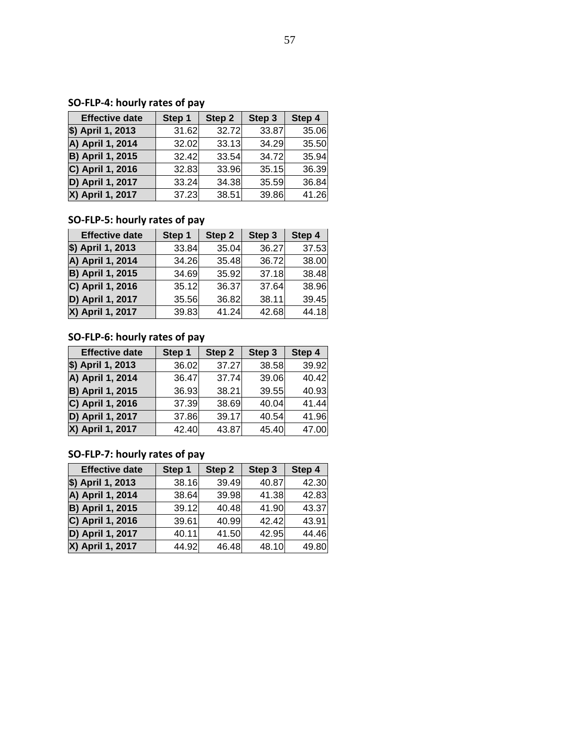**SO-FLP-4: hourly rates of pay**

| Effective date | Step 1 | Step 2 | Step 3 | Step 4 |
|---|---|---|---|---|
| $) April 1, 2013 | 31.62 | 32.72 | 33.87 | 35.06 |
| A) April 1, 2014 | 32.02 | 33.13 | 34.29 | 35.50 |
| B) April 1, 2015 | 32.42 | 33.54 | 34.72 | 35.94 |
| C) April 1, 2016 | 32.83 | 33.96 | 35.15 | 36.39 |
| D) April 1, 2017 | 33.24 | 34.38 | 35.59 | 36.84 |
| X) April 1, 2017 | 37.23 | 38.51 | 39.86 | 41.26 |

**SO-FLP-5: hourly rates of pay**

| Effective date | Step 1 | Step 2 | Step 3 | Step 4 |
|---|---|---|---|---|
| $) April 1, 2013 | 33.84 | 35.04 | 36.27 | 37.53 |
| A) April 1, 2014 | 34.26 | 35.48 | 36.72 | 38.00 |
| B) April 1, 2015 | 34.69 | 35.92 | 37.18 | 38.48 |
| C) April 1, 2016 | 35.12 | 36.37 | 37.64 | 38.96 |
| D) April 1, 2017 | 35.56 | 36.82 | 38.11 | 39.45 |
| X) April 1, 2017 | 39.83 | 41.24 | 42.68 | 44.18 |

**SO-FLP-6: hourly rates of pay**

| Effective date | Step 1 | Step 2 | Step 3 | Step 4 |
|---|---|---|---|---|
| $) April 1, 2013 | 36.02 | 37.27 | 38.58 | 39.92 |
| A) April 1, 2014 | 36.47 | 37.74 | 39.06 | 40.42 |
| B) April 1, 2015 | 36.93 | 38.21 | 39.55 | 40.93 |
| C) April 1, 2016 | 37.39 | 38.69 | 40.04 | 41.44 |
| D) April 1, 2017 | 37.86 | 39.17 | 40.54 | 41.96 |
| X) April 1, 2017 | 42.40 | 43.87 | 45.40 | 47.00 |

**SO-FLP-7: hourly rates of pay**

| Effective date | Step 1 | Step 2 | Step 3 | Step 4 |
|---|---|---|---|---|
| $) April 1, 2013 | 38.16 | 39.49 | 40.87 | 42.30 |
| A) April 1, 2014 | 38.64 | 39.98 | 41.38 | 42.83 |
| B) April 1, 2015 | 39.12 | 40.48 | 41.90 | 43.37 |
| C) April 1, 2016 | 39.61 | 40.99 | 42.42 | 43.91 |
| D) April 1, 2017 | 40.11 | 41.50 | 42.95 | 44.46 |
| X) April 1, 2017 | 44.92 | 46.48 | 48.10 | 49.80 |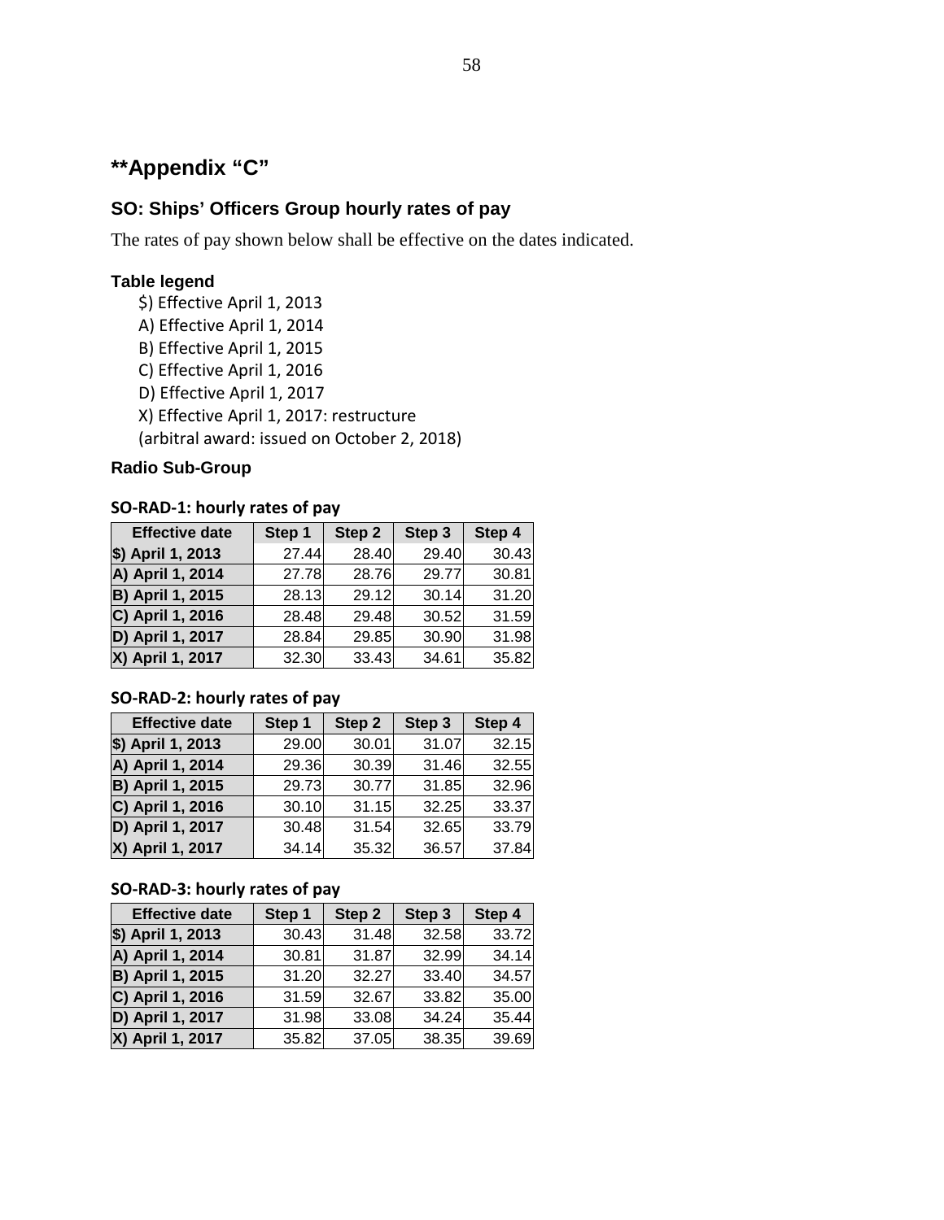## **Appendix "C"

### SO: Ships' Officers Group hourly rates of pay

The rates of pay shown below shall be effective on the dates indicated.

**Table legend**

$) Effective April 1, 2013
A) Effective April 1, 2014
B) Effective April 1, 2015
C) Effective April 1, 2016
D) Effective April 1, 2017
X) Effective April 1, 2017: restructure
(arbitral award: issued on October 2, 2018)

### Radio Sub-Group

**SO-RAD-1: hourly rates of pay**

| Effective date | Step 1 | Step 2 | Step 3 | Step 4 |
|---|---|---|---|---|
| $) April 1, 2013 | 27.44 | 28.40 | 29.40 | 30.43 |
| A) April 1, 2014 | 27.78 | 28.76 | 29.77 | 30.81 |
| B) April 1, 2015 | 28.13 | 29.12 | 30.14 | 31.20 |
| C) April 1, 2016 | 28.48 | 29.48 | 30.52 | 31.59 |
| D) April 1, 2017 | 28.84 | 29.85 | 30.90 | 31.98 |
| X) April 1, 2017 | 32.30 | 33.43 | 34.61 | 35.82 |

**SO-RAD-2: hourly rates of pay**

| Effective date | Step 1 | Step 2 | Step 3 | Step 4 |
|---|---|---|---|---|
| $) April 1, 2013 | 29.00 | 30.01 | 31.07 | 32.15 |
| A) April 1, 2014 | 29.36 | 30.39 | 31.46 | 32.55 |
| B) April 1, 2015 | 29.73 | 30.77 | 31.85 | 32.96 |
| C) April 1, 2016 | 30.10 | 31.15 | 32.25 | 33.37 |
| D) April 1, 2017 | 30.48 | 31.54 | 32.65 | 33.79 |
| X) April 1, 2017 | 34.14 | 35.32 | 36.57 | 37.84 |

**SO-RAD-3: hourly rates of pay**

| Effective date | Step 1 | Step 2 | Step 3 | Step 4 |
|---|---|---|---|---|
| $) April 1, 2013 | 30.43 | 31.48 | 32.58 | 33.72 |
| A) April 1, 2014 | 30.81 | 31.87 | 32.99 | 34.14 |
| B) April 1, 2015 | 31.20 | 32.27 | 33.40 | 34.57 |
| C) April 1, 2016 | 31.59 | 32.67 | 33.82 | 35.00 |
| D) April 1, 2017 | 31.98 | 33.08 | 34.24 | 35.44 |
| X) April 1, 2017 | 35.82 | 37.05 | 38.35 | 39.69 |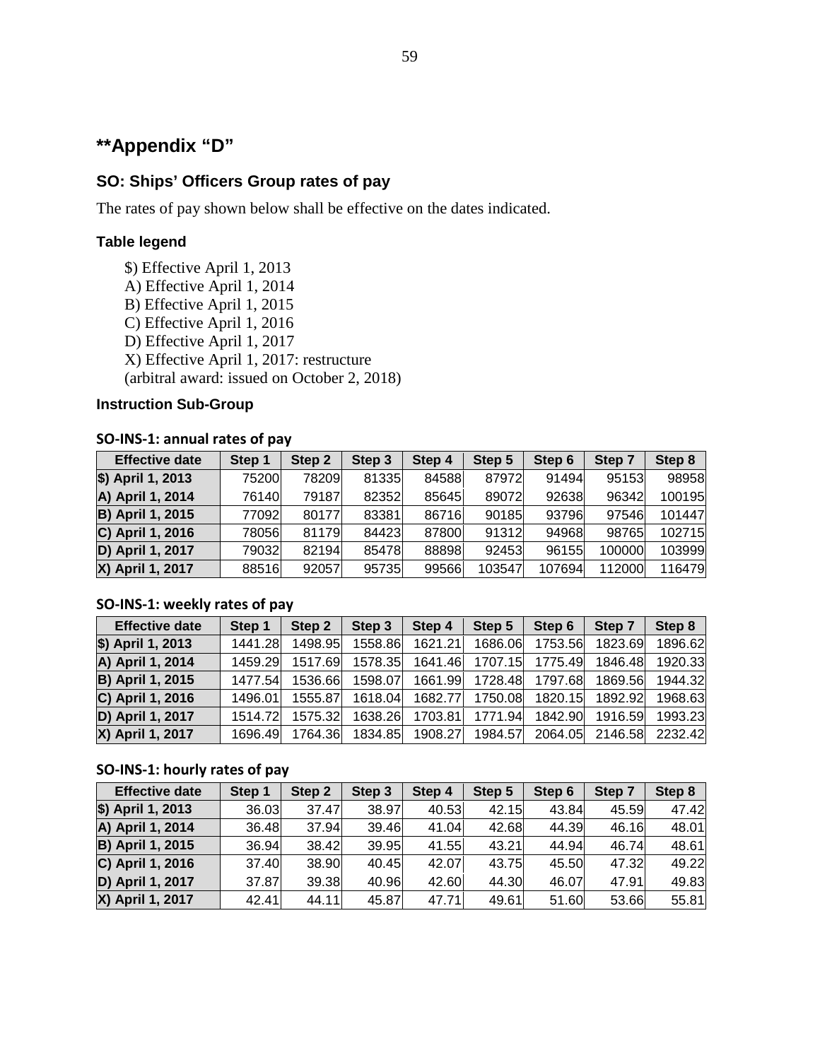## **Appendix “D”

### SO: Ships’ Officers Group rates of pay

The rates of pay shown below shall be effective on the dates indicated.

#### Table legend

$) Effective April 1, 2013
A) Effective April 1, 2014
B) Effective April 1, 2015
C) Effective April 1, 2016
D) Effective April 1, 2017
X) Effective April 1, 2017: restructure
(arbitral award: issued on October 2, 2018)

#### Instruction Sub-Group

**SO-INS-1: annual rates of pay**

| Effective date | Step 1 | Step 2 | Step 3 | Step 4 | Step 5 | Step 6 | Step 7 | Step 8 |
|---|---|---|---|---|---|---|---|---|
| $) April 1, 2013 | 75200 | 78209 | 81335 | 84588 | 87972 | 91494 | 95153 | 98958 |
| A) April 1, 2014 | 76140 | 79187 | 82352 | 85645 | 89072 | 92638 | 96342 | 100195 |
| B) April 1, 2015 | 77092 | 80177 | 83381 | 86716 | 90185 | 93796 | 97546 | 101447 |
| C) April 1, 2016 | 78056 | 81179 | 84423 | 87800 | 91312 | 94968 | 98765 | 102715 |
| D) April 1, 2017 | 79032 | 82194 | 85478 | 88898 | 92453 | 96155 | 100000 | 103999 |
| X) April 1, 2017 | 88516 | 92057 | 95735 | 99566 | 103547 | 107694 | 112000 | 116479 |

**SO-INS-1: weekly rates of pay**

| Effective date | Step 1 | Step 2 | Step 3 | Step 4 | Step 5 | Step 6 | Step 7 | Step 8 |
|---|---|---|---|---|---|---|---|---|
| $) April 1, 2013 | 1441.28 | 1498.95 | 1558.86 | 1621.21 | 1686.06 | 1753.56 | 1823.69 | 1896.62 |
| A) April 1, 2014 | 1459.29 | 1517.69 | 1578.35 | 1641.46 | 1707.15 | 1775.49 | 1846.48 | 1920.33 |
| B) April 1, 2015 | 1477.54 | 1536.66 | 1598.07 | 1661.99 | 1728.48 | 1797.68 | 1869.56 | 1944.32 |
| C) April 1, 2016 | 1496.01 | 1555.87 | 1618.04 | 1682.77 | 1750.08 | 1820.15 | 1892.92 | 1968.63 |
| D) April 1, 2017 | 1514.72 | 1575.32 | 1638.26 | 1703.81 | 1771.94 | 1842.90 | 1916.59 | 1993.23 |
| X) April 1, 2017 | 1696.49 | 1764.36 | 1834.85 | 1908.27 | 1984.57 | 2064.05 | 2146.58 | 2232.42 |

**SO-INS-1: hourly rates of pay**

| Effective date | Step 1 | Step 2 | Step 3 | Step 4 | Step 5 | Step 6 | Step 7 | Step 8 |
|---|---|---|---|---|---|---|---|---|
| $) April 1, 2013 | 36.03 | 37.47 | 38.97 | 40.53 | 42.15 | 43.84 | 45.59 | 47.42 |
| A) April 1, 2014 | 36.48 | 37.94 | 39.46 | 41.04 | 42.68 | 44.39 | 46.16 | 48.01 |
| B) April 1, 2015 | 36.94 | 38.42 | 39.95 | 41.55 | 43.21 | 44.94 | 46.74 | 48.61 |
| C) April 1, 2016 | 37.40 | 38.90 | 40.45 | 42.07 | 43.75 | 45.50 | 47.32 | 49.22 |
| D) April 1, 2017 | 37.87 | 39.38 | 40.96 | 42.60 | 44.30 | 46.07 | 47.91 | 49.83 |
| X) April 1, 2017 | 42.41 | 44.11 | 45.87 | 47.71 | 49.61 | 51.60 | 53.66 | 55.81 |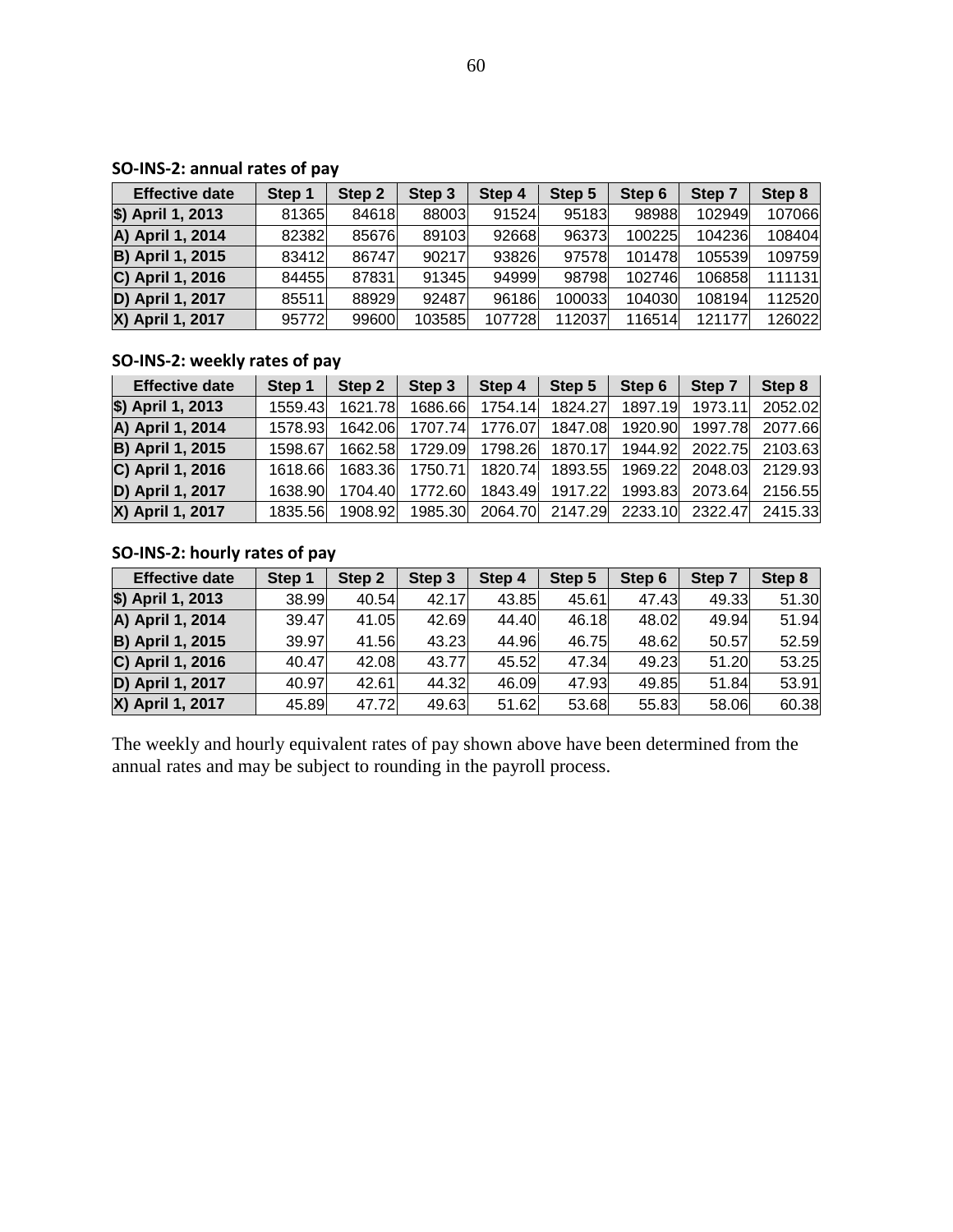**SO-INS-2: annual rates of pay**

| Effective date | Step 1 | Step 2 | Step 3 | Step 4 | Step 5 | Step 6 | Step 7 | Step 8 |
|---|---|---|---|---|---|---|---|---|
| $) April 1, 2013 | 81365 | 84618 | 88003 | 91524 | 95183 | 98988 | 102949 | 107066 |
| A) April 1, 2014 | 82382 | 85676 | 89103 | 92668 | 96373 | 100225 | 104236 | 108404 |
| B) April 1, 2015 | 83412 | 86747 | 90217 | 93826 | 97578 | 101478 | 105539 | 109759 |
| C) April 1, 2016 | 84455 | 87831 | 91345 | 94999 | 98798 | 102746 | 106858 | 111131 |
| D) April 1, 2017 | 85511 | 88929 | 92487 | 96186 | 100033 | 104030 | 108194 | 112520 |
| X) April 1, 2017 | 95772 | 99600 | 103585 | 107728 | 112037 | 116514 | 121177 | 126022 |

**SO-INS-2: weekly rates of pay**

| Effective date | Step 1 | Step 2 | Step 3 | Step 4 | Step 5 | Step 6 | Step 7 | Step 8 |
|---|---|---|---|---|---|---|---|---|
| $) April 1, 2013 | 1559.43 | 1621.78 | 1686.66 | 1754.14 | 1824.27 | 1897.19 | 1973.11 | 2052.02 |
| A) April 1, 2014 | 1578.93 | 1642.06 | 1707.74 | 1776.07 | 1847.08 | 1920.90 | 1997.78 | 2077.66 |
| B) April 1, 2015 | 1598.67 | 1662.58 | 1729.09 | 1798.26 | 1870.17 | 1944.92 | 2022.75 | 2103.63 |
| C) April 1, 2016 | 1618.66 | 1683.36 | 1750.71 | 1820.74 | 1893.55 | 1969.22 | 2048.03 | 2129.93 |
| D) April 1, 2017 | 1638.90 | 1704.40 | 1772.60 | 1843.49 | 1917.22 | 1993.83 | 2073.64 | 2156.55 |
| X) April 1, 2017 | 1835.56 | 1908.92 | 1985.30 | 2064.70 | 2147.29 | 2233.10 | 2322.47 | 2415.33 |

**SO-INS-2: hourly rates of pay**

| Effective date | Step 1 | Step 2 | Step 3 | Step 4 | Step 5 | Step 6 | Step 7 | Step 8 |
|---|---|---|---|---|---|---|---|---|
| $) April 1, 2013 | 38.99 | 40.54 | 42.17 | 43.85 | 45.61 | 47.43 | 49.33 | 51.30 |
| A) April 1, 2014 | 39.47 | 41.05 | 42.69 | 44.40 | 46.18 | 48.02 | 49.94 | 51.94 |
| B) April 1, 2015 | 39.97 | 41.56 | 43.23 | 44.96 | 46.75 | 48.62 | 50.57 | 52.59 |
| C) April 1, 2016 | 40.47 | 42.08 | 43.77 | 45.52 | 47.34 | 49.23 | 51.20 | 53.25 |
| D) April 1, 2017 | 40.97 | 42.61 | 44.32 | 46.09 | 47.93 | 49.85 | 51.84 | 53.91 |
| X) April 1, 2017 | 45.89 | 47.72 | 49.63 | 51.62 | 53.68 | 55.83 | 58.06 | 60.38 |

The weekly and hourly equivalent rates of pay shown above have been determined from the annual rates and may be subject to rounding in the payroll process.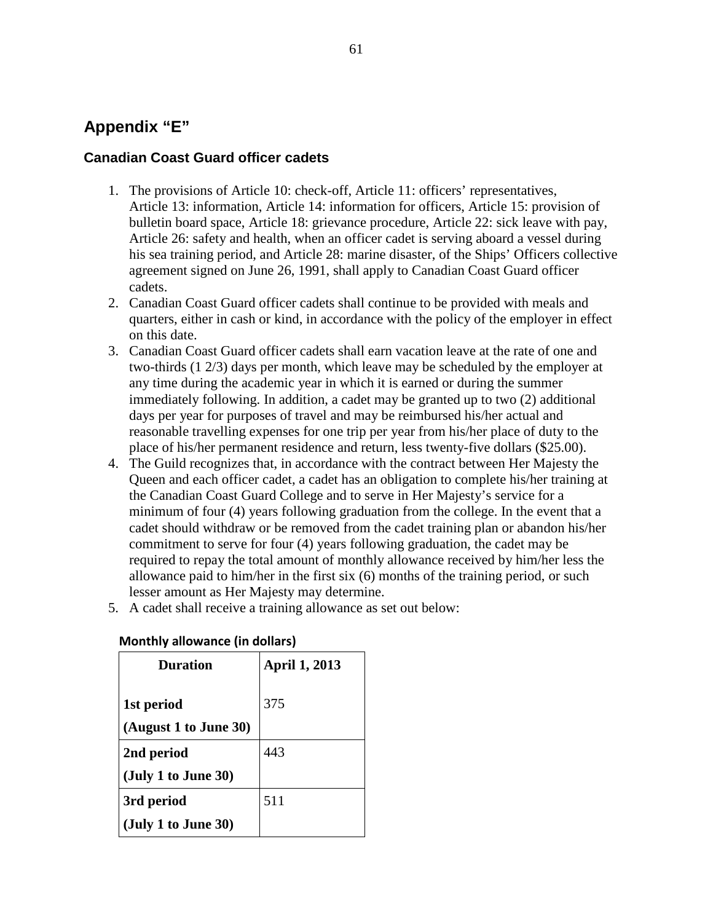## Appendix “E”

### Canadian Coast Guard officer cadets

1. The provisions of Article 10: check-off, Article 11: officers’ representatives, Article 13: information, Article 14: information for officers, Article 15: provision of bulletin board space, Article 18: grievance procedure, Article 22: sick leave with pay, Article 26: safety and health, when an officer cadet is serving aboard a vessel during his sea training period, and Article 28: marine disaster, of the Ships’ Officers collective agreement signed on June 26, 1991, shall apply to Canadian Coast Guard officer cadets.
2. Canadian Coast Guard officer cadets shall continue to be provided with meals and quarters, either in cash or kind, in accordance with the policy of the employer in effect on this date.
3. Canadian Coast Guard officer cadets shall earn vacation leave at the rate of one and two-thirds (1 2/3) days per month, which leave may be scheduled by the employer at any time during the academic year in which it is earned or during the summer immediately following. In addition, a cadet may be granted up to two (2) additional days per year for purposes of travel and may be reimbursed his/her actual and reasonable travelling expenses for one trip per year from his/her place of duty to the place of his/her permanent residence and return, less twenty-five dollars ($25.00).
4. The Guild recognizes that, in accordance with the contract between Her Majesty the Queen and each officer cadet, a cadet has an obligation to complete his/her training at the Canadian Coast Guard College and to serve in Her Majesty’s service for a minimum of four (4) years following graduation from the college. In the event that a cadet should withdraw or be removed from the cadet training plan or abandon his/her commitment to serve for four (4) years following graduation, the cadet may be required to repay the total amount of monthly allowance received by him/her less the allowance paid to him/her in the first six (6) months of the training period, or such lesser amount as Her Majesty may determine.
5. A cadet shall receive a training allowance as set out below:

**Monthly allowance (in dollars)**

| Duration | April 1, 2013 |
|---|---|
| **1st period (August 1 to June 30)** | 375 |
| **2nd period (July 1 to June 30)** | 443 |
| **3rd period (July 1 to June 30)** | 511 |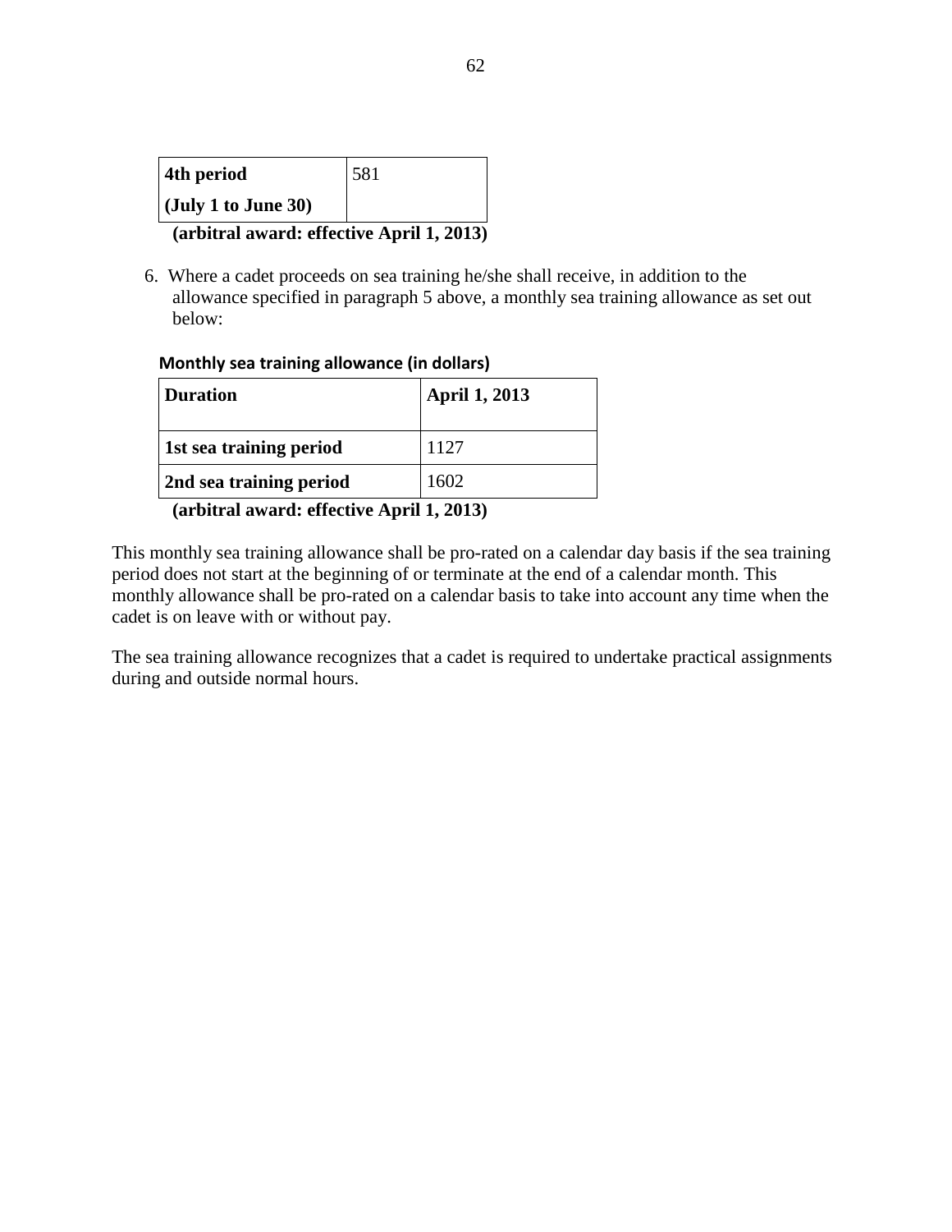| **4th period (July 1 to June 30)** | 581 |
|---|---|

**(arbitral award: effective April 1, 2013)**

6. Where a cadet proceeds on sea training he/she shall receive, in addition to the allowance specified in paragraph 5 above, a monthly sea training allowance as set out below:

**Monthly sea training allowance (in dollars)**

| **Duration** | **April 1, 2013** |
|---|---|
| **1st sea training period** | 1127 |
| **2nd sea training period** | 1602 |

**(arbitral award: effective April 1, 2013)**

This monthly sea training allowance shall be pro-rated on a calendar day basis if the sea training period does not start at the beginning of or terminate at the end of a calendar month. This monthly allowance shall be pro-rated on a calendar basis to take into account any time when the cadet is on leave with or without pay.

The sea training allowance recognizes that a cadet is required to undertake practical assignments during and outside normal hours.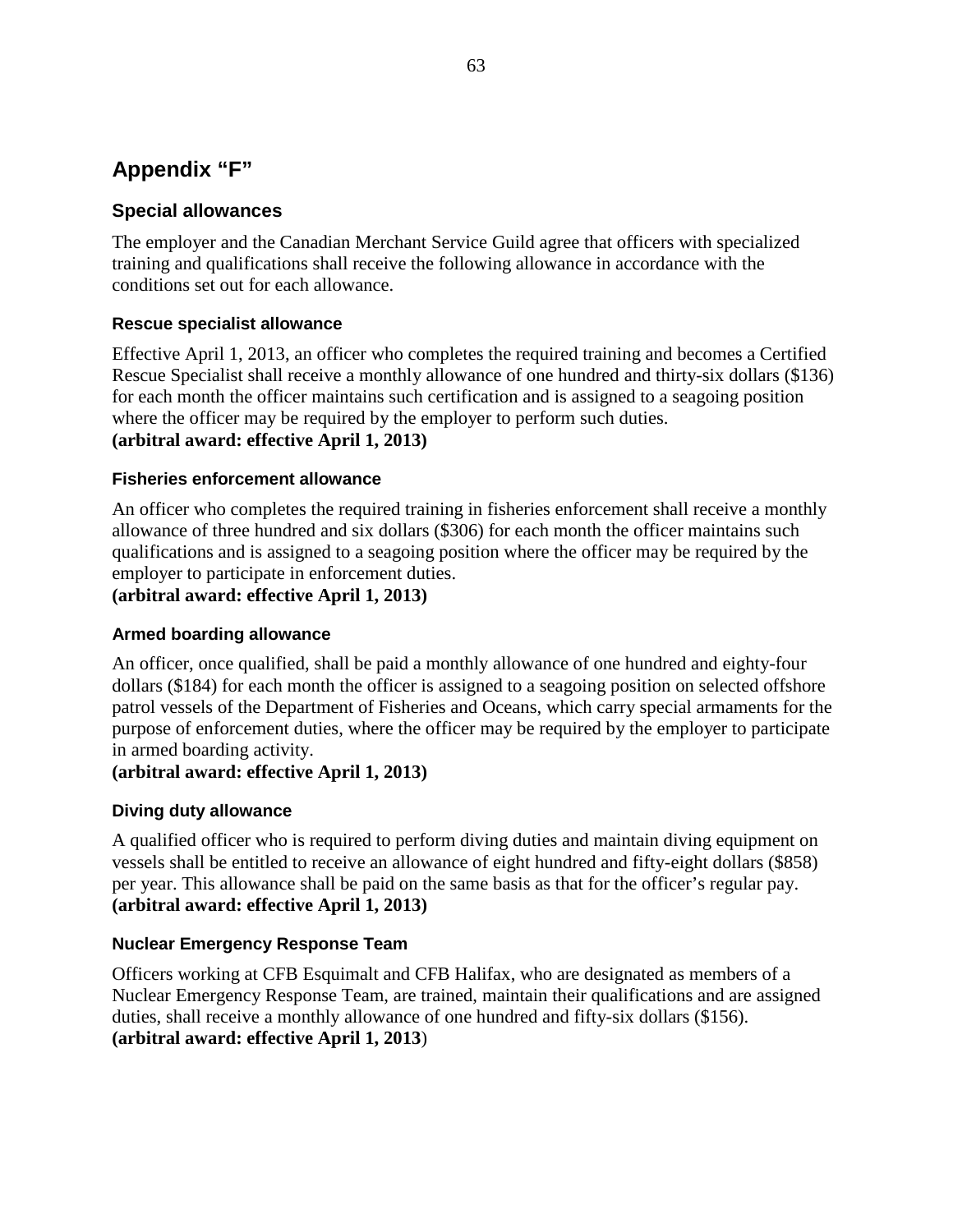# Appendix "F"

## Special allowances

The employer and the Canadian Merchant Service Guild agree that officers with specialized training and qualifications shall receive the following allowance in accordance with the conditions set out for each allowance.

### Rescue specialist allowance

Effective April 1, 2013, an officer who completes the required training and becomes a Certified Rescue Specialist shall receive a monthly allowance of one hundred and thirty-six dollars ($136) for each month the officer maintains such certification and is assigned to a seagoing position where the officer may be required by the employer to perform such duties.
**(arbitral award: effective April 1, 2013)**

### Fisheries enforcement allowance

An officer who completes the required training in fisheries enforcement shall receive a monthly allowance of three hundred and six dollars ($306) for each month the officer maintains such qualifications and is assigned to a seagoing position where the officer may be required by the employer to participate in enforcement duties.
**(arbitral award: effective April 1, 2013)**

### Armed boarding allowance

An officer, once qualified, shall be paid a monthly allowance of one hundred and eighty-four dollars ($184) for each month the officer is assigned to a seagoing position on selected offshore patrol vessels of the Department of Fisheries and Oceans, which carry special armaments for the purpose of enforcement duties, where the officer may be required by the employer to participate in armed boarding activity.
**(arbitral award: effective April 1, 2013)**

### Diving duty allowance

A qualified officer who is required to perform diving duties and maintain diving equipment on vessels shall be entitled to receive an allowance of eight hundred and fifty-eight dollars ($858) per year. This allowance shall be paid on the same basis as that for the officer's regular pay.
**(arbitral award: effective April 1, 2013)**

### Nuclear Emergency Response Team

Officers working at CFB Esquimalt and CFB Halifax, who are designated as members of a Nuclear Emergency Response Team, are trained, maintain their qualifications and are assigned duties, shall receive a monthly allowance of one hundred and fifty-six dollars ($156).
**(arbitral award: effective April 1, 2013)**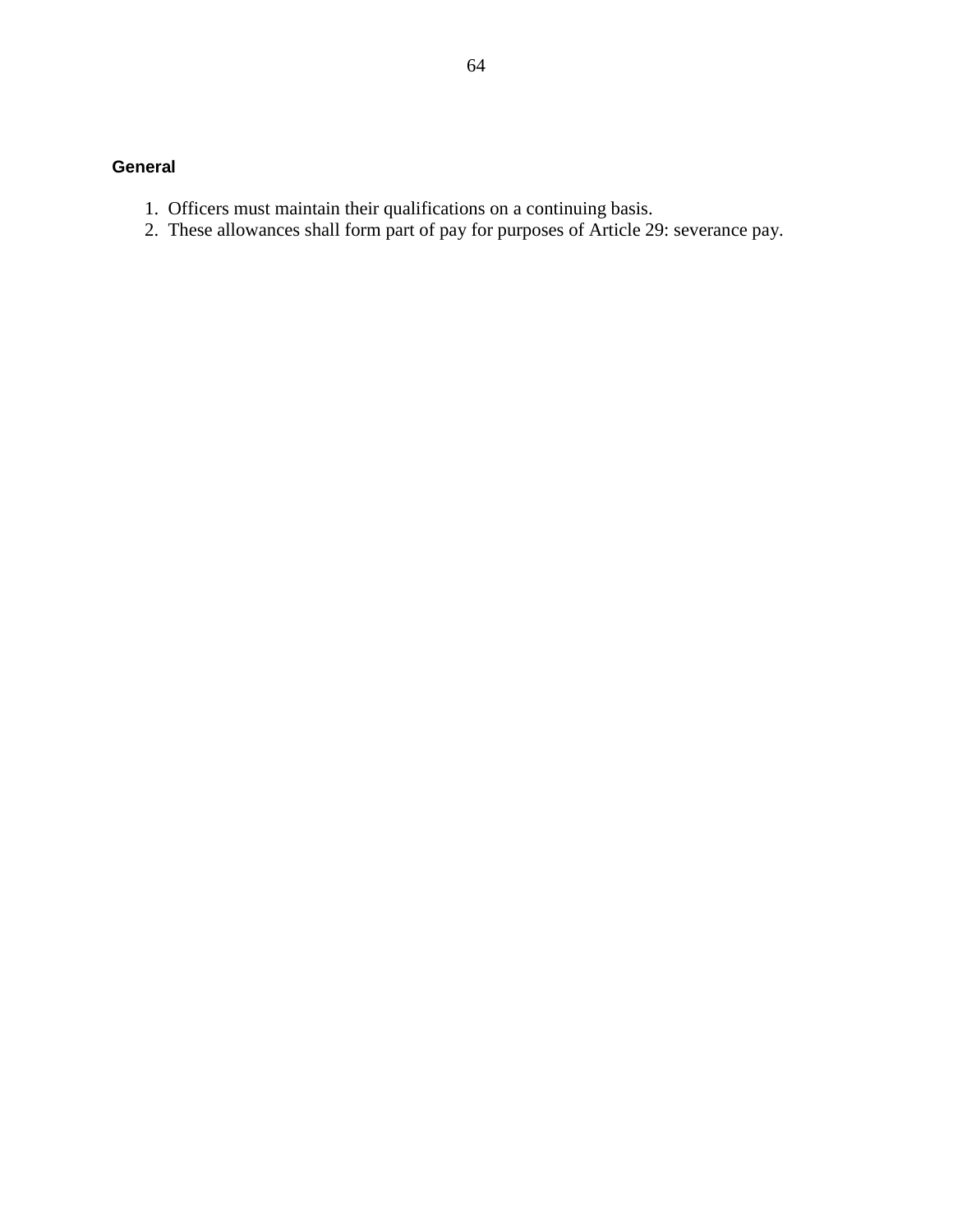**General**

1. Officers must maintain their qualifications on a continuing basis.
2. These allowances shall form part of pay for purposes of Article 29: severance pay.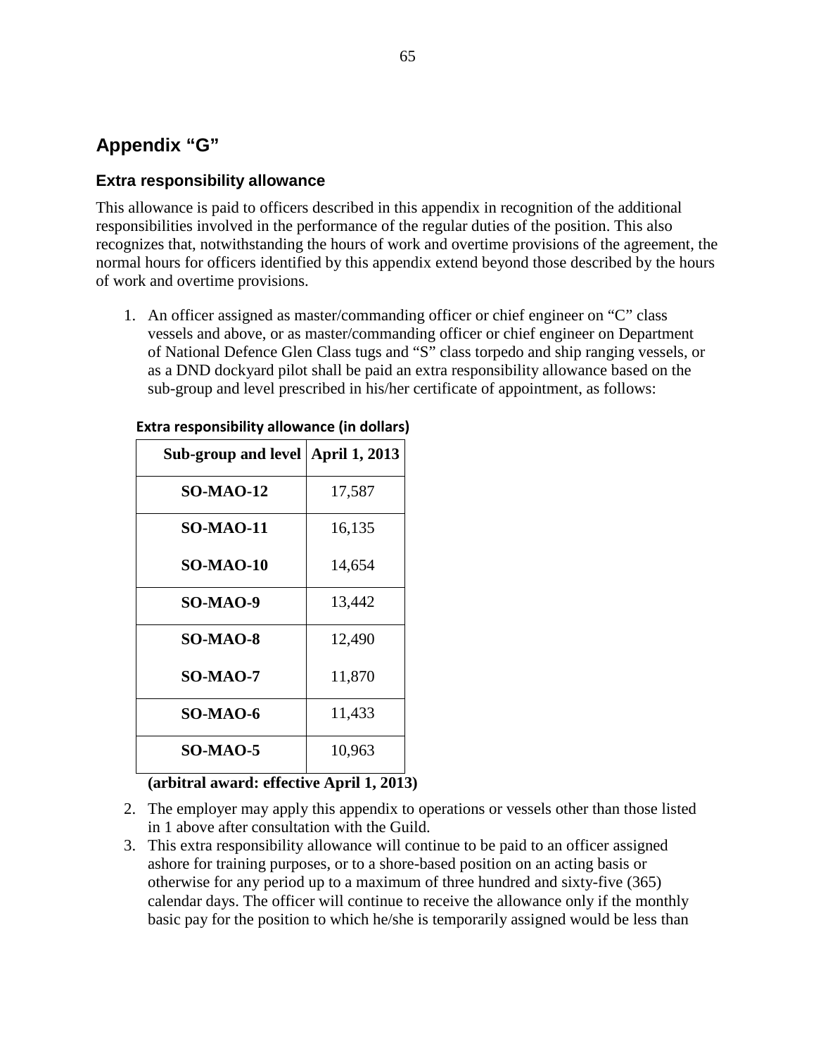## Appendix "G"

### Extra responsibility allowance

This allowance is paid to officers described in this appendix in recognition of the additional responsibilities involved in the performance of the regular duties of the position. This also recognizes that, notwithstanding the hours of work and overtime provisions of the agreement, the normal hours for officers identified by this appendix extend beyond those described by the hours of work and overtime provisions.

1. An officer assigned as master/commanding officer or chief engineer on "C" class vessels and above, or as master/commanding officer or chief engineer on Department of National Defence Glen Class tugs and "S" class torpedo and ship ranging vessels, or as a DND dockyard pilot shall be paid an extra responsibility allowance based on the sub-group and level prescribed in his/her certificate of appointment, as follows:

**Extra responsibility allowance (in dollars)**

| Sub-group and level | April 1, 2013 |
|---|---|
| **SO-MAO-12** | 17,587 |
| **SO-MAO-11** | 16,135 |
| **SO-MAO-10** | 14,654 |
| **SO-MAO-9** | 13,442 |
| **SO-MAO-8** | 12,490 |
| **SO-MAO-7** | 11,870 |
| **SO-MAO-6** | 11,433 |
| **SO-MAO-5** | 10,963 |

**(arbitral award: effective April 1, 2013)**

2. The employer may apply this appendix to operations or vessels other than those listed in 1 above after consultation with the Guild.
3. This extra responsibility allowance will continue to be paid to an officer assigned ashore for training purposes, or to a shore-based position on an acting basis or otherwise for any period up to a maximum of three hundred and sixty-five (365) calendar days. The officer will continue to receive the allowance only if the monthly basic pay for the position to which he/she is temporarily assigned would be less than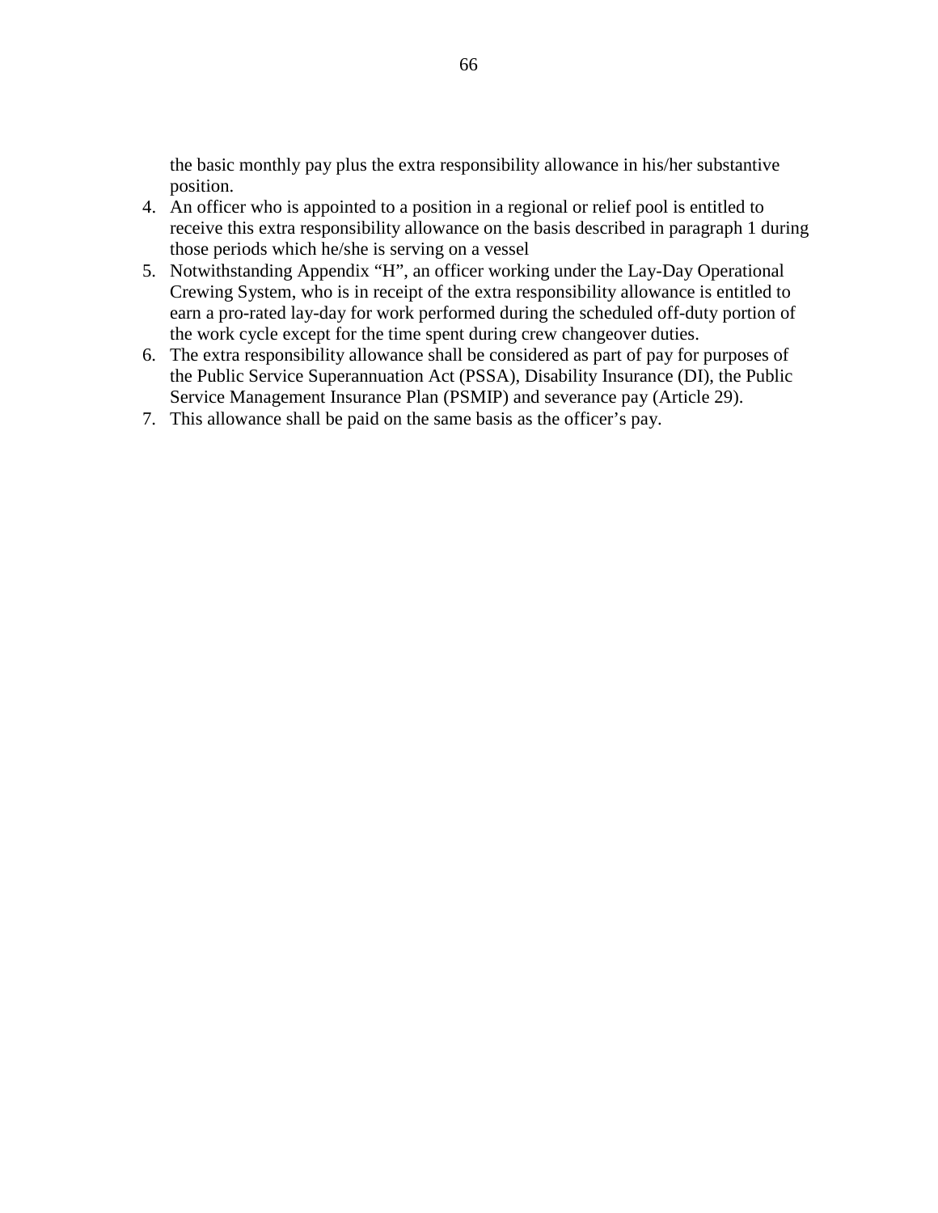the basic monthly pay plus the extra responsibility allowance in his/her substantive position.

4. An officer who is appointed to a position in a regional or relief pool is entitled to receive this extra responsibility allowance on the basis described in paragraph 1 during those periods which he/she is serving on a vessel
5. Notwithstanding Appendix "H", an officer working under the Lay-Day Operational Crewing System, who is in receipt of the extra responsibility allowance is entitled to earn a pro-rated lay-day for work performed during the scheduled off-duty portion of the work cycle except for the time spent during crew changeover duties.
6. The extra responsibility allowance shall be considered as part of pay for purposes of the Public Service Superannuation Act (PSSA), Disability Insurance (DI), the Public Service Management Insurance Plan (PSMIP) and severance pay (Article 29).
7. This allowance shall be paid on the same basis as the officer's pay.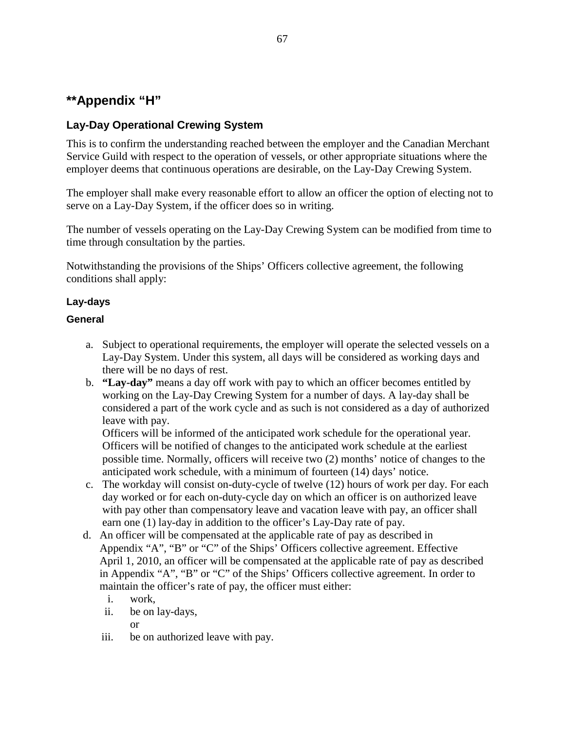## **Appendix "H"

### Lay-Day Operational Crewing System

This is to confirm the understanding reached between the employer and the Canadian Merchant Service Guild with respect to the operation of vessels, or other appropriate situations where the employer deems that continuous operations are desirable, on the Lay-Day Crewing System.

The employer shall make every reasonable effort to allow an officer the option of electing not to serve on a Lay-Day System, if the officer does so in writing.

The number of vessels operating on the Lay-Day Crewing System can be modified from time to time through consultation by the parties.

Notwithstanding the provisions of the Ships' Officers collective agreement, the following conditions shall apply:

#### Lay-days

#### General

a. Subject to operational requirements, the employer will operate the selected vessels on a Lay-Day System. Under this system, all days will be considered as working days and there will be no days of rest.
b. **"Lay-day"** means a day off work with pay to which an officer becomes entitled by working on the Lay-Day Crewing System for a number of days. A lay-day shall be considered a part of the work cycle and as such is not considered as a day of authorized leave with pay.
   Officers will be informed of the anticipated work schedule for the operational year. Officers will be notified of changes to the anticipated work schedule at the earliest possible time. Normally, officers will receive two (2) months' notice of changes to the anticipated work schedule, with a minimum of fourteen (14) days' notice.
c. The workday will consist on-duty-cycle of twelve (12) hours of work per day. For each day worked or for each on-duty-cycle day on which an officer is on authorized leave with pay other than compensatory leave and vacation leave with pay, an officer shall earn one (1) lay-day in addition to the officer's Lay-Day rate of pay.
d. An officer will be compensated at the applicable rate of pay as described in Appendix "A", "B" or "C" of the Ships' Officers collective agreement. Effective April 1, 2010, an officer will be compensated at the applicable rate of pay as described in Appendix "A", "B" or "C" of the Ships' Officers collective agreement. In order to maintain the officer's rate of pay, the officer must either:
   i. work,
   ii. be on lay-days,
      or
   iii. be on authorized leave with pay.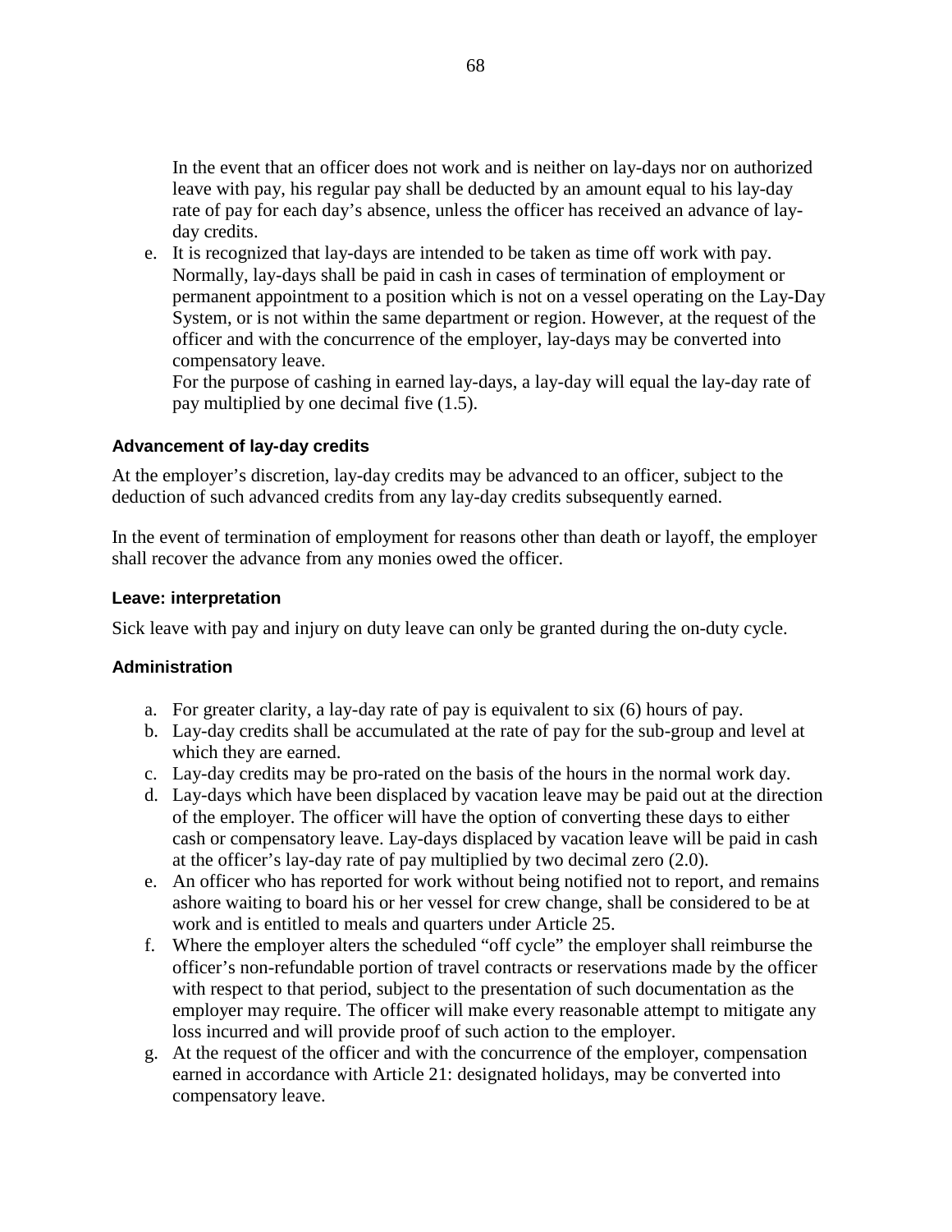In the event that an officer does not work and is neither on lay-days nor on authorized leave with pay, his regular pay shall be deducted by an amount equal to his lay-day rate of pay for each day's absence, unless the officer has received an advance of lay-day credits.

e. It is recognized that lay-days are intended to be taken as time off work with pay. Normally, lay-days shall be paid in cash in cases of termination of employment or permanent appointment to a position which is not on a vessel operating on the Lay-Day System, or is not within the same department or region. However, at the request of the officer and with the concurrence of the employer, lay-days may be converted into compensatory leave.

   For the purpose of cashing in earned lay-days, a lay-day will equal the lay-day rate of pay multiplied by one decimal five (1.5).

#### Advancement of lay-day credits

At the employer's discretion, lay-day credits may be advanced to an officer, subject to the deduction of such advanced credits from any lay-day credits subsequently earned.

In the event of termination of employment for reasons other than death or layoff, the employer shall recover the advance from any monies owed the officer.

#### Leave: interpretation

Sick leave with pay and injury on duty leave can only be granted during the on-duty cycle.

#### Administration

a. For greater clarity, a lay-day rate of pay is equivalent to six (6) hours of pay.
b. Lay-day credits shall be accumulated at the rate of pay for the sub-group and level at which they are earned.
c. Lay-day credits may be pro-rated on the basis of the hours in the normal work day.
d. Lay-days which have been displaced by vacation leave may be paid out at the direction of the employer. The officer will have the option of converting these days to either cash or compensatory leave. Lay-days displaced by vacation leave will be paid in cash at the officer's lay-day rate of pay multiplied by two decimal zero (2.0).
e. An officer who has reported for work without being notified not to report, and remains ashore waiting to board his or her vessel for crew change, shall be considered to be at work and is entitled to meals and quarters under Article 25.
f. Where the employer alters the scheduled "off cycle" the employer shall reimburse the officer's non-refundable portion of travel contracts or reservations made by the officer with respect to that period, subject to the presentation of such documentation as the employer may require. The officer will make every reasonable attempt to mitigate any loss incurred and will provide proof of such action to the employer.
g. At the request of the officer and with the concurrence of the employer, compensation earned in accordance with Article 21: designated holidays, may be converted into compensatory leave.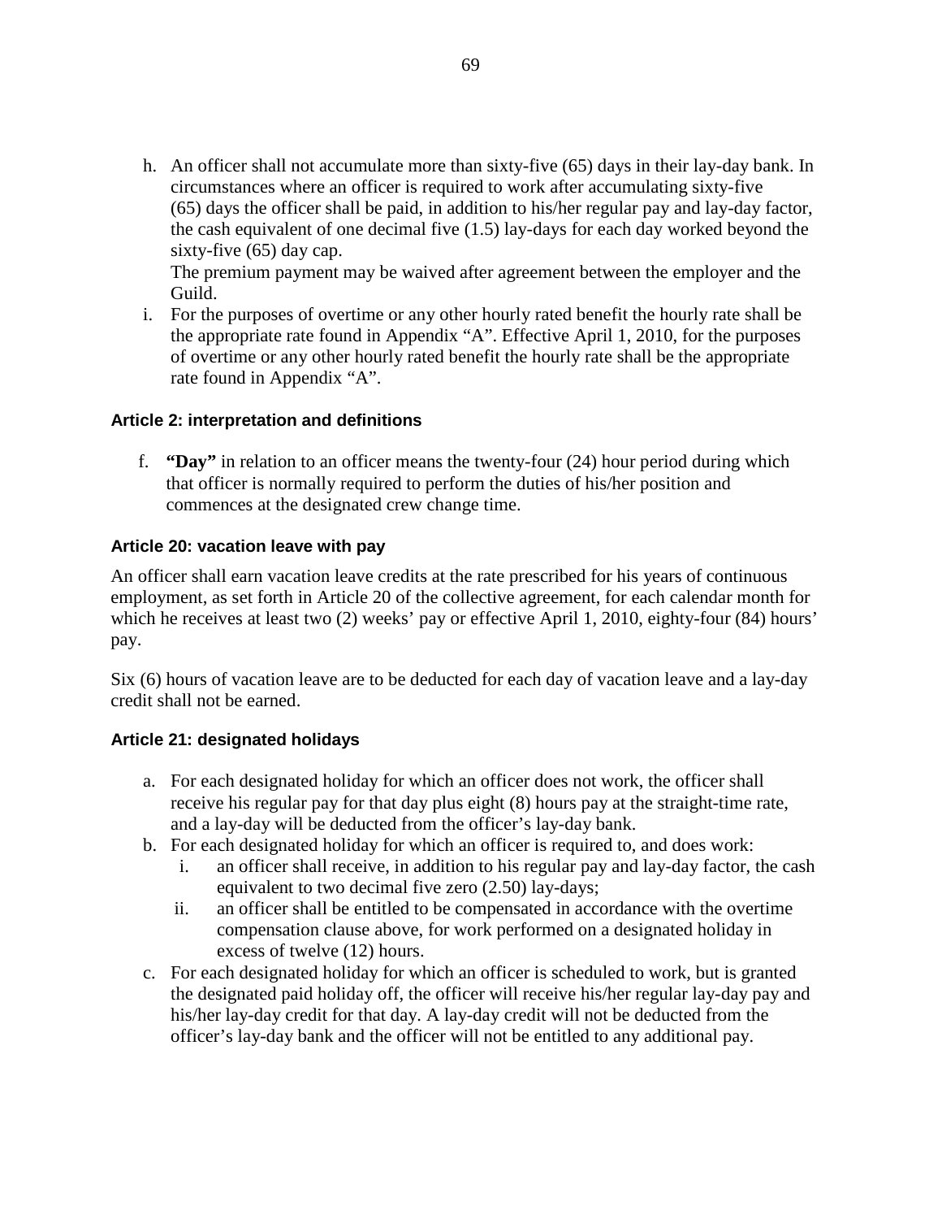h. An officer shall not accumulate more than sixty-five (65) days in their lay-day bank. In circumstances where an officer is required to work after accumulating sixty-five (65) days the officer shall be paid, in addition to his/her regular pay and lay-day factor, the cash equivalent of one decimal five (1.5) lay-days for each day worked beyond the sixty-five (65) day cap.
   The premium payment may be waived after agreement between the employer and the Guild.
i. For the purposes of overtime or any other hourly rated benefit the hourly rate shall be the appropriate rate found in Appendix "A". Effective April 1, 2010, for the purposes of overtime or any other hourly rated benefit the hourly rate shall be the appropriate rate found in Appendix "A".

#### Article 2: interpretation and definitions

f. **"Day"** in relation to an officer means the twenty-four (24) hour period during which that officer is normally required to perform the duties of his/her position and commences at the designated crew change time.

#### Article 20: vacation leave with pay

An officer shall earn vacation leave credits at the rate prescribed for his years of continuous employment, as set forth in Article 20 of the collective agreement, for each calendar month for which he receives at least two (2) weeks' pay or effective April 1, 2010, eighty-four (84) hours' pay.

Six (6) hours of vacation leave are to be deducted for each day of vacation leave and a lay-day credit shall not be earned.

#### Article 21: designated holidays

a. For each designated holiday for which an officer does not work, the officer shall receive his regular pay for that day plus eight (8) hours pay at the straight-time rate, and a lay-day will be deducted from the officer's lay-day bank.
b. For each designated holiday for which an officer is required to, and does work:
   i. an officer shall receive, in addition to his regular pay and lay-day factor, the cash equivalent to two decimal five zero (2.50) lay-days;
   ii. an officer shall be entitled to be compensated in accordance with the overtime compensation clause above, for work performed on a designated holiday in excess of twelve (12) hours.
c. For each designated holiday for which an officer is scheduled to work, but is granted the designated paid holiday off, the officer will receive his/her regular lay-day pay and his/her lay-day credit for that day. A lay-day credit will not be deducted from the officer's lay-day bank and the officer will not be entitled to any additional pay.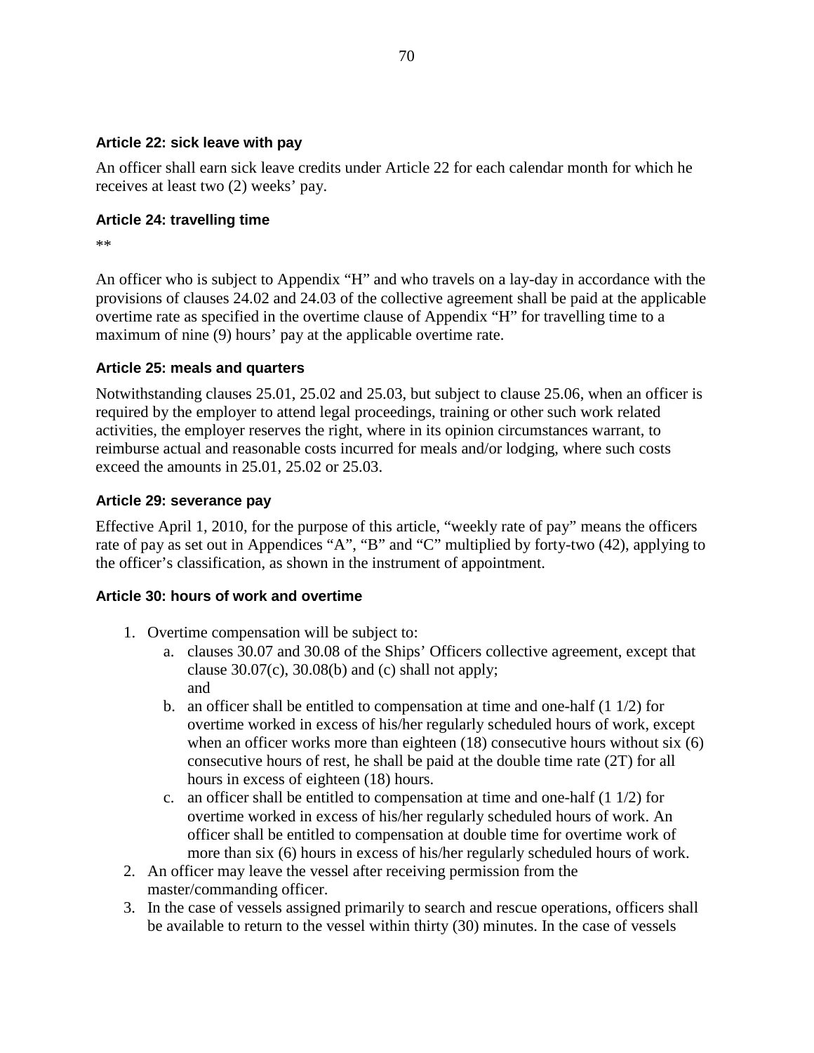#### Article 22: sick leave with pay

An officer shall earn sick leave credits under Article 22 for each calendar month for which he receives at least two (2) weeks' pay.

#### Article 24: travelling time

**

An officer who is subject to Appendix "H" and who travels on a lay-day in accordance with the provisions of clauses 24.02 and 24.03 of the collective agreement shall be paid at the applicable overtime rate as specified in the overtime clause of Appendix "H" for travelling time to a maximum of nine (9) hours' pay at the applicable overtime rate.

#### Article 25: meals and quarters

Notwithstanding clauses 25.01, 25.02 and 25.03, but subject to clause 25.06, when an officer is required by the employer to attend legal proceedings, training or other such work related activities, the employer reserves the right, where in its opinion circumstances warrant, to reimburse actual and reasonable costs incurred for meals and/or lodging, where such costs exceed the amounts in 25.01, 25.02 or 25.03.

#### Article 29: severance pay

Effective April 1, 2010, for the purpose of this article, "weekly rate of pay" means the officers rate of pay as set out in Appendices "A", "B" and "C" multiplied by forty-two (42), applying to the officer's classification, as shown in the instrument of appointment.

#### Article 30: hours of work and overtime

1. Overtime compensation will be subject to:
   a. clauses 30.07 and 30.08 of the Ships' Officers collective agreement, except that clause 30.07(c), 30.08(b) and (c) shall not apply;
      and
   b. an officer shall be entitled to compensation at time and one-half (1 1/2) for overtime worked in excess of his/her regularly scheduled hours of work, except when an officer works more than eighteen (18) consecutive hours without six (6) consecutive hours of rest, he shall be paid at the double time rate (2T) for all hours in excess of eighteen (18) hours.
   c. an officer shall be entitled to compensation at time and one-half (1 1/2) for overtime worked in excess of his/her regularly scheduled hours of work. An officer shall be entitled to compensation at double time for overtime work of more than six (6) hours in excess of his/her regularly scheduled hours of work.
2. An officer may leave the vessel after receiving permission from the master/commanding officer.
3. In the case of vessels assigned primarily to search and rescue operations, officers shall be available to return to the vessel within thirty (30) minutes. In the case of vessels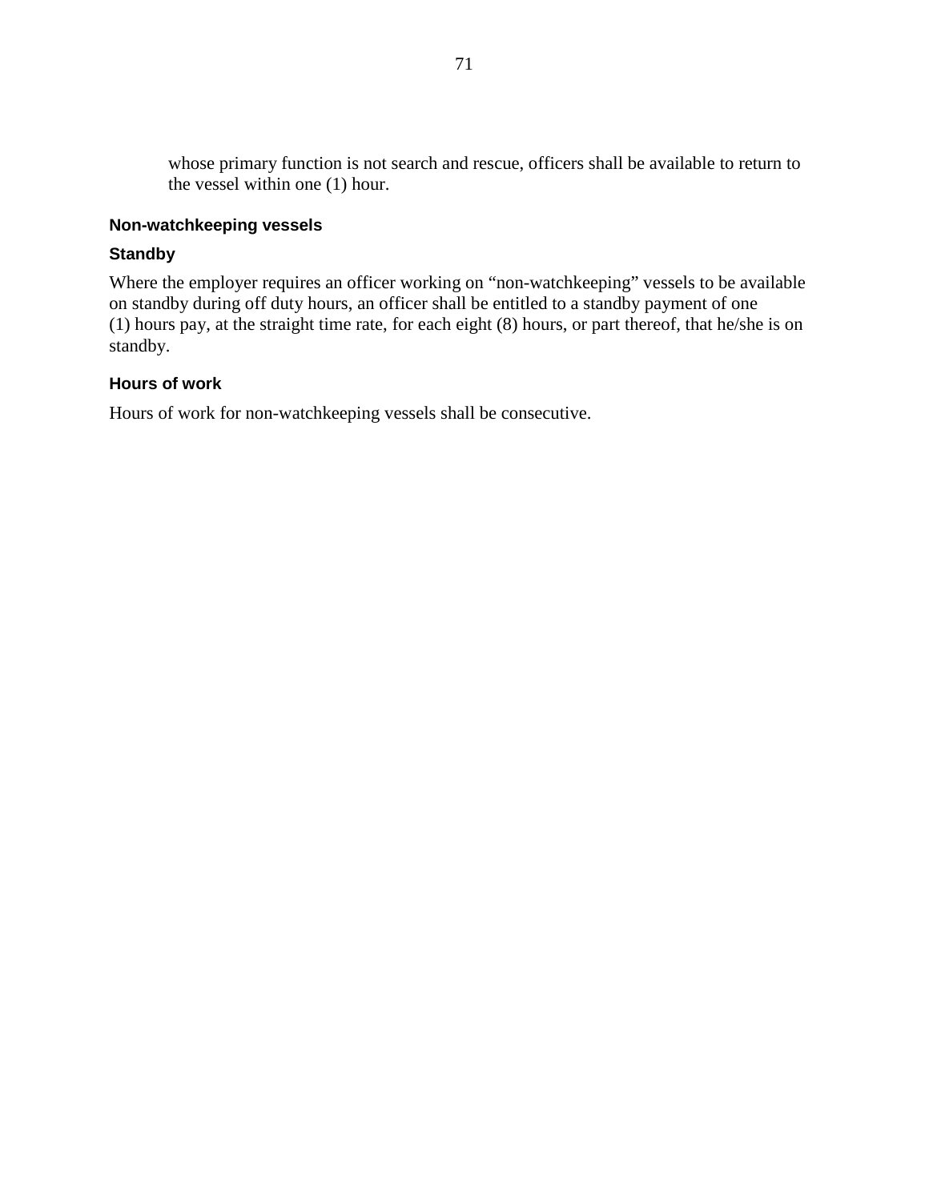whose primary function is not search and rescue, officers shall be available to return to the vessel within one (1) hour.

**Non-watchkeeping vessels**

**Standby**

Where the employer requires an officer working on “non-watchkeeping” vessels to be available on standby during off duty hours, an officer shall be entitled to a standby payment of one (1) hours pay, at the straight time rate, for each eight (8) hours, or part thereof, that he/she is on standby.

**Hours of work**

Hours of work for non-watchkeeping vessels shall be consecutive.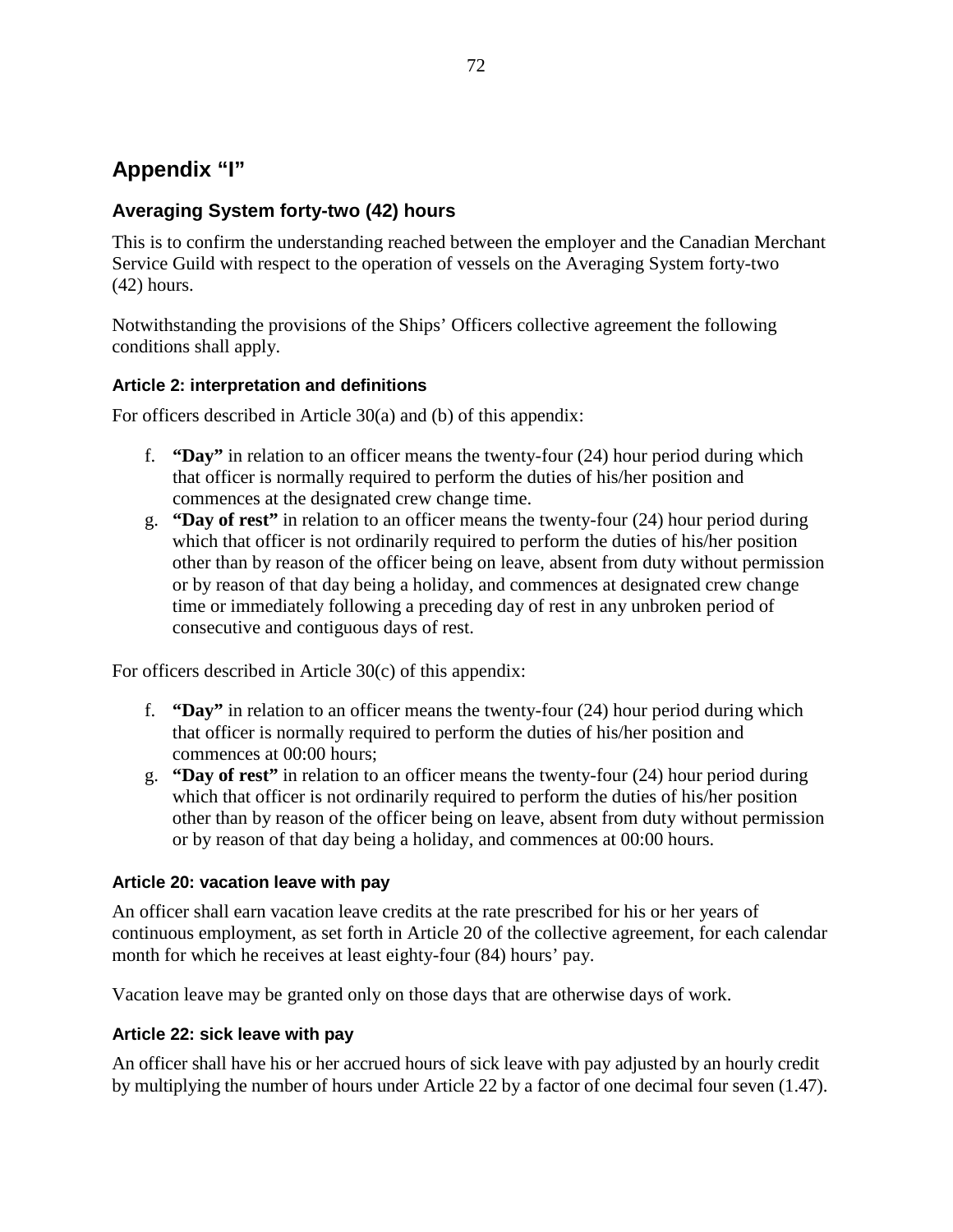# Appendix "I"

## Averaging System forty-two (42) hours

This is to confirm the understanding reached between the employer and the Canadian Merchant Service Guild with respect to the operation of vessels on the Averaging System forty-two (42) hours.

Notwithstanding the provisions of the Ships' Officers collective agreement the following conditions shall apply.

### Article 2: interpretation and definitions

For officers described in Article 30(a) and (b) of this appendix:

f. **"Day"** in relation to an officer means the twenty-four (24) hour period during which that officer is normally required to perform the duties of his/her position and commences at the designated crew change time.
g. **"Day of rest"** in relation to an officer means the twenty-four (24) hour period during which that officer is not ordinarily required to perform the duties of his/her position other than by reason of the officer being on leave, absent from duty without permission or by reason of that day being a holiday, and commences at designated crew change time or immediately following a preceding day of rest in any unbroken period of consecutive and contiguous days of rest.

For officers described in Article 30(c) of this appendix:

f. **"Day"** in relation to an officer means the twenty-four (24) hour period during which that officer is normally required to perform the duties of his/her position and commences at 00:00 hours;
g. **"Day of rest"** in relation to an officer means the twenty-four (24) hour period during which that officer is not ordinarily required to perform the duties of his/her position other than by reason of the officer being on leave, absent from duty without permission or by reason of that day being a holiday, and commences at 00:00 hours.

### Article 20: vacation leave with pay

An officer shall earn vacation leave credits at the rate prescribed for his or her years of continuous employment, as set forth in Article 20 of the collective agreement, for each calendar month for which he receives at least eighty-four (84) hours' pay.

Vacation leave may be granted only on those days that are otherwise days of work.

### Article 22: sick leave with pay

An officer shall have his or her accrued hours of sick leave with pay adjusted by an hourly credit by multiplying the number of hours under Article 22 by a factor of one decimal four seven (1.47).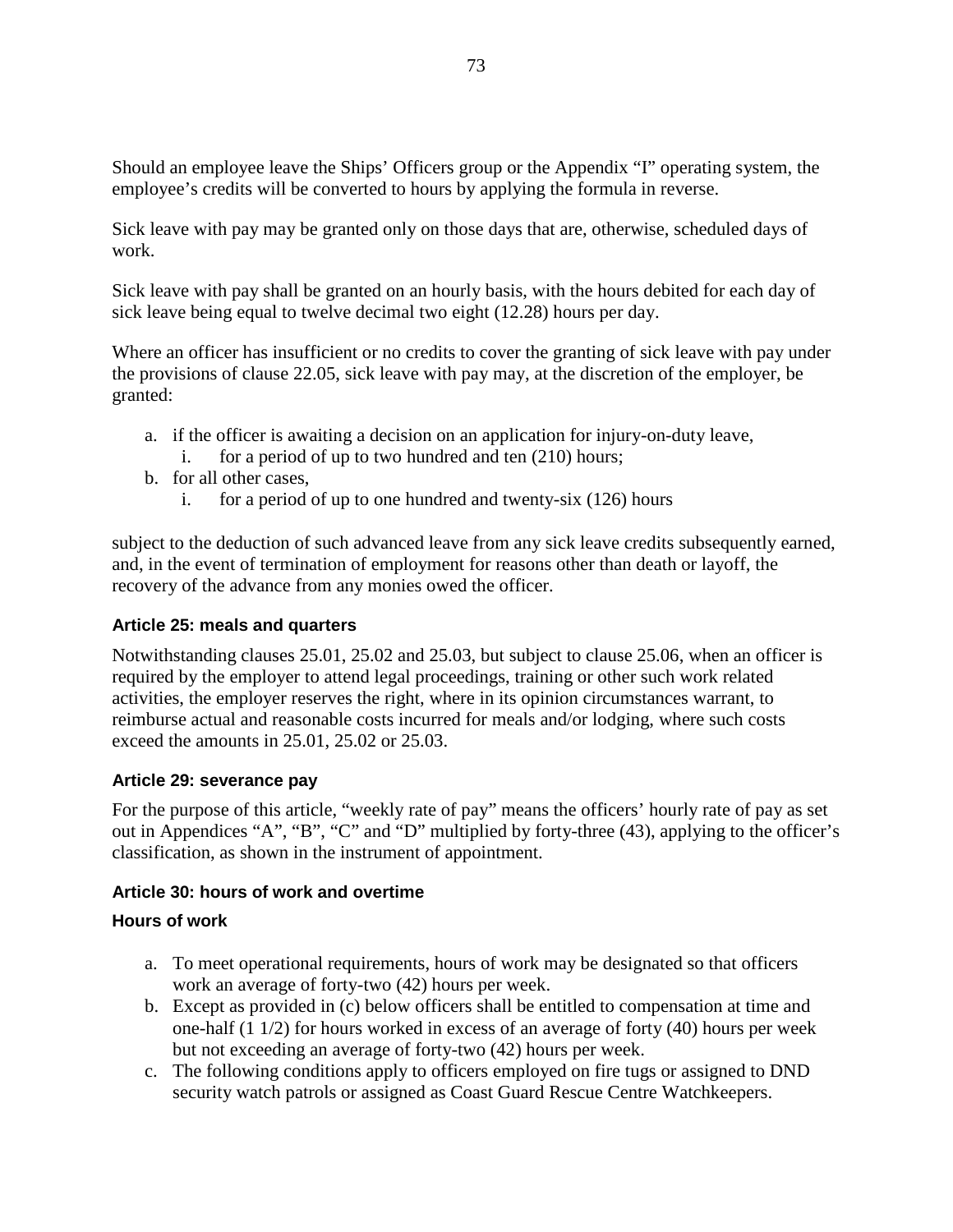Should an employee leave the Ships' Officers group or the Appendix "I" operating system, the employee's credits will be converted to hours by applying the formula in reverse.

Sick leave with pay may be granted only on those days that are, otherwise, scheduled days of work.

Sick leave with pay shall be granted on an hourly basis, with the hours debited for each day of sick leave being equal to twelve decimal two eight (12.28) hours per day.

Where an officer has insufficient or no credits to cover the granting of sick leave with pay under the provisions of clause 22.05, sick leave with pay may, at the discretion of the employer, be granted:

a. if the officer is awaiting a decision on an application for injury-on-duty leave,
   i. for a period of up to two hundred and ten (210) hours;
b. for all other cases,
   i. for a period of up to one hundred and twenty-six (126) hours

subject to the deduction of such advanced leave from any sick leave credits subsequently earned, and, in the event of termination of employment for reasons other than death or layoff, the recovery of the advance from any monies owed the officer.

#### Article 25: meals and quarters

Notwithstanding clauses 25.01, 25.02 and 25.03, but subject to clause 25.06, when an officer is required by the employer to attend legal proceedings, training or other such work related activities, the employer reserves the right, where in its opinion circumstances warrant, to reimburse actual and reasonable costs incurred for meals and/or lodging, where such costs exceed the amounts in 25.01, 25.02 or 25.03.

#### Article 29: severance pay

For the purpose of this article, "weekly rate of pay" means the officers' hourly rate of pay as set out in Appendices "A", "B", "C" and "D" multiplied by forty-three (43), applying to the officer's classification, as shown in the instrument of appointment.

#### Article 30: hours of work and overtime

#### Hours of work

a. To meet operational requirements, hours of work may be designated so that officers work an average of forty-two (42) hours per week.
b. Except as provided in (c) below officers shall be entitled to compensation at time and one-half (1 1/2) for hours worked in excess of an average of forty (40) hours per week but not exceeding an average of forty-two (42) hours per week.
c. The following conditions apply to officers employed on fire tugs or assigned to DND security watch patrols or assigned as Coast Guard Rescue Centre Watchkeepers.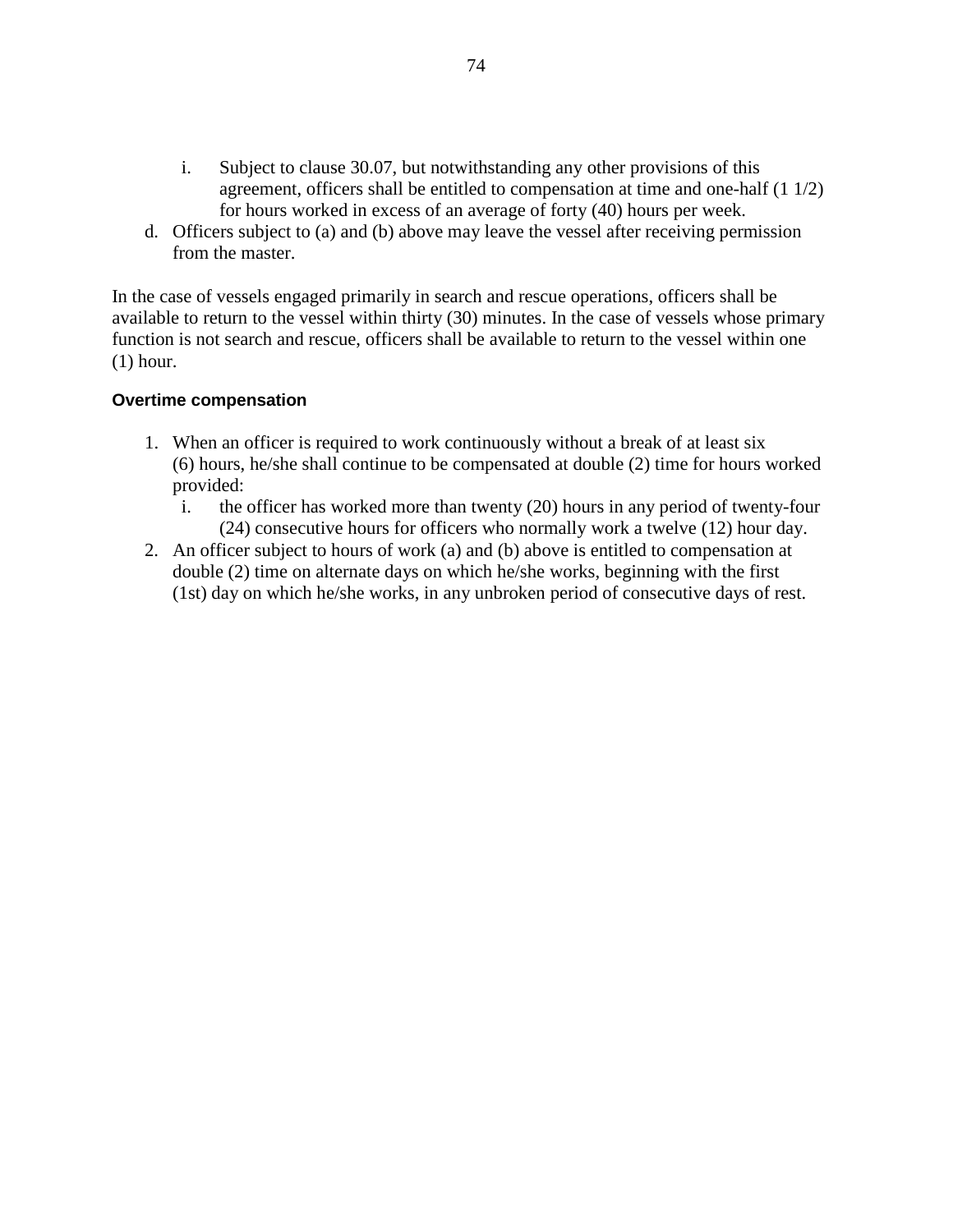i. Subject to clause 30.07, but notwithstanding any other provisions of this agreement, officers shall be entitled to compensation at time and one-half (1 1/2) for hours worked in excess of an average of forty (40) hours per week.

d. Officers subject to (a) and (b) above may leave the vessel after receiving permission from the master.

In the case of vessels engaged primarily in search and rescue operations, officers shall be available to return to the vessel within thirty (30) minutes. In the case of vessels whose primary function is not search and rescue, officers shall be available to return to the vessel within one (1) hour.

**Overtime compensation**

1. When an officer is required to work continuously without a break of at least six (6) hours, he/she shall continue to be compensated at double (2) time for hours worked provided:
   i. the officer has worked more than twenty (20) hours in any period of twenty-four (24) consecutive hours for officers who normally work a twelve (12) hour day.
2. An officer subject to hours of work (a) and (b) above is entitled to compensation at double (2) time on alternate days on which he/she works, beginning with the first (1st) day on which he/she works, in any unbroken period of consecutive days of rest.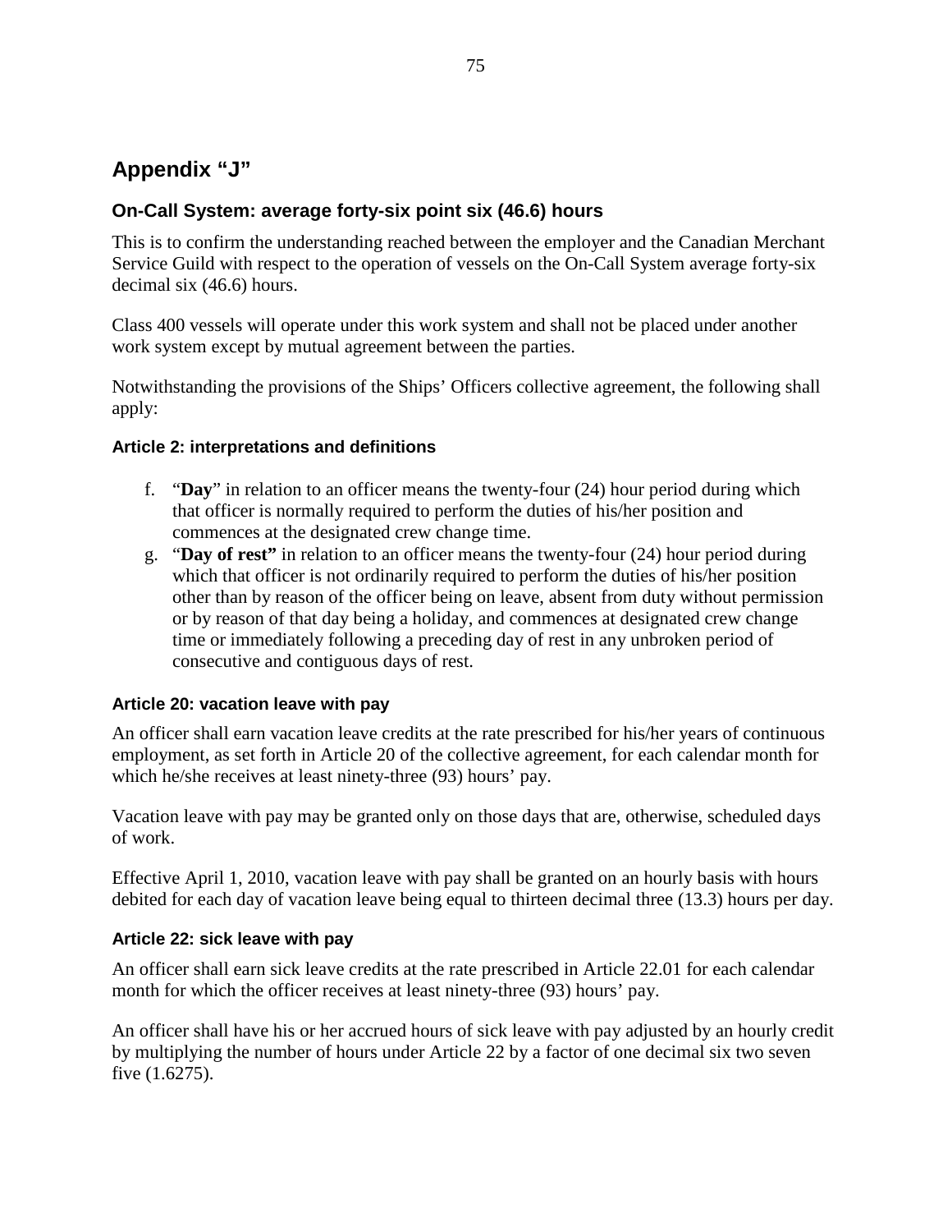# Appendix "J"

## On-Call System: average forty-six point six (46.6) hours

This is to confirm the understanding reached between the employer and the Canadian Merchant Service Guild with respect to the operation of vessels on the On-Call System average forty-six decimal six (46.6) hours.

Class 400 vessels will operate under this work system and shall not be placed under another work system except by mutual agreement between the parties.

Notwithstanding the provisions of the Ships' Officers collective agreement, the following shall apply:

### Article 2: interpretations and definitions

f. "**Day**" in relation to an officer means the twenty-four (24) hour period during which that officer is normally required to perform the duties of his/her position and commences at the designated crew change time.

g. "**Day of rest**" in relation to an officer means the twenty-four (24) hour period during which that officer is not ordinarily required to perform the duties of his/her position other than by reason of the officer being on leave, absent from duty without permission or by reason of that day being a holiday, and commences at designated crew change time or immediately following a preceding day of rest in any unbroken period of consecutive and contiguous days of rest.

### Article 20: vacation leave with pay

An officer shall earn vacation leave credits at the rate prescribed for his/her years of continuous employment, as set forth in Article 20 of the collective agreement, for each calendar month for which he/she receives at least ninety-three (93) hours' pay.

Vacation leave with pay may be granted only on those days that are, otherwise, scheduled days of work.

Effective April 1, 2010, vacation leave with pay shall be granted on an hourly basis with hours debited for each day of vacation leave being equal to thirteen decimal three (13.3) hours per day.

### Article 22: sick leave with pay

An officer shall earn sick leave credits at the rate prescribed in Article 22.01 for each calendar month for which the officer receives at least ninety-three (93) hours' pay.

An officer shall have his or her accrued hours of sick leave with pay adjusted by an hourly credit by multiplying the number of hours under Article 22 by a factor of one decimal six two seven five (1.6275).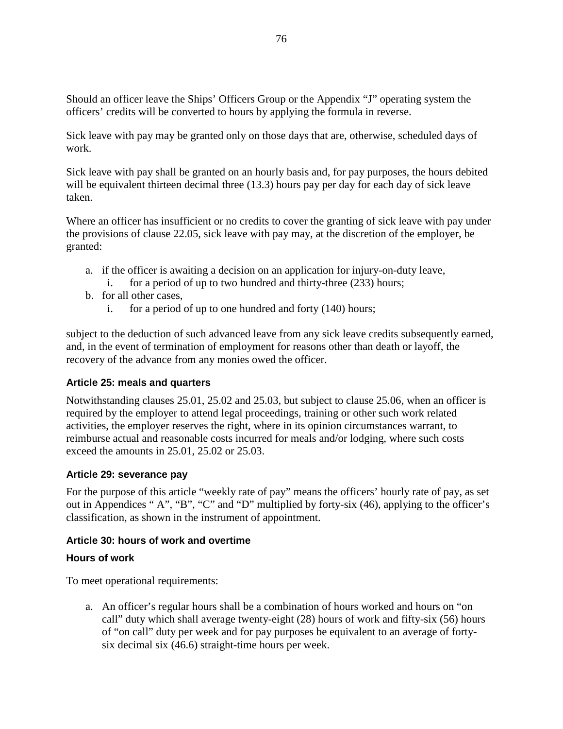Should an officer leave the Ships' Officers Group or the Appendix "J" operating system the officers' credits will be converted to hours by applying the formula in reverse.

Sick leave with pay may be granted only on those days that are, otherwise, scheduled days of work.

Sick leave with pay shall be granted on an hourly basis and, for pay purposes, the hours debited will be equivalent thirteen decimal three (13.3) hours pay per day for each day of sick leave taken.

Where an officer has insufficient or no credits to cover the granting of sick leave with pay under the provisions of clause 22.05, sick leave with pay may, at the discretion of the employer, be granted:

a. if the officer is awaiting a decision on an application for injury-on-duty leave,
    i. for a period of up to two hundred and thirty-three (233) hours;
b. for all other cases,
    i. for a period of up to one hundred and forty (140) hours;

subject to the deduction of such advanced leave from any sick leave credits subsequently earned, and, in the event of termination of employment for reasons other than death or layoff, the recovery of the advance from any monies owed the officer.

### Article 25: meals and quarters

Notwithstanding clauses 25.01, 25.02 and 25.03, but subject to clause 25.06, when an officer is required by the employer to attend legal proceedings, training or other such work related activities, the employer reserves the right, where in its opinion circumstances warrant, to reimburse actual and reasonable costs incurred for meals and/or lodging, where such costs exceed the amounts in 25.01, 25.02 or 25.03.

### Article 29: severance pay

For the purpose of this article "weekly rate of pay" means the officers' hourly rate of pay, as set out in Appendices " A", "B", "C" and "D" multiplied by forty-six (46), applying to the officer's classification, as shown in the instrument of appointment.

### Article 30: hours of work and overtime

#### Hours of work

To meet operational requirements:

a. An officer's regular hours shall be a combination of hours worked and hours on "on call" duty which shall average twenty-eight (28) hours of work and fifty-six (56) hours of "on call" duty per week and for pay purposes be equivalent to an average of forty-six decimal six (46.6) straight-time hours per week.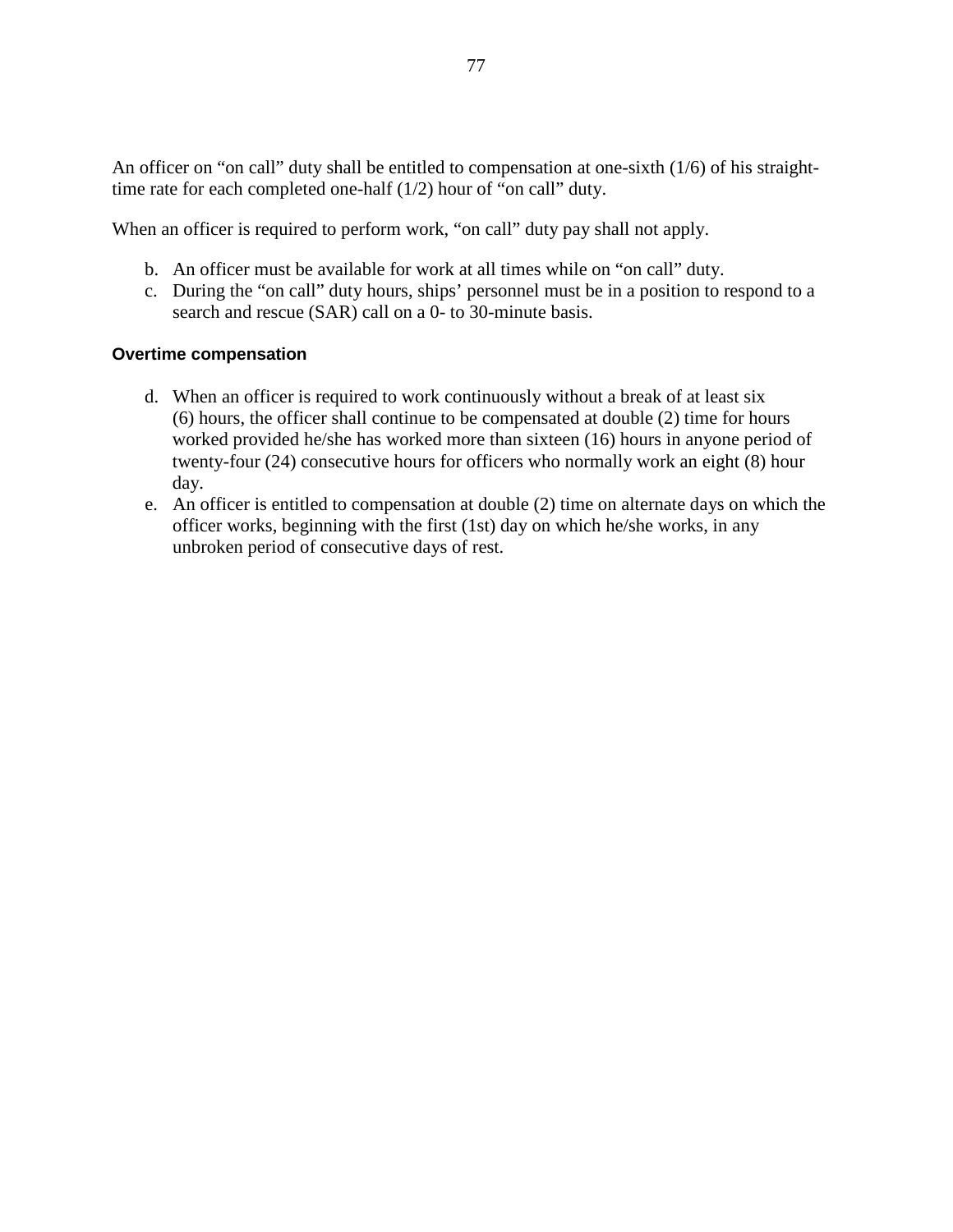An officer on "on call" duty shall be entitled to compensation at one-sixth (1/6) of his straight-time rate for each completed one-half (1/2) hour of "on call" duty.

When an officer is required to perform work, "on call" duty pay shall not apply.

b. An officer must be available for work at all times while on "on call" duty.
c. During the "on call" duty hours, ships' personnel must be in a position to respond to a search and rescue (SAR) call on a 0- to 30-minute basis.

**Overtime compensation**

d. When an officer is required to work continuously without a break of at least six (6) hours, the officer shall continue to be compensated at double (2) time for hours worked provided he/she has worked more than sixteen (16) hours in anyone period of twenty-four (24) consecutive hours for officers who normally work an eight (8) hour day.
e. An officer is entitled to compensation at double (2) time on alternate days on which the officer works, beginning with the first (1st) day on which he/she works, in any unbroken period of consecutive days of rest.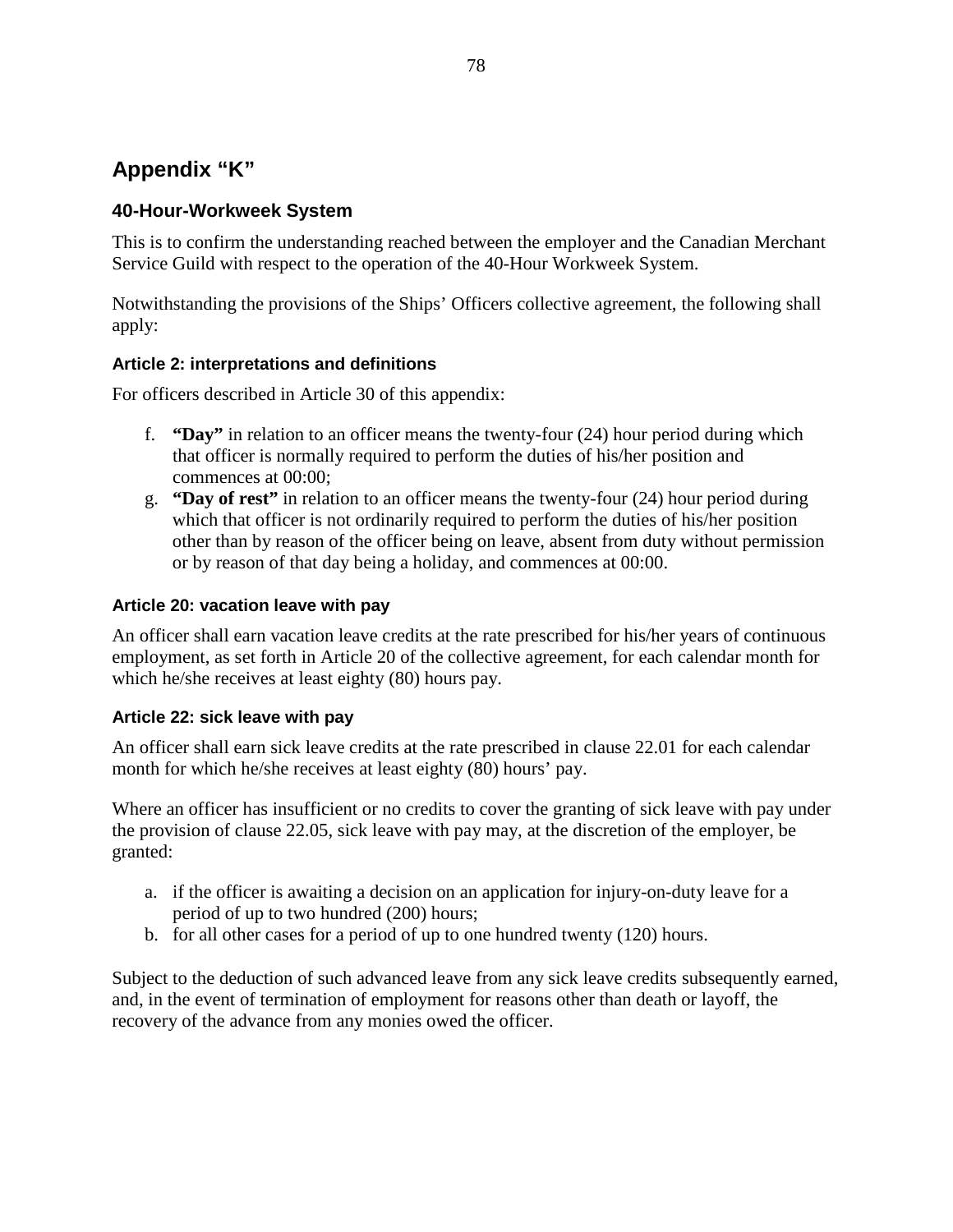## Appendix "K"

### 40-Hour-Workweek System

This is to confirm the understanding reached between the employer and the Canadian Merchant Service Guild with respect to the operation of the 40-Hour Workweek System.

Notwithstanding the provisions of the Ships' Officers collective agreement, the following shall apply:

#### Article 2: interpretations and definitions

For officers described in Article 30 of this appendix:

f. **"Day"** in relation to an officer means the twenty-four (24) hour period during which that officer is normally required to perform the duties of his/her position and commences at 00:00;
g. **"Day of rest"** in relation to an officer means the twenty-four (24) hour period during which that officer is not ordinarily required to perform the duties of his/her position other than by reason of the officer being on leave, absent from duty without permission or by reason of that day being a holiday, and commences at 00:00.

#### Article 20: vacation leave with pay

An officer shall earn vacation leave credits at the rate prescribed for his/her years of continuous employment, as set forth in Article 20 of the collective agreement, for each calendar month for which he/she receives at least eighty (80) hours pay.

#### Article 22: sick leave with pay

An officer shall earn sick leave credits at the rate prescribed in clause 22.01 for each calendar month for which he/she receives at least eighty (80) hours' pay.

Where an officer has insufficient or no credits to cover the granting of sick leave with pay under the provision of clause 22.05, sick leave with pay may, at the discretion of the employer, be granted:

a. if the officer is awaiting a decision on an application for injury-on-duty leave for a period of up to two hundred (200) hours;
b. for all other cases for a period of up to one hundred twenty (120) hours.

Subject to the deduction of such advanced leave from any sick leave credits subsequently earned, and, in the event of termination of employment for reasons other than death or layoff, the recovery of the advance from any monies owed the officer.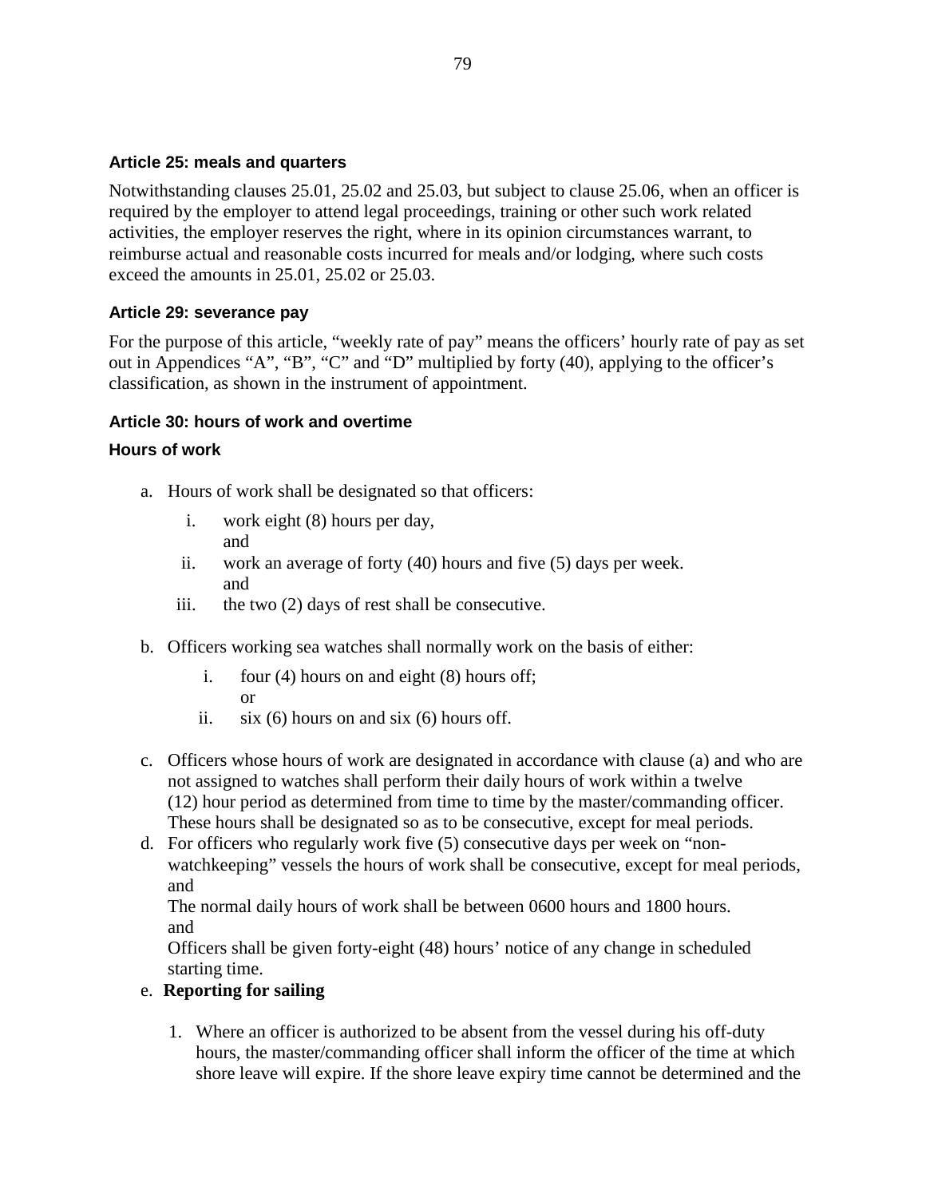### Article 25: meals and quarters

Notwithstanding clauses 25.01, 25.02 and 25.03, but subject to clause 25.06, when an officer is required by the employer to attend legal proceedings, training or other such work related activities, the employer reserves the right, where in its opinion circumstances warrant, to reimburse actual and reasonable costs incurred for meals and/or lodging, where such costs exceed the amounts in 25.01, 25.02 or 25.03.

### Article 29: severance pay

For the purpose of this article, "weekly rate of pay" means the officers' hourly rate of pay as set out in Appendices "A", "B", "C" and "D" multiplied by forty (40), applying to the officer's classification, as shown in the instrument of appointment.

### Article 30: hours of work and overtime

#### Hours of work

a. Hours of work shall be designated so that officers:
   i. work eight (8) hours per day,
      and
   ii. work an average of forty (40) hours and five (5) days per week.
      and
   iii. the two (2) days of rest shall be consecutive.

b. Officers working sea watches shall normally work on the basis of either:
   i. four (4) hours on and eight (8) hours off;
      or
   ii. six (6) hours on and six (6) hours off.

c. Officers whose hours of work are designated in accordance with clause (a) and who are not assigned to watches shall perform their daily hours of work within a twelve (12) hour period as determined from time to time by the master/commanding officer. These hours shall be designated so as to be consecutive, except for meal periods.

d. For officers who regularly work five (5) consecutive days per week on "non-watchkeeping" vessels the hours of work shall be consecutive, except for meal periods, and
   The normal daily hours of work shall be between 0600 hours and 1800 hours.
   and
   Officers shall be given forty-eight (48) hours' notice of any change in scheduled starting time.

e. **Reporting for sailing**

   1. Where an officer is authorized to be absent from the vessel during his off-duty hours, the master/commanding officer shall inform the officer of the time at which shore leave will expire. If the shore leave expiry time cannot be determined and the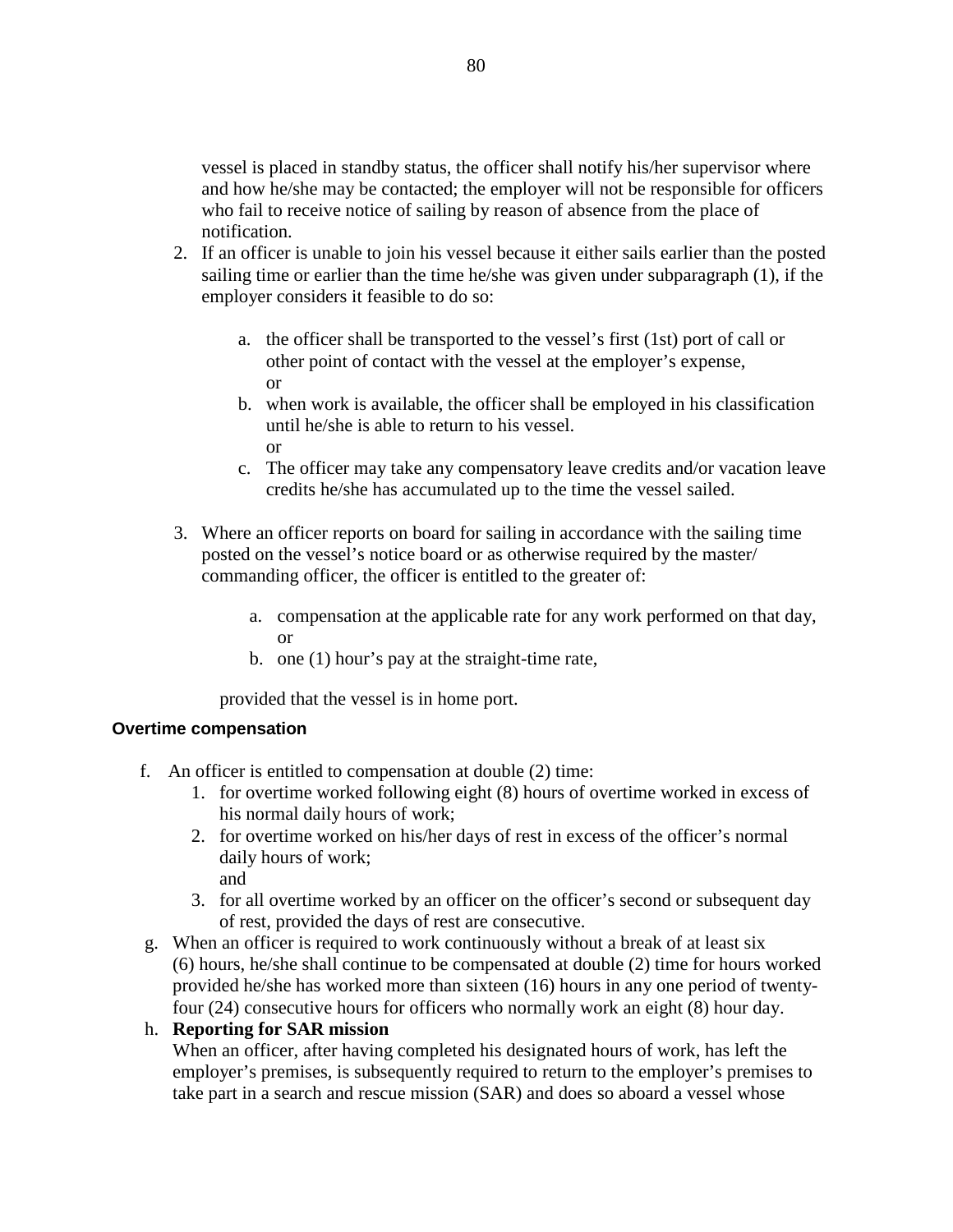vessel is placed in standby status, the officer shall notify his/her supervisor where and how he/she may be contacted; the employer will not be responsible for officers who fail to receive notice of sailing by reason of absence from the place of notification.

2. If an officer is unable to join his vessel because it either sails earlier than the posted sailing time or earlier than the time he/she was given under subparagraph (1), if the employer considers it feasible to do so:

   a. the officer shall be transported to the vessel's first (1st) port of call or other point of contact with the vessel at the employer's expense,
      or
   b. when work is available, the officer shall be employed in his classification until he/she is able to return to his vessel.
      or
   c. The officer may take any compensatory leave credits and/or vacation leave credits he/she has accumulated up to the time the vessel sailed.

3. Where an officer reports on board for sailing in accordance with the sailing time posted on the vessel's notice board or as otherwise required by the master/ commanding officer, the officer is entitled to the greater of:

   a. compensation at the applicable rate for any work performed on that day,
      or
   b. one (1) hour's pay at the straight-time rate,

   provided that the vessel is in home port.

**Overtime compensation**

f. An officer is entitled to compensation at double (2) time:
   1. for overtime worked following eight (8) hours of overtime worked in excess of his normal daily hours of work;
   2. for overtime worked on his/her days of rest in excess of the officer's normal daily hours of work;
      and
   3. for all overtime worked by an officer on the officer's second or subsequent day of rest, provided the days of rest are consecutive.

g. When an officer is required to work continuously without a break of at least six (6) hours, he/she shall continue to be compensated at double (2) time for hours worked provided he/she has worked more than sixteen (16) hours in any one period of twenty-four (24) consecutive hours for officers who normally work an eight (8) hour day.

h. **Reporting for SAR mission**
   When an officer, after having completed his designated hours of work, has left the employer's premises, is subsequently required to return to the employer's premises to take part in a search and rescue mission (SAR) and does so aboard a vessel whose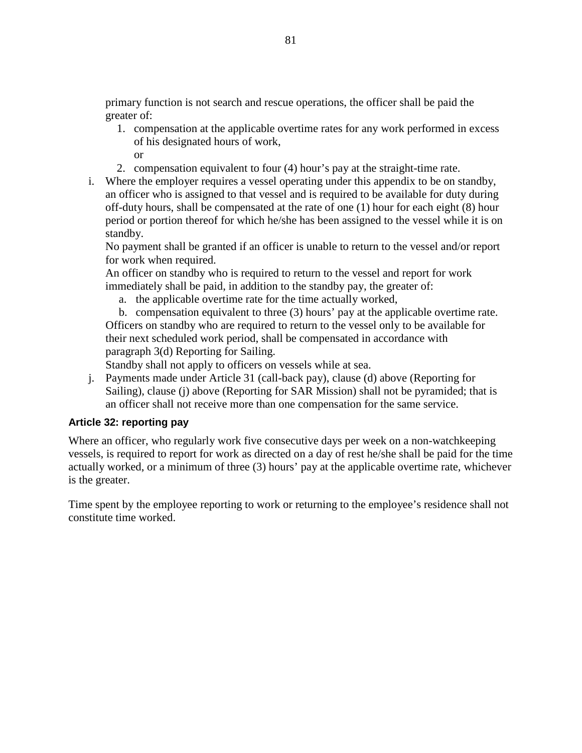primary function is not search and rescue operations, the officer shall be paid the greater of:

1. compensation at the applicable overtime rates for any work performed in excess of his designated hours of work,

   or

2. compensation equivalent to four (4) hour's pay at the straight-time rate.

i. Where the employer requires a vessel operating under this appendix to be on standby, an officer who is assigned to that vessel and is required to be available for duty during off-duty hours, shall be compensated at the rate of one (1) hour for each eight (8) hour period or portion thereof for which he/she has been assigned to the vessel while it is on standby.

   No payment shall be granted if an officer is unable to return to the vessel and/or report for work when required.

   An officer on standby who is required to return to the vessel and report for work immediately shall be paid, in addition to the standby pay, the greater of:

   a. the applicable overtime rate for the time actually worked,

   b. compensation equivalent to three (3) hours' pay at the applicable overtime rate.

   Officers on standby who are required to return to the vessel only to be available for their next scheduled work period, shall be compensated in accordance with paragraph 3(d) Reporting for Sailing.

   Standby shall not apply to officers on vessels while at sea.

j. Payments made under Article 31 (call-back pay), clause (d) above (Reporting for Sailing), clause (j) above (Reporting for SAR Mission) shall not be pyramided; that is an officer shall not receive more than one compensation for the same service.

### Article 32: reporting pay

Where an officer, who regularly work five consecutive days per week on a non-watchkeeping vessels, is required to report for work as directed on a day of rest he/she shall be paid for the time actually worked, or a minimum of three (3) hours' pay at the applicable overtime rate, whichever is the greater.

Time spent by the employee reporting to work or returning to the employee's residence shall not constitute time worked.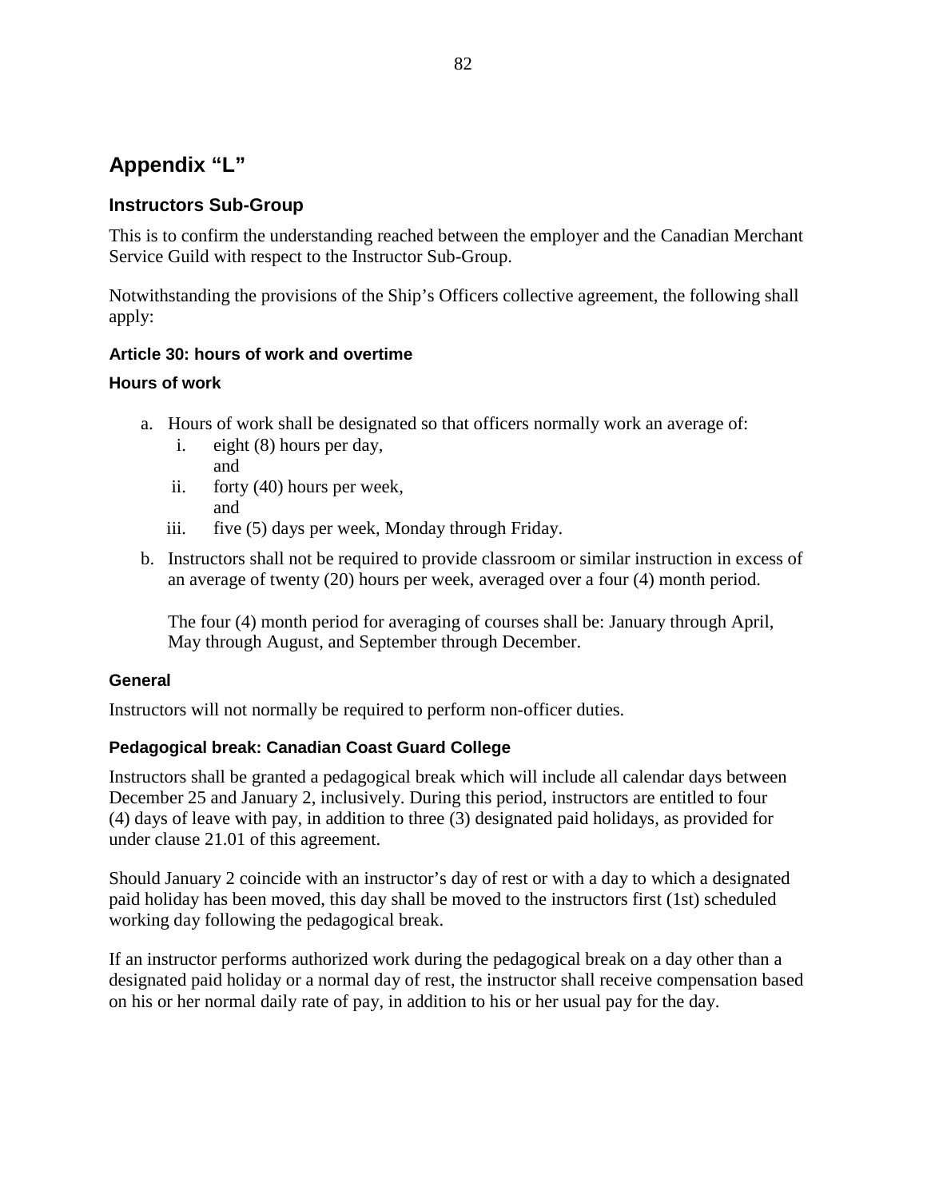# Appendix “L”

## Instructors Sub-Group

This is to confirm the understanding reached between the employer and the Canadian Merchant Service Guild with respect to the Instructor Sub-Group.

Notwithstanding the provisions of the Ship’s Officers collective agreement, the following shall apply:

### Article 30: hours of work and overtime

#### Hours of work

a. Hours of work shall be designated so that officers normally work an average of:
   i. eight (8) hours per day,
      and
   ii. forty (40) hours per week,
      and
   iii. five (5) days per week, Monday through Friday.
b. Instructors shall not be required to provide classroom or similar instruction in excess of an average of twenty (20) hours per week, averaged over a four (4) month period.

   The four (4) month period for averaging of courses shall be: January through April, May through August, and September through December.

### General

Instructors will not normally be required to perform non-officer duties.

### Pedagogical break: Canadian Coast Guard College

Instructors shall be granted a pedagogical break which will include all calendar days between December 25 and January 2, inclusively. During this period, instructors are entitled to four (4) days of leave with pay, in addition to three (3) designated paid holidays, as provided for under clause 21.01 of this agreement.

Should January 2 coincide with an instructor’s day of rest or with a day to which a designated paid holiday has been moved, this day shall be moved to the instructors first (1st) scheduled working day following the pedagogical break.

If an instructor performs authorized work during the pedagogical break on a day other than a designated paid holiday or a normal day of rest, the instructor shall receive compensation based on his or her normal daily rate of pay, in addition to his or her usual pay for the day.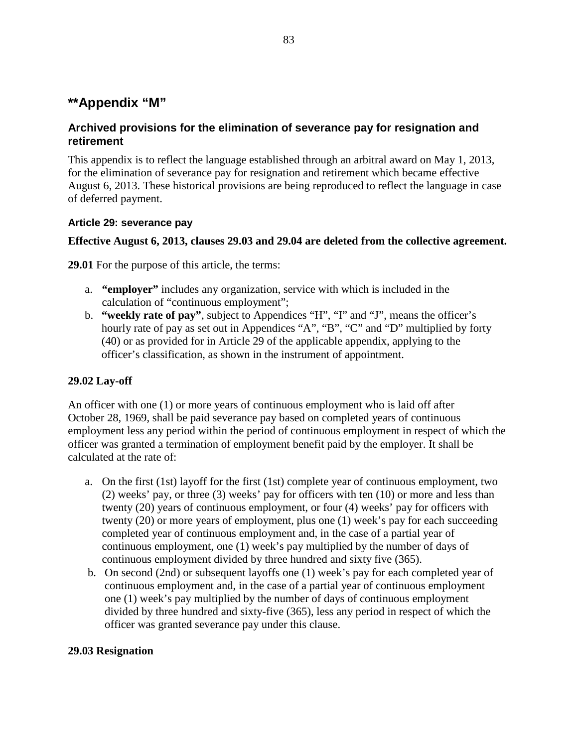# **Appendix "M"

## Archived provisions for the elimination of severance pay for resignation and retirement

This appendix is to reflect the language established through an arbitral award on May 1, 2013, for the elimination of severance pay for resignation and retirement which became effective August 6, 2013. These historical provisions are being reproduced to reflect the language in case of deferred payment.

### Article 29: severance pay

**Effective August 6, 2013, clauses 29.03 and 29.04 are deleted from the collective agreement.**

**29.01** For the purpose of this article, the terms:

a. **"employer"** includes any organization, service with which is included in the calculation of "continuous employment";
b. **"weekly rate of pay"**, subject to Appendices "H", "I" and "J", means the officer's hourly rate of pay as set out in Appendices "A", "B", "C" and "D" multiplied by forty (40) or as provided for in Article 29 of the applicable appendix, applying to the officer's classification, as shown in the instrument of appointment.

**29.02 Lay-off**

An officer with one (1) or more years of continuous employment who is laid off after October 28, 1969, shall be paid severance pay based on completed years of continuous employment less any period within the period of continuous employment in respect of which the officer was granted a termination of employment benefit paid by the employer. It shall be calculated at the rate of:

a. On the first (1st) layoff for the first (1st) complete year of continuous employment, two (2) weeks' pay, or three (3) weeks' pay for officers with ten (10) or more and less than twenty (20) years of continuous employment, or four (4) weeks' pay for officers with twenty (20) or more years of employment, plus one (1) week's pay for each succeeding completed year of continuous employment and, in the case of a partial year of continuous employment, one (1) week's pay multiplied by the number of days of continuous employment divided by three hundred and sixty five (365).
b. On second (2nd) or subsequent layoffs one (1) week's pay for each completed year of continuous employment and, in the case of a partial year of continuous employment one (1) week's pay multiplied by the number of days of continuous employment divided by three hundred and sixty-five (365), less any period in respect of which the officer was granted severance pay under this clause.

**29.03 Resignation**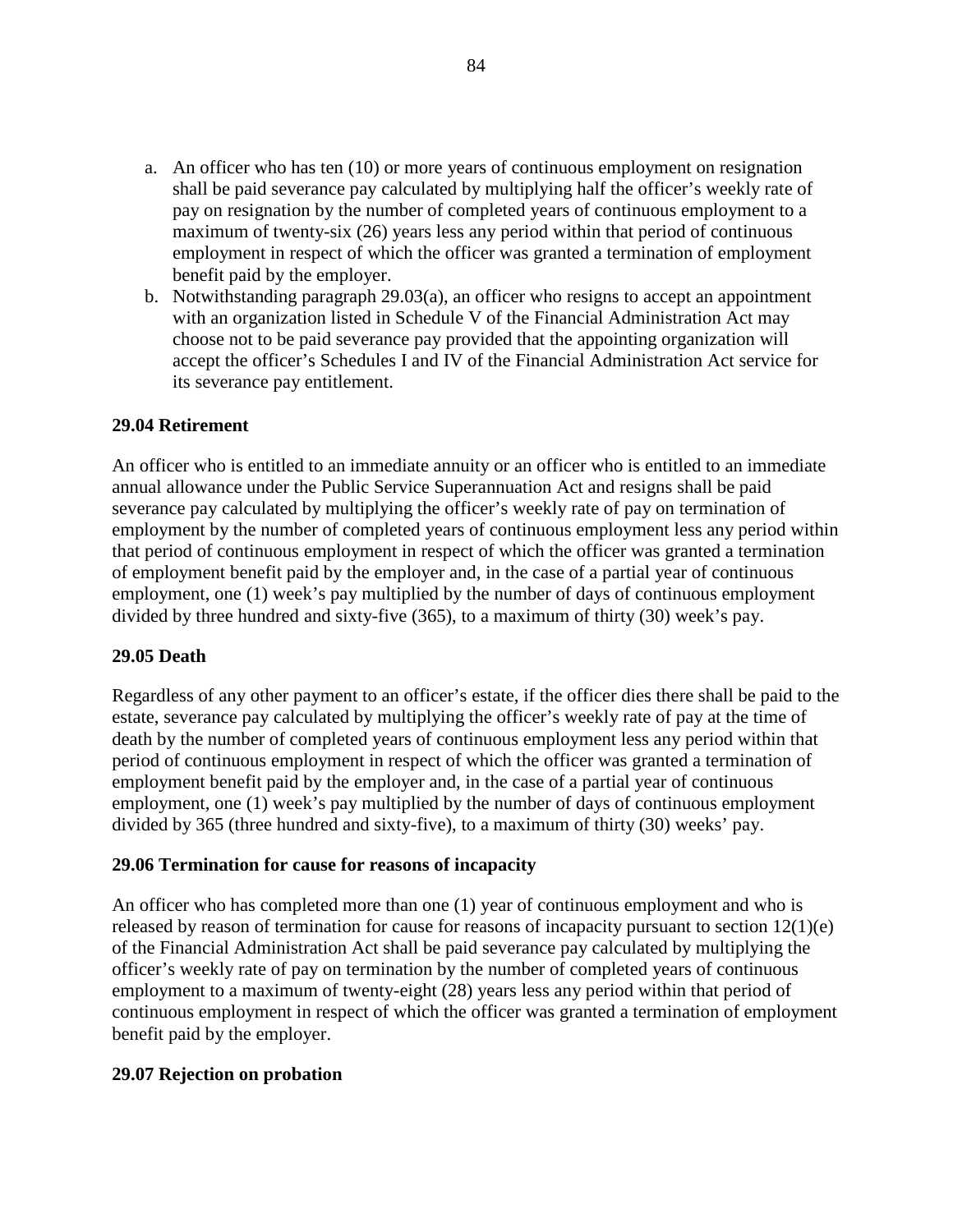a. An officer who has ten (10) or more years of continuous employment on resignation shall be paid severance pay calculated by multiplying half the officer's weekly rate of pay on resignation by the number of completed years of continuous employment to a maximum of twenty-six (26) years less any period within that period of continuous employment in respect of which the officer was granted a termination of employment benefit paid by the employer.
b. Notwithstanding paragraph 29.03(a), an officer who resigns to accept an appointment with an organization listed in Schedule V of the Financial Administration Act may choose not to be paid severance pay provided that the appointing organization will accept the officer's Schedules I and IV of the Financial Administration Act service for its severance pay entitlement.

**29.04 Retirement**

An officer who is entitled to an immediate annuity or an officer who is entitled to an immediate annual allowance under the Public Service Superannuation Act and resigns shall be paid severance pay calculated by multiplying the officer's weekly rate of pay on termination of employment by the number of completed years of continuous employment less any period within that period of continuous employment in respect of which the officer was granted a termination of employment benefit paid by the employer and, in the case of a partial year of continuous employment, one (1) week's pay multiplied by the number of days of continuous employment divided by three hundred and sixty-five (365), to a maximum of thirty (30) week's pay.

**29.05 Death**

Regardless of any other payment to an officer's estate, if the officer dies there shall be paid to the estate, severance pay calculated by multiplying the officer's weekly rate of pay at the time of death by the number of completed years of continuous employment less any period within that period of continuous employment in respect of which the officer was granted a termination of employment benefit paid by the employer and, in the case of a partial year of continuous employment, one (1) week's pay multiplied by the number of days of continuous employment divided by 365 (three hundred and sixty-five), to a maximum of thirty (30) weeks' pay.

**29.06 Termination for cause for reasons of incapacity**

An officer who has completed more than one (1) year of continuous employment and who is released by reason of termination for cause for reasons of incapacity pursuant to section 12(1)(e) of the Financial Administration Act shall be paid severance pay calculated by multiplying the officer's weekly rate of pay on termination by the number of completed years of continuous employment to a maximum of twenty-eight (28) years less any period within that period of continuous employment in respect of which the officer was granted a termination of employment benefit paid by the employer.

**29.07 Rejection on probation**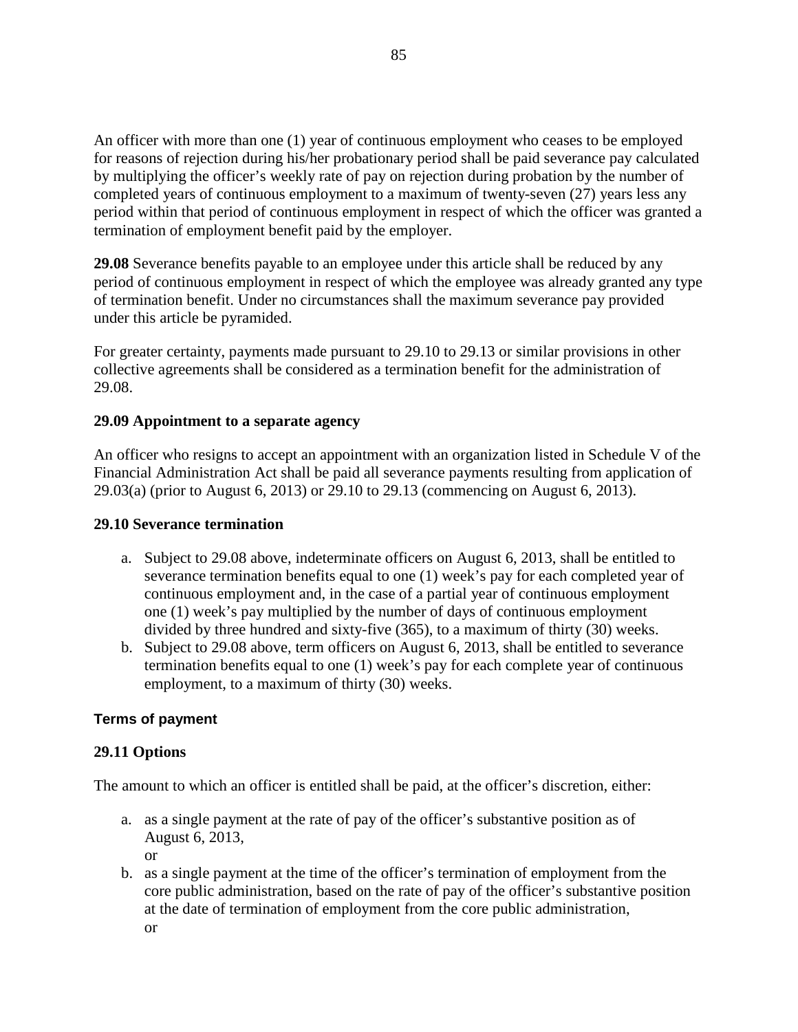An officer with more than one (1) year of continuous employment who ceases to be employed for reasons of rejection during his/her probationary period shall be paid severance pay calculated by multiplying the officer's weekly rate of pay on rejection during probation by the number of completed years of continuous employment to a maximum of twenty-seven (27) years less any period within that period of continuous employment in respect of which the officer was granted a termination of employment benefit paid by the employer.

**29.08** Severance benefits payable to an employee under this article shall be reduced by any period of continuous employment in respect of which the employee was already granted any type of termination benefit. Under no circumstances shall the maximum severance pay provided under this article be pyramided.

For greater certainty, payments made pursuant to 29.10 to 29.13 or similar provisions in other collective agreements shall be considered as a termination benefit for the administration of 29.08.

**29.09 Appointment to a separate agency**

An officer who resigns to accept an appointment with an organization listed in Schedule V of the Financial Administration Act shall be paid all severance payments resulting from application of 29.03(a) (prior to August 6, 2013) or 29.10 to 29.13 (commencing on August 6, 2013).

**29.10 Severance termination**

a. Subject to 29.08 above, indeterminate officers on August 6, 2013, shall be entitled to severance termination benefits equal to one (1) week's pay for each completed year of continuous employment and, in the case of a partial year of continuous employment one (1) week's pay multiplied by the number of days of continuous employment divided by three hundred and sixty-five (365), to a maximum of thirty (30) weeks.
b. Subject to 29.08 above, term officers on August 6, 2013, shall be entitled to severance termination benefits equal to one (1) week's pay for each complete year of continuous employment, to a maximum of thirty (30) weeks.

**Terms of payment**

**29.11 Options**

The amount to which an officer is entitled shall be paid, at the officer's discretion, either:

a. as a single payment at the rate of pay of the officer's substantive position as of August 6, 2013,
   or
b. as a single payment at the time of the officer's termination of employment from the core public administration, based on the rate of pay of the officer's substantive position at the date of termination of employment from the core public administration,
   or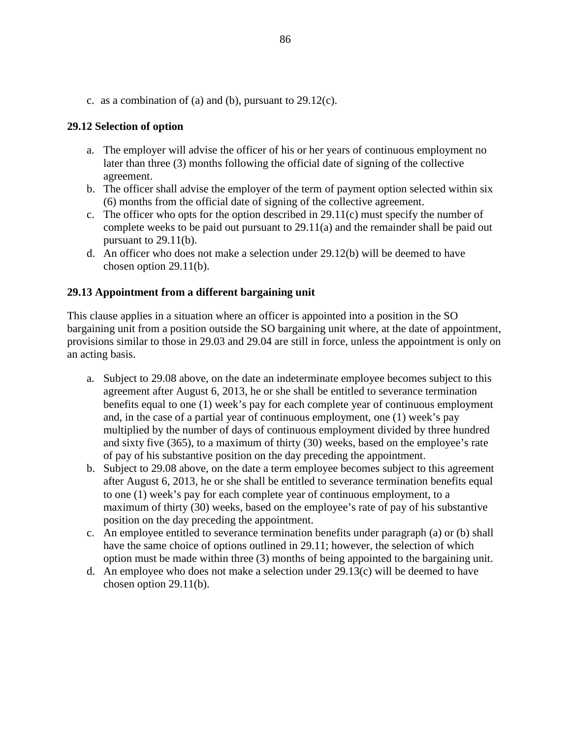c. as a combination of (a) and (b), pursuant to 29.12(c).

**29.12 Selection of option**

a. The employer will advise the officer of his or her years of continuous employment no later than three (3) months following the official date of signing of the collective agreement.
b. The officer shall advise the employer of the term of payment option selected within six (6) months from the official date of signing of the collective agreement.
c. The officer who opts for the option described in 29.11(c) must specify the number of complete weeks to be paid out pursuant to 29.11(a) and the remainder shall be paid out pursuant to 29.11(b).
d. An officer who does not make a selection under 29.12(b) will be deemed to have chosen option 29.11(b).

**29.13 Appointment from a different bargaining unit**

This clause applies in a situation where an officer is appointed into a position in the SO bargaining unit from a position outside the SO bargaining unit where, at the date of appointment, provisions similar to those in 29.03 and 29.04 are still in force, unless the appointment is only on an acting basis.

a. Subject to 29.08 above, on the date an indeterminate employee becomes subject to this agreement after August 6, 2013, he or she shall be entitled to severance termination benefits equal to one (1) week's pay for each complete year of continuous employment and, in the case of a partial year of continuous employment, one (1) week's pay multiplied by the number of days of continuous employment divided by three hundred and sixty five (365), to a maximum of thirty (30) weeks, based on the employee's rate of pay of his substantive position on the day preceding the appointment.
b. Subject to 29.08 above, on the date a term employee becomes subject to this agreement after August 6, 2013, he or she shall be entitled to severance termination benefits equal to one (1) week's pay for each complete year of continuous employment, to a maximum of thirty (30) weeks, based on the employee's rate of pay of his substantive position on the day preceding the appointment.
c. An employee entitled to severance termination benefits under paragraph (a) or (b) shall have the same choice of options outlined in 29.11; however, the selection of which option must be made within three (3) months of being appointed to the bargaining unit.
d. An employee who does not make a selection under 29.13(c) will be deemed to have chosen option 29.11(b).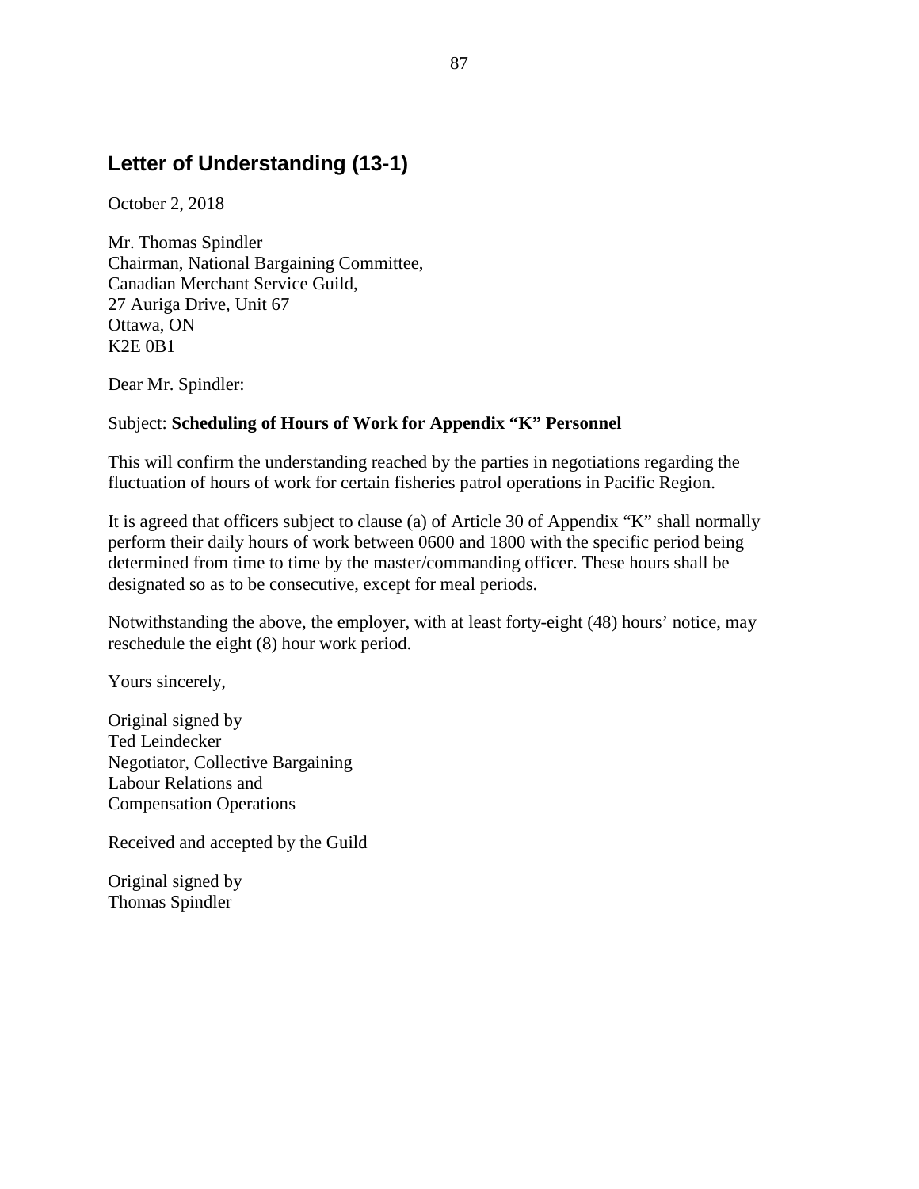## Letter of Understanding (13-1)

October 2, 2018

Mr. Thomas Spindler
Chairman, National Bargaining Committee,
Canadian Merchant Service Guild,
27 Auriga Drive, Unit 67
Ottawa, ON
K2E 0B1

Dear Mr. Spindler:

Subject: **Scheduling of Hours of Work for Appendix “K” Personnel**

This will confirm the understanding reached by the parties in negotiations regarding the fluctuation of hours of work for certain fisheries patrol operations in Pacific Region.

It is agreed that officers subject to clause (a) of Article 30 of Appendix “K” shall normally perform their daily hours of work between 0600 and 1800 with the specific period being determined from time to time by the master/commanding officer. These hours shall be designated so as to be consecutive, except for meal periods.

Notwithstanding the above, the employer, with at least forty-eight (48) hours’ notice, may reschedule the eight (8) hour work period.

Yours sincerely,

Original signed by
Ted Leindecker
Negotiator, Collective Bargaining
Labour Relations and
Compensation Operations

Received and accepted by the Guild

Original signed by
Thomas Spindler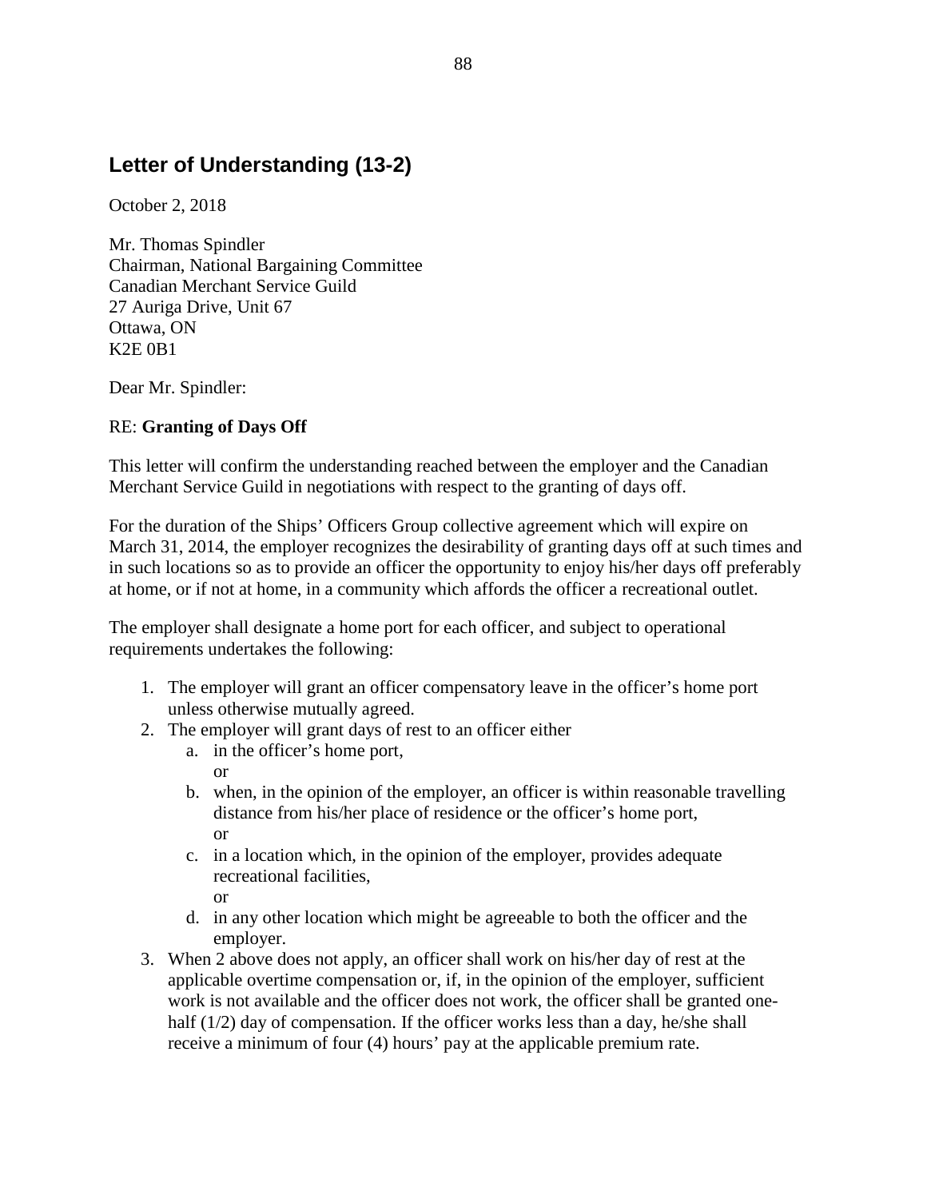## Letter of Understanding (13-2)

October 2, 2018

Mr. Thomas Spindler
Chairman, National Bargaining Committee
Canadian Merchant Service Guild
27 Auriga Drive, Unit 67
Ottawa, ON
K2E 0B1

Dear Mr. Spindler:

RE: **Granting of Days Off**

This letter will confirm the understanding reached between the employer and the Canadian Merchant Service Guild in negotiations with respect to the granting of days off.

For the duration of the Ships' Officers Group collective agreement which will expire on March 31, 2014, the employer recognizes the desirability of granting days off at such times and in such locations so as to provide an officer the opportunity to enjoy his/her days off preferably at home, or if not at home, in a community which affords the officer a recreational outlet.

The employer shall designate a home port for each officer, and subject to operational requirements undertakes the following:

1. The employer will grant an officer compensatory leave in the officer's home port unless otherwise mutually agreed.
2. The employer will grant days of rest to an officer either
    a. in the officer's home port,
       or
    b. when, in the opinion of the employer, an officer is within reasonable travelling distance from his/her place of residence or the officer's home port,
       or
    c. in a location which, in the opinion of the employer, provides adequate recreational facilities,
       or
    d. in any other location which might be agreeable to both the officer and the employer.
3. When 2 above does not apply, an officer shall work on his/her day of rest at the applicable overtime compensation or, if, in the opinion of the employer, sufficient work is not available and the officer does not work, the officer shall be granted one-half (1/2) day of compensation. If the officer works less than a day, he/she shall receive a minimum of four (4) hours' pay at the applicable premium rate.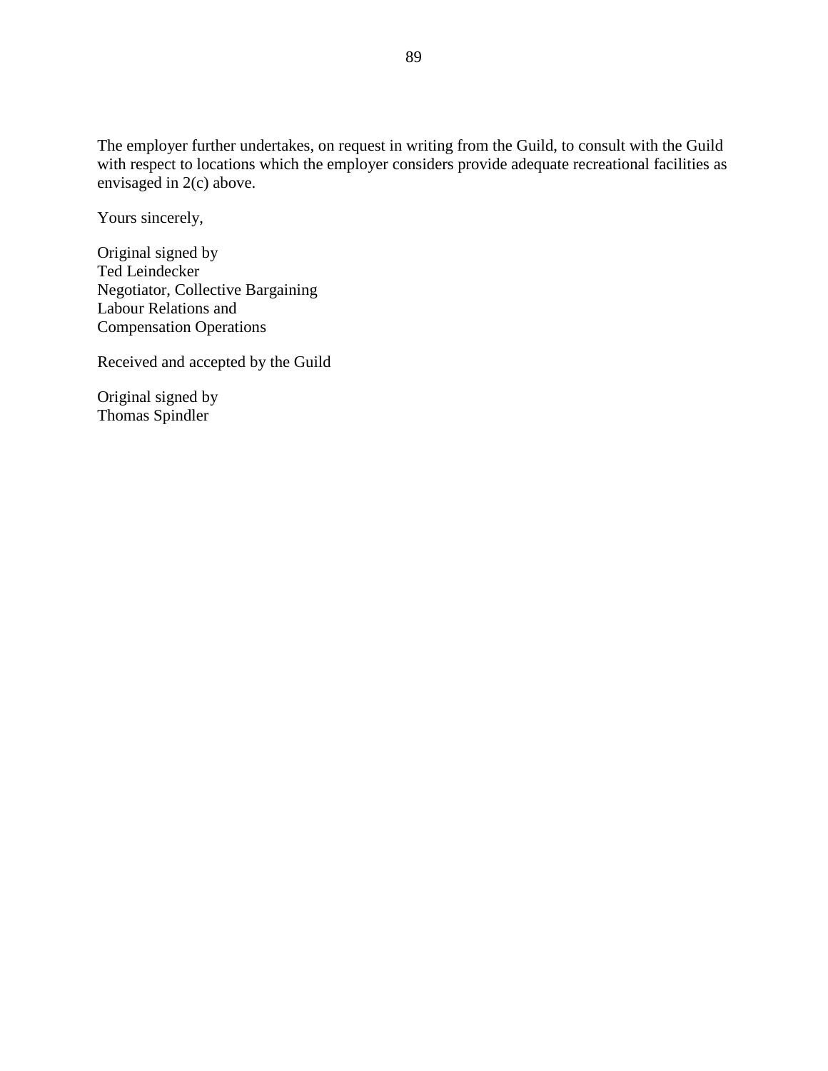The employer further undertakes, on request in writing from the Guild, to consult with the Guild with respect to locations which the employer considers provide adequate recreational facilities as envisaged in 2(c) above.

Yours sincerely,

Original signed by
Ted Leindecker
Negotiator, Collective Bargaining
Labour Relations and
Compensation Operations

Received and accepted by the Guild

Original signed by
Thomas Spindler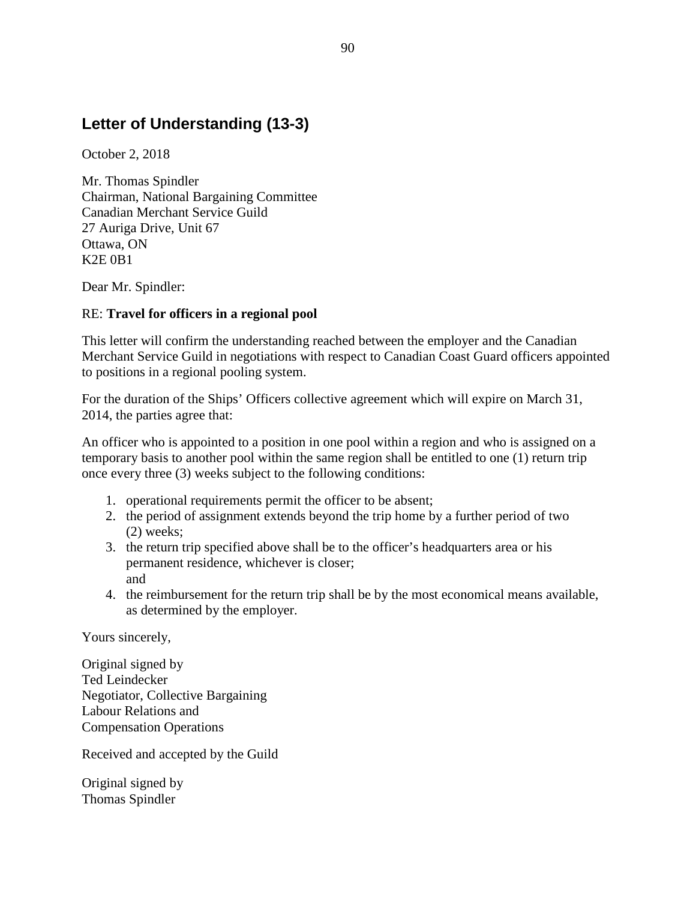## Letter of Understanding (13-3)

October 2, 2018

Mr. Thomas Spindler
Chairman, National Bargaining Committee
Canadian Merchant Service Guild
27 Auriga Drive, Unit 67
Ottawa, ON
K2E 0B1

Dear Mr. Spindler:

RE: **Travel for officers in a regional pool**

This letter will confirm the understanding reached between the employer and the Canadian Merchant Service Guild in negotiations with respect to Canadian Coast Guard officers appointed to positions in a regional pooling system.

For the duration of the Ships' Officers collective agreement which will expire on March 31, 2014, the parties agree that:

An officer who is appointed to a position in one pool within a region and who is assigned on a temporary basis to another pool within the same region shall be entitled to one (1) return trip once every three (3) weeks subject to the following conditions:

1. operational requirements permit the officer to be absent;
2. the period of assignment extends beyond the trip home by a further period of two (2) weeks;
3. the return trip specified above shall be to the officer's headquarters area or his permanent residence, whichever is closer;
   and
4. the reimbursement for the return trip shall be by the most economical means available, as determined by the employer.

Yours sincerely,

Original signed by
Ted Leindecker
Negotiator, Collective Bargaining
Labour Relations and
Compensation Operations

Received and accepted by the Guild

Original signed by
Thomas Spindler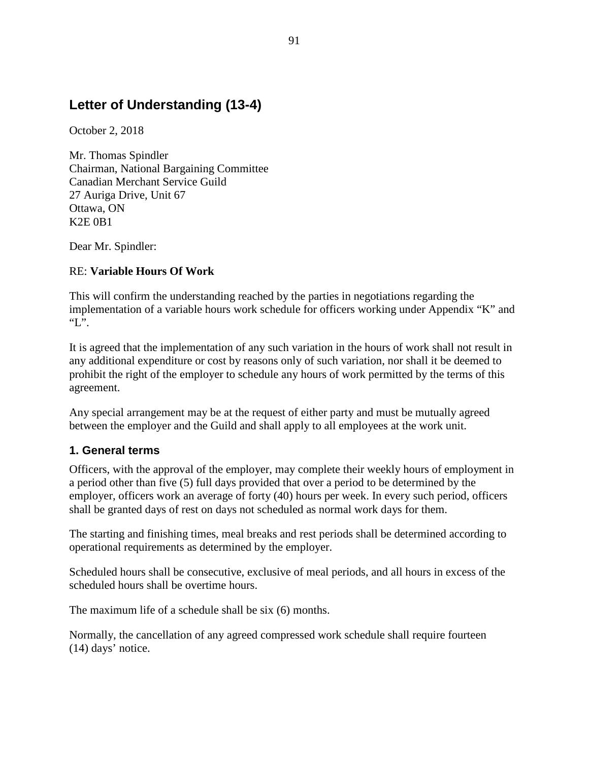## Letter of Understanding (13-4)

October 2, 2018

Mr. Thomas Spindler
Chairman, National Bargaining Committee
Canadian Merchant Service Guild
27 Auriga Drive, Unit 67
Ottawa, ON
K2E 0B1

Dear Mr. Spindler:

RE: **Variable Hours Of Work**

This will confirm the understanding reached by the parties in negotiations regarding the implementation of a variable hours work schedule for officers working under Appendix "K" and "L".

It is agreed that the implementation of any such variation in the hours of work shall not result in any additional expenditure or cost by reasons only of such variation, nor shall it be deemed to prohibit the right of the employer to schedule any hours of work permitted by the terms of this agreement.

Any special arrangement may be at the request of either party and must be mutually agreed between the employer and the Guild and shall apply to all employees at the work unit.

### 1. General terms

Officers, with the approval of the employer, may complete their weekly hours of employment in a period other than five (5) full days provided that over a period to be determined by the employer, officers work an average of forty (40) hours per week. In every such period, officers shall be granted days of rest on days not scheduled as normal work days for them.

The starting and finishing times, meal breaks and rest periods shall be determined according to operational requirements as determined by the employer.

Scheduled hours shall be consecutive, exclusive of meal periods, and all hours in excess of the scheduled hours shall be overtime hours.

The maximum life of a schedule shall be six (6) months.

Normally, the cancellation of any agreed compressed work schedule shall require fourteen (14) days' notice.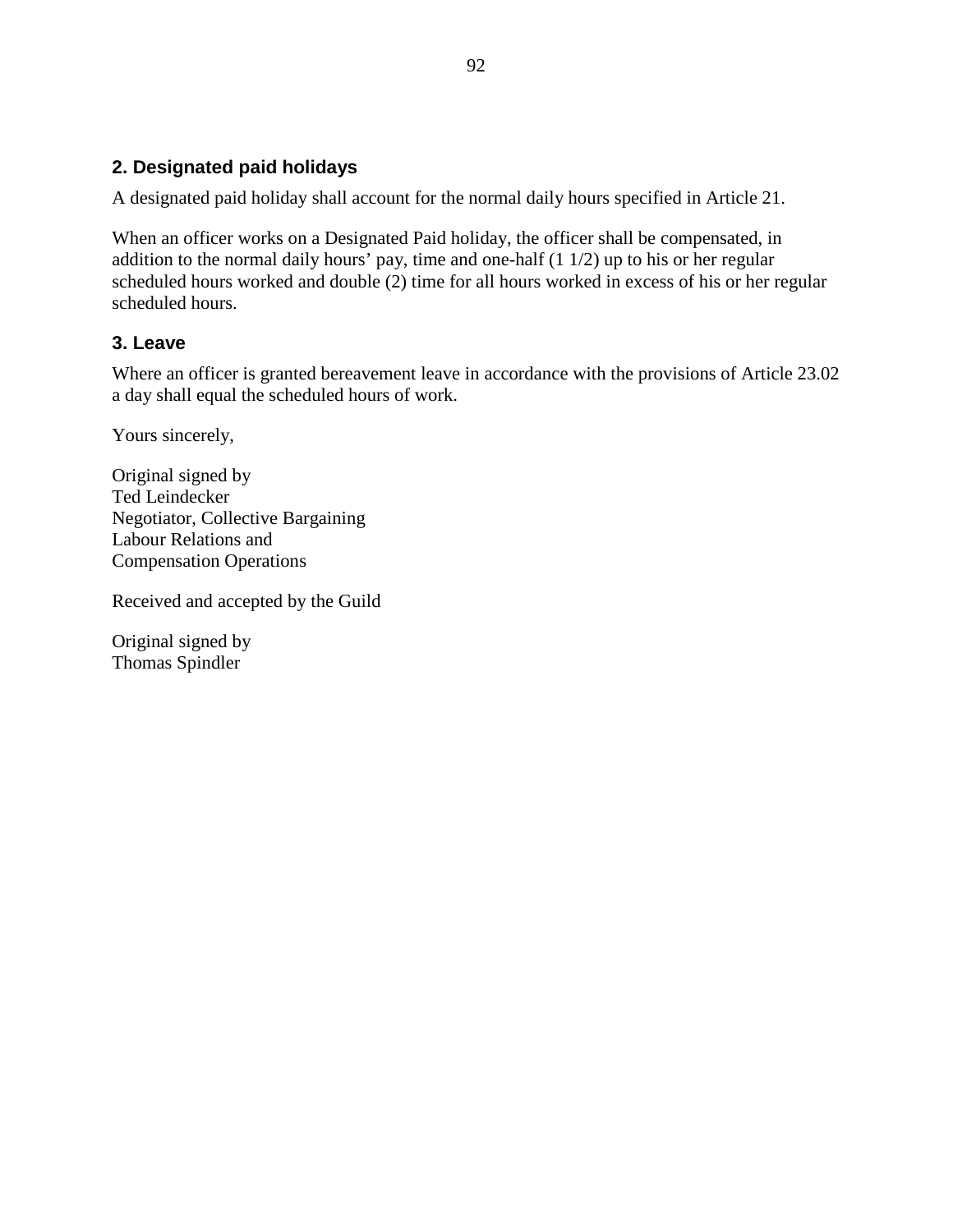### 2. Designated paid holidays

A designated paid holiday shall account for the normal daily hours specified in Article 21.

When an officer works on a Designated Paid holiday, the officer shall be compensated, in addition to the normal daily hours' pay, time and one-half (1 1/2) up to his or her regular scheduled hours worked and double (2) time for all hours worked in excess of his or her regular scheduled hours.

### 3. Leave

Where an officer is granted bereavement leave in accordance with the provisions of Article 23.02 a day shall equal the scheduled hours of work.

Yours sincerely,

Original signed by
Ted Leindecker
Negotiator, Collective Bargaining
Labour Relations and
Compensation Operations

Received and accepted by the Guild

Original signed by
Thomas Spindler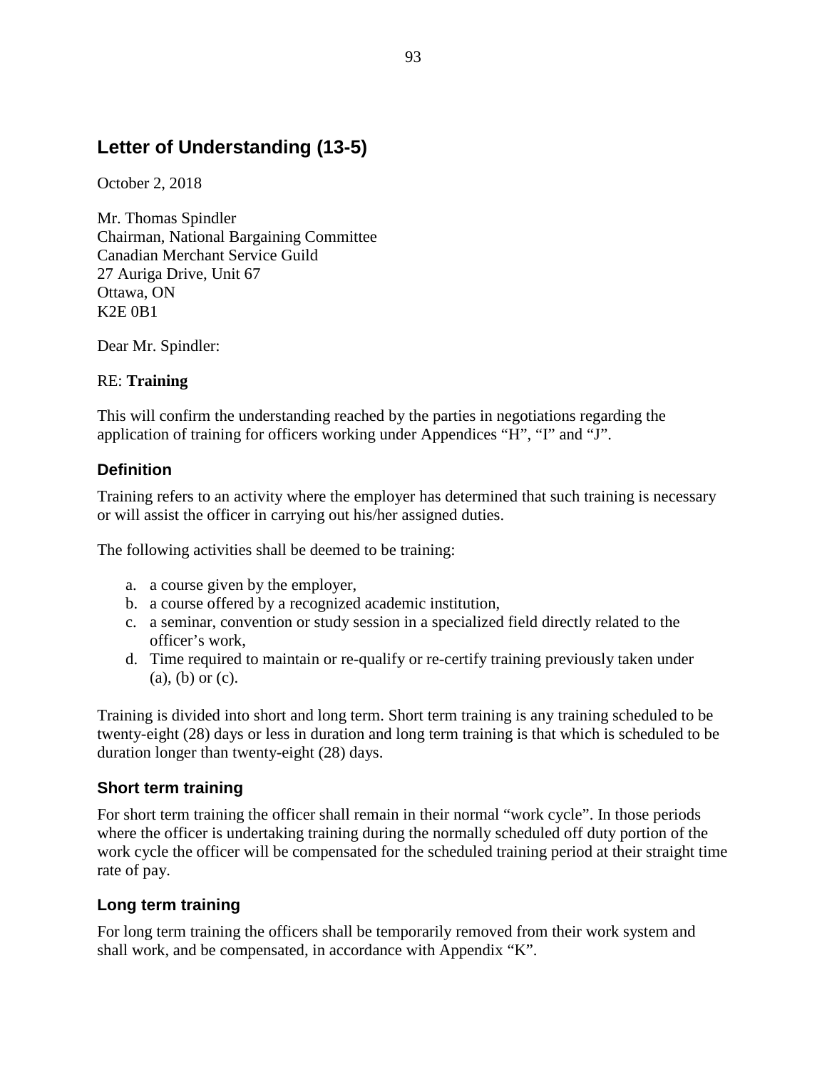## Letter of Understanding (13-5)

October 2, 2018

Mr. Thomas Spindler  
Chairman, National Bargaining Committee  
Canadian Merchant Service Guild  
27 Auriga Drive, Unit 67  
Ottawa, ON  
K2E 0B1

Dear Mr. Spindler:

RE: **Training**

This will confirm the understanding reached by the parties in negotiations regarding the application of training for officers working under Appendices "H", "I" and "J".

### Definition

Training refers to an activity where the employer has determined that such training is necessary or will assist the officer in carrying out his/her assigned duties.

The following activities shall be deemed to be training:

a. a course given by the employer,
b. a course offered by a recognized academic institution,
c. a seminar, convention or study session in a specialized field directly related to the officer's work,
d. Time required to maintain or re-qualify or re-certify training previously taken under (a), (b) or (c).

Training is divided into short and long term. Short term training is any training scheduled to be twenty-eight (28) days or less in duration and long term training is that which is scheduled to be duration longer than twenty-eight (28) days.

### Short term training

For short term training the officer shall remain in their normal "work cycle". In those periods where the officer is undertaking training during the normally scheduled off duty portion of the work cycle the officer will be compensated for the scheduled training period at their straight time rate of pay.

### Long term training

For long term training the officers shall be temporarily removed from their work system and shall work, and be compensated, in accordance with Appendix "K".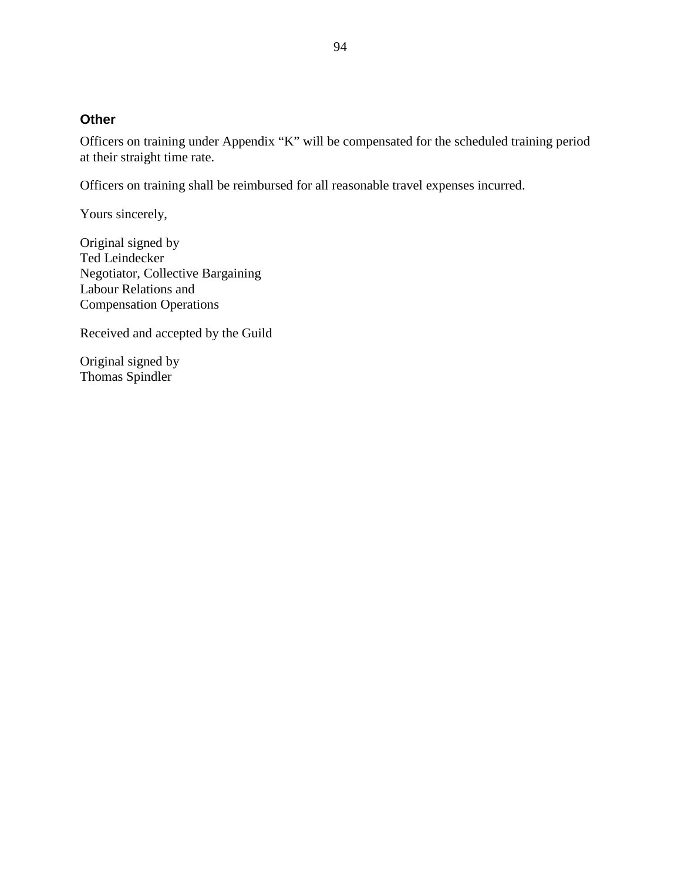### Other

Officers on training under Appendix "K" will be compensated for the scheduled training period at their straight time rate.

Officers on training shall be reimbursed for all reasonable travel expenses incurred.

Yours sincerely,

Original signed by
Ted Leindecker
Negotiator, Collective Bargaining
Labour Relations and
Compensation Operations

Received and accepted by the Guild

Original signed by
Thomas Spindler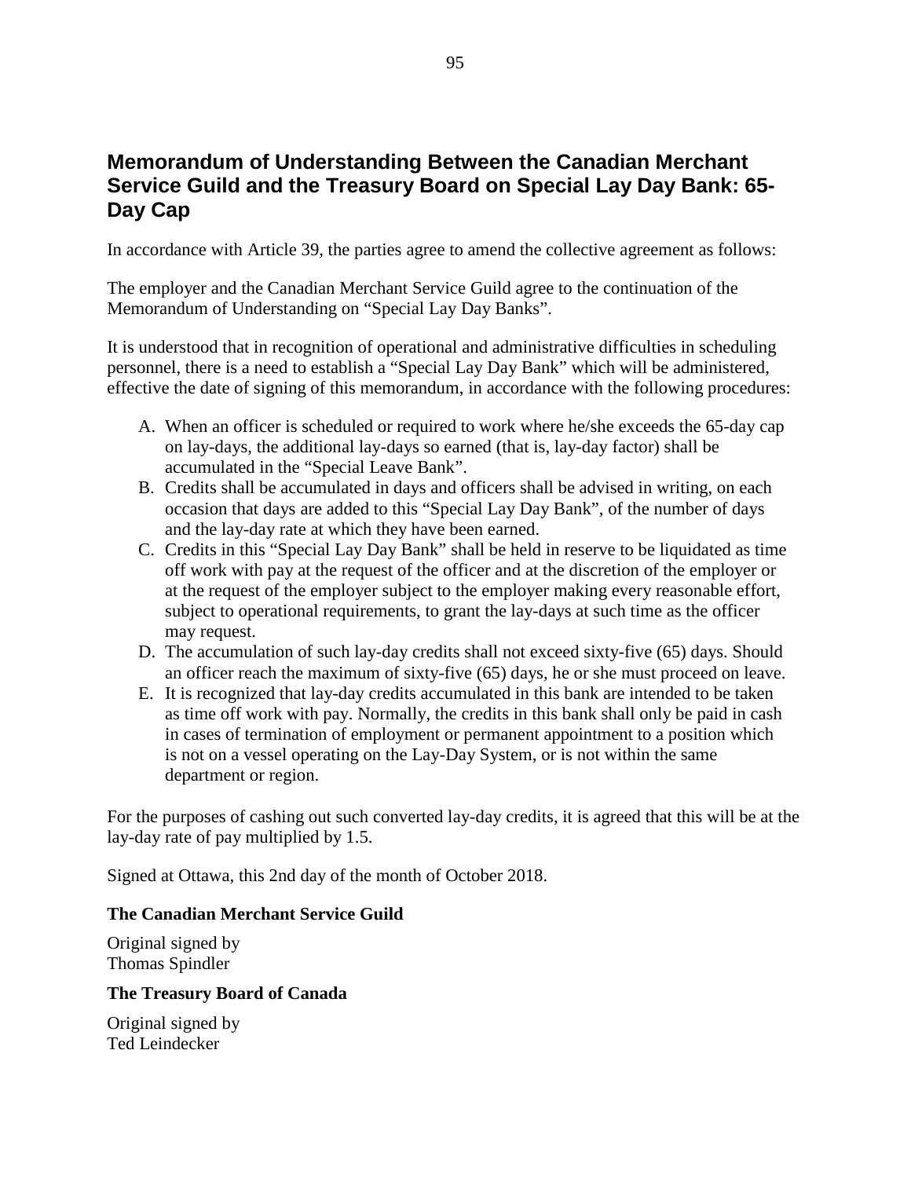## Memorandum of Understanding Between the Canadian Merchant Service Guild and the Treasury Board on Special Lay Day Bank: 65-Day Cap

In accordance with Article 39, the parties agree to amend the collective agreement as follows:

The employer and the Canadian Merchant Service Guild agree to the continuation of the Memorandum of Understanding on "Special Lay Day Banks".

It is understood that in recognition of operational and administrative difficulties in scheduling personnel, there is a need to establish a "Special Lay Day Bank" which will be administered, effective the date of signing of this memorandum, in accordance with the following procedures:

A. When an officer is scheduled or required to work where he/she exceeds the 65-day cap on lay-days, the additional lay-days so earned (that is, lay-day factor) shall be accumulated in the "Special Leave Bank".

B. Credits shall be accumulated in days and officers shall be advised in writing, on each occasion that days are added to this "Special Lay Day Bank", of the number of days and the lay-day rate at which they have been earned.

C. Credits in this "Special Lay Day Bank" shall be held in reserve to be liquidated as time off work with pay at the request of the officer and at the discretion of the employer or at the request of the employer subject to the employer making every reasonable effort, subject to operational requirements, to grant the lay-days at such time as the officer may request.

D. The accumulation of such lay-day credits shall not exceed sixty-five (65) days. Should an officer reach the maximum of sixty-five (65) days, he or she must proceed on leave.

E. It is recognized that lay-day credits accumulated in this bank are intended to be taken as time off work with pay. Normally, the credits in this bank shall only be paid in cash in cases of termination of employment or permanent appointment to a position which is not on a vessel operating on the Lay-Day System, or is not within the same department or region.

For the purposes of cashing out such converted lay-day credits, it is agreed that this will be at the lay-day rate of pay multiplied by 1.5.

Signed at Ottawa, this 2nd day of the month of October 2018.

**The Canadian Merchant Service Guild**

Original signed by
Thomas Spindler

**The Treasury Board of Canada**

Original signed by
Ted Leindecker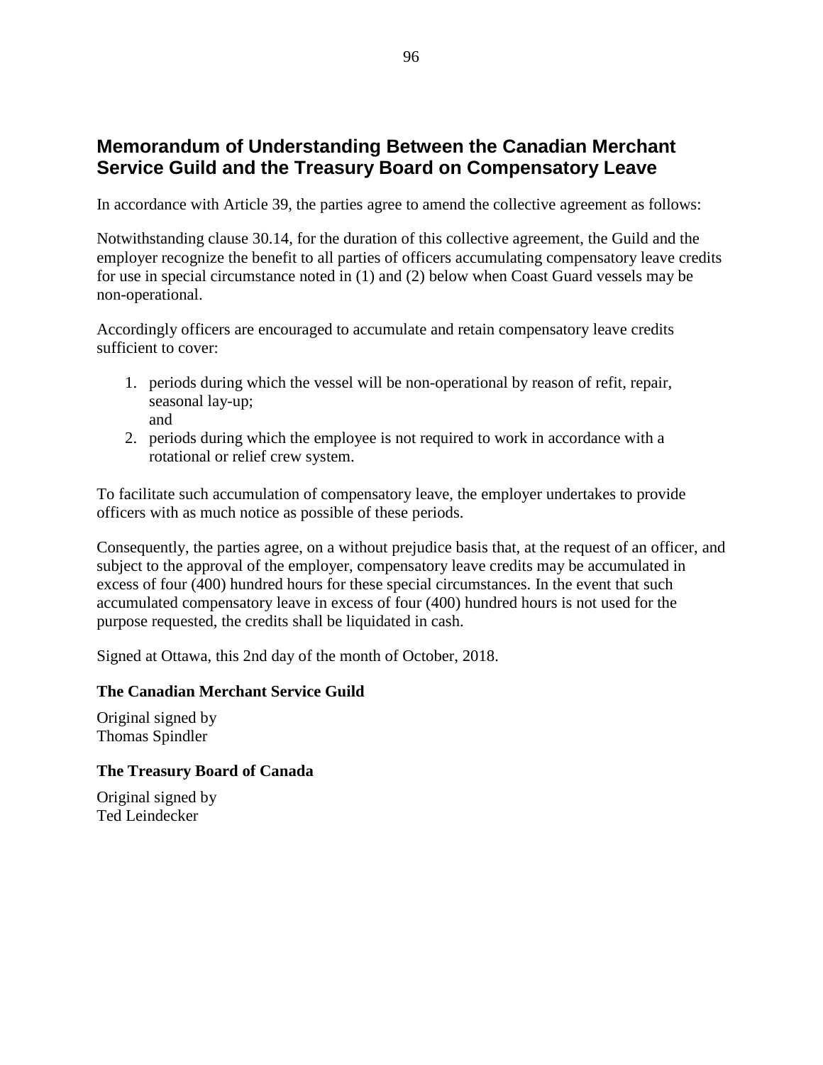## Memorandum of Understanding Between the Canadian Merchant Service Guild and the Treasury Board on Compensatory Leave

In accordance with Article 39, the parties agree to amend the collective agreement as follows:

Notwithstanding clause 30.14, for the duration of this collective agreement, the Guild and the employer recognize the benefit to all parties of officers accumulating compensatory leave credits for use in special circumstance noted in (1) and (2) below when Coast Guard vessels may be non-operational.

Accordingly officers are encouraged to accumulate and retain compensatory leave credits sufficient to cover:

1. periods during which the vessel will be non-operational by reason of refit, repair, seasonal lay-up;
   and
2. periods during which the employee is not required to work in accordance with a rotational or relief crew system.

To facilitate such accumulation of compensatory leave, the employer undertakes to provide officers with as much notice as possible of these periods.

Consequently, the parties agree, on a without prejudice basis that, at the request of an officer, and subject to the approval of the employer, compensatory leave credits may be accumulated in excess of four (400) hundred hours for these special circumstances. In the event that such accumulated compensatory leave in excess of four (400) hundred hours is not used for the purpose requested, the credits shall be liquidated in cash.

Signed at Ottawa, this 2nd day of the month of October, 2018.

**The Canadian Merchant Service Guild**

Original signed by
Thomas Spindler

**The Treasury Board of Canada**

Original signed by
Ted Leindecker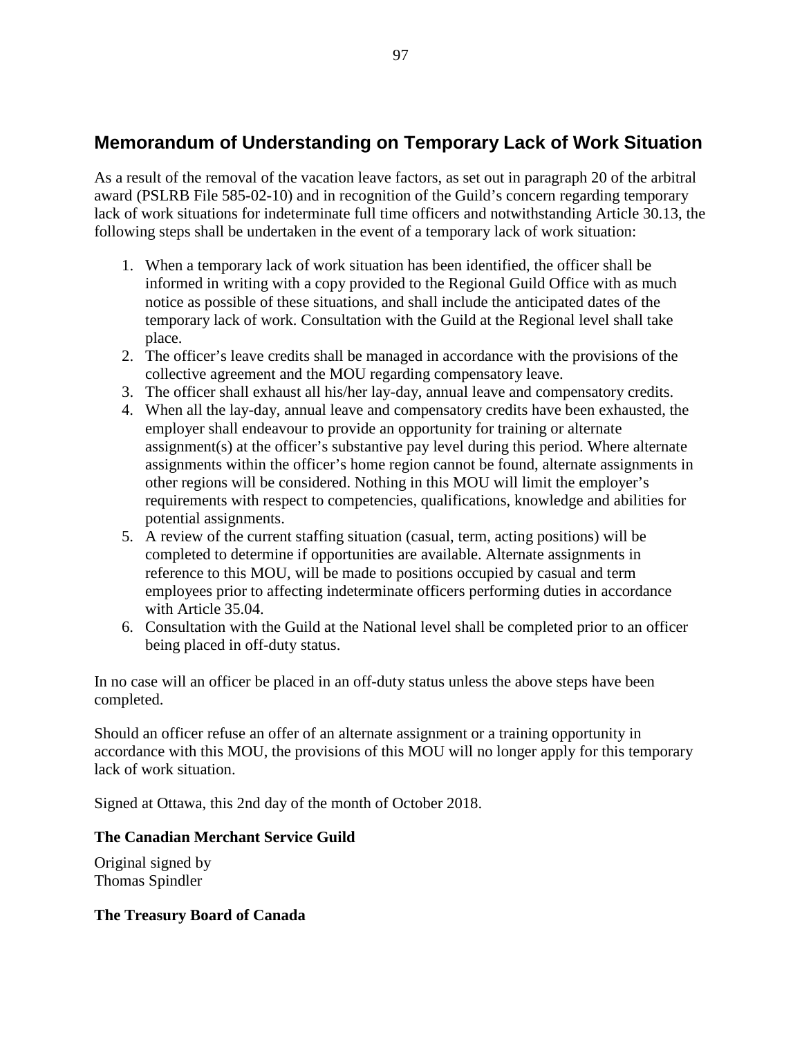## Memorandum of Understanding on Temporary Lack of Work Situation

As a result of the removal of the vacation leave factors, as set out in paragraph 20 of the arbitral award (PSLRB File 585-02-10) and in recognition of the Guild's concern regarding temporary lack of work situations for indeterminate full time officers and notwithstanding Article 30.13, the following steps shall be undertaken in the event of a temporary lack of work situation:

1. When a temporary lack of work situation has been identified, the officer shall be informed in writing with a copy provided to the Regional Guild Office with as much notice as possible of these situations, and shall include the anticipated dates of the temporary lack of work. Consultation with the Guild at the Regional level shall take place.
2. The officer's leave credits shall be managed in accordance with the provisions of the collective agreement and the MOU regarding compensatory leave.
3. The officer shall exhaust all his/her lay-day, annual leave and compensatory credits.
4. When all the lay-day, annual leave and compensatory credits have been exhausted, the employer shall endeavour to provide an opportunity for training or alternate assignment(s) at the officer's substantive pay level during this period. Where alternate assignments within the officer's home region cannot be found, alternate assignments in other regions will be considered. Nothing in this MOU will limit the employer's requirements with respect to competencies, qualifications, knowledge and abilities for potential assignments.
5. A review of the current staffing situation (casual, term, acting positions) will be completed to determine if opportunities are available. Alternate assignments in reference to this MOU, will be made to positions occupied by casual and term employees prior to affecting indeterminate officers performing duties in accordance with Article 35.04.
6. Consultation with the Guild at the National level shall be completed prior to an officer being placed in off-duty status.

In no case will an officer be placed in an off-duty status unless the above steps have been completed.

Should an officer refuse an offer of an alternate assignment or a training opportunity in accordance with this MOU, the provisions of this MOU will no longer apply for this temporary lack of work situation.

Signed at Ottawa, this 2nd day of the month of October 2018.

**The Canadian Merchant Service Guild**

Original signed by
Thomas Spindler

**The Treasury Board of Canada**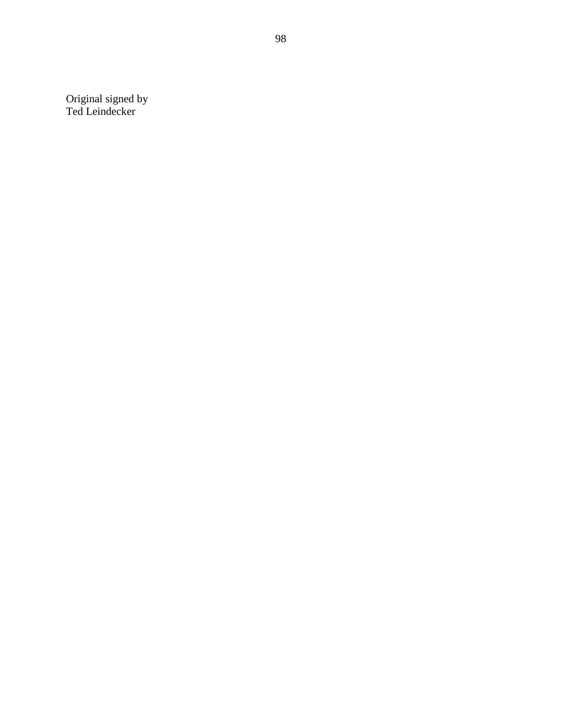Original signed by
Ted Leindecker